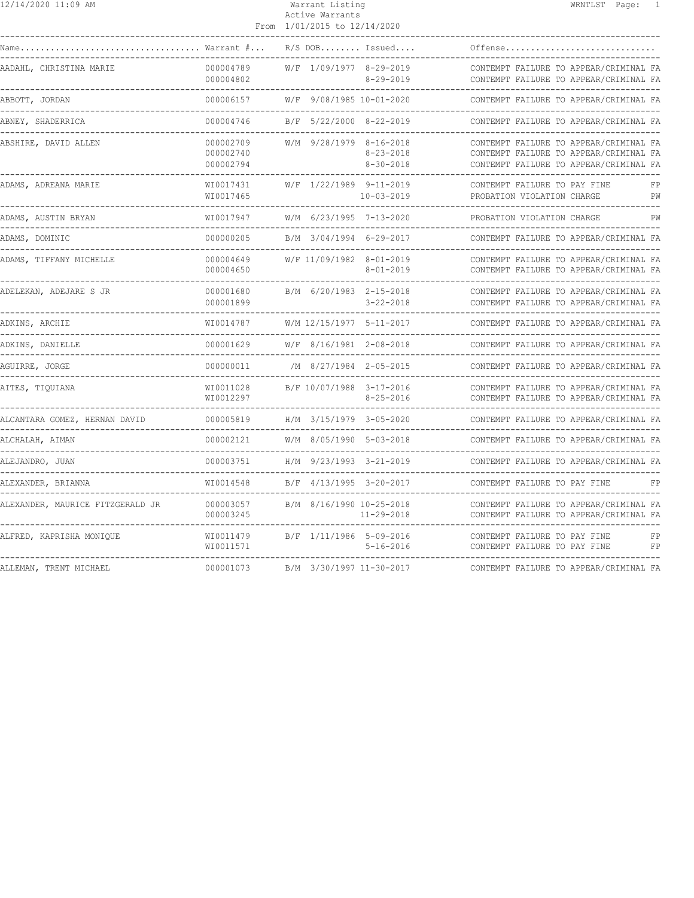# Warrant Listing

Active Warrants

From 1/01/2015 to 12/14/2020

| Name | Warrant # | R/S | DOB | Issued | Offense | |
|---|---|---|---|---|---|---|
| AADAHL, CHRISTINA MARIE | 000004789 | W/F | 1/09/1977 | 8-29-2019 | CONTEMPT FAILURE TO APPEAR/CRIMINAL | FA |
| | 000004802 | | | 8-29-2019 | CONTEMPT FAILURE TO APPEAR/CRIMINAL | FA |
| ABBOTT, JORDAN | 000006157 | W/F | 9/08/1985 | 10-01-2020 | CONTEMPT FAILURE TO APPEAR/CRIMINAL | FA |
| ABNEY, SHADERRICA | 000004746 | B/F | 5/22/2000 | 8-22-2019 | CONTEMPT FAILURE TO APPEAR/CRIMINAL | FA |
| ABSHIRE, DAVID ALLEN | 000002709 | W/M | 9/28/1979 | 8-16-2018 | CONTEMPT FAILURE TO APPEAR/CRIMINAL | FA |
| | 000002740 | | | 8-23-2018 | CONTEMPT FAILURE TO APPEAR/CRIMINAL | FA |
| | 000002794 | | | 8-30-2018 | CONTEMPT FAILURE TO APPEAR/CRIMINAL | FA |
| ADAMS, ADREANA MARIE | WI0017431 | W/F | 1/22/1989 | 9-11-2019 | CONTEMPT FAILURE TO PAY FINE | FP |
| | WI0017465 | | | 10-03-2019 | PROBATION VIOLATION CHARGE | PW |
| ADAMS, AUSTIN BRYAN | WI0017947 | W/M | 6/23/1995 | 7-13-2020 | PROBATION VIOLATION CHARGE | PW |
| ADAMS, DOMINIC | 000000205 | B/M | 3/04/1994 | 6-29-2017 | CONTEMPT FAILURE TO APPEAR/CRIMINAL | FA |
| ADAMS, TIFFANY MICHELLE | 000004649 | W/F | 11/09/1982 | 8-01-2019 | CONTEMPT FAILURE TO APPEAR/CRIMINAL | FA |
| | 000004650 | | | 8-01-2019 | CONTEMPT FAILURE TO APPEAR/CRIMINAL | FA |
| ADELEKAN, ADEJARE S JR | 000001680 | B/M | 6/20/1983 | 2-15-2018 | CONTEMPT FAILURE TO APPEAR/CRIMINAL | FA |
| | 000001899 | | | 3-22-2018 | CONTEMPT FAILURE TO APPEAR/CRIMINAL | FA |
| ADKINS, ARCHIE | WI0014787 | W/M | 12/15/1977 | 5-11-2017 | CONTEMPT FAILURE TO APPEAR/CRIMINAL | FA |
| ADKINS, DANIELLE | 000001629 | W/F | 8/16/1981 | 2-08-2018 | CONTEMPT FAILURE TO APPEAR/CRIMINAL | FA |
| AGUIRRE, JORGE | 000000011 | /M | 8/27/1984 | 2-05-2015 | CONTEMPT FAILURE TO APPEAR/CRIMINAL | FA |
| AITES, TIQUIANA | WI0011028 | B/F | 10/07/1988 | 3-17-2016 | CONTEMPT FAILURE TO APPEAR/CRIMINAL | FA |
| | WI0012297 | | | 8-25-2016 | CONTEMPT FAILURE TO APPEAR/CRIMINAL | FA |
| ALCANTARA GOMEZ, HERNAN DAVID | 000005819 | H/M | 3/15/1979 | 3-05-2020 | CONTEMPT FAILURE TO APPEAR/CRIMINAL | FA |
| ALCHALAH, AIMAN | 000002121 | W/M | 8/05/1990 | 5-03-2018 | CONTEMPT FAILURE TO APPEAR/CRIMINAL | FA |
| ALEJANDRO, JUAN | 000003751 | H/M | 9/23/1993 | 3-21-2019 | CONTEMPT FAILURE TO APPEAR/CRIMINAL | FA |
| ALEXANDER, BRIANNA | WI0014548 | B/F | 4/13/1995 | 3-20-2017 | CONTEMPT FAILURE TO PAY FINE | FP |
| ALEXANDER, MAURICE FITZGERALD JR | 000003057 | B/M | 8/16/1990 | 10-25-2018 | CONTEMPT FAILURE TO APPEAR/CRIMINAL | FA |
| | 000003245 | | | 11-29-2018 | CONTEMPT FAILURE TO APPEAR/CRIMINAL | FA |
| ALFRED, KAPRISHA MONIQUE | WI0011479 | B/F | 1/11/1986 | 5-09-2016 | CONTEMPT FAILURE TO PAY FINE | FP |
| | WI0011571 | | | 5-16-2016 | CONTEMPT FAILURE TO PAY FINE | FP |
| ALLEMAN, TRENT MICHAEL | 000001073 | B/M | 3/30/1997 | 11-30-2017 | CONTEMPT FAILURE TO APPEAR/CRIMINAL | FA |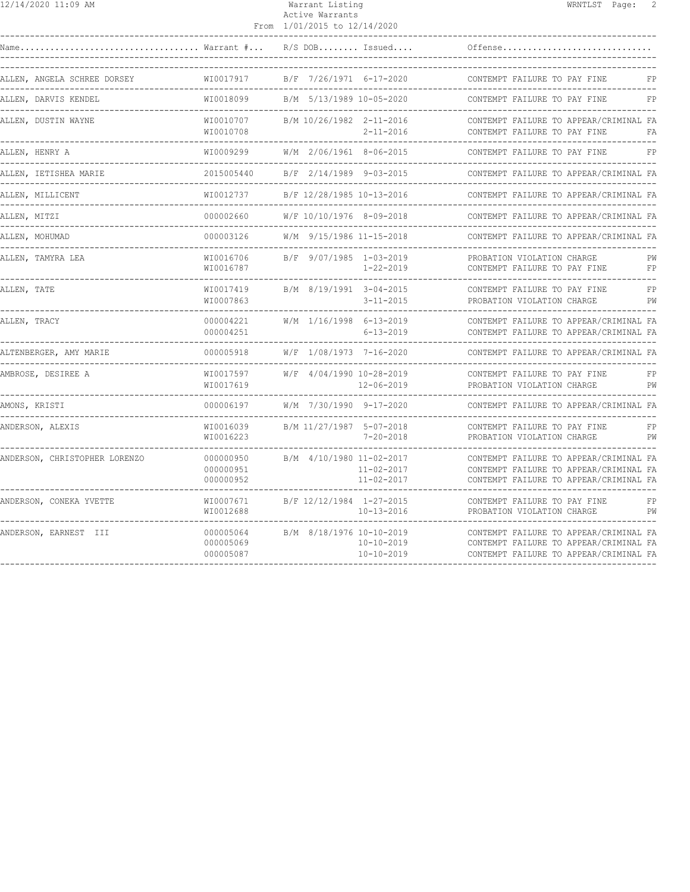Warrant Listing
Active Warrants
From 1/01/2015 to 12/14/2020

| Name | Warrant # | R/S | DOB | Issued | Offense | |
|---|---|---|---|---|---|---|
| ALLEN, ANGELA SCHREE DORSEY | WI0017917 | B/F | 7/26/1971 | 6-17-2020 | CONTEMPT FAILURE TO PAY FINE | FP |
| ALLEN, DARVIS KENDEL | WI0018099 | B/M | 5/13/1989 | 10-05-2020 | CONTEMPT FAILURE TO PAY FINE | FP |
| ALLEN, DUSTIN WAYNE | WI0010707 | B/M | 10/26/1982 | 2-11-2016 | CONTEMPT FAILURE TO APPEAR/CRIMINAL | FA |
| | WI0010708 | | | 2-11-2016 | CONTEMPT FAILURE TO PAY FINE | FA |
| ALLEN, HENRY A | WI0009299 | W/M | 2/06/1961 | 8-06-2015 | CONTEMPT FAILURE TO PAY FINE | FP |
| ALLEN, IETISHEA MARIE | 2015005440 | B/F | 2/14/1989 | 9-03-2015 | CONTEMPT FAILURE TO APPEAR/CRIMINAL | FA |
| ALLEN, MILLICENT | WI0012737 | B/F | 12/28/1985 | 10-13-2016 | CONTEMPT FAILURE TO APPEAR/CRIMINAL | FA |
| ALLEN, MITZI | 000002660 | W/F | 10/10/1976 | 8-09-2018 | CONTEMPT FAILURE TO APPEAR/CRIMINAL | FA |
| ALLEN, MOHUMAD | 000003126 | W/M | 9/15/1986 | 11-15-2018 | CONTEMPT FAILURE TO APPEAR/CRIMINAL | FA |
| ALLEN, TAMYRA LEA | WI0016706 | B/F | 9/07/1985 | 1-03-2019 | PROBATION VIOLATION CHARGE | PW |
| | WI0016787 | | | 1-22-2019 | CONTEMPT FAILURE TO PAY FINE | FP |
| ALLEN, TATE | WI0017419 | B/M | 8/19/1991 | 3-04-2015 | CONTEMPT FAILURE TO PAY FINE | FP |
| | WI0007863 | | | 3-11-2015 | PROBATION VIOLATION CHARGE | PW |
| ALLEN, TRACY | 000004221 | W/M | 1/16/1998 | 6-13-2019 | CONTEMPT FAILURE TO APPEAR/CRIMINAL | FA |
| | 000004251 | | | 6-13-2019 | CONTEMPT FAILURE TO APPEAR/CRIMINAL | FA |
| ALTENBERGER, AMY MARIE | 000005918 | W/F | 1/08/1973 | 7-16-2020 | CONTEMPT FAILURE TO APPEAR/CRIMINAL | FA |
| AMBROSE, DESIREE A | WI0017597 | W/F | 4/04/1990 | 10-28-2019 | CONTEMPT FAILURE TO PAY FINE | FP |
| | WI0017619 | | | 12-06-2019 | PROBATION VIOLATION CHARGE | PW |
| AMONS, KRISTI | 000006197 | W/M | 7/30/1990 | 9-17-2020 | CONTEMPT FAILURE TO APPEAR/CRIMINAL | FA |
| ANDERSON, ALEXIS | WI0016039 | B/M | 11/27/1987 | 5-07-2018 | CONTEMPT FAILURE TO PAY FINE | FP |
| | WI0016223 | | | 7-20-2018 | PROBATION VIOLATION CHARGE | PW |
| ANDERSON, CHRISTOPHER LORENZO | 000000950 | B/M | 4/10/1980 | 11-02-2017 | CONTEMPT FAILURE TO APPEAR/CRIMINAL | FA |
| | 000000951 | | | 11-02-2017 | CONTEMPT FAILURE TO APPEAR/CRIMINAL | FA |
| | 000000952 | | | 11-02-2017 | CONTEMPT FAILURE TO APPEAR/CRIMINAL | FA |
| ANDERSON, CONEKA YVETTE | WI0007671 | B/F | 12/12/1984 | 1-27-2015 | CONTEMPT FAILURE TO PAY FINE | FP |
| | WI0012688 | | | 10-13-2016 | PROBATION VIOLATION CHARGE | PW |
| ANDERSON, EARNEST III | 000005064 | B/M | 8/18/1976 | 10-10-2019 | CONTEMPT FAILURE TO APPEAR/CRIMINAL | FA |
| | 000005069 | | | 10-10-2019 | CONTEMPT FAILURE TO APPEAR/CRIMINAL | FA |
| | 000005087 | | | 10-10-2019 | CONTEMPT FAILURE TO APPEAR/CRIMINAL | FA |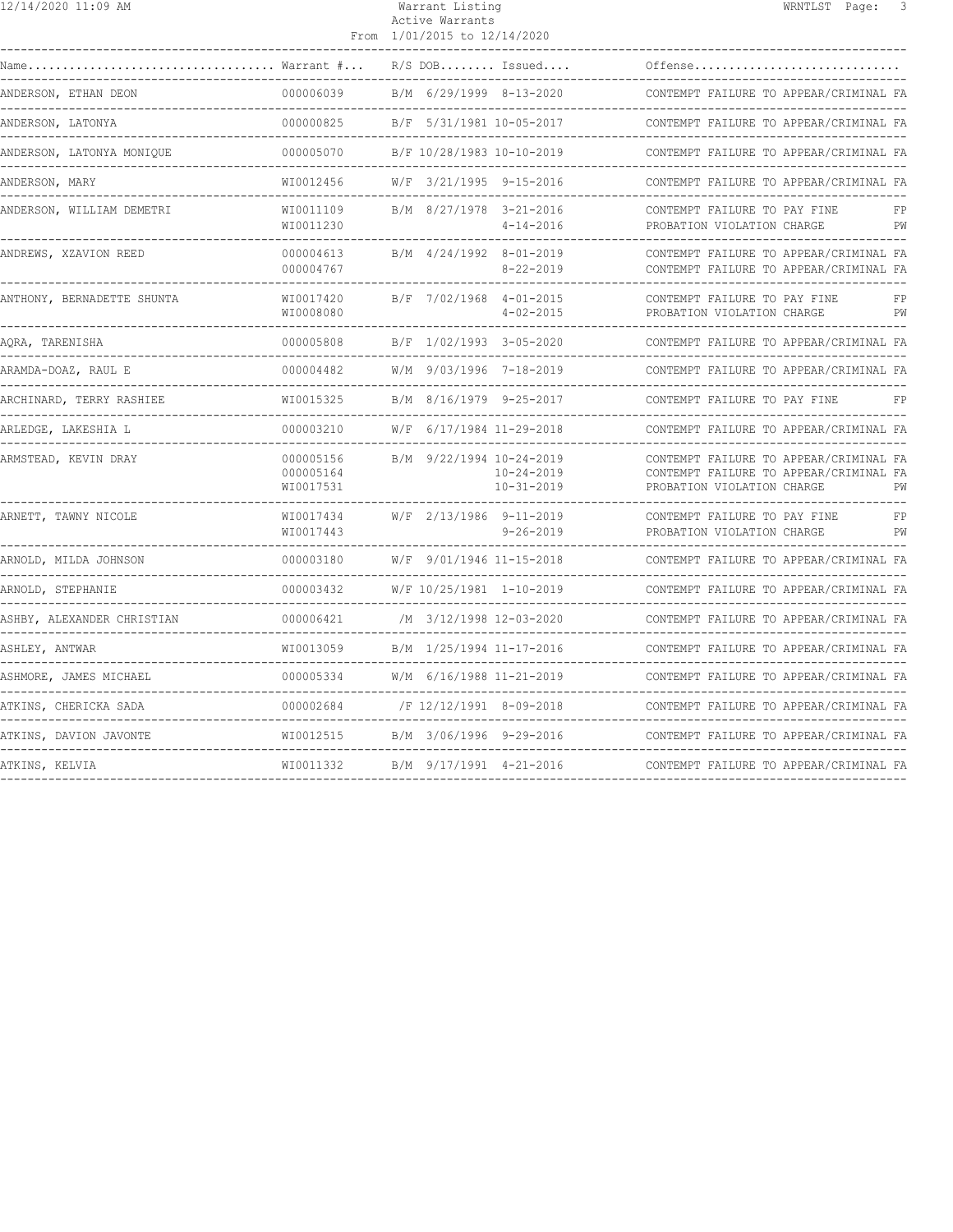# Warrant Listing

Active Warrants

From 1/01/2015 to 12/14/2020

| Name | Warrant # | R/S | DOB | Issued | Offense | |
|---|---|---|---|---|---|---|
| ANDERSON, ETHAN DEON | 000006039 | B/M | 6/29/1999 | 8-13-2020 | CONTEMPT FAILURE TO APPEAR/CRIMINAL | FA |
| ANDERSON, LATONYA | 000000825 | B/F | 5/31/1981 | 10-05-2017 | CONTEMPT FAILURE TO APPEAR/CRIMINAL | FA |
| ANDERSON, LATONYA MONIQUE | 000005070 | B/F | 10/28/1983 | 10-10-2019 | CONTEMPT FAILURE TO APPEAR/CRIMINAL | FA |
| ANDERSON, MARY | WI0012456 | W/F | 3/21/1995 | 9-15-2016 | CONTEMPT FAILURE TO APPEAR/CRIMINAL | FA |
| ANDERSON, WILLIAM DEMETRI | WI0011109 | B/M | 8/27/1978 | 3-21-2016 | CONTEMPT FAILURE TO PAY FINE | FP |
| | WI0011230 | | | 4-14-2016 | PROBATION VIOLATION CHARGE | PW |
| ANDREWS, XZAVION REED | 000004613 | B/M | 4/24/1992 | 8-01-2019 | CONTEMPT FAILURE TO APPEAR/CRIMINAL | FA |
| | 000004767 | | | 8-22-2019 | CONTEMPT FAILURE TO APPEAR/CRIMINAL | FA |
| ANTHONY, BERNADETTE SHUNTA | WI0017420 | B/F | 7/02/1968 | 4-01-2015 | CONTEMPT FAILURE TO PAY FINE | FP |
| | WI0008080 | | | 4-02-2015 | PROBATION VIOLATION CHARGE | PW |
| AQRA, TARENISHA | 000005808 | B/F | 1/02/1993 | 3-05-2020 | CONTEMPT FAILURE TO APPEAR/CRIMINAL | FA |
| ARAMDA-DOAZ, RAUL E | 000004482 | W/M | 9/03/1996 | 7-18-2019 | CONTEMPT FAILURE TO APPEAR/CRIMINAL | FA |
| ARCHINARD, TERRY RASHIEE | WI0015325 | B/M | 8/16/1979 | 9-25-2017 | CONTEMPT FAILURE TO PAY FINE | FP |
| ARLEDGE, LAKESHIA L | 000003210 | W/F | 6/17/1984 | 11-29-2018 | CONTEMPT FAILURE TO APPEAR/CRIMINAL | FA |
| ARMSTEAD, KEVIN DRAY | 000005156 | B/M | 9/22/1994 | 10-24-2019 | CONTEMPT FAILURE TO APPEAR/CRIMINAL | FA |
| | 000005164 | | | 10-24-2019 | CONTEMPT FAILURE TO APPEAR/CRIMINAL | FA |
| | WI0017531 | | | 10-31-2019 | PROBATION VIOLATION CHARGE | PW |
| ARNETT, TAWNY NICOLE | WI0017434 | W/F | 2/13/1986 | 9-11-2019 | CONTEMPT FAILURE TO PAY FINE | FP |
| | WI0017443 | | | 9-26-2019 | PROBATION VIOLATION CHARGE | PW |
| ARNOLD, MILDA JOHNSON | 000003180 | W/F | 9/01/1946 | 11-15-2018 | CONTEMPT FAILURE TO APPEAR/CRIMINAL | FA |
| ARNOLD, STEPHANIE | 000003432 | W/F | 10/25/1981 | 1-10-2019 | CONTEMPT FAILURE TO APPEAR/CRIMINAL | FA |
| ASHBY, ALEXANDER CHRISTIAN | 000006421 | /M | 3/12/1998 | 12-03-2020 | CONTEMPT FAILURE TO APPEAR/CRIMINAL | FA |
| ASHLEY, ANTWAR | WI0013059 | B/M | 1/25/1994 | 11-17-2016 | CONTEMPT FAILURE TO APPEAR/CRIMINAL | FA |
| ASHMORE, JAMES MICHAEL | 000005334 | W/M | 6/16/1988 | 11-21-2019 | CONTEMPT FAILURE TO APPEAR/CRIMINAL | FA |
| ATKINS, CHERICKA SADA | 000002684 | /F | 12/12/1991 | 8-09-2018 | CONTEMPT FAILURE TO APPEAR/CRIMINAL | FA |
| ATKINS, DAVION JAVONTE | WI0012515 | B/M | 3/06/1996 | 9-29-2016 | CONTEMPT FAILURE TO APPEAR/CRIMINAL | FA |
| ATKINS, KELVIA | WI0011332 | B/M | 9/17/1991 | 4-21-2016 | CONTEMPT FAILURE TO APPEAR/CRIMINAL | FA |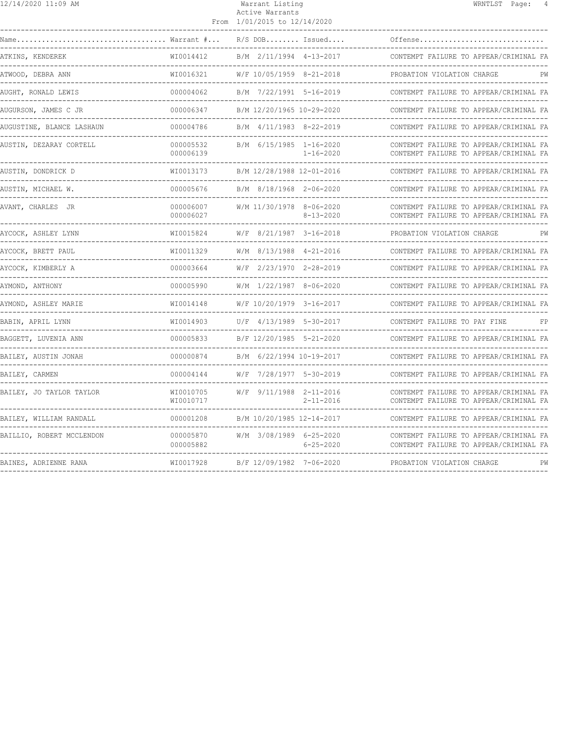Warrant Listing
Active Warrants
From 1/01/2015 to 12/14/2020

| Name | Warrant # | R/S | DOB | Issued | Offense |
|---|---|---|---|---|---|
| ATKINS, KENDEREK | WI0014412 | B/M | 2/11/1994 | 4-13-2017 | CONTEMPT FAILURE TO APPEAR/CRIMINAL FA |
| ATWOOD, DEBRA ANN | WI0016321 | W/F | 10/05/1959 | 8-21-2018 | PROBATION VIOLATION CHARGE PW |
| AUGHT, RONALD LEWIS | 000004062 | B/M | 7/22/1991 | 5-16-2019 | CONTEMPT FAILURE TO APPEAR/CRIMINAL FA |
| AUGURSON, JAMES C JR | 000006347 | B/M | 12/20/1965 | 10-29-2020 | CONTEMPT FAILURE TO APPEAR/CRIMINAL FA |
| AUGUSTINE, BLANCE LASHAUN | 000004786 | B/M | 4/11/1983 | 8-22-2019 | CONTEMPT FAILURE TO APPEAR/CRIMINAL FA |
| AUSTIN, DEZARAY CORTELL | 000005532 | B/M | 6/15/1985 | 1-16-2020 | CONTEMPT FAILURE TO APPEAR/CRIMINAL FA |
| | 000006139 | | | 1-16-2020 | CONTEMPT FAILURE TO APPEAR/CRIMINAL FA |
| AUSTIN, DONDRICK D | WI0013173 | B/M | 12/28/1988 | 12-01-2016 | CONTEMPT FAILURE TO APPEAR/CRIMINAL FA |
| AUSTIN, MICHAEL W. | 000005676 | B/M | 8/18/1968 | 2-06-2020 | CONTEMPT FAILURE TO APPEAR/CRIMINAL FA |
| AVANT, CHARLES JR | 000006007 | W/M | 11/30/1978 | 8-06-2020 | CONTEMPT FAILURE TO APPEAR/CRIMINAL FA |
| | 000006027 | | | 8-13-2020 | CONTEMPT FAILURE TO APPEAR/CRIMINAL FA |
| AYCOCK, ASHLEY LYNN | WI0015824 | W/F | 8/21/1987 | 3-16-2018 | PROBATION VIOLATION CHARGE PW |
| AYCOCK, BRETT PAUL | WI0011329 | W/M | 8/13/1988 | 4-21-2016 | CONTEMPT FAILURE TO APPEAR/CRIMINAL FA |
| AYCOCK, KIMBERLY A | 000003664 | W/F | 2/23/1970 | 2-28-2019 | CONTEMPT FAILURE TO APPEAR/CRIMINAL FA |
| AYMOND, ANTHONY | 000005990 | W/M | 1/22/1987 | 8-06-2020 | CONTEMPT FAILURE TO APPEAR/CRIMINAL FA |
| AYMOND, ASHLEY MARIE | WI0014148 | W/F | 10/20/1979 | 3-16-2017 | CONTEMPT FAILURE TO APPEAR/CRIMINAL FA |
| BABIN, APRIL LYNN | WI0014903 | U/F | 4/13/1989 | 5-30-2017 | CONTEMPT FAILURE TO PAY FINE FP |
| BAGGETT, LUVENIA ANN | 000005833 | B/F | 12/20/1985 | 5-21-2020 | CONTEMPT FAILURE TO APPEAR/CRIMINAL FA |
| BAILEY, AUSTIN JONAH | 000000874 | B/M | 6/22/1994 | 10-19-2017 | CONTEMPT FAILURE TO APPEAR/CRIMINAL FA |
| BAILEY, CARMEN | 000004144 | W/F | 7/28/1977 | 5-30-2019 | CONTEMPT FAILURE TO APPEAR/CRIMINAL FA |
| BAILEY, JO TAYLOR TAYLOR | WI0010705 | W/F | 9/11/1988 | 2-11-2016 | CONTEMPT FAILURE TO APPEAR/CRIMINAL FA |
| | WI0010717 | | | 2-11-2016 | CONTEMPT FAILURE TO APPEAR/CRIMINAL FA |
| BAILEY, WILLIAM RANDALL | 000001208 | B/M | 10/20/1985 | 12-14-2017 | CONTEMPT FAILURE TO APPEAR/CRIMINAL FA |
| BAILLIO, ROBERT MCCLENDON | 000005870 | W/M | 3/08/1989 | 6-25-2020 | CONTEMPT FAILURE TO APPEAR/CRIMINAL FA |
| | 000005882 | | | 6-25-2020 | CONTEMPT FAILURE TO APPEAR/CRIMINAL FA |
| BAINES, ADRIENNE RANA | WI0017928 | B/F | 12/09/1982 | 7-06-2020 | PROBATION VIOLATION CHARGE PW |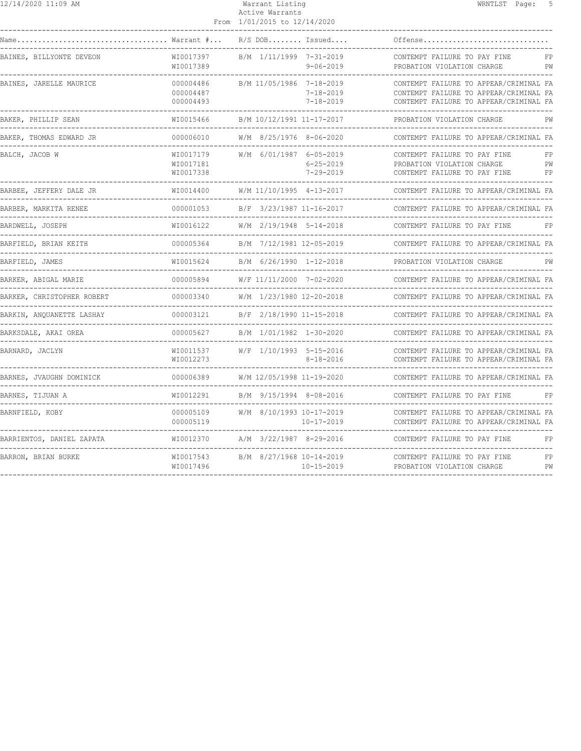Warrant Listing
Active Warrants
From 1/01/2015 to 12/14/2020

| Name | Warrant # | R/S | DOB | Issued | Offense | |
|---|---|---|---|---|---|---|
| BAINES, BILLYONTE DEVEON | WI0017397 | B/M | 1/11/1999 | 7-31-2019 | CONTEMPT FAILURE TO PAY FINE | FP |
| | WI0017389 | | | 9-06-2019 | PROBATION VIOLATION CHARGE | PW |
| BAINES, JARELLE MAURICE | 000004486 | B/M | 11/05/1986 | 7-18-2019 | CONTEMPT FAILURE TO APPEAR/CRIMINAL | FA |
| | 000004487 | | | 7-18-2019 | CONTEMPT FAILURE TO APPEAR/CRIMINAL | FA |
| | 000004493 | | | 7-18-2019 | CONTEMPT FAILURE TO APPEAR/CRIMINAL | FA |
| BAKER, PHILLIP SEAN | WI0015466 | B/M | 10/12/1991 | 11-17-2017 | PROBATION VIOLATION CHARGE | PW |
| BAKER, THOMAS EDWARD JR | 000006010 | W/M | 8/25/1976 | 8-06-2020 | CONTEMPT FAILURE TO APPEAR/CRIMINAL | FA |
| BALCH, JACOB W | WI0017179 | W/M | 6/01/1987 | 6-05-2019 | CONTEMPT FAILURE TO PAY FINE | FP |
| | WI0017181 | | | 6-25-2019 | PROBATION VIOLATION CHARGE | PW |
| | WI0017338 | | | 7-29-2019 | CONTEMPT FAILURE TO PAY FINE | FP |
| BARBEE, JEFFERY DALE JR | WI0014400 | W/M | 11/10/1995 | 4-13-2017 | CONTEMPT FAILURE TO APPEAR/CRIMINAL | FA |
| BARBER, MARKITA RENEE | 000001053 | B/F | 3/23/1987 | 11-16-2017 | CONTEMPT FAILURE TO APPEAR/CRIMINAL | FA |
| BARDWELL, JOSEPH | WI0016122 | W/M | 2/19/1948 | 5-14-2018 | CONTEMPT FAILURE TO PAY FINE | FP |
| BARFIELD, BRIAN KEITH | 000005364 | B/M | 7/12/1981 | 12-05-2019 | CONTEMPT FAILURE TO APPEAR/CRIMINAL | FA |
| BARFIELD, JAMES | WI0015624 | B/M | 6/26/1990 | 1-12-2018 | PROBATION VIOLATION CHARGE | PW |
| BARKER, ABIGAL MARIE | 000005894 | W/F | 11/11/2000 | 7-02-2020 | CONTEMPT FAILURE TO APPEAR/CRIMINAL | FA |
| BARKER, CHRISTOPHER ROBERT | 000003340 | W/M | 1/23/1980 | 12-20-2018 | CONTEMPT FAILURE TO APPEAR/CRIMINAL | FA |
| BARKIN, ANQUANETTE LASHAY | 000003121 | B/F | 2/18/1990 | 11-15-2018 | CONTEMPT FAILURE TO APPEAR/CRIMINAL | FA |
| BARKSDALE, AKAI OREA | 000005627 | B/M | 1/01/1982 | 1-30-2020 | CONTEMPT FAILURE TO APPEAR/CRIMINAL | FA |
| BARNARD, JACLYN | WI0011537 | W/F | 1/10/1993 | 5-15-2016 | CONTEMPT FAILURE TO APPEAR/CRIMINAL | FA |
| | WI0012273 | | | 8-18-2016 | CONTEMPT FAILURE TO APPEAR/CRIMINAL | FA |
| BARNES, JVAUGHN DOMINICK | 000006389 | W/M | 12/05/1998 | 11-19-2020 | CONTEMPT FAILURE TO APPEAR/CRIMINAL | FA |
| BARNES, TIJUAN A | WI0012291 | B/M | 9/15/1994 | 8-08-2016 | CONTEMPT FAILURE TO PAY FINE | FP |
| BARNFIELD, KOBY | 000005109 | W/M | 8/10/1993 | 10-17-2019 | CONTEMPT FAILURE TO APPEAR/CRIMINAL | FA |
| | 000005119 | | | 10-17-2019 | CONTEMPT FAILURE TO APPEAR/CRIMINAL | FA |
| BARRIENTOS, DANIEL ZAPATA | WI0012370 | A/M | 3/22/1987 | 8-29-2016 | CONTEMPT FAILURE TO PAY FINE | FP |
| BARRON, BRIAN BURKE | WI0017543 | B/M | 8/27/1968 | 10-14-2019 | CONTEMPT FAILURE TO PAY FINE | FP |
| | WI0017496 | | | 10-15-2019 | PROBATION VIOLATION CHARGE | PW |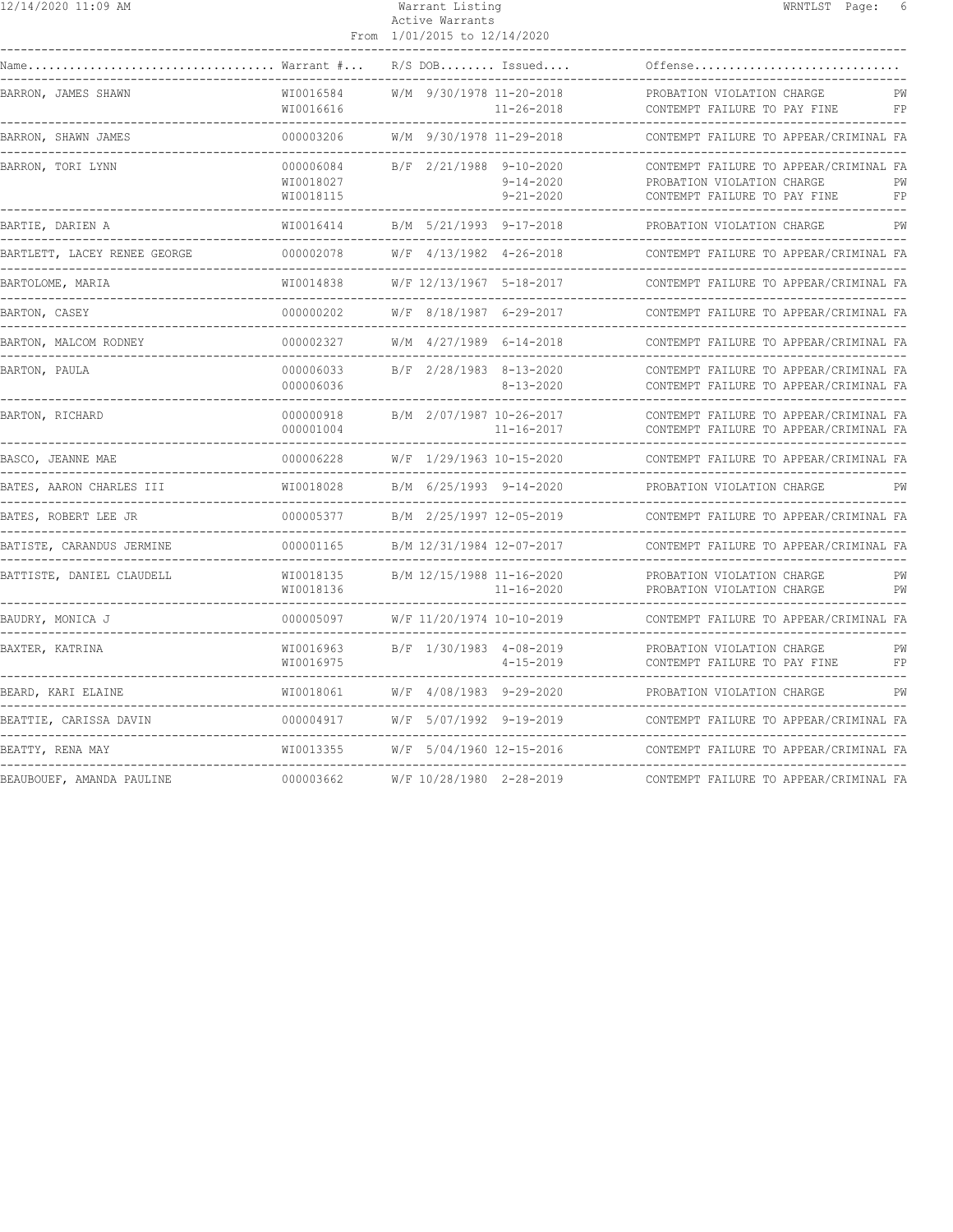# Warrant Listing

Active Warrants

From 1/01/2015 to 12/14/2020

| Name | Warrant # | R/S | DOB | Issued | Offense | |
|---|---|---|---|---|---|---|
| BARRON, JAMES SHAWN | WI0016584 | W/M | 9/30/1978 | 11-20-2018 | PROBATION VIOLATION CHARGE | PW |
| | WI0016616 | | | 11-26-2018 | CONTEMPT FAILURE TO PAY FINE | FP |
| BARRON, SHAWN JAMES | 000003206 | W/M | 9/30/1978 | 11-29-2018 | CONTEMPT FAILURE TO APPEAR/CRIMINAL | FA |
| BARRON, TORI LYNN | 000006084 | B/F | 2/21/1988 | 9-10-2020 | CONTEMPT FAILURE TO APPEAR/CRIMINAL | FA |
| | WI0018027 | | | 9-14-2020 | PROBATION VIOLATION CHARGE | PW |
| | WI0018115 | | | 9-21-2020 | CONTEMPT FAILURE TO PAY FINE | FP |
| BARTIE, DARIEN A | WI0016414 | B/M | 5/21/1993 | 9-17-2018 | PROBATION VIOLATION CHARGE | PW |
| BARTLETT, LACEY RENEE GEORGE | 000002078 | W/F | 4/13/1982 | 4-26-2018 | CONTEMPT FAILURE TO APPEAR/CRIMINAL | FA |
| BARTOLOME, MARIA | WI0014838 | W/F | 12/13/1967 | 5-18-2017 | CONTEMPT FAILURE TO APPEAR/CRIMINAL | FA |
| BARTON, CASEY | 000000202 | W/F | 8/18/1987 | 6-29-2017 | CONTEMPT FAILURE TO APPEAR/CRIMINAL | FA |
| BARTON, MALCOM RODNEY | 000002327 | W/M | 4/27/1989 | 6-14-2018 | CONTEMPT FAILURE TO APPEAR/CRIMINAL | FA |
| BARTON, PAULA | 000006033 | B/F | 2/28/1983 | 8-13-2020 | CONTEMPT FAILURE TO APPEAR/CRIMINAL | FA |
| | 000006036 | | | 8-13-2020 | CONTEMPT FAILURE TO APPEAR/CRIMINAL | FA |
| BARTON, RICHARD | 000000918 | B/M | 2/07/1987 | 10-26-2017 | CONTEMPT FAILURE TO APPEAR/CRIMINAL | FA |
| | 000001004 | | | 11-16-2017 | CONTEMPT FAILURE TO APPEAR/CRIMINAL | FA |
| BASCO, JEANNE MAE | 000006228 | W/F | 1/29/1963 | 10-15-2020 | CONTEMPT FAILURE TO APPEAR/CRIMINAL | FA |
| BATES, AARON CHARLES III | WI0018028 | B/M | 6/25/1993 | 9-14-2020 | PROBATION VIOLATION CHARGE | PW |
| BATES, ROBERT LEE JR | 000005377 | B/M | 2/25/1997 | 12-05-2019 | CONTEMPT FAILURE TO APPEAR/CRIMINAL | FA |
| BATISTE, CARANDUS JERMINE | 000001165 | B/M | 12/31/1984 | 12-07-2017 | CONTEMPT FAILURE TO APPEAR/CRIMINAL | FA |
| BATTISTE, DANIEL CLAUDELL | WI0018135 | B/M | 12/15/1988 | 11-16-2020 | PROBATION VIOLATION CHARGE | PW |
| | WI0018136 | | | 11-16-2020 | PROBATION VIOLATION CHARGE | PW |
| BAUDRY, MONICA J | 000005097 | W/F | 11/20/1974 | 10-10-2019 | CONTEMPT FAILURE TO APPEAR/CRIMINAL | FA |
| BAXTER, KATRINA | WI0016963 | B/F | 1/30/1983 | 4-08-2019 | PROBATION VIOLATION CHARGE | PW |
| | WI0016975 | | | 4-15-2019 | CONTEMPT FAILURE TO PAY FINE | FP |
| BEARD, KARI ELAINE | WI0018061 | W/F | 4/08/1983 | 9-29-2020 | PROBATION VIOLATION CHARGE | PW |
| BEATTIE, CARISSA DAVIN | 000004917 | W/F | 5/07/1992 | 9-19-2019 | CONTEMPT FAILURE TO APPEAR/CRIMINAL | FA |
| BEATTY, RENA MAY | WI0013355 | W/F | 5/04/1960 | 12-15-2016 | CONTEMPT FAILURE TO APPEAR/CRIMINAL | FA |
| BEAUBOUEF, AMANDA PAULINE | 000003662 | W/F | 10/28/1980 | 2-28-2019 | CONTEMPT FAILURE TO APPEAR/CRIMINAL | FA |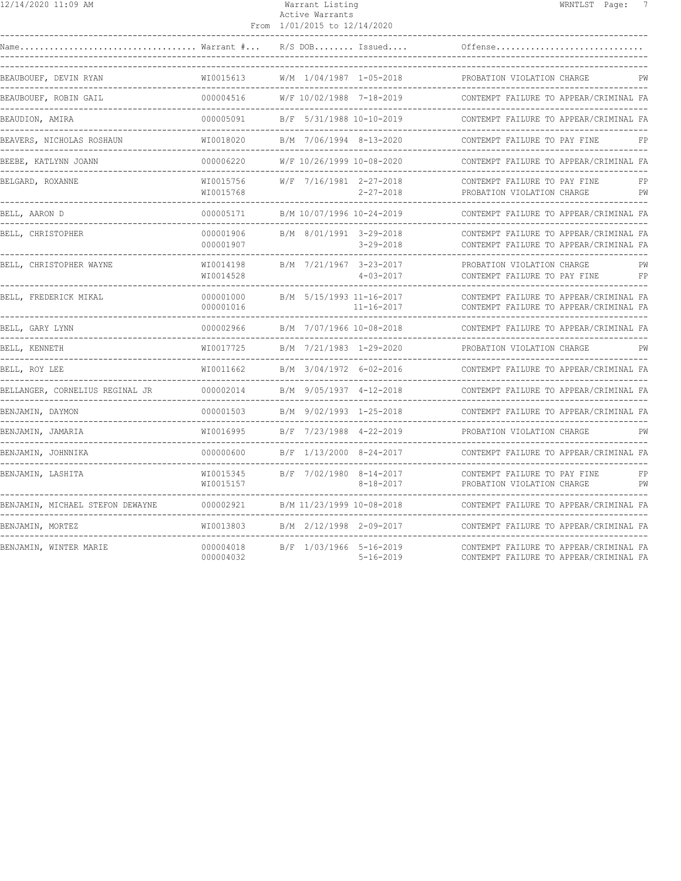Warrant Listing
Active Warrants
From 1/01/2015 to 12/14/2020

| Name | Warrant # | R/S | DOB | Issued | Offense | |
|---|---|---|---|---|---|---|
| BEAUBOUEF, DEVIN RYAN | WI0015613 | W/M | 1/04/1987 | 1-05-2018 | PROBATION VIOLATION CHARGE | PW |
| BEAUBOUEF, ROBIN GAIL | 000004516 | W/F | 10/02/1988 | 7-18-2019 | CONTEMPT FAILURE TO APPEAR/CRIMINAL | FA |
| BEAUDION, AMIRA | 000005091 | B/F | 5/31/1988 | 10-10-2019 | CONTEMPT FAILURE TO APPEAR/CRIMINAL | FA |
| BEAVERS, NICHOLAS ROSHAUN | WI0018020 | B/M | 7/06/1994 | 8-13-2020 | CONTEMPT FAILURE TO PAY FINE | FP |
| BEEBE, KATLYNN JOANN | 000006220 | W/F | 10/26/1999 | 10-08-2020 | CONTEMPT FAILURE TO APPEAR/CRIMINAL | FA |
| BELGARD, ROXANNE | WI0015756 | W/F | 7/16/1981 | 2-27-2018 | CONTEMPT FAILURE TO PAY FINE | FP |
| | WI0015768 | | | 2-27-2018 | PROBATION VIOLATION CHARGE | PW |
| BELL, AARON D | 000005171 | B/M | 10/07/1996 | 10-24-2019 | CONTEMPT FAILURE TO APPEAR/CRIMINAL | FA |
| BELL, CHRISTOPHER | 000001906 | B/M | 8/01/1991 | 3-29-2018 | CONTEMPT FAILURE TO APPEAR/CRIMINAL | FA |
| | 000001907 | | | 3-29-2018 | CONTEMPT FAILURE TO APPEAR/CRIMINAL | FA |
| BELL, CHRISTOPHER WAYNE | WI0014198 | B/M | 7/21/1967 | 3-23-2017 | PROBATION VIOLATION CHARGE | PW |
| | WI0014528 | | | 4-03-2017 | CONTEMPT FAILURE TO PAY FINE | FP |
| BELL, FREDERICK MIKAL | 000001000 | B/M | 5/15/1993 | 11-16-2017 | CONTEMPT FAILURE TO APPEAR/CRIMINAL | FA |
| | 000001016 | | | 11-16-2017 | CONTEMPT FAILURE TO APPEAR/CRIMINAL | FA |
| BELL, GARY LYNN | 000002966 | B/M | 7/07/1966 | 10-08-2018 | CONTEMPT FAILURE TO APPEAR/CRIMINAL | FA |
| BELL, KENNETH | WI0017725 | B/M | 7/21/1983 | 1-29-2020 | PROBATION VIOLATION CHARGE | PW |
| BELL, ROY LEE | WI0011662 | B/M | 3/04/1972 | 6-02-2016 | CONTEMPT FAILURE TO APPEAR/CRIMINAL | FA |
| BELLANGER, CORNELIUS REGINAL JR | 000002014 | B/M | 9/05/1937 | 4-12-2018 | CONTEMPT FAILURE TO APPEAR/CRIMINAL | FA |
| BENJAMIN, DAYMON | 000001503 | B/M | 9/02/1993 | 1-25-2018 | CONTEMPT FAILURE TO APPEAR/CRIMINAL | FA |
| BENJAMIN, JAMARIA | WI0016995 | B/F | 7/23/1988 | 4-22-2019 | PROBATION VIOLATION CHARGE | PW |
| BENJAMIN, JOHNNIKA | 000000600 | B/F | 1/13/2000 | 8-24-2017 | CONTEMPT FAILURE TO APPEAR/CRIMINAL | FA |
| BENJAMIN, LASHITA | WI0015345 | B/F | 7/02/1980 | 8-14-2017 | CONTEMPT FAILURE TO PAY FINE | FP |
| | WI0015157 | | | 8-18-2017 | PROBATION VIOLATION CHARGE | PW |
| BENJAMIN, MICHAEL STEFON DEWAYNE | 000002921 | B/M | 11/23/1999 | 10-08-2018 | CONTEMPT FAILURE TO APPEAR/CRIMINAL | FA |
| BENJAMIN, MORTEZ | WI0013803 | B/M | 2/12/1998 | 2-09-2017 | CONTEMPT FAILURE TO APPEAR/CRIMINAL | FA |
| BENJAMIN, WINTER MARIE | 000004018 | B/F | 1/03/1966 | 5-16-2019 | CONTEMPT FAILURE TO APPEAR/CRIMINAL | FA |
| | 000004032 | | | 5-16-2019 | CONTEMPT FAILURE TO APPEAR/CRIMINAL | FA |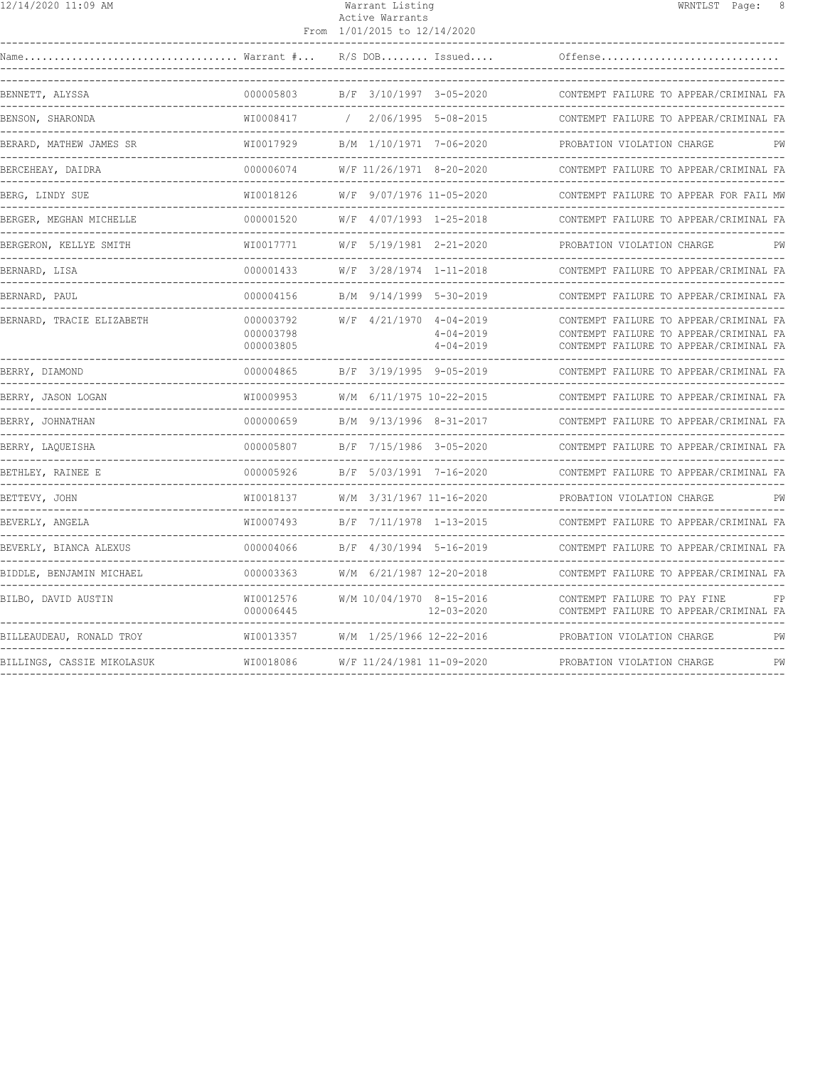Warrant Listing
Active Warrants
From 1/01/2015 to 12/14/2020

| Name | Warrant # | R/S | DOB | Issued | Offense | |
|---|---|---|---|---|---|---|
| BENNETT, ALYSSA | 000005803 | B/F | 3/10/1997 | 3-05-2020 | CONTEMPT FAILURE TO APPEAR/CRIMINAL | FA |
| BENSON, SHARONDA | WI0008417 | / | 2/06/1995 | 5-08-2015 | CONTEMPT FAILURE TO APPEAR/CRIMINAL | FA |
| BERARD, MATHEW JAMES SR | WI0017929 | B/M | 1/10/1971 | 7-06-2020 | PROBATION VIOLATION CHARGE | PW |
| BERCEHEAY, DAIDRA | 000006074 | W/F | 11/26/1971 | 8-20-2020 | CONTEMPT FAILURE TO APPEAR/CRIMINAL | FA |
| BERG, LINDY SUE | WI0018126 | W/F | 9/07/1976 | 11-05-2020 | CONTEMPT FAILURE TO APPEAR FOR FAIL | MW |
| BERGER, MEGHAN MICHELLE | 000001520 | W/F | 4/07/1993 | 1-25-2018 | CONTEMPT FAILURE TO APPEAR/CRIMINAL | FA |
| BERGERON, KELLYE SMITH | WI0017771 | W/F | 5/19/1981 | 2-21-2020 | PROBATION VIOLATION CHARGE | PW |
| BERNARD, LISA | 000001433 | W/F | 3/28/1974 | 1-11-2018 | CONTEMPT FAILURE TO APPEAR/CRIMINAL | FA |
| BERNARD, PAUL | 000004156 | B/M | 9/14/1999 | 5-30-2019 | CONTEMPT FAILURE TO APPEAR/CRIMINAL | FA |
| BERNARD, TRACIE ELIZABETH | 000003792 | W/F | 4/21/1970 | 4-04-2019 | CONTEMPT FAILURE TO APPEAR/CRIMINAL | FA |
| | 000003798 | | | 4-04-2019 | CONTEMPT FAILURE TO APPEAR/CRIMINAL | FA |
| | 000003805 | | | 4-04-2019 | CONTEMPT FAILURE TO APPEAR/CRIMINAL | FA |
| BERRY, DIAMOND | 000004865 | B/F | 3/19/1995 | 9-05-2019 | CONTEMPT FAILURE TO APPEAR/CRIMINAL | FA |
| BERRY, JASON LOGAN | WI0009953 | W/M | 6/11/1975 | 10-22-2015 | CONTEMPT FAILURE TO APPEAR/CRIMINAL | FA |
| BERRY, JOHNATHAN | 000000659 | B/M | 9/13/1996 | 8-31-2017 | CONTEMPT FAILURE TO APPEAR/CRIMINAL | FA |
| BERRY, LAQUEISHA | 000005807 | B/F | 7/15/1986 | 3-05-2020 | CONTEMPT FAILURE TO APPEAR/CRIMINAL | FA |
| BETHLEY, RAINEE E | 000005926 | B/F | 5/03/1991 | 7-16-2020 | CONTEMPT FAILURE TO APPEAR/CRIMINAL | FA |
| BETTEVY, JOHN | WI0018137 | W/M | 3/31/1967 | 11-16-2020 | PROBATION VIOLATION CHARGE | PW |
| BEVERLY, ANGELA | WI0007493 | B/F | 7/11/1978 | 1-13-2015 | CONTEMPT FAILURE TO APPEAR/CRIMINAL | FA |
| BEVERLY, BIANCA ALEXUS | 000004066 | B/F | 4/30/1994 | 5-16-2019 | CONTEMPT FAILURE TO APPEAR/CRIMINAL | FA |
| BIDDLE, BENJAMIN MICHAEL | 000003363 | W/M | 6/21/1987 | 12-20-2018 | CONTEMPT FAILURE TO APPEAR/CRIMINAL | FA |
| BILBO, DAVID AUSTIN | WI0012576 | W/M | 10/04/1970 | 8-15-2016 | CONTEMPT FAILURE TO PAY FINE | FP |
| | 000006445 | | | 12-03-2020 | CONTEMPT FAILURE TO APPEAR/CRIMINAL | FA |
| BILLEAUDEAU, RONALD TROY | WI0013357 | W/M | 1/25/1966 | 12-22-2016 | PROBATION VIOLATION CHARGE | PW |
| BILLINGS, CASSIE MIKOLASUK | WI0018086 | W/F | 11/24/1981 | 11-09-2020 | PROBATION VIOLATION CHARGE | PW |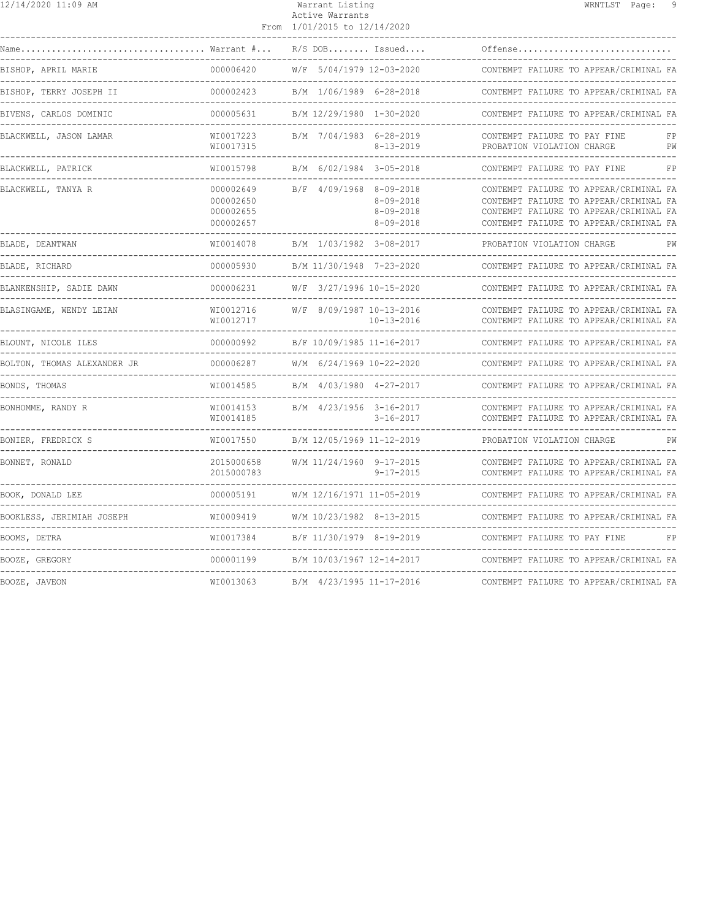Warrant Listing
Active Warrants
From 1/01/2015 to 12/14/2020

| Name | Warrant # | R/S | DOB | Issued | Offense | |
|---|---|---|---|---|---|---|
| BISHOP, APRIL MARIE | 000006420 | W/F | 5/04/1979 | 12-03-2020 | CONTEMPT FAILURE TO APPEAR/CRIMINAL | FA |
| BISHOP, TERRY JOSEPH II | 000002423 | B/M | 1/06/1989 | 6-28-2018 | CONTEMPT FAILURE TO APPEAR/CRIMINAL | FA |
| BIVENS, CARLOS DOMINIC | 000005631 | B/M | 12/29/1980 | 1-30-2020 | CONTEMPT FAILURE TO APPEAR/CRIMINAL | FA |
| BLACKWELL, JASON LAMAR | WI0017223 | B/M | 7/04/1983 | 6-28-2019 | CONTEMPT FAILURE TO PAY FINE | FP |
| | WI0017315 | | | 8-13-2019 | PROBATION VIOLATION CHARGE | PW |
| BLACKWELL, PATRICK | WI0015798 | B/M | 6/02/1984 | 3-05-2018 | CONTEMPT FAILURE TO PAY FINE | FP |
| BLACKWELL, TANYA R | 000002649 | B/F | 4/09/1968 | 8-09-2018 | CONTEMPT FAILURE TO APPEAR/CRIMINAL | FA |
| | 000002650 | | | 8-09-2018 | CONTEMPT FAILURE TO APPEAR/CRIMINAL | FA |
| | 000002655 | | | 8-09-2018 | CONTEMPT FAILURE TO APPEAR/CRIMINAL | FA |
| | 000002657 | | | 8-09-2018 | CONTEMPT FAILURE TO APPEAR/CRIMINAL | FA |
| BLADE, DEANTWAN | WI0014078 | B/M | 1/03/1982 | 3-08-2017 | PROBATION VIOLATION CHARGE | PW |
| BLADE, RICHARD | 000005930 | B/M | 11/30/1948 | 7-23-2020 | CONTEMPT FAILURE TO APPEAR/CRIMINAL | FA |
| BLANKENSHIP, SADIE DAWN | 000006231 | W/F | 3/27/1996 | 10-15-2020 | CONTEMPT FAILURE TO APPEAR/CRIMINAL | FA |
| BLASINGAME, WENDY LEIAN | WI0012716 | W/F | 8/09/1987 | 10-13-2016 | CONTEMPT FAILURE TO APPEAR/CRIMINAL | FA |
| | WI0012717 | | | 10-13-2016 | CONTEMPT FAILURE TO APPEAR/CRIMINAL | FA |
| BLOUNT, NICOLE ILES | 000000992 | B/F | 10/09/1985 | 11-16-2017 | CONTEMPT FAILURE TO APPEAR/CRIMINAL | FA |
| BOLTON, THOMAS ALEXANDER JR | 000006287 | W/M | 6/24/1969 | 10-22-2020 | CONTEMPT FAILURE TO APPEAR/CRIMINAL | FA |
| BONDS, THOMAS | WI0014585 | B/M | 4/03/1980 | 4-27-2017 | CONTEMPT FAILURE TO APPEAR/CRIMINAL | FA |
| BONHOMME, RANDY R | WI0014153 | B/M | 4/23/1956 | 3-16-2017 | CONTEMPT FAILURE TO APPEAR/CRIMINAL | FA |
| | WI0014185 | | | 3-16-2017 | CONTEMPT FAILURE TO APPEAR/CRIMINAL | FA |
| BONIER, FREDRICK S | WI0017550 | B/M | 12/05/1969 | 11-12-2019 | PROBATION VIOLATION CHARGE | PW |
| BONNET, RONALD | 2015000658 | W/M | 11/24/1960 | 9-17-2015 | CONTEMPT FAILURE TO APPEAR/CRIMINAL | FA |
| | 2015000783 | | | 9-17-2015 | CONTEMPT FAILURE TO APPEAR/CRIMINAL | FA |
| BOOK, DONALD LEE | 000005191 | W/M | 12/16/1971 | 11-05-2019 | CONTEMPT FAILURE TO APPEAR/CRIMINAL | FA |
| BOOKLESS, JERIMIAH JOSEPH | WI0009419 | W/M | 10/23/1982 | 8-13-2015 | CONTEMPT FAILURE TO APPEAR/CRIMINAL | FA |
| BOOMS, DETRA | WI0017384 | B/F | 11/30/1979 | 8-19-2019 | CONTEMPT FAILURE TO PAY FINE | FP |
| BOOZE, GREGORY | 000001199 | B/M | 10/03/1967 | 12-14-2017 | CONTEMPT FAILURE TO APPEAR/CRIMINAL | FA |
| BOOZE, JAVEON | WI0013063 | B/M | 4/23/1995 | 11-17-2016 | CONTEMPT FAILURE TO APPEAR/CRIMINAL | FA |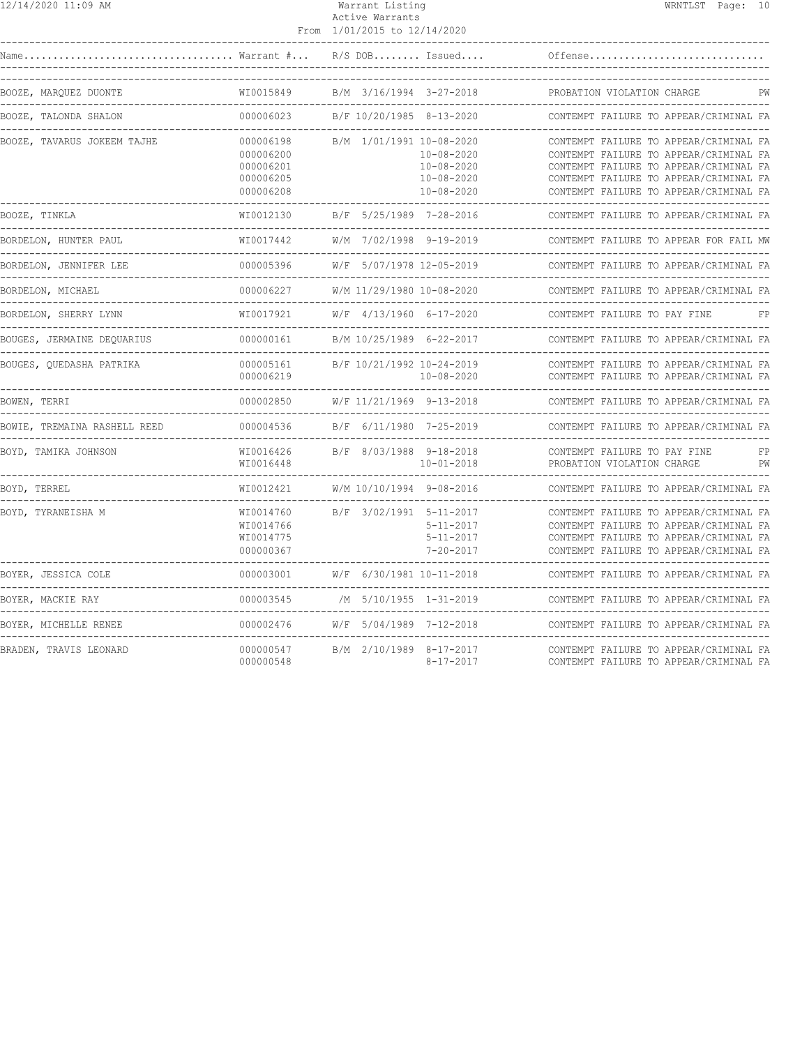| Name | Warrant # | R/S | DOB | Issued | Offense |
|---|---|---|---|---|---|
| BOOZE, MARQUEZ DUONTE | WI0015849 | B/M | 3/16/1994 | 3-27-2018 | PROBATION VIOLATION CHARGE PW |
| BOOZE, TALONDA SHALON | 000006023 | B/F | 10/20/1985 | 8-13-2020 | CONTEMPT FAILURE TO APPEAR/CRIMINAL FA |
| BOOZE, TAVARUS JOKEEM TAJHE | 000006198 | B/M | 1/01/1991 | 10-08-2020 | CONTEMPT FAILURE TO APPEAR/CRIMINAL FA |
| | 000006200 | | | 10-08-2020 | CONTEMPT FAILURE TO APPEAR/CRIMINAL FA |
| | 000006201 | | | 10-08-2020 | CONTEMPT FAILURE TO APPEAR/CRIMINAL FA |
| | 000006205 | | | 10-08-2020 | CONTEMPT FAILURE TO APPEAR/CRIMINAL FA |
| | 000006208 | | | 10-08-2020 | CONTEMPT FAILURE TO APPEAR/CRIMINAL FA |
| BOOZE, TINKLA | WI0012130 | B/F | 5/25/1989 | 7-28-2016 | CONTEMPT FAILURE TO APPEAR/CRIMINAL FA |
| BORDELON, HUNTER PAUL | WI0017442 | W/M | 7/02/1998 | 9-19-2019 | CONTEMPT FAILURE TO APPEAR FOR FAIL MW |
| BORDELON, JENNIFER LEE | 000005396 | W/F | 5/07/1978 | 12-05-2019 | CONTEMPT FAILURE TO APPEAR/CRIMINAL FA |
| BORDELON, MICHAEL | 000006227 | W/M | 11/29/1980 | 10-08-2020 | CONTEMPT FAILURE TO APPEAR/CRIMINAL FA |
| BORDELON, SHERRY LYNN | WI0017921 | W/F | 4/13/1960 | 6-17-2020 | CONTEMPT FAILURE TO PAY FINE FP |
| BOUGES, JERMAINE DEQUARIUS | 000000161 | B/M | 10/25/1989 | 6-22-2017 | CONTEMPT FAILURE TO APPEAR/CRIMINAL FA |
| BOUGES, QUEDASHA PATRIKA | 000005161 | B/F | 10/21/1992 | 10-24-2019 | CONTEMPT FAILURE TO APPEAR/CRIMINAL FA |
| | 000006219 | | | 10-08-2020 | CONTEMPT FAILURE TO APPEAR/CRIMINAL FA |
| BOWEN, TERRI | 000002850 | W/F | 11/21/1969 | 9-13-2018 | CONTEMPT FAILURE TO APPEAR/CRIMINAL FA |
| BOWIE, TREMAINA RASHELL REED | 000004536 | B/F | 6/11/1980 | 7-25-2019 | CONTEMPT FAILURE TO APPEAR/CRIMINAL FA |
| BOYD, TAMIKA JOHNSON | WI0016426 | B/F | 8/03/1988 | 9-18-2018 | CONTEMPT FAILURE TO PAY FINE FP |
| | WI0016448 | | | 10-01-2018 | PROBATION VIOLATION CHARGE PW |
| BOYD, TERREL | WI0012421 | W/M | 10/10/1994 | 9-08-2016 | CONTEMPT FAILURE TO APPEAR/CRIMINAL FA |
| BOYD, TYRANEISHA M | WI0014760 | B/F | 3/02/1991 | 5-11-2017 | CONTEMPT FAILURE TO APPEAR/CRIMINAL FA |
| | WI0014766 | | | 5-11-2017 | CONTEMPT FAILURE TO APPEAR/CRIMINAL FA |
| | WI0014775 | | | 5-11-2017 | CONTEMPT FAILURE TO APPEAR/CRIMINAL FA |
| | 000000367 | | | 7-20-2017 | CONTEMPT FAILURE TO APPEAR/CRIMINAL FA |
| BOYER, JESSICA COLE | 000003001 | W/F | 6/30/1981 | 10-11-2018 | CONTEMPT FAILURE TO APPEAR/CRIMINAL FA |
| BOYER, MACKIE RAY | 000003545 | /M | 5/10/1955 | 1-31-2019 | CONTEMPT FAILURE TO APPEAR/CRIMINAL FA |
| BOYER, MICHELLE RENEE | 000002476 | W/F | 5/04/1989 | 7-12-2018 | CONTEMPT FAILURE TO APPEAR/CRIMINAL FA |
| BRADEN, TRAVIS LEONARD | 000000547 | B/M | 2/10/1989 | 8-17-2017 | CONTEMPT FAILURE TO APPEAR/CRIMINAL FA |
| | 000000548 | | | 8-17-2017 | CONTEMPT FAILURE TO APPEAR/CRIMINAL FA |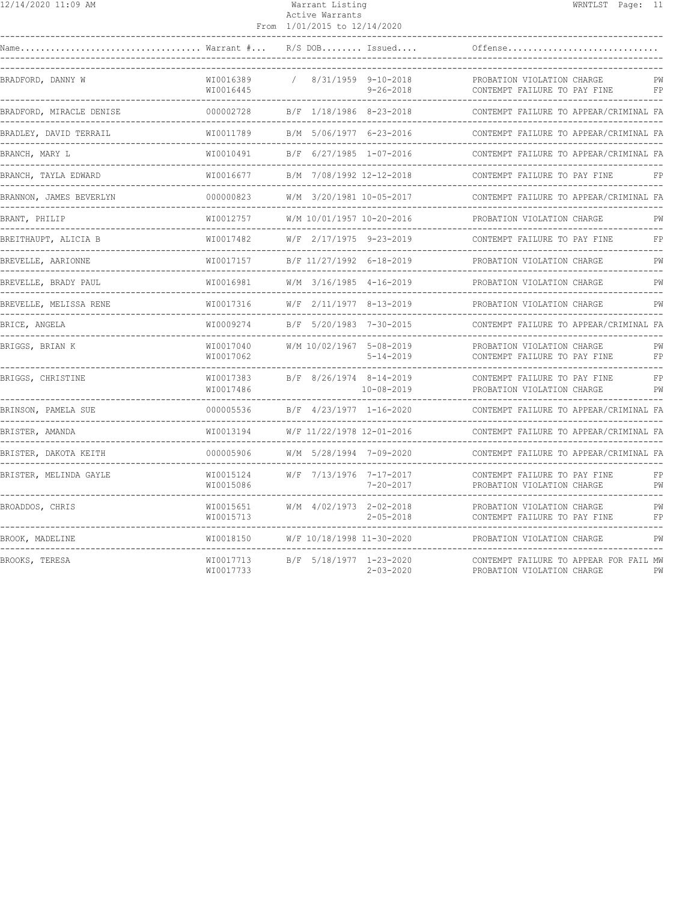Warrant Listing
Active Warrants
From 1/01/2015 to 12/14/2020

| Name | Warrant # | R/S | DOB | Issued | Offense | |
|---|---|---|---|---|---|---|
| BRADFORD, DANNY W | WI0016389 | / | 8/31/1959 | 9-10-2018 | PROBATION VIOLATION CHARGE | PW |
| | WI0016445 | | | 9-26-2018 | CONTEMPT FAILURE TO PAY FINE | FP |
| BRADFORD, MIRACLE DENISE | 000002728 | B/F | 1/18/1986 | 8-23-2018 | CONTEMPT FAILURE TO APPEAR/CRIMINAL | FA |
| BRADLEY, DAVID TERRAIL | WI0011789 | B/M | 5/06/1977 | 6-23-2016 | CONTEMPT FAILURE TO APPEAR/CRIMINAL | FA |
| BRANCH, MARY L | WI0010491 | B/F | 6/27/1985 | 1-07-2016 | CONTEMPT FAILURE TO APPEAR/CRIMINAL | FA |
| BRANCH, TAYLA EDWARD | WI0016677 | B/M | 7/08/1992 | 12-12-2018 | CONTEMPT FAILURE TO PAY FINE | FP |
| BRANNON, JAMES BEVERLYN | 000000823 | W/M | 3/20/1981 | 10-05-2017 | CONTEMPT FAILURE TO APPEAR/CRIMINAL | FA |
| BRANT, PHILIP | WI0012757 | W/M | 10/01/1957 | 10-20-2016 | PROBATION VIOLATION CHARGE | PW |
| BREITHAUPT, ALICIA B | WI0017482 | W/F | 2/17/1975 | 9-23-2019 | CONTEMPT FAILURE TO PAY FINE | FP |
| BREVELLE, AARIONNE | WI0017157 | B/F | 11/27/1992 | 6-18-2019 | PROBATION VIOLATION CHARGE | PW |
| BREVELLE, BRADY PAUL | WI0016981 | W/M | 3/16/1985 | 4-16-2019 | PROBATION VIOLATION CHARGE | PW |
| BREVELLE, MELISSA RENE | WI0017316 | W/F | 2/11/1977 | 8-13-2019 | PROBATION VIOLATION CHARGE | PW |
| BRICE, ANGELA | WI0009274 | B/F | 5/20/1983 | 7-30-2015 | CONTEMPT FAILURE TO APPEAR/CRIMINAL | FA |
| BRIGGS, BRIAN K | WI0017040 | W/M | 10/02/1967 | 5-08-2019 | PROBATION VIOLATION CHARGE | PW |
| | WI0017062 | | | 5-14-2019 | CONTEMPT FAILURE TO PAY FINE | FP |
| BRIGGS, CHRISTINE | WI0017383 | B/F | 8/26/1974 | 8-14-2019 | CONTEMPT FAILURE TO PAY FINE | FP |
| | WI0017486 | | | 10-08-2019 | PROBATION VIOLATION CHARGE | PW |
| BRINSON, PAMELA SUE | 000005536 | B/F | 4/23/1977 | 1-16-2020 | CONTEMPT FAILURE TO APPEAR/CRIMINAL | FA |
| BRISTER, AMANDA | WI0013194 | W/F | 11/22/1978 | 12-01-2016 | CONTEMPT FAILURE TO APPEAR/CRIMINAL | FA |
| BRISTER, DAKOTA KEITH | 000005906 | W/M | 5/28/1994 | 7-09-2020 | CONTEMPT FAILURE TO APPEAR/CRIMINAL | FA |
| BRISTER, MELINDA GAYLE | WI0015124 | W/F | 7/13/1976 | 7-17-2017 | CONTEMPT FAILURE TO PAY FINE | FP |
| | WI0015086 | | | 7-20-2017 | PROBATION VIOLATION CHARGE | PW |
| BROADDOS, CHRIS | WI0015651 | W/M | 4/02/1973 | 2-02-2018 | PROBATION VIOLATION CHARGE | PW |
| | WI0015713 | | | 2-05-2018 | CONTEMPT FAILURE TO PAY FINE | FP |
| BROOK, MADELINE | WI0018150 | W/F | 10/18/1998 | 11-30-2020 | PROBATION VIOLATION CHARGE | PW |
| BROOKS, TERESA | WI0017713 | B/F | 5/18/1977 | 1-23-2020 | CONTEMPT FAILURE TO APPEAR FOR FAIL | MW |
| | WI0017733 | | | 2-03-2020 | PROBATION VIOLATION CHARGE | PW |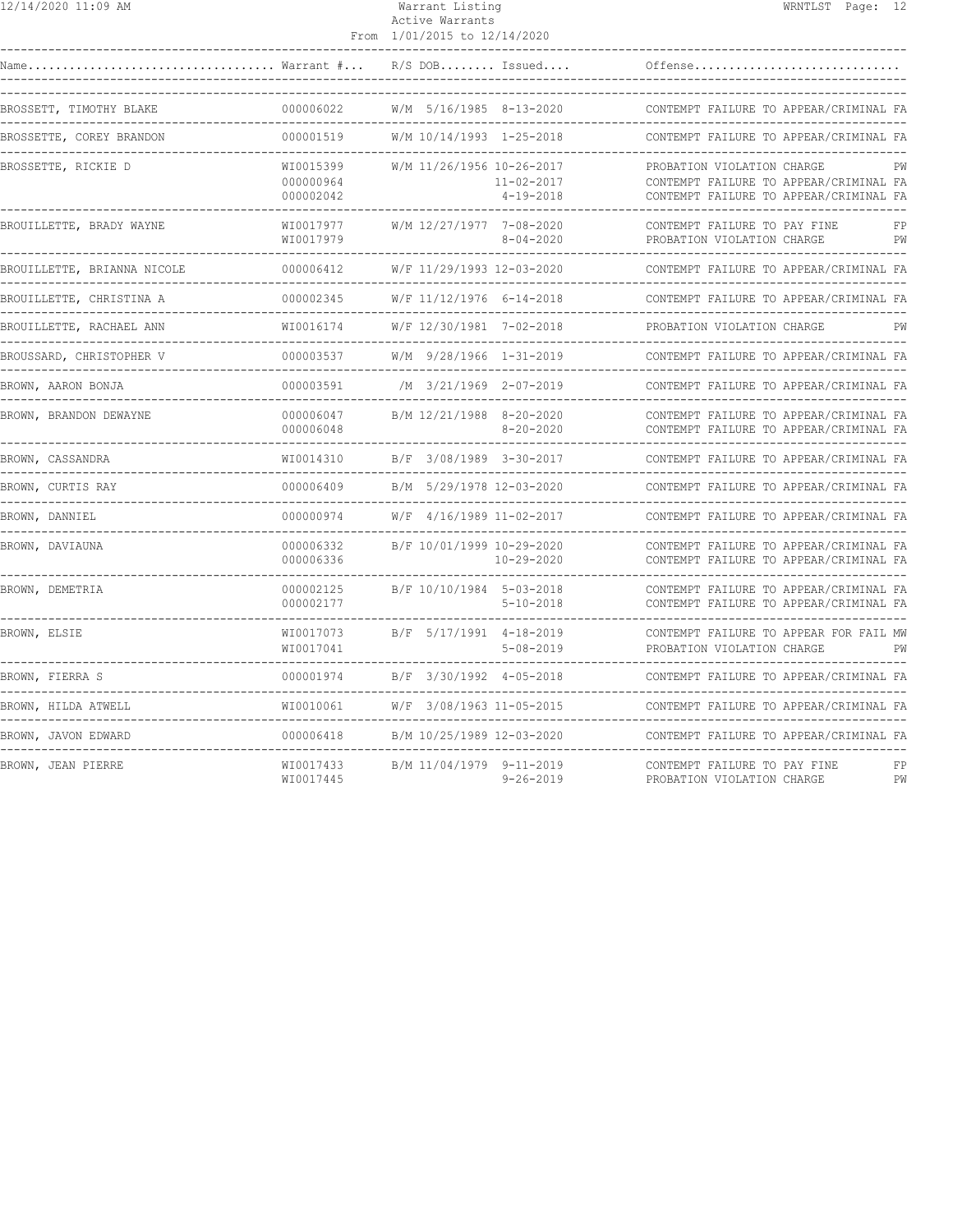Warrant Listing
Active Warrants
From 1/01/2015 to 12/14/2020

| Name | Warrant # | R/S | DOB | Issued | Offense |
|---|---|---|---|---|---|
| BROSSETT, TIMOTHY BLAKE | 000006022 | W/M | 5/16/1985 | 8-13-2020 | CONTEMPT FAILURE TO APPEAR/CRIMINAL FA |
| BROSSETTE, COREY BRANDON | 000001519 | W/M | 10/14/1993 | 1-25-2018 | CONTEMPT FAILURE TO APPEAR/CRIMINAL FA |
| BROSSETTE, RICKIE D | WI0015399 | W/M | 11/26/1956 | 10-26-2017 | PROBATION VIOLATION CHARGE PW |
| | 000000964 | | | 11-02-2017 | CONTEMPT FAILURE TO APPEAR/CRIMINAL FA |
| | 000002042 | | | 4-19-2018 | CONTEMPT FAILURE TO APPEAR/CRIMINAL FA |
| BROUILLETTE, BRADY WAYNE | WI0017977 | W/M | 12/27/1977 | 7-08-2020 | CONTEMPT FAILURE TO PAY FINE FP |
| | WI0017979 | | | 8-04-2020 | PROBATION VIOLATION CHARGE PW |
| BROUILLETTE, BRIANNA NICOLE | 000006412 | W/F | 11/29/1993 | 12-03-2020 | CONTEMPT FAILURE TO APPEAR/CRIMINAL FA |
| BROUILLETTE, CHRISTINA A | 000002345 | W/F | 11/12/1976 | 6-14-2018 | CONTEMPT FAILURE TO APPEAR/CRIMINAL FA |
| BROUILLETTE, RACHAEL ANN | WI0016174 | W/F | 12/30/1981 | 7-02-2018 | PROBATION VIOLATION CHARGE PW |
| BROUSSARD, CHRISTOPHER V | 000003537 | W/M | 9/28/1966 | 1-31-2019 | CONTEMPT FAILURE TO APPEAR/CRIMINAL FA |
| BROWN, AARON BONJA | 000003591 | /M | 3/21/1969 | 2-07-2019 | CONTEMPT FAILURE TO APPEAR/CRIMINAL FA |
| BROWN, BRANDON DEWAYNE | 000006047 | B/M | 12/21/1988 | 8-20-2020 | CONTEMPT FAILURE TO APPEAR/CRIMINAL FA |
| | 000006048 | | | 8-20-2020 | CONTEMPT FAILURE TO APPEAR/CRIMINAL FA |
| BROWN, CASSANDRA | WI0014310 | B/F | 3/08/1989 | 3-30-2017 | CONTEMPT FAILURE TO APPEAR/CRIMINAL FA |
| BROWN, CURTIS RAY | 000006409 | B/M | 5/29/1978 | 12-03-2020 | CONTEMPT FAILURE TO APPEAR/CRIMINAL FA |
| BROWN, DANNIEL | 000000974 | W/F | 4/16/1989 | 11-02-2017 | CONTEMPT FAILURE TO APPEAR/CRIMINAL FA |
| BROWN, DAVIAUNA | 000006332 | B/F | 10/01/1999 | 10-29-2020 | CONTEMPT FAILURE TO APPEAR/CRIMINAL FA |
| | 000006336 | | | 10-29-2020 | CONTEMPT FAILURE TO APPEAR/CRIMINAL FA |
| BROWN, DEMETRIA | 000002125 | B/F | 10/10/1984 | 5-03-2018 | CONTEMPT FAILURE TO APPEAR/CRIMINAL FA |
| | 000002177 | | | 5-10-2018 | CONTEMPT FAILURE TO APPEAR/CRIMINAL FA |
| BROWN, ELSIE | WI0017073 | B/F | 5/17/1991 | 4-18-2019 | CONTEMPT FAILURE TO APPEAR FOR FAIL MW |
| | WI0017041 | | | 5-08-2019 | PROBATION VIOLATION CHARGE PW |
| BROWN, FIERRA S | 000001974 | B/F | 3/30/1992 | 4-05-2018 | CONTEMPT FAILURE TO APPEAR/CRIMINAL FA |
| BROWN, HILDA ATWELL | WI0010061 | W/F | 3/08/1963 | 11-05-2015 | CONTEMPT FAILURE TO APPEAR/CRIMINAL FA |
| BROWN, JAVON EDWARD | 000006418 | B/M | 10/25/1989 | 12-03-2020 | CONTEMPT FAILURE TO APPEAR/CRIMINAL FA |
| BROWN, JEAN PIERRE | WI0017433 | B/M | 11/04/1979 | 9-11-2019 | CONTEMPT FAILURE TO PAY FINE FP |
| | WI0017445 | | | 9-26-2019 | PROBATION VIOLATION CHARGE PW |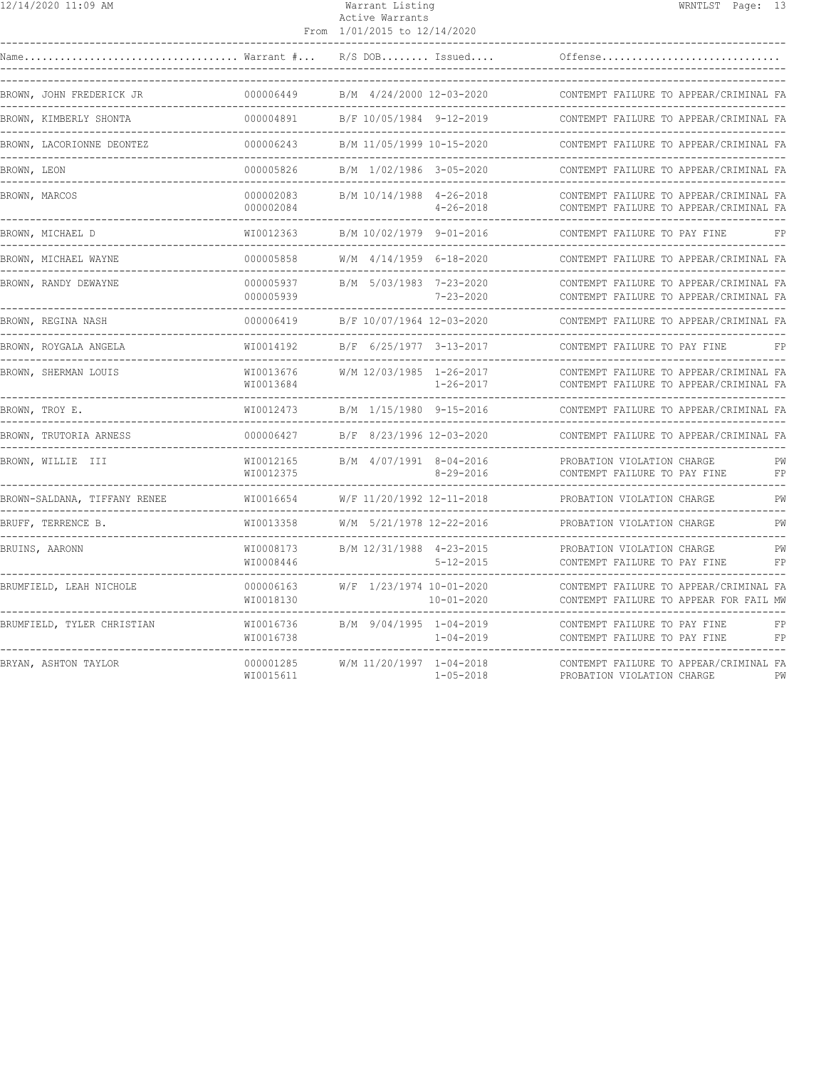Warrant Listing
Active Warrants
From 1/01/2015 to 12/14/2020

| Name | Warrant # | R/S | DOB | Issued | Offense | |
|---|---|---|---|---|---|---|
| BROWN, JOHN FREDERICK JR | 000006449 | B/M | 4/24/2000 | 12-03-2020 | CONTEMPT FAILURE TO APPEAR/CRIMINAL | FA |
| BROWN, KIMBERLY SHONTA | 000004891 | B/F | 10/05/1984 | 9-12-2019 | CONTEMPT FAILURE TO APPEAR/CRIMINAL | FA |
| BROWN, LACORIONNE DEONTEZ | 000006243 | B/M | 11/05/1999 | 10-15-2020 | CONTEMPT FAILURE TO APPEAR/CRIMINAL | FA |
| BROWN, LEON | 000005826 | B/M | 1/02/1986 | 3-05-2020 | CONTEMPT FAILURE TO APPEAR/CRIMINAL | FA |
| BROWN, MARCOS | 000002083 | B/M | 10/14/1988 | 4-26-2018 | CONTEMPT FAILURE TO APPEAR/CRIMINAL | FA |
| | 000002084 | | | 4-26-2018 | CONTEMPT FAILURE TO APPEAR/CRIMINAL | FA |
| BROWN, MICHAEL D | WI0012363 | B/M | 10/02/1979 | 9-01-2016 | CONTEMPT FAILURE TO PAY FINE | FP |
| BROWN, MICHAEL WAYNE | 000005858 | W/M | 4/14/1959 | 6-18-2020 | CONTEMPT FAILURE TO APPEAR/CRIMINAL | FA |
| BROWN, RANDY DEWAYNE | 000005937 | B/M | 5/03/1983 | 7-23-2020 | CONTEMPT FAILURE TO APPEAR/CRIMINAL | FA |
| | 000005939 | | | 7-23-2020 | CONTEMPT FAILURE TO APPEAR/CRIMINAL | FA |
| BROWN, REGINA NASH | 000006419 | B/F | 10/07/1964 | 12-03-2020 | CONTEMPT FAILURE TO APPEAR/CRIMINAL | FA |
| BROWN, ROYGALA ANGELA | WI0014192 | B/F | 6/25/1977 | 3-13-2017 | CONTEMPT FAILURE TO PAY FINE | FP |
| BROWN, SHERMAN LOUIS | WI0013676 | W/M | 12/03/1985 | 1-26-2017 | CONTEMPT FAILURE TO APPEAR/CRIMINAL | FA |
| | WI0013684 | | | 1-26-2017 | CONTEMPT FAILURE TO APPEAR/CRIMINAL | FA |
| BROWN, TROY E. | WI0012473 | B/M | 1/15/1980 | 9-15-2016 | CONTEMPT FAILURE TO APPEAR/CRIMINAL | FA |
| BROWN, TRUTORIA ARNESS | 000006427 | B/F | 8/23/1996 | 12-03-2020 | CONTEMPT FAILURE TO APPEAR/CRIMINAL | FA |
| BROWN, WILLIE III | WI0012165 | B/M | 4/07/1991 | 8-04-2016 | PROBATION VIOLATION CHARGE | PW |
| | WI0012375 | | | 8-29-2016 | CONTEMPT FAILURE TO PAY FINE | FP |
| BROWN-SALDANA, TIFFANY RENEE | WI0016654 | W/F | 11/20/1992 | 12-11-2018 | PROBATION VIOLATION CHARGE | PW |
| BRUFF, TERRENCE B. | WI0013358 | W/M | 5/21/1978 | 12-22-2016 | PROBATION VIOLATION CHARGE | PW |
| BRUINS, AARONN | WI0008173 | B/M | 12/31/1988 | 4-23-2015 | PROBATION VIOLATION CHARGE | PW |
| | WI0008446 | | | 5-12-2015 | CONTEMPT FAILURE TO PAY FINE | FP |
| BRUMFIELD, LEAH NICHOLE | 000006163 | W/F | 1/23/1974 | 10-01-2020 | CONTEMPT FAILURE TO APPEAR/CRIMINAL | FA |
| | WI0018130 | | | 10-01-2020 | CONTEMPT FAILURE TO APPEAR FOR FAIL | MW |
| BRUMFIELD, TYLER CHRISTIAN | WI0016736 | B/M | 9/04/1995 | 1-04-2019 | CONTEMPT FAILURE TO PAY FINE | FP |
| | WI0016738 | | | 1-04-2019 | CONTEMPT FAILURE TO PAY FINE | FP |
| BRYAN, ASHTON TAYLOR | 000001285 | W/M | 11/20/1997 | 1-04-2018 | CONTEMPT FAILURE TO APPEAR/CRIMINAL | FA |
| | WI0015611 | | | 1-05-2018 | PROBATION VIOLATION CHARGE | PW |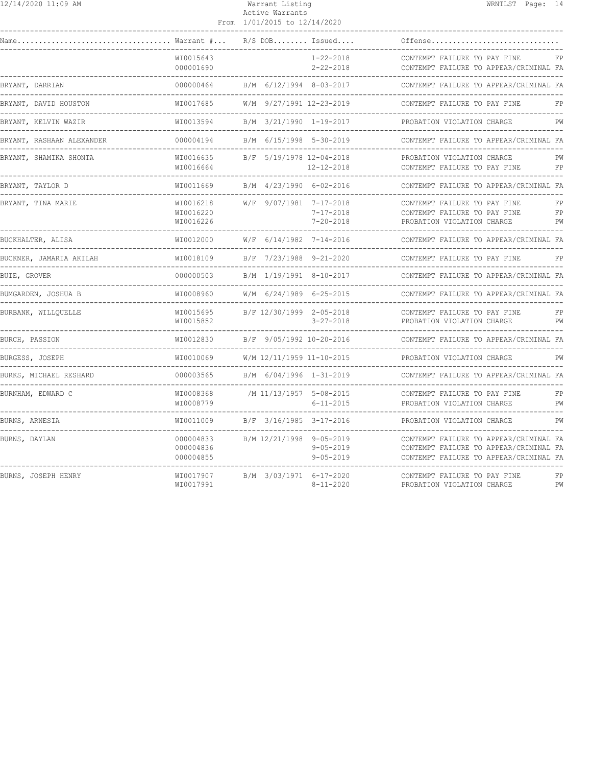| Name | Warrant # | R/S | DOB | Issued | Offense | |
|---|---|---|---|---|---|---|
| | WI0015643 | | | 1-22-2018 | CONTEMPT FAILURE TO PAY FINE | FP |
| | 000001690 | | | 2-22-2018 | CONTEMPT FAILURE TO APPEAR/CRIMINAL | FA |
| BRYANT, DARRIAN | 000000464 | B/M | 6/12/1994 | 8-03-2017 | CONTEMPT FAILURE TO APPEAR/CRIMINAL | FA |
| BRYANT, DAVID HOUSTON | WI0017685 | W/M | 9/27/1991 | 12-23-2019 | CONTEMPT FAILURE TO PAY FINE | FP |
| BRYANT, KELVIN WAZIR | WI0013594 | B/M | 3/21/1990 | 1-19-2017 | PROBATION VIOLATION CHARGE | PW |
| BRYANT, RASHAAN ALEXANDER | 000004194 | B/M | 6/15/1998 | 5-30-2019 | CONTEMPT FAILURE TO APPEAR/CRIMINAL | FA |
| BRYANT, SHAMIKA SHONTA | WI0016635 | B/F | 5/19/1978 | 12-04-2018 | PROBATION VIOLATION CHARGE | PW |
| | WI0016664 | | | 12-12-2018 | CONTEMPT FAILURE TO PAY FINE | FP |
| BRYANT, TAYLOR D | WI0011669 | B/M | 4/23/1990 | 6-02-2016 | CONTEMPT FAILURE TO APPEAR/CRIMINAL | FA |
| BRYANT, TINA MARIE | WI0016218 | W/F | 9/07/1981 | 7-17-2018 | CONTEMPT FAILURE TO PAY FINE | FP |
| | WI0016220 | | | 7-17-2018 | CONTEMPT FAILURE TO PAY FINE | FP |
| | WI0016226 | | | 7-20-2018 | PROBATION VIOLATION CHARGE | PW |
| BUCKHALTER, ALISA | WI0012000 | W/F | 6/14/1982 | 7-14-2016 | CONTEMPT FAILURE TO APPEAR/CRIMINAL | FA |
| BUCKNER, JAMARIA AKILAH | WI0018109 | B/F | 7/23/1988 | 9-21-2020 | CONTEMPT FAILURE TO PAY FINE | FP |
| BUIE, GROVER | 000000503 | B/M | 1/19/1991 | 8-10-2017 | CONTEMPT FAILURE TO APPEAR/CRIMINAL | FA |
| BUMGARDEN, JOSHUA B | WI0008960 | W/M | 6/24/1989 | 6-25-2015 | CONTEMPT FAILURE TO APPEAR/CRIMINAL | FA |
| BURBANK, WILLQUELLE | WI0015695 | B/F | 12/30/1999 | 2-05-2018 | CONTEMPT FAILURE TO PAY FINE | FP |
| | WI0015852 | | | 3-27-2018 | PROBATION VIOLATION CHARGE | PW |
| BURCH, PASSION | WI0012830 | B/F | 9/05/1992 | 10-20-2016 | CONTEMPT FAILURE TO APPEAR/CRIMINAL | FA |
| BURGESS, JOSEPH | WI0010069 | W/M | 12/11/1959 | 11-10-2015 | PROBATION VIOLATION CHARGE | PW |
| BURKS, MICHAEL RESHARD | 000003565 | B/M | 6/04/1996 | 1-31-2019 | CONTEMPT FAILURE TO APPEAR/CRIMINAL | FA |
| BURNHAM, EDWARD C | WI0008368 | /M | 11/13/1957 | 5-08-2015 | CONTEMPT FAILURE TO PAY FINE | FP |
| | WI0008779 | | | 6-11-2015 | PROBATION VIOLATION CHARGE | PW |
| BURNS, ARNESIA | WI0011009 | B/F | 3/16/1985 | 3-17-2016 | PROBATION VIOLATION CHARGE | PW |
| BURNS, DAYLAN | 000004833 | B/M | 12/21/1998 | 9-05-2019 | CONTEMPT FAILURE TO APPEAR/CRIMINAL | FA |
| | 000004836 | | | 9-05-2019 | CONTEMPT FAILURE TO APPEAR/CRIMINAL | FA |
| | 000004855 | | | 9-05-2019 | CONTEMPT FAILURE TO APPEAR/CRIMINAL | FA |
| BURNS, JOSEPH HENRY | WI0017907 | B/M | 3/03/1971 | 6-17-2020 | CONTEMPT FAILURE TO PAY FINE | FP |
| | WI0017991 | | | 8-11-2020 | PROBATION VIOLATION CHARGE | PW |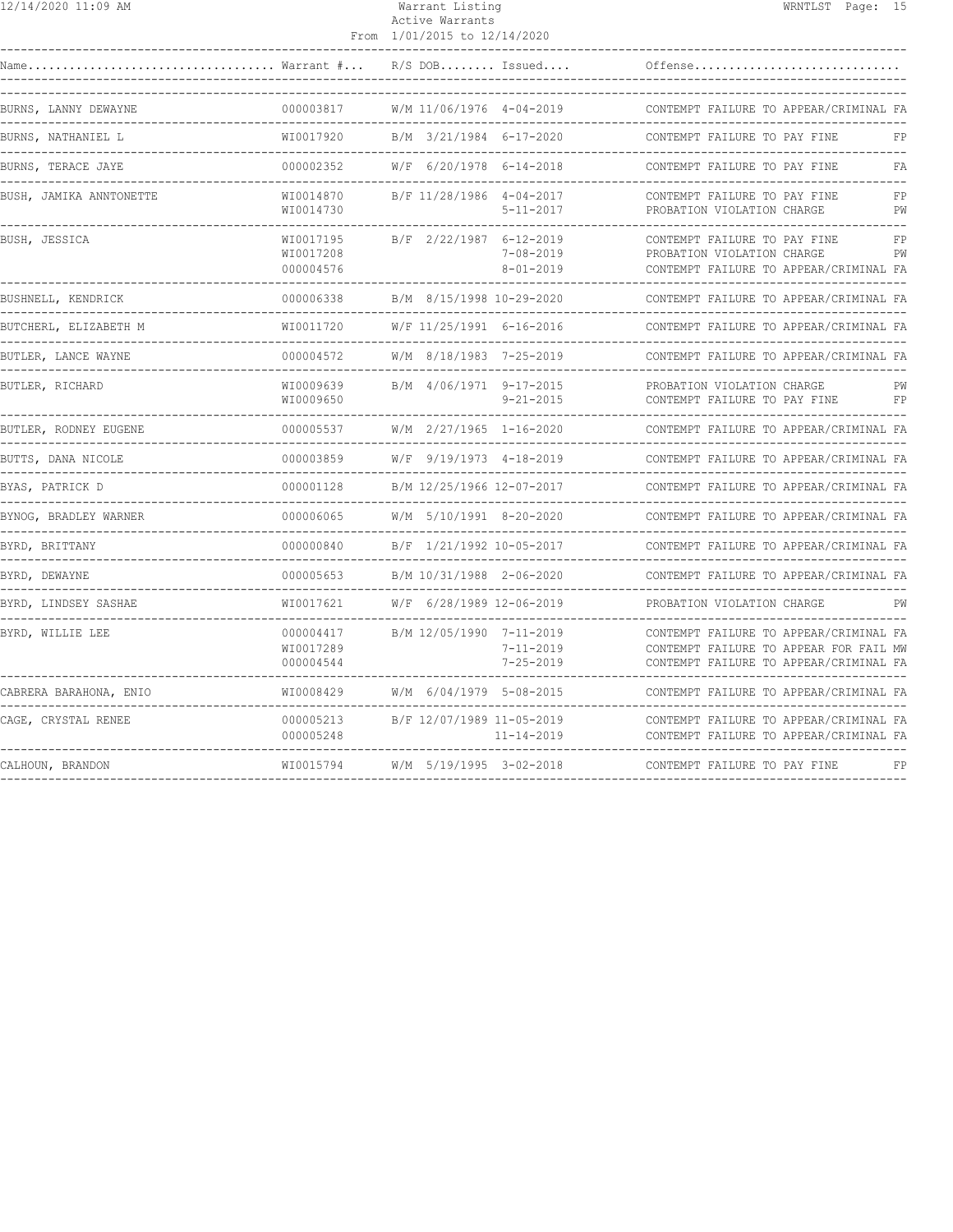| Name | Warrant # | R/S | DOB | Issued | Offense | |
|---|---|---|---|---|---|---|
| BURNS, LANNY DEWAYNE | 000003817 | W/M | 11/06/1976 | 4-04-2019 | CONTEMPT FAILURE TO APPEAR/CRIMINAL | FA |
| BURNS, NATHANIEL L | WI0017920 | B/M | 3/21/1984 | 6-17-2020 | CONTEMPT FAILURE TO PAY FINE | FP |
| BURNS, TERACE JAYE | 000002352 | W/F | 6/20/1978 | 6-14-2018 | CONTEMPT FAILURE TO PAY FINE | FA |
| BUSH, JAMIKA ANNTONETTE | WI0014870 | B/F | 11/28/1986 | 4-04-2017 | CONTEMPT FAILURE TO PAY FINE | FP |
| | WI0014730 | | | 5-11-2017 | PROBATION VIOLATION CHARGE | PW |
| BUSH, JESSICA | WI0017195 | B/F | 2/22/1987 | 6-12-2019 | CONTEMPT FAILURE TO PAY FINE | FP |
| | WI0017208 | | | 7-08-2019 | PROBATION VIOLATION CHARGE | PW |
| | 000004576 | | | 8-01-2019 | CONTEMPT FAILURE TO APPEAR/CRIMINAL | FA |
| BUSHNELL, KENDRICK | 000006338 | B/M | 8/15/1998 | 10-29-2020 | CONTEMPT FAILURE TO APPEAR/CRIMINAL | FA |
| BUTCHERL, ELIZABETH M | WI0011720 | W/F | 11/25/1991 | 6-16-2016 | CONTEMPT FAILURE TO APPEAR/CRIMINAL | FA |
| BUTLER, LANCE WAYNE | 000004572 | W/M | 8/18/1983 | 7-25-2019 | CONTEMPT FAILURE TO APPEAR/CRIMINAL | FA |
| BUTLER, RICHARD | WI0009639 | B/M | 4/06/1971 | 9-17-2015 | PROBATION VIOLATION CHARGE | PW |
| | WI0009650 | | | 9-21-2015 | CONTEMPT FAILURE TO PAY FINE | FP |
| BUTLER, RODNEY EUGENE | 000005537 | W/M | 2/27/1965 | 1-16-2020 | CONTEMPT FAILURE TO APPEAR/CRIMINAL | FA |
| BUTTS, DANA NICOLE | 000003859 | W/F | 9/19/1973 | 4-18-2019 | CONTEMPT FAILURE TO APPEAR/CRIMINAL | FA |
| BYAS, PATRICK D | 000001128 | B/M | 12/25/1966 | 12-07-2017 | CONTEMPT FAILURE TO APPEAR/CRIMINAL | FA |
| BYNOG, BRADLEY WARNER | 000006065 | W/M | 5/10/1991 | 8-20-2020 | CONTEMPT FAILURE TO APPEAR/CRIMINAL | FA |
| BYRD, BRITTANY | 000000840 | B/F | 1/21/1992 | 10-05-2017 | CONTEMPT FAILURE TO APPEAR/CRIMINAL | FA |
| BYRD, DEWAYNE | 000005653 | B/M | 10/31/1988 | 2-06-2020 | CONTEMPT FAILURE TO APPEAR/CRIMINAL | FA |
| BYRD, LINDSEY SASHAE | WI0017621 | W/F | 6/28/1989 | 12-06-2019 | PROBATION VIOLATION CHARGE | PW |
| BYRD, WILLIE LEE | 000004417 | B/M | 12/05/1990 | 7-11-2019 | CONTEMPT FAILURE TO APPEAR/CRIMINAL | FA |
| | WI0017289 | | | 7-11-2019 | CONTEMPT FAILURE TO APPEAR FOR FAIL | MW |
| | 000004544 | | | 7-25-2019 | CONTEMPT FAILURE TO APPEAR/CRIMINAL | FA |
| CABRERA BARAHONA, ENIO | WI0008429 | W/M | 6/04/1979 | 5-08-2015 | CONTEMPT FAILURE TO APPEAR/CRIMINAL | FA |
| CAGE, CRYSTAL RENEE | 000005213 | B/F | 12/07/1989 | 11-05-2019 | CONTEMPT FAILURE TO APPEAR/CRIMINAL | FA |
| | 000005248 | | | 11-14-2019 | CONTEMPT FAILURE TO APPEAR/CRIMINAL | FA |
| CALHOUN, BRANDON | WI0015794 | W/M | 5/19/1995 | 3-02-2018 | CONTEMPT FAILURE TO PAY FINE | FP |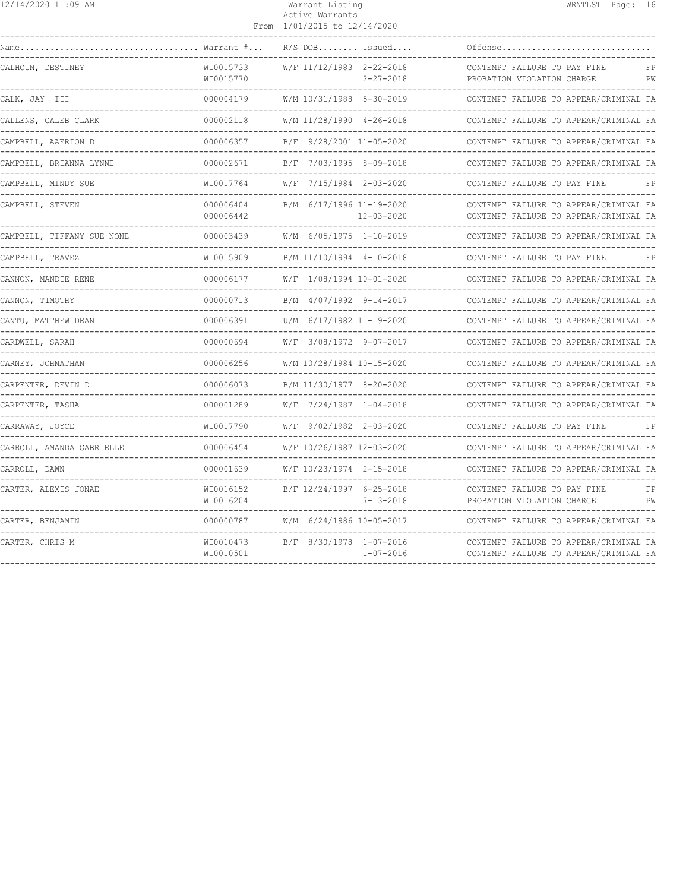Warrant Listing
Active Warrants
From 1/01/2015 to 12/14/2020

| Name | Warrant # | R/S | DOB | Issued | Offense | |
|---|---|---|---|---|---|---|
| CALHOUN, DESTINEY | WI0015733 | W/F | 11/12/1983 | 2-22-2018 | CONTEMPT FAILURE TO PAY FINE | FP |
| | WI0015770 | | | 2-27-2018 | PROBATION VIOLATION CHARGE | PW |
| CALK, JAY III | 000004179 | W/M | 10/31/1988 | 5-30-2019 | CONTEMPT FAILURE TO APPEAR/CRIMINAL | FA |
| CALLENS, CALEB CLARK | 000002118 | W/M | 11/28/1990 | 4-26-2018 | CONTEMPT FAILURE TO APPEAR/CRIMINAL | FA |
| CAMPBELL, AAERION D | 000006357 | B/F | 9/28/2001 | 11-05-2020 | CONTEMPT FAILURE TO APPEAR/CRIMINAL | FA |
| CAMPBELL, BRIANNA LYNNE | 000002671 | B/F | 7/03/1995 | 8-09-2018 | CONTEMPT FAILURE TO APPEAR/CRIMINAL | FA |
| CAMPBELL, MINDY SUE | WI0017764 | W/F | 7/15/1984 | 2-03-2020 | CONTEMPT FAILURE TO PAY FINE | FP |
| CAMPBELL, STEVEN | 000006404 | B/M | 6/17/1996 | 11-19-2020 | CONTEMPT FAILURE TO APPEAR/CRIMINAL | FA |
| | 000006442 | | | 12-03-2020 | CONTEMPT FAILURE TO APPEAR/CRIMINAL | FA |
| CAMPBELL, TIFFANY SUE NONE | 000003439 | W/M | 6/05/1975 | 1-10-2019 | CONTEMPT FAILURE TO APPEAR/CRIMINAL | FA |
| CAMPBELL, TRAVEZ | WI0015909 | B/M | 11/10/1994 | 4-10-2018 | CONTEMPT FAILURE TO PAY FINE | FP |
| CANNON, MANDIE RENE | 000006177 | W/F | 1/08/1994 | 10-01-2020 | CONTEMPT FAILURE TO APPEAR/CRIMINAL | FA |
| CANNON, TIMOTHY | 000000713 | B/M | 4/07/1992 | 9-14-2017 | CONTEMPT FAILURE TO APPEAR/CRIMINAL | FA |
| CANTU, MATTHEW DEAN | 000006391 | U/M | 6/17/1982 | 11-19-2020 | CONTEMPT FAILURE TO APPEAR/CRIMINAL | FA |
| CARDWELL, SARAH | 000000694 | W/F | 3/08/1972 | 9-07-2017 | CONTEMPT FAILURE TO APPEAR/CRIMINAL | FA |
| CARNEY, JOHNATHAN | 000006256 | W/M | 10/28/1984 | 10-15-2020 | CONTEMPT FAILURE TO APPEAR/CRIMINAL | FA |
| CARPENTER, DEVIN D | 000006073 | B/M | 11/30/1977 | 8-20-2020 | CONTEMPT FAILURE TO APPEAR/CRIMINAL | FA |
| CARPENTER, TASHA | 000001289 | W/F | 7/24/1987 | 1-04-2018 | CONTEMPT FAILURE TO APPEAR/CRIMINAL | FA |
| CARRAWAY, JOYCE | WI0017790 | W/F | 9/02/1982 | 2-03-2020 | CONTEMPT FAILURE TO PAY FINE | FP |
| CARROLL, AMANDA GABRIELLE | 000006454 | W/F | 10/26/1987 | 12-03-2020 | CONTEMPT FAILURE TO APPEAR/CRIMINAL | FA |
| CARROLL, DAWN | 000001639 | W/F | 10/23/1974 | 2-15-2018 | CONTEMPT FAILURE TO APPEAR/CRIMINAL | FA |
| CARTER, ALEXIS JONAE | WI0016152 | B/F | 12/24/1997 | 6-25-2018 | CONTEMPT FAILURE TO PAY FINE | FP |
| | WI0016204 | | | 7-13-2018 | PROBATION VIOLATION CHARGE | PW |
| CARTER, BENJAMIN | 000000787 | W/M | 6/24/1986 | 10-05-2017 | CONTEMPT FAILURE TO APPEAR/CRIMINAL | FA |
| CARTER, CHRIS M | WI0010473 | B/F | 8/30/1978 | 1-07-2016 | CONTEMPT FAILURE TO APPEAR/CRIMINAL | FA |
| | WI0010501 | | | 1-07-2016 | CONTEMPT FAILURE TO APPEAR/CRIMINAL | FA |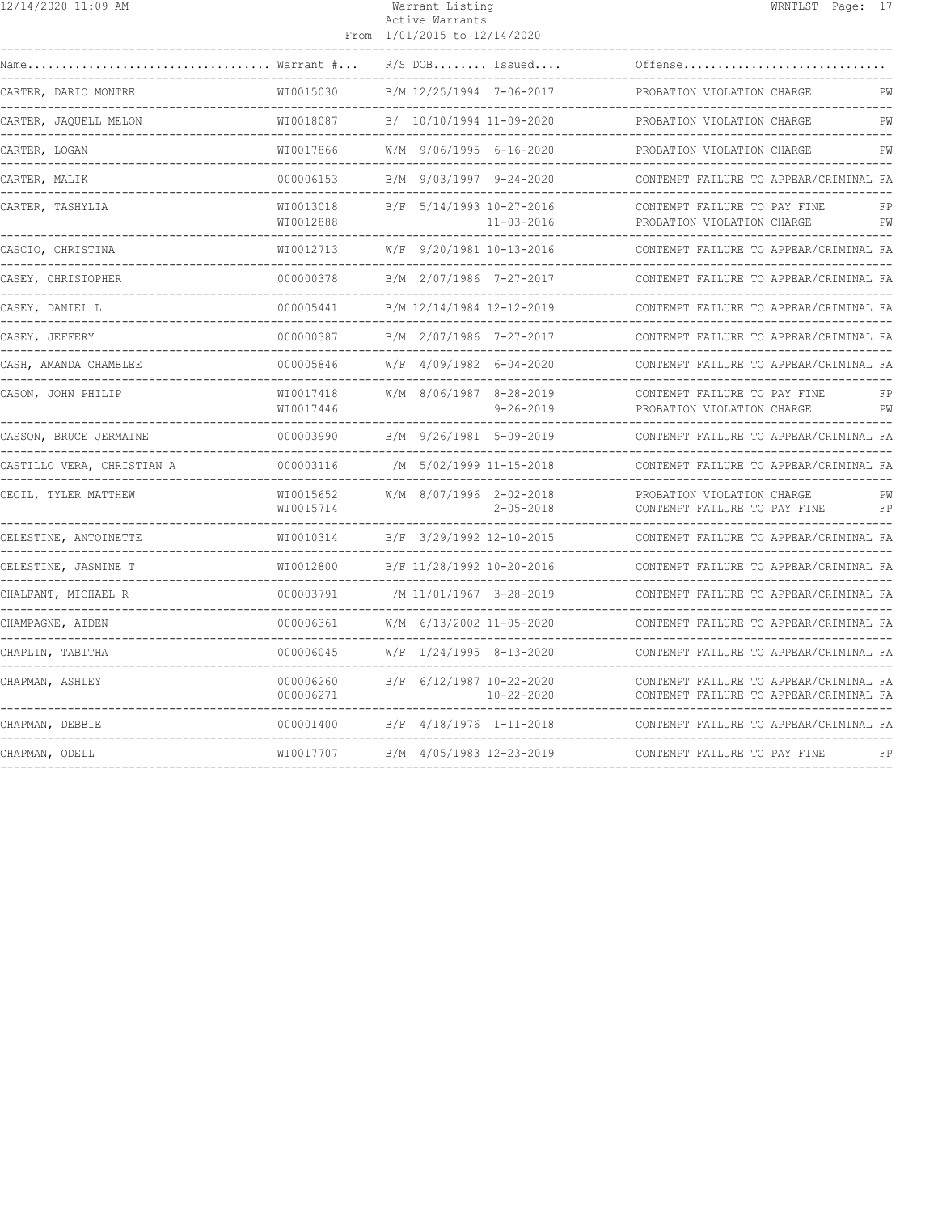| Name | Warrant # | R/S | DOB | Issued | Offense | |
|---|---|---|---|---|---|---|
| CARTER, DARIO MONTRE | WI0015030 | B/M | 12/25/1994 | 7-06-2017 | PROBATION VIOLATION CHARGE | PW |
| CARTER, JAQUELL MELON | WI0018087 | B/ | 10/10/1994 | 11-09-2020 | PROBATION VIOLATION CHARGE | PW |
| CARTER, LOGAN | WI0017866 | W/M | 9/06/1995 | 6-16-2020 | PROBATION VIOLATION CHARGE | PW |
| CARTER, MALIK | 000006153 | B/M | 9/03/1997 | 9-24-2020 | CONTEMPT FAILURE TO APPEAR/CRIMINAL | FA |
| CARTER, TASHYLIA | WI0013018 | B/F | 5/14/1993 | 10-27-2016 | CONTEMPT FAILURE TO PAY FINE | FP |
| | WI0012888 | | | 11-03-2016 | PROBATION VIOLATION CHARGE | PW |
| CASCIO, CHRISTINA | WI0012713 | W/F | 9/20/1981 | 10-13-2016 | CONTEMPT FAILURE TO APPEAR/CRIMINAL | FA |
| CASEY, CHRISTOPHER | 000000378 | B/M | 2/07/1986 | 7-27-2017 | CONTEMPT FAILURE TO APPEAR/CRIMINAL | FA |
| CASEY, DANIEL L | 000005441 | B/M | 12/14/1984 | 12-12-2019 | CONTEMPT FAILURE TO APPEAR/CRIMINAL | FA |
| CASEY, JEFFERY | 000000387 | B/M | 2/07/1986 | 7-27-2017 | CONTEMPT FAILURE TO APPEAR/CRIMINAL | FA |
| CASH, AMANDA CHAMBLEE | 000005846 | W/F | 4/09/1982 | 6-04-2020 | CONTEMPT FAILURE TO APPEAR/CRIMINAL | FA |
| CASON, JOHN PHILIP | WI0017418 | W/M | 8/06/1987 | 8-28-2019 | CONTEMPT FAILURE TO PAY FINE | FP |
| | WI0017446 | | | 9-26-2019 | PROBATION VIOLATION CHARGE | PW |
| CASSON, BRUCE JERMAINE | 000003990 | B/M | 9/26/1981 | 5-09-2019 | CONTEMPT FAILURE TO APPEAR/CRIMINAL | FA |
| CASTILLO VERA, CHRISTIAN A | 000003116 | /M | 5/02/1999 | 11-15-2018 | CONTEMPT FAILURE TO APPEAR/CRIMINAL | FA |
| CECIL, TYLER MATTHEW | WI0015652 | W/M | 8/07/1996 | 2-02-2018 | PROBATION VIOLATION CHARGE | PW |
| | WI0015714 | | | 2-05-2018 | CONTEMPT FAILURE TO PAY FINE | FP |
| CELESTINE, ANTOINETTE | WI0010314 | B/F | 3/29/1992 | 12-10-2015 | CONTEMPT FAILURE TO APPEAR/CRIMINAL | FA |
| CELESTINE, JASMINE T | WI0012800 | B/F | 11/28/1992 | 10-20-2016 | CONTEMPT FAILURE TO APPEAR/CRIMINAL | FA |
| CHALFANT, MICHAEL R | 000003791 | /M | 11/01/1967 | 3-28-2019 | CONTEMPT FAILURE TO APPEAR/CRIMINAL | FA |
| CHAMPAGNE, AIDEN | 000006361 | W/M | 6/13/2002 | 11-05-2020 | CONTEMPT FAILURE TO APPEAR/CRIMINAL | FA |
| CHAPLIN, TABITHA | 000006045 | W/F | 1/24/1995 | 8-13-2020 | CONTEMPT FAILURE TO APPEAR/CRIMINAL | FA |
| CHAPMAN, ASHLEY | 000006260 | B/F | 6/12/1987 | 10-22-2020 | CONTEMPT FAILURE TO APPEAR/CRIMINAL | FA |
| | 000006271 | | | 10-22-2020 | CONTEMPT FAILURE TO APPEAR/CRIMINAL | FA |
| CHAPMAN, DEBBIE | 000001400 | B/F | 4/18/1976 | 1-11-2018 | CONTEMPT FAILURE TO APPEAR/CRIMINAL | FA |
| CHAPMAN, ODELL | WI0017707 | B/M | 4/05/1983 | 12-23-2019 | CONTEMPT FAILURE TO PAY FINE | FP |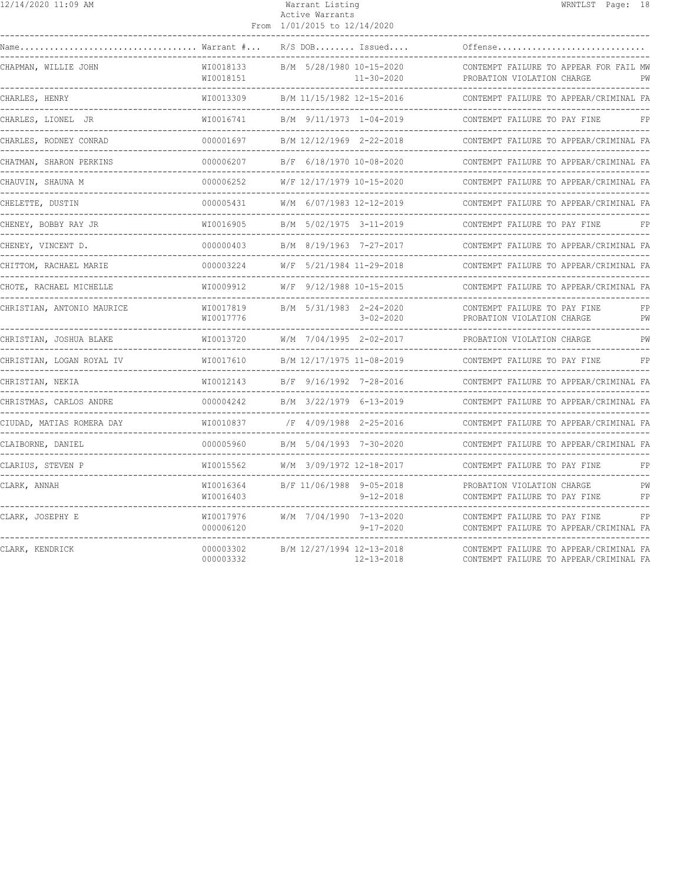Warrant Listing
Active Warrants
From 1/01/2015 to 12/14/2020

| Name | Warrant # | R/S | DOB | Issued | Offense | |
|---|---|---|---|---|---|---|
| CHAPMAN, WILLIE JOHN | WI0018133 | B/M | 5/28/1980 | 10-15-2020 | CONTEMPT FAILURE TO APPEAR FOR FAIL | MW |
| | WI0018151 | | | 11-30-2020 | PROBATION VIOLATION CHARGE | PW |
| CHARLES, HENRY | WI0013309 | B/M | 11/15/1982 | 12-15-2016 | CONTEMPT FAILURE TO APPEAR/CRIMINAL | FA |
| CHARLES, LIONEL JR | WI0016741 | B/M | 9/11/1973 | 1-04-2019 | CONTEMPT FAILURE TO PAY FINE | FP |
| CHARLES, RODNEY CONRAD | 000001697 | B/M | 12/12/1969 | 2-22-2018 | CONTEMPT FAILURE TO APPEAR/CRIMINAL | FA |
| CHATMAN, SHARON PERKINS | 000006207 | B/F | 6/18/1970 | 10-08-2020 | CONTEMPT FAILURE TO APPEAR/CRIMINAL | FA |
| CHAUVIN, SHAUNA M | 000006252 | W/F | 12/17/1979 | 10-15-2020 | CONTEMPT FAILURE TO APPEAR/CRIMINAL | FA |
| CHELETTE, DUSTIN | 000005431 | W/M | 6/07/1983 | 12-12-2019 | CONTEMPT FAILURE TO APPEAR/CRIMINAL | FA |
| CHENEY, BOBBY RAY JR | WI0016905 | B/M | 5/02/1975 | 3-11-2019 | CONTEMPT FAILURE TO PAY FINE | FP |
| CHENEY, VINCENT D. | 000000403 | B/M | 8/19/1963 | 7-27-2017 | CONTEMPT FAILURE TO APPEAR/CRIMINAL | FA |
| CHITTOM, RACHAEL MARIE | 000003224 | W/F | 5/21/1984 | 11-29-2018 | CONTEMPT FAILURE TO APPEAR/CRIMINAL | FA |
| CHOTE, RACHAEL MICHELLE | WI0009912 | W/F | 9/12/1988 | 10-15-2015 | CONTEMPT FAILURE TO APPEAR/CRIMINAL | FA |
| CHRISTIAN, ANTONIO MAURICE | WI0017819 | B/M | 5/31/1983 | 2-24-2020 | CONTEMPT FAILURE TO PAY FINE | FP |
| | WI0017776 | | | 3-02-2020 | PROBATION VIOLATION CHARGE | PW |
| CHRISTIAN, JOSHUA BLAKE | WI0013720 | W/M | 7/04/1995 | 2-02-2017 | PROBATION VIOLATION CHARGE | PW |
| CHRISTIAN, LOGAN ROYAL IV | WI0017610 | B/M | 12/17/1975 | 11-08-2019 | CONTEMPT FAILURE TO PAY FINE | FP |
| CHRISTIAN, NEKIA | WI0012143 | B/F | 9/16/1992 | 7-28-2016 | CONTEMPT FAILURE TO APPEAR/CRIMINAL | FA |
| CHRISTMAS, CARLOS ANDRE | 000004242 | B/M | 3/22/1979 | 6-13-2019 | CONTEMPT FAILURE TO APPEAR/CRIMINAL | FA |
| CIUDAD, MATIAS ROMERA DAY | WI0010837 | /F | 4/09/1988 | 2-25-2016 | CONTEMPT FAILURE TO APPEAR/CRIMINAL | FA |
| CLAIBORNE, DANIEL | 000005960 | B/M | 5/04/1993 | 7-30-2020 | CONTEMPT FAILURE TO APPEAR/CRIMINAL | FA |
| CLARIUS, STEVEN P | WI0015562 | W/M | 3/09/1972 | 12-18-2017 | CONTEMPT FAILURE TO PAY FINE | FP |
| CLARK, ANNAH | WI0016364 | B/F | 11/06/1988 | 9-05-2018 | PROBATION VIOLATION CHARGE | PW |
| | WI0016403 | | | 9-12-2018 | CONTEMPT FAILURE TO PAY FINE | FP |
| CLARK, JOSEPHY E | WI0017976 | W/M | 7/04/1990 | 7-13-2020 | CONTEMPT FAILURE TO PAY FINE | FP |
| | 000006120 | | | 9-17-2020 | CONTEMPT FAILURE TO APPEAR/CRIMINAL | FA |
| CLARK, KENDRICK | 000003302 | B/M | 12/27/1994 | 12-13-2018 | CONTEMPT FAILURE TO APPEAR/CRIMINAL | FA |
| | 000003332 | | | 12-13-2018 | CONTEMPT FAILURE TO APPEAR/CRIMINAL | FA |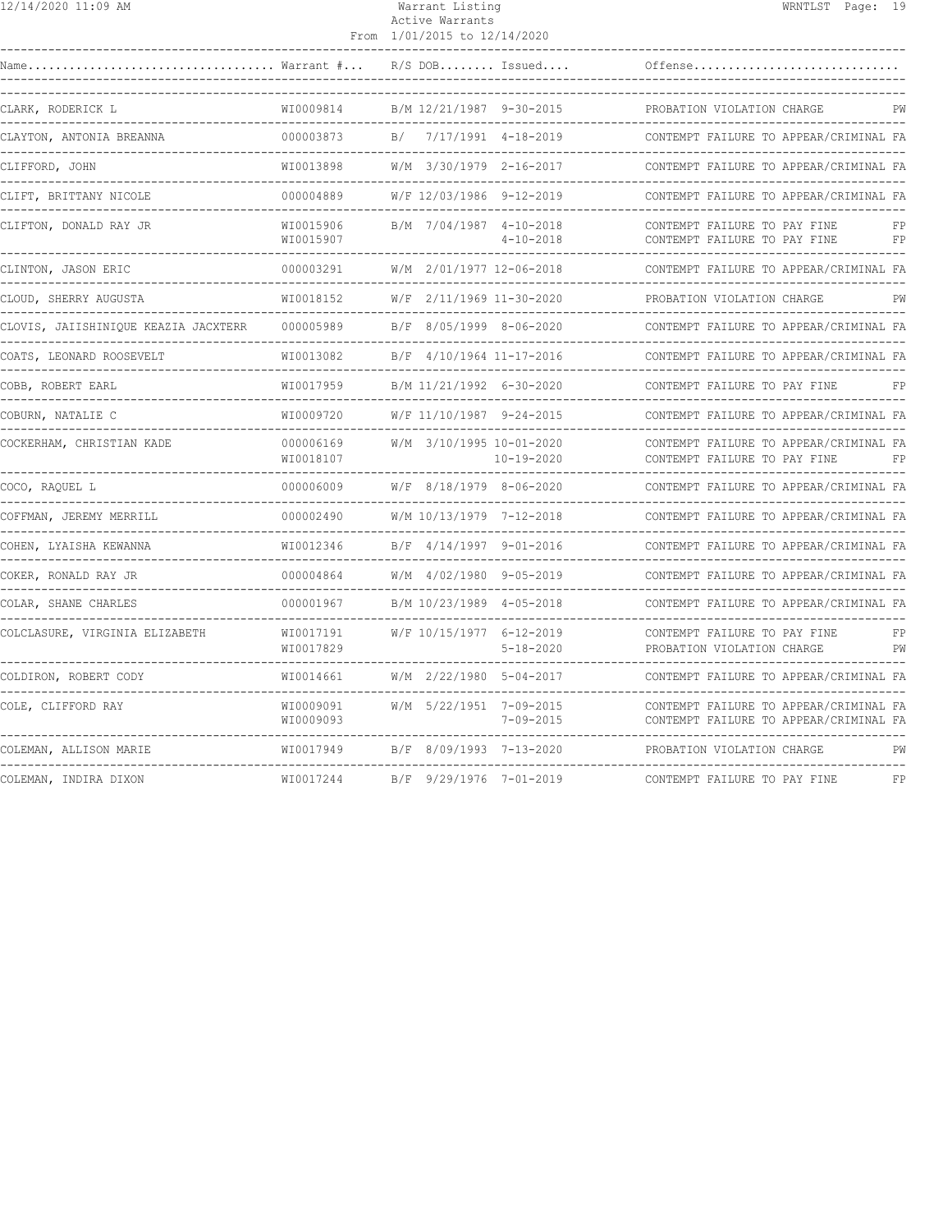| Name | Warrant # | R/S | DOB | Issued | Offense | |
|---|---|---|---|---|---|---|
| CLARK, RODERICK L | WI0009814 | B/M | 12/21/1987 | 9-30-2015 | PROBATION VIOLATION CHARGE | PW |
| CLAYTON, ANTONIA BREANNA | 000003873 | B/ | 7/17/1991 | 4-18-2019 | CONTEMPT FAILURE TO APPEAR/CRIMINAL | FA |
| CLIFFORD, JOHN | WI0013898 | W/M | 3/30/1979 | 2-16-2017 | CONTEMPT FAILURE TO APPEAR/CRIMINAL | FA |
| CLIFT, BRITTANY NICOLE | 000004889 | W/F | 12/03/1986 | 9-12-2019 | CONTEMPT FAILURE TO APPEAR/CRIMINAL | FA |
| CLIFTON, DONALD RAY JR | WI0015906 | B/M | 7/04/1987 | 4-10-2018 | CONTEMPT FAILURE TO PAY FINE | FP |
| | WI0015907 | | | 4-10-2018 | CONTEMPT FAILURE TO PAY FINE | FP |
| CLINTON, JASON ERIC | 000003291 | W/M | 2/01/1977 | 12-06-2018 | CONTEMPT FAILURE TO APPEAR/CRIMINAL | FA |
| CLOUD, SHERRY AUGUSTA | WI0018152 | W/F | 2/11/1969 | 11-30-2020 | PROBATION VIOLATION CHARGE | PW |
| CLOVIS, JAIISHINIQUE KEAZIA JACXTERR | 000005989 | B/F | 8/05/1999 | 8-06-2020 | CONTEMPT FAILURE TO APPEAR/CRIMINAL | FA |
| COATS, LEONARD ROOSEVELT | WI0013082 | B/F | 4/10/1964 | 11-17-2016 | CONTEMPT FAILURE TO APPEAR/CRIMINAL | FA |
| COBB, ROBERT EARL | WI0017959 | B/M | 11/21/1992 | 6-30-2020 | CONTEMPT FAILURE TO PAY FINE | FP |
| COBURN, NATALIE C | WI0009720 | W/F | 11/10/1987 | 9-24-2015 | CONTEMPT FAILURE TO APPEAR/CRIMINAL | FA |
| COCKERHAM, CHRISTIAN KADE | 000006169 | W/M | 3/10/1995 | 10-01-2020 | CONTEMPT FAILURE TO APPEAR/CRIMINAL | FA |
| | WI0018107 | | | 10-19-2020 | CONTEMPT FAILURE TO PAY FINE | FP |
| COCO, RAQUEL L | 000006009 | W/F | 8/18/1979 | 8-06-2020 | CONTEMPT FAILURE TO APPEAR/CRIMINAL | FA |
| COFFMAN, JEREMY MERRILL | 000002490 | W/M | 10/13/1979 | 7-12-2018 | CONTEMPT FAILURE TO APPEAR/CRIMINAL | FA |
| COHEN, LYAISHA KEWANNA | WI0012346 | B/F | 4/14/1997 | 9-01-2016 | CONTEMPT FAILURE TO APPEAR/CRIMINAL | FA |
| COKER, RONALD RAY JR | 000004864 | W/M | 4/02/1980 | 9-05-2019 | CONTEMPT FAILURE TO APPEAR/CRIMINAL | FA |
| COLAR, SHANE CHARLES | 000001967 | B/M | 10/23/1989 | 4-05-2018 | CONTEMPT FAILURE TO APPEAR/CRIMINAL | FA |
| COLCLASURE, VIRGINIA ELIZABETH | WI0017191 | W/F | 10/15/1977 | 6-12-2019 | CONTEMPT FAILURE TO PAY FINE | FP |
| | WI0017829 | | | 5-18-2020 | PROBATION VIOLATION CHARGE | PW |
| COLDIRON, ROBERT CODY | WI0014661 | W/M | 2/22/1980 | 5-04-2017 | CONTEMPT FAILURE TO APPEAR/CRIMINAL | FA |
| COLE, CLIFFORD RAY | WI0009091 | W/M | 5/22/1951 | 7-09-2015 | CONTEMPT FAILURE TO APPEAR/CRIMINAL | FA |
| | WI0009093 | | | 7-09-2015 | CONTEMPT FAILURE TO APPEAR/CRIMINAL | FA |
| COLEMAN, ALLISON MARIE | WI0017949 | B/F | 8/09/1993 | 7-13-2020 | PROBATION VIOLATION CHARGE | PW |
| COLEMAN, INDIRA DIXON | WI0017244 | B/F | 9/29/1976 | 7-01-2019 | CONTEMPT FAILURE TO PAY FINE | FP |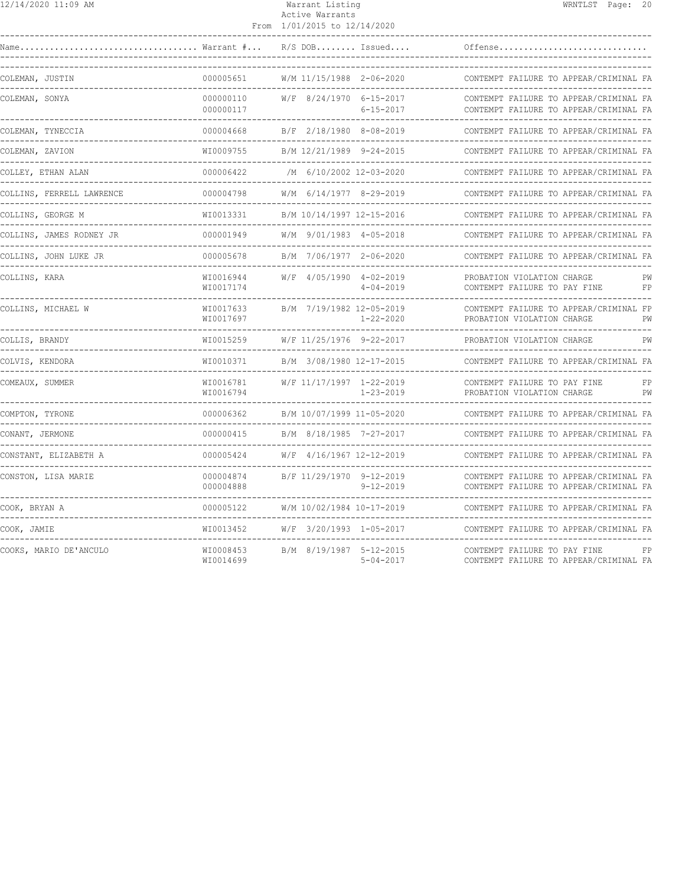Warrant Listing
Active Warrants
From 1/01/2015 to 12/14/2020

| Name | Warrant # | R/S | DOB | Issued | Offense | |
|---|---|---|---|---|---|---|
| COLEMAN, JUSTIN | 000005651 | W/M | 11/15/1988 | 2-06-2020 | CONTEMPT FAILURE TO APPEAR/CRIMINAL | FA |
| COLEMAN, SONYA | 000000110 | W/F | 8/24/1970 | 6-15-2017 | CONTEMPT FAILURE TO APPEAR/CRIMINAL | FA |
| | 000000117 | | | 6-15-2017 | CONTEMPT FAILURE TO APPEAR/CRIMINAL | FA |
| COLEMAN, TYNECCIA | 000004668 | B/F | 2/18/1980 | 8-08-2019 | CONTEMPT FAILURE TO APPEAR/CRIMINAL | FA |
| COLEMAN, ZAVION | WI0009755 | B/M | 12/21/1989 | 9-24-2015 | CONTEMPT FAILURE TO APPEAR/CRIMINAL | FA |
| COLLEY, ETHAN ALAN | 000006422 | /M | 6/10/2002 | 12-03-2020 | CONTEMPT FAILURE TO APPEAR/CRIMINAL | FA |
| COLLINS, FERRELL LAWRENCE | 000004798 | W/M | 6/14/1977 | 8-29-2019 | CONTEMPT FAILURE TO APPEAR/CRIMINAL | FA |
| COLLINS, GEORGE M | WI0013331 | B/M | 10/14/1997 | 12-15-2016 | CONTEMPT FAILURE TO APPEAR/CRIMINAL | FA |
| COLLINS, JAMES RODNEY JR | 000001949 | W/M | 9/01/1983 | 4-05-2018 | CONTEMPT FAILURE TO APPEAR/CRIMINAL | FA |
| COLLINS, JOHN LUKE JR | 000005678 | B/M | 7/06/1977 | 2-06-2020 | CONTEMPT FAILURE TO APPEAR/CRIMINAL | FA |
| COLLINS, KARA | WI0016944 | W/F | 4/05/1990 | 4-02-2019 | PROBATION VIOLATION CHARGE | PW |
| | WI0017174 | | | 4-04-2019 | CONTEMPT FAILURE TO PAY FINE | FP |
| COLLINS, MICHAEL W | WI0017633 | B/M | 7/19/1982 | 12-05-2019 | CONTEMPT FAILURE TO APPEAR/CRIMINAL | FP |
| | WI0017697 | | | 1-22-2020 | PROBATION VIOLATION CHARGE | PW |
| COLLIS, BRANDY | WI0015259 | W/F | 11/25/1976 | 9-22-2017 | PROBATION VIOLATION CHARGE | PW |
| COLVIS, KENDORA | WI0010371 | B/M | 3/08/1980 | 12-17-2015 | CONTEMPT FAILURE TO APPEAR/CRIMINAL | FA |
| COMEAUX, SUMMER | WI0016781 | W/F | 11/17/1997 | 1-22-2019 | CONTEMPT FAILURE TO PAY FINE | FP |
| | WI0016794 | | | 1-23-2019 | PROBATION VIOLATION CHARGE | PW |
| COMPTON, TYRONE | 000006362 | B/M | 10/07/1999 | 11-05-2020 | CONTEMPT FAILURE TO APPEAR/CRIMINAL | FA |
| CONANT, JERMONE | 000000415 | B/M | 8/18/1985 | 7-27-2017 | CONTEMPT FAILURE TO APPEAR/CRIMINAL | FA |
| CONSTANT, ELIZABETH A | 000005424 | W/F | 4/16/1967 | 12-12-2019 | CONTEMPT FAILURE TO APPEAR/CRIMINAL | FA |
| CONSTON, LISA MARIE | 000004874 | B/F | 11/29/1970 | 9-12-2019 | CONTEMPT FAILURE TO APPEAR/CRIMINAL | FA |
| | 000004888 | | | 9-12-2019 | CONTEMPT FAILURE TO APPEAR/CRIMINAL | FA |
| COOK, BRYAN A | 000005122 | W/M | 10/02/1984 | 10-17-2019 | CONTEMPT FAILURE TO APPEAR/CRIMINAL | FA |
| COOK, JAMIE | WI0013452 | W/F | 3/20/1993 | 1-05-2017 | CONTEMPT FAILURE TO APPEAR/CRIMINAL | FA |
| COOKS, MARIO DE'ANCULO | WI0008453 | B/M | 8/19/1987 | 5-12-2015 | CONTEMPT FAILURE TO PAY FINE | FP |
| | WI0014699 | | | 5-04-2017 | CONTEMPT FAILURE TO APPEAR/CRIMINAL | FA |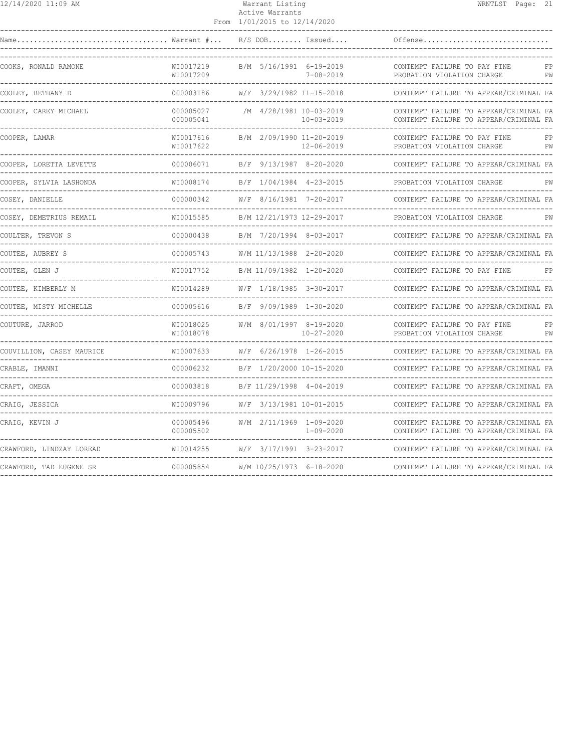Warrant Listing
Active Warrants
From 1/01/2015 to 12/14/2020

| Name | Warrant # | R/S | DOB | Issued | Offense | |
|---|---|---|---|---|---|---|
| COOKS, RONALD RAMONE | WI0017219 | B/M | 5/16/1991 | 6-19-2019 | CONTEMPT FAILURE TO PAY FINE | FP |
| | WI0017209 | | | 7-08-2019 | PROBATION VIOLATION CHARGE | PW |
| COOLEY, BETHANY D | 000003186 | W/F | 3/29/1982 | 11-15-2018 | CONTEMPT FAILURE TO APPEAR/CRIMINAL | FA |
| COOLEY, CAREY MICHAEL | 000005027 | /M | 4/28/1981 | 10-03-2019 | CONTEMPT FAILURE TO APPEAR/CRIMINAL | FA |
| | 000005041 | | | 10-03-2019 | CONTEMPT FAILURE TO APPEAR/CRIMINAL | FA |
| COOPER, LAMAR | WI0017616 | B/M | 2/09/1990 | 11-20-2019 | CONTEMPT FAILURE TO PAY FINE | FP |
| | WI0017622 | | | 12-06-2019 | PROBATION VIOLATION CHARGE | PW |
| COOPER, LORETTA LEVETTE | 000006071 | B/F | 9/13/1987 | 8-20-2020 | CONTEMPT FAILURE TO APPEAR/CRIMINAL | FA |
| COOPER, SYLVIA LASHONDA | WI0008174 | B/F | 1/04/1984 | 4-23-2015 | PROBATION VIOLATION CHARGE | PW |
| COSEY, DANIELLE | 000000342 | W/F | 8/16/1981 | 7-20-2017 | CONTEMPT FAILURE TO APPEAR/CRIMINAL | FA |
| COSEY, DEMETRIUS REMAIL | WI0015585 | B/M | 12/21/1973 | 12-29-2017 | PROBATION VIOLATION CHARGE | PW |
| COULTER, TREVON S | 000000438 | B/M | 7/20/1994 | 8-03-2017 | CONTEMPT FAILURE TO APPEAR/CRIMINAL | FA |
| COUTEE, AUBREY S | 000005743 | W/M | 11/13/1988 | 2-20-2020 | CONTEMPT FAILURE TO APPEAR/CRIMINAL | FA |
| COUTEE, GLEN J | WI0017752 | B/M | 11/09/1982 | 1-20-2020 | CONTEMPT FAILURE TO PAY FINE | FP |
| COUTEE, KIMBERLY M | WI0014289 | W/F | 1/18/1985 | 3-30-2017 | CONTEMPT FAILURE TO APPEAR/CRIMINAL | FA |
| COUTEE, MISTY MICHELLE | 000005616 | B/F | 9/09/1989 | 1-30-2020 | CONTEMPT FAILURE TO APPEAR/CRIMINAL | FA |
| COUTURE, JARROD | WI0018025 | W/M | 8/01/1997 | 8-19-2020 | CONTEMPT FAILURE TO PAY FINE | FP |
| | WI0018078 | | | 10-27-2020 | PROBATION VIOLATION CHARGE | PW |
| COUVILLION, CASEY MAURICE | WI0007633 | W/F | 6/26/1978 | 1-26-2015 | CONTEMPT FAILURE TO APPEAR/CRIMINAL | FA |
| CRABLE, IMANNI | 000006232 | B/F | 1/20/2000 | 10-15-2020 | CONTEMPT FAILURE TO APPEAR/CRIMINAL | FA |
| CRAFT, OMEGA | 000003818 | B/F | 11/29/1998 | 4-04-2019 | CONTEMPT FAILURE TO APPEAR/CRIMINAL | FA |
| CRAIG, JESSICA | WI0009796 | W/F | 3/13/1981 | 10-01-2015 | CONTEMPT FAILURE TO APPEAR/CRIMINAL | FA |
| CRAIG, KEVIN J | 000005496 | W/M | 2/11/1969 | 1-09-2020 | CONTEMPT FAILURE TO APPEAR/CRIMINAL | FA |
| | 000005502 | | | 1-09-2020 | CONTEMPT FAILURE TO APPEAR/CRIMINAL | FA |
| CRAWFORD, LINDZAY LOREAD | WI0014255 | W/F | 3/17/1991 | 3-23-2017 | CONTEMPT FAILURE TO APPEAR/CRIMINAL | FA |
| CRAWFORD, TAD EUGENE SR | 000005854 | W/M | 10/25/1973 | 6-18-2020 | CONTEMPT FAILURE TO APPEAR/CRIMINAL | FA |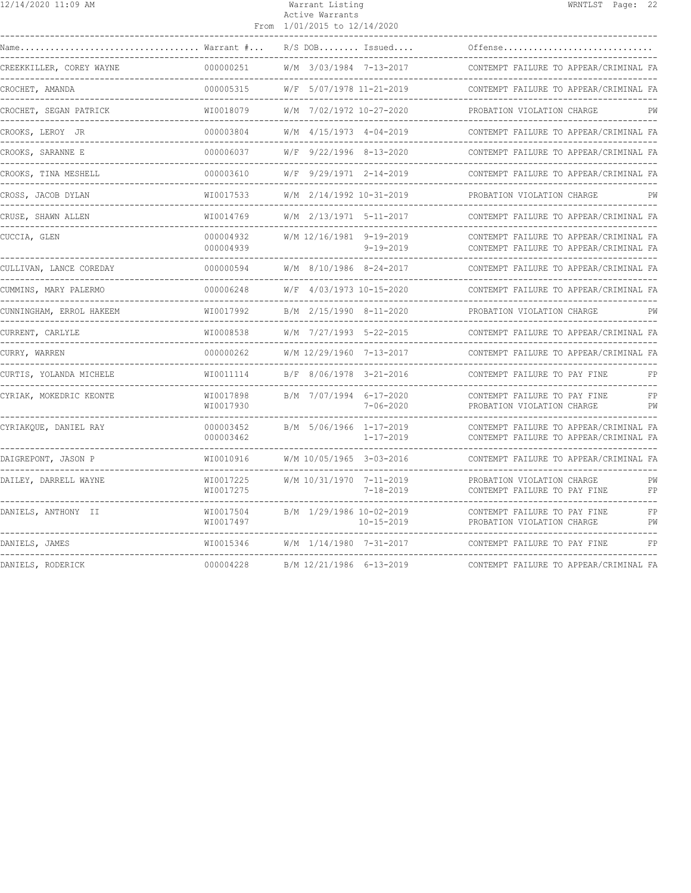| Name | Warrant # | R/S | DOB | Issued | Offense | |
|---|---|---|---|---|---|---|
| CREEKKILLER, COREY WAYNE | 000000251 | W/M | 3/03/1984 | 7-13-2017 | CONTEMPT FAILURE TO APPEAR/CRIMINAL | FA |
| CROCHET, AMANDA | 000005315 | W/F | 5/07/1978 | 11-21-2019 | CONTEMPT FAILURE TO APPEAR/CRIMINAL | FA |
| CROCHET, SEGAN PATRICK | WI0018079 | W/M | 7/02/1972 | 10-27-2020 | PROBATION VIOLATION CHARGE | PW |
| CROOKS, LEROY JR | 000003804 | W/M | 4/15/1973 | 4-04-2019 | CONTEMPT FAILURE TO APPEAR/CRIMINAL | FA |
| CROOKS, SARANNE E | 000006037 | W/F | 9/22/1996 | 8-13-2020 | CONTEMPT FAILURE TO APPEAR/CRIMINAL | FA |
| CROOKS, TINA MESHELL | 000003610 | W/F | 9/29/1971 | 2-14-2019 | CONTEMPT FAILURE TO APPEAR/CRIMINAL | FA |
| CROSS, JACOB DYLAN | WI0017533 | W/M | 2/14/1992 | 10-31-2019 | PROBATION VIOLATION CHARGE | PW |
| CRUSE, SHAWN ALLEN | WI0014769 | W/M | 2/13/1971 | 5-11-2017 | CONTEMPT FAILURE TO APPEAR/CRIMINAL | FA |
| CUCCIA, GLEN | 000004932 | W/M | 12/16/1981 | 9-19-2019 | CONTEMPT FAILURE TO APPEAR/CRIMINAL | FA |
| | 000004939 | | | 9-19-2019 | CONTEMPT FAILURE TO APPEAR/CRIMINAL | FA |
| CULLIVAN, LANCE COREDAY | 000000594 | W/M | 8/10/1986 | 8-24-2017 | CONTEMPT FAILURE TO APPEAR/CRIMINAL | FA |
| CUMMINS, MARY PALERMO | 000006248 | W/F | 4/03/1973 | 10-15-2020 | CONTEMPT FAILURE TO APPEAR/CRIMINAL | FA |
| CUNNINGHAM, ERROL HAKEEM | WI0017992 | B/M | 2/15/1990 | 8-11-2020 | PROBATION VIOLATION CHARGE | PW |
| CURRENT, CARLYLE | WI0008538 | W/M | 7/27/1993 | 5-22-2015 | CONTEMPT FAILURE TO APPEAR/CRIMINAL | FA |
| CURRY, WARREN | 000000262 | W/M | 12/29/1960 | 7-13-2017 | CONTEMPT FAILURE TO APPEAR/CRIMINAL | FA |
| CURTIS, YOLANDA MICHELE | WI0011114 | B/F | 8/06/1978 | 3-21-2016 | CONTEMPT FAILURE TO PAY FINE | FP |
| CYRIAK, MOKEDRIC KEONTE | WI0017898 | B/M | 7/07/1994 | 6-17-2020 | CONTEMPT FAILURE TO PAY FINE | FP |
| | WI0017930 | | | 7-06-2020 | PROBATION VIOLATION CHARGE | PW |
| CYRIAKQUE, DANIEL RAY | 000003452 | B/M | 5/06/1966 | 1-17-2019 | CONTEMPT FAILURE TO APPEAR/CRIMINAL | FA |
| | 000003462 | | | 1-17-2019 | CONTEMPT FAILURE TO APPEAR/CRIMINAL | FA |
| DAIGREPONT, JASON P | WI0010916 | W/M | 10/05/1965 | 3-03-2016 | CONTEMPT FAILURE TO APPEAR/CRIMINAL | FA |
| DAILEY, DARRELL WAYNE | WI0017225 | W/M | 10/31/1970 | 7-11-2019 | PROBATION VIOLATION CHARGE | PW |
| | WI0017275 | | | 7-18-2019 | CONTEMPT FAILURE TO PAY FINE | FP |
| DANIELS, ANTHONY II | WI0017504 | B/M | 1/29/1986 | 10-02-2019 | CONTEMPT FAILURE TO PAY FINE | FP |
| | WI0017497 | | | 10-15-2019 | PROBATION VIOLATION CHARGE | PW |
| DANIELS, JAMES | WI0015346 | W/M | 1/14/1980 | 7-31-2017 | CONTEMPT FAILURE TO PAY FINE | FP |
| DANIELS, RODERICK | 000004228 | B/M | 12/21/1986 | 6-13-2019 | CONTEMPT FAILURE TO APPEAR/CRIMINAL | FA |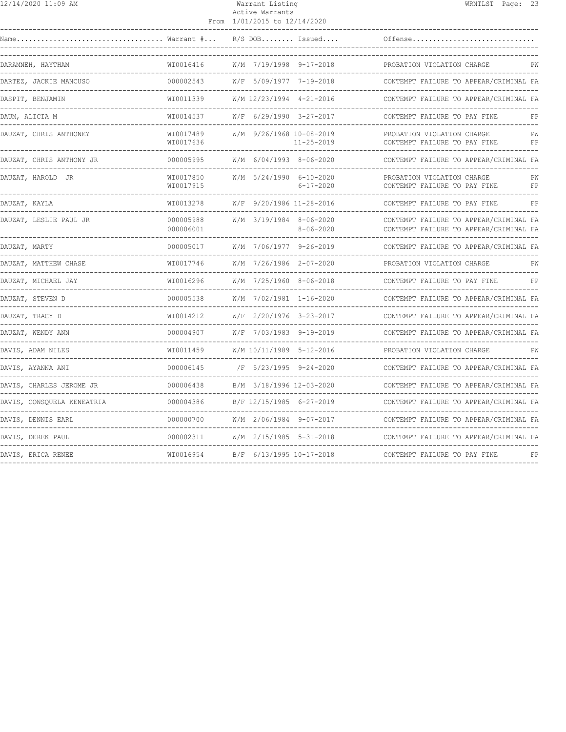| Name | Warrant # | R/S | DOB | Issued | Offense | |
|---|---|---|---|---|---|---|
| DARAMNEH, HAYTHAM | WI0016416 | W/M | 7/19/1998 | 9-17-2018 | PROBATION VIOLATION CHARGE | PW |
| DARTEZ, JACKIE MANCUSO | 000002543 | W/F | 5/09/1977 | 7-19-2018 | CONTEMPT FAILURE TO APPEAR/CRIMINAL | FA |
| DASPIT, BENJAMIN | WI0011339 | W/M | 12/23/1994 | 4-21-2016 | CONTEMPT FAILURE TO APPEAR/CRIMINAL | FA |
| DAUM, ALICIA M | WI0014537 | W/F | 6/29/1990 | 3-27-2017 | CONTEMPT FAILURE TO PAY FINE | FP |
| DAUZAT, CHRIS ANTHONEY | WI0017489 | W/M | 9/26/1968 | 10-08-2019 | PROBATION VIOLATION CHARGE | PW |
| | WI0017636 | | | 11-25-2019 | CONTEMPT FAILURE TO PAY FINE | FP |
| DAUZAT, CHRIS ANTHONY JR | 000005995 | W/M | 6/04/1993 | 8-06-2020 | CONTEMPT FAILURE TO APPEAR/CRIMINAL | FA |
| DAUZAT, HAROLD JR | WI0017850 | W/M | 5/24/1990 | 6-10-2020 | PROBATION VIOLATION CHARGE | PW |
| | WI0017915 | | | 6-17-2020 | CONTEMPT FAILURE TO PAY FINE | FP |
| DAUZAT, KAYLA | WI0013278 | W/F | 9/20/1986 | 11-28-2016 | CONTEMPT FAILURE TO PAY FINE | FP |
| DAUZAT, LESLIE PAUL JR | 000005988 | W/M | 3/19/1984 | 8-06-2020 | CONTEMPT FAILURE TO APPEAR/CRIMINAL | FA |
| | 000006001 | | | 8-06-2020 | CONTEMPT FAILURE TO APPEAR/CRIMINAL | FA |
| DAUZAT, MARTY | 000005017 | W/M | 7/06/1977 | 9-26-2019 | CONTEMPT FAILURE TO APPEAR/CRIMINAL | FA |
| DAUZAT, MATTHEW CHASE | WI0017746 | W/M | 7/26/1986 | 2-07-2020 | PROBATION VIOLATION CHARGE | PW |
| DAUZAT, MICHAEL JAY | WI0016296 | W/M | 7/25/1960 | 8-06-2018 | CONTEMPT FAILURE TO PAY FINE | FP |
| DAUZAT, STEVEN D | 000005538 | W/M | 7/02/1981 | 1-16-2020 | CONTEMPT FAILURE TO APPEAR/CRIMINAL | FA |
| DAUZAT, TRACY D | WI0014212 | W/F | 2/20/1976 | 3-23-2017 | CONTEMPT FAILURE TO APPEAR/CRIMINAL | FA |
| DAUZAT, WENDY ANN | 000004907 | W/F | 7/03/1983 | 9-19-2019 | CONTEMPT FAILURE TO APPEAR/CRIMINAL | FA |
| DAVIS, ADAM NILES | WI0011459 | W/M | 10/11/1989 | 5-12-2016 | PROBATION VIOLATION CHARGE | PW |
| DAVIS, AYANNA ANI | 000006145 | /F | 5/23/1995 | 9-24-2020 | CONTEMPT FAILURE TO APPEAR/CRIMINAL | FA |
| DAVIS, CHARLES JEROME JR | 000006438 | B/M | 3/18/1996 | 12-03-2020 | CONTEMPT FAILURE TO APPEAR/CRIMINAL | FA |
| DAVIS, CONSQUELA KENEATRIA | 000004386 | B/F | 12/15/1985 | 6-27-2019 | CONTEMPT FAILURE TO APPEAR/CRIMINAL | FA |
| DAVIS, DENNIS EARL | 000000700 | W/M | 2/06/1984 | 9-07-2017 | CONTEMPT FAILURE TO APPEAR/CRIMINAL | FA |
| DAVIS, DEREK PAUL | 000002311 | W/M | 2/15/1985 | 5-31-2018 | CONTEMPT FAILURE TO APPEAR/CRIMINAL | FA |
| DAVIS, ERICA RENEE | WI0016954 | B/F | 6/13/1995 | 10-17-2018 | CONTEMPT FAILURE TO PAY FINE | FP |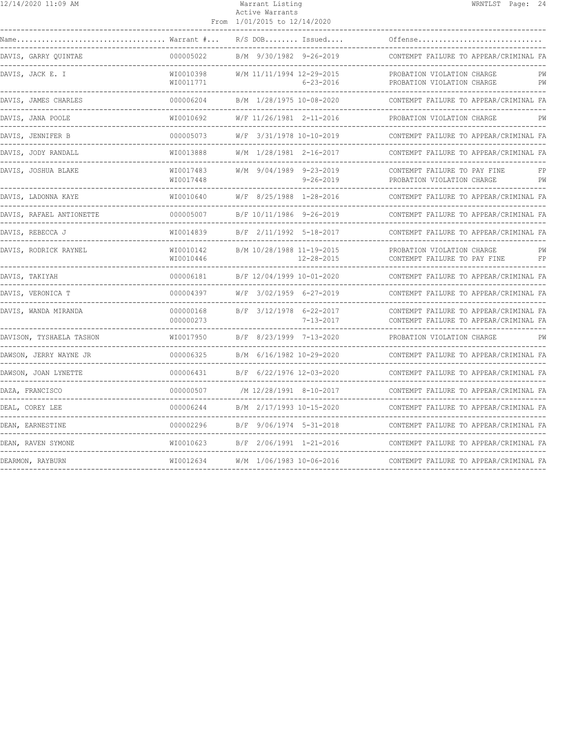Warrant Listing
Active Warrants
From 1/01/2015 to 12/14/2020

| Name | Warrant # | R/S | DOB | Issued | Offense | |
|---|---|---|---|---|---|---|
| DAVIS, GARRY QUINTAE | 000005022 | B/M | 9/30/1982 | 9-26-2019 | CONTEMPT FAILURE TO APPEAR/CRIMINAL | FA |
| DAVIS, JACK E. I | WI0010398 | W/M | 11/11/1994 | 12-29-2015 | PROBATION VIOLATION CHARGE | PW |
| | WI0011771 | | | 6-23-2016 | PROBATION VIOLATION CHARGE | PW |
| DAVIS, JAMES CHARLES | 000006204 | B/M | 1/28/1975 | 10-08-2020 | CONTEMPT FAILURE TO APPEAR/CRIMINAL | FA |
| DAVIS, JANA POOLE | WI0010692 | W/F | 11/26/1981 | 2-11-2016 | PROBATION VIOLATION CHARGE | PW |
| DAVIS, JENNIFER B | 000005073 | W/F | 3/31/1978 | 10-10-2019 | CONTEMPT FAILURE TO APPEAR/CRIMINAL | FA |
| DAVIS, JODY RANDALL | WI0013888 | W/M | 1/28/1981 | 2-16-2017 | CONTEMPT FAILURE TO APPEAR/CRIMINAL | FA |
| DAVIS, JOSHUA BLAKE | WI0017483 | W/M | 9/04/1989 | 9-23-2019 | CONTEMPT FAILURE TO PAY FINE | FP |
| | WI0017448 | | | 9-26-2019 | PROBATION VIOLATION CHARGE | PW |
| DAVIS, LADONNA KAYE | WI0010640 | W/F | 8/25/1988 | 1-28-2016 | CONTEMPT FAILURE TO APPEAR/CRIMINAL | FA |
| DAVIS, RAFAEL ANTIONETTE | 000005007 | B/F | 10/11/1986 | 9-26-2019 | CONTEMPT FAILURE TO APPEAR/CRIMINAL | FA |
| DAVIS, REBECCA J | WI0014839 | B/F | 2/11/1992 | 5-18-2017 | CONTEMPT FAILURE TO APPEAR/CRIMINAL | FA |
| DAVIS, RODRICK RAYNEL | WI0010142 | B/M | 10/28/1988 | 11-19-2015 | PROBATION VIOLATION CHARGE | PW |
| | WI0010446 | | | 12-28-2015 | CONTEMPT FAILURE TO PAY FINE | FP |
| DAVIS, TAKIYAH | 000006181 | B/F | 12/04/1999 | 10-01-2020 | CONTEMPT FAILURE TO APPEAR/CRIMINAL | FA |
| DAVIS, VERONICA T | 000004397 | W/F | 3/02/1959 | 6-27-2019 | CONTEMPT FAILURE TO APPEAR/CRIMINAL | FA |
| DAVIS, WANDA MIRANDA | 000000168 | B/F | 3/12/1978 | 6-22-2017 | CONTEMPT FAILURE TO APPEAR/CRIMINAL | FA |
| | 000000273 | | | 7-13-2017 | CONTEMPT FAILURE TO APPEAR/CRIMINAL | FA |
| DAVISON, TYSHAELA TASHON | WI0017950 | B/F | 8/23/1999 | 7-13-2020 | PROBATION VIOLATION CHARGE | PW |
| DAWSON, JERRY WAYNE JR | 000006325 | B/M | 6/16/1982 | 10-29-2020 | CONTEMPT FAILURE TO APPEAR/CRIMINAL | FA |
| DAWSON, JOAN LYNETTE | 000006431 | B/F | 6/22/1976 | 12-03-2020 | CONTEMPT FAILURE TO APPEAR/CRIMINAL | FA |
| DAZA, FRANCISCO | 000000507 | /M | 12/28/1991 | 8-10-2017 | CONTEMPT FAILURE TO APPEAR/CRIMINAL | FA |
| DEAL, COREY LEE | 000006244 | B/M | 2/17/1993 | 10-15-2020 | CONTEMPT FAILURE TO APPEAR/CRIMINAL | FA |
| DEAN, EARNESTINE | 000002296 | B/F | 9/06/1974 | 5-31-2018 | CONTEMPT FAILURE TO APPEAR/CRIMINAL | FA |
| DEAN, RAVEN SYMONE | WI0010623 | B/F | 2/06/1991 | 1-21-2016 | CONTEMPT FAILURE TO APPEAR/CRIMINAL | FA |
| DEARMON, RAYBURN | WI0012634 | W/M | 1/06/1983 | 10-06-2016 | CONTEMPT FAILURE TO APPEAR/CRIMINAL | FA |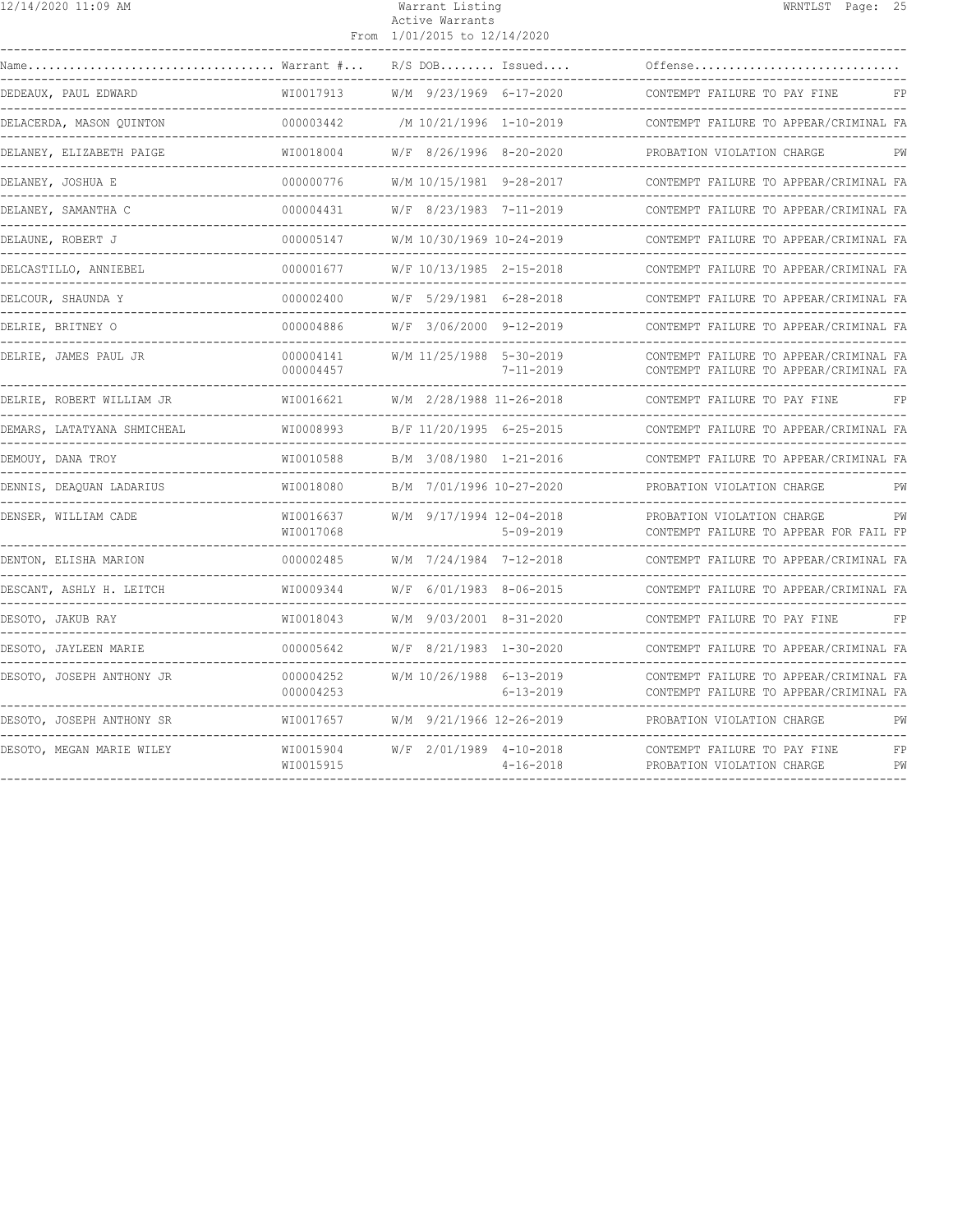| Name | Warrant # | R/S | DOB | Issued | Offense | |
|---|---|---|---|---|---|---|
| DEDEAUX, PAUL EDWARD | WI0017913 | W/M | 9/23/1969 | 6-17-2020 | CONTEMPT FAILURE TO PAY FINE | FP |
| DELACERDA, MASON QUINTON | 000003442 | /M | 10/21/1996 | 1-10-2019 | CONTEMPT FAILURE TO APPEAR/CRIMINAL | FA |
| DELANEY, ELIZABETH PAIGE | WI0018004 | W/F | 8/26/1996 | 8-20-2020 | PROBATION VIOLATION CHARGE | PW |
| DELANEY, JOSHUA E | 000000776 | W/M | 10/15/1981 | 9-28-2017 | CONTEMPT FAILURE TO APPEAR/CRIMINAL | FA |
| DELANEY, SAMANTHA C | 000004431 | W/F | 8/23/1983 | 7-11-2019 | CONTEMPT FAILURE TO APPEAR/CRIMINAL | FA |
| DELAUNE, ROBERT J | 000005147 | W/M | 10/30/1969 | 10-24-2019 | CONTEMPT FAILURE TO APPEAR/CRIMINAL | FA |
| DELCASTILLO, ANNIEBEL | 000001677 | W/F | 10/13/1985 | 2-15-2018 | CONTEMPT FAILURE TO APPEAR/CRIMINAL | FA |
| DELCOUR, SHAUNDA Y | 000002400 | W/F | 5/29/1981 | 6-28-2018 | CONTEMPT FAILURE TO APPEAR/CRIMINAL | FA |
| DELRIE, BRITNEY O | 000004886 | W/F | 3/06/2000 | 9-12-2019 | CONTEMPT FAILURE TO APPEAR/CRIMINAL | FA |
| DELRIE, JAMES PAUL JR | 000004141 | W/M | 11/25/1988 | 5-30-2019 | CONTEMPT FAILURE TO APPEAR/CRIMINAL | FA |
| | 000004457 | | | 7-11-2019 | CONTEMPT FAILURE TO APPEAR/CRIMINAL | FA |
| DELRIE, ROBERT WILLIAM JR | WI0016621 | W/M | 2/28/1988 | 11-26-2018 | CONTEMPT FAILURE TO PAY FINE | FP |
| DEMARS, LATATYANA SHMICHEAL | WI0008993 | B/F | 11/20/1995 | 6-25-2015 | CONTEMPT FAILURE TO APPEAR/CRIMINAL | FA |
| DEMOUY, DANA TROY | WI0010588 | B/M | 3/08/1980 | 1-21-2016 | CONTEMPT FAILURE TO APPEAR/CRIMINAL | FA |
| DENNIS, DEAQUAN LADARIUS | WI0018080 | B/M | 7/01/1996 | 10-27-2020 | PROBATION VIOLATION CHARGE | PW |
| DENSER, WILLIAM CADE | WI0016637 | W/M | 9/17/1994 | 12-04-2018 | PROBATION VIOLATION CHARGE | PW |
| | WI0017068 | | | 5-09-2019 | CONTEMPT FAILURE TO APPEAR FOR FAIL | FP |
| DENTON, ELISHA MARION | 000002485 | W/M | 7/24/1984 | 7-12-2018 | CONTEMPT FAILURE TO APPEAR/CRIMINAL | FA |
| DESCANT, ASHLY H. LEITCH | WI0009344 | W/F | 6/01/1983 | 8-06-2015 | CONTEMPT FAILURE TO APPEAR/CRIMINAL | FA |
| DESOTO, JAKUB RAY | WI0018043 | W/M | 9/03/2001 | 8-31-2020 | CONTEMPT FAILURE TO PAY FINE | FP |
| DESOTO, JAYLEEN MARIE | 000005642 | W/F | 8/21/1983 | 1-30-2020 | CONTEMPT FAILURE TO APPEAR/CRIMINAL | FA |
| DESOTO, JOSEPH ANTHONY JR | 000004252 | W/M | 10/26/1988 | 6-13-2019 | CONTEMPT FAILURE TO APPEAR/CRIMINAL | FA |
| | 000004253 | | | 6-13-2019 | CONTEMPT FAILURE TO APPEAR/CRIMINAL | FA |
| DESOTO, JOSEPH ANTHONY SR | WI0017657 | W/M | 9/21/1966 | 12-26-2019 | PROBATION VIOLATION CHARGE | PW |
| DESOTO, MEGAN MARIE WILEY | WI0015904 | W/F | 2/01/1989 | 4-10-2018 | CONTEMPT FAILURE TO PAY FINE | FP |
| | WI0015915 | | | 4-16-2018 | PROBATION VIOLATION CHARGE | PW |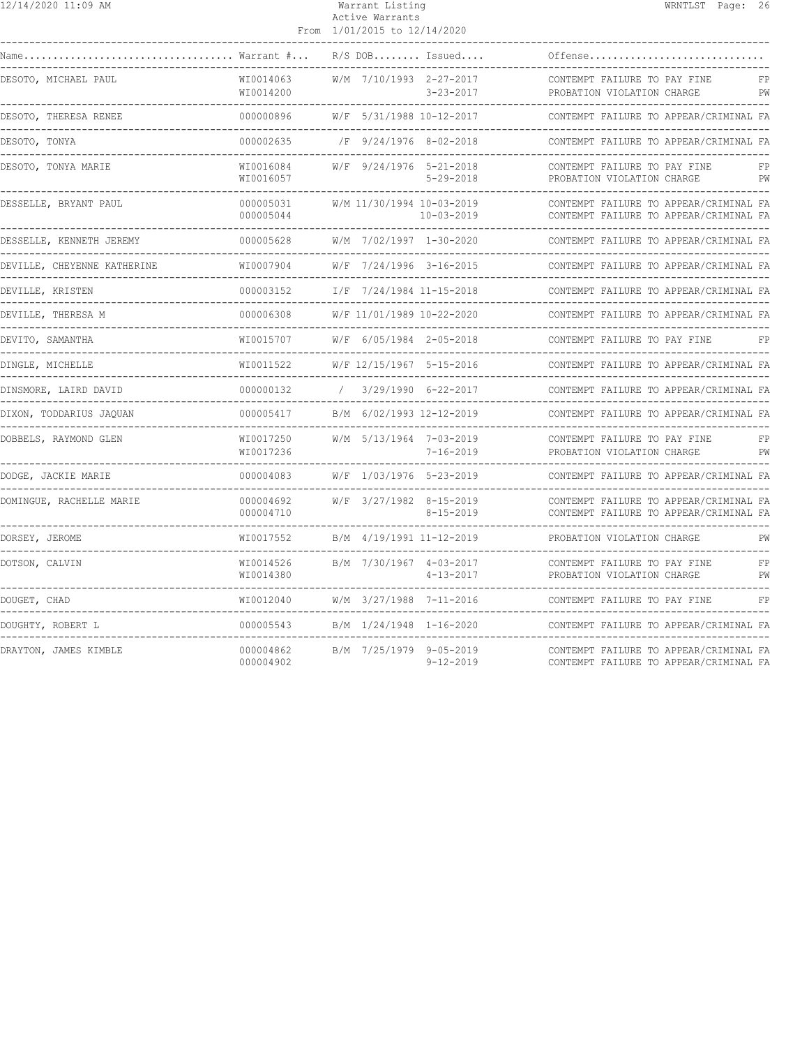| Name | Warrant # | R/S | DOB | Issued | Offense | |
|---|---|---|---|---|---|---|
| DESOTO, MICHAEL PAUL | WI0014063 | W/M | 7/10/1993 | 2-27-2017 | CONTEMPT FAILURE TO PAY FINE | FP |
| | WI0014200 | | | 3-23-2017 | PROBATION VIOLATION CHARGE | PW |
| DESOTO, THERESA RENEE | 000000896 | W/F | 5/31/1988 | 10-12-2017 | CONTEMPT FAILURE TO APPEAR/CRIMINAL | FA |
| DESOTO, TONYA | 000002635 | /F | 9/24/1976 | 8-02-2018 | CONTEMPT FAILURE TO APPEAR/CRIMINAL | FA |
| DESOTO, TONYA MARIE | WI0016084 | W/F | 9/24/1976 | 5-21-2018 | CONTEMPT FAILURE TO PAY FINE | FP |
| | WI0016057 | | | 5-29-2018 | PROBATION VIOLATION CHARGE | PW |
| DESSELLE, BRYANT PAUL | 000005031 | W/M | 11/30/1994 | 10-03-2019 | CONTEMPT FAILURE TO APPEAR/CRIMINAL | FA |
| | 000005044 | | | 10-03-2019 | CONTEMPT FAILURE TO APPEAR/CRIMINAL | FA |
| DESSELLE, KENNETH JEREMY | 000005628 | W/M | 7/02/1997 | 1-30-2020 | CONTEMPT FAILURE TO APPEAR/CRIMINAL | FA |
| DEVILLE, CHEYENNE KATHERINE | WI0007904 | W/F | 7/24/1996 | 3-16-2015 | CONTEMPT FAILURE TO APPEAR/CRIMINAL | FA |
| DEVILLE, KRISTEN | 000003152 | I/F | 7/24/1984 | 11-15-2018 | CONTEMPT FAILURE TO APPEAR/CRIMINAL | FA |
| DEVILLE, THERESA M | 000006308 | W/F | 11/01/1989 | 10-22-2020 | CONTEMPT FAILURE TO APPEAR/CRIMINAL | FA |
| DEVITO, SAMANTHA | WI0015707 | W/F | 6/05/1984 | 2-05-2018 | CONTEMPT FAILURE TO PAY FINE | FP |
| DINGLE, MICHELLE | WI0011522 | W/F | 12/15/1967 | 5-15-2016 | CONTEMPT FAILURE TO APPEAR/CRIMINAL | FA |
| DINSMORE, LAIRD DAVID | 000000132 | / | 3/29/1990 | 6-22-2017 | CONTEMPT FAILURE TO APPEAR/CRIMINAL | FA |
| DIXON, TODDARIUS JAQUAN | 000005417 | B/M | 6/02/1993 | 12-12-2019 | CONTEMPT FAILURE TO APPEAR/CRIMINAL | FA |
| DOBBELS, RAYMOND GLEN | WI0017250 | W/M | 5/13/1964 | 7-03-2019 | CONTEMPT FAILURE TO PAY FINE | FP |
| | WI0017236 | | | 7-16-2019 | PROBATION VIOLATION CHARGE | PW |
| DODGE, JACKIE MARIE | 000004083 | W/F | 1/03/1976 | 5-23-2019 | CONTEMPT FAILURE TO APPEAR/CRIMINAL | FA |
| DOMINGUE, RACHELLE MARIE | 000004692 | W/F | 3/27/1982 | 8-15-2019 | CONTEMPT FAILURE TO APPEAR/CRIMINAL | FA |
| | 000004710 | | | 8-15-2019 | CONTEMPT FAILURE TO APPEAR/CRIMINAL | FA |
| DORSEY, JEROME | WI0017552 | B/M | 4/19/1991 | 11-12-2019 | PROBATION VIOLATION CHARGE | PW |
| DOTSON, CALVIN | WI0014526 | B/M | 7/30/1967 | 4-03-2017 | CONTEMPT FAILURE TO PAY FINE | FP |
| | WI0014380 | | | 4-13-2017 | PROBATION VIOLATION CHARGE | PW |
| DOUGET, CHAD | WI0012040 | W/M | 3/27/1988 | 7-11-2016 | CONTEMPT FAILURE TO PAY FINE | FP |
| DOUGHTY, ROBERT L | 000005543 | B/M | 1/24/1948 | 1-16-2020 | CONTEMPT FAILURE TO APPEAR/CRIMINAL | FA |
| DRAYTON, JAMES KIMBLE | 000004862 | B/M | 7/25/1979 | 9-05-2019 | CONTEMPT FAILURE TO APPEAR/CRIMINAL | FA |
| | 000004902 | | | 9-12-2019 | CONTEMPT FAILURE TO APPEAR/CRIMINAL | FA |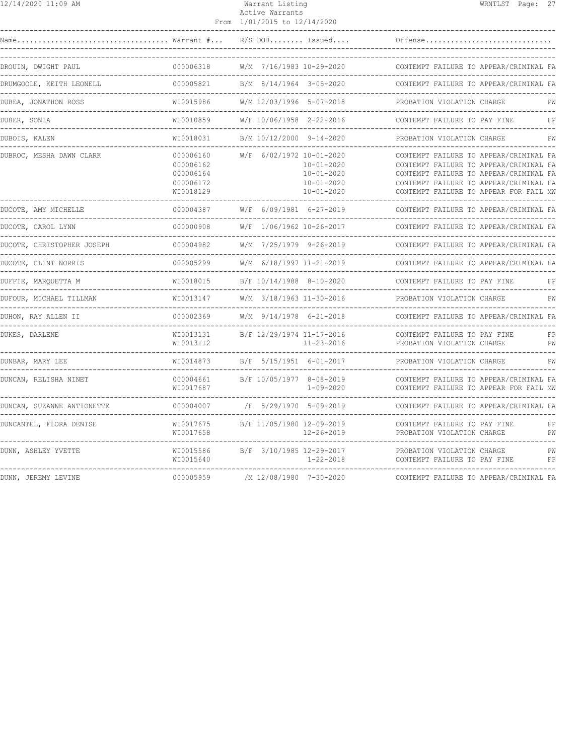| Name | Warrant # | R/S | DOB | Issued | Offense | |
|---|---|---|---|---|---|---|
| DROUIN, DWIGHT PAUL | 000006318 | W/M | 7/16/1983 | 10-29-2020 | CONTEMPT FAILURE TO APPEAR/CRIMINAL | FA |
| DRUMGOOLE, KEITH LEONELL | 000005821 | B/M | 8/14/1964 | 3-05-2020 | CONTEMPT FAILURE TO APPEAR/CRIMINAL | FA |
| DUBEA, JONATHON ROSS | WI0015986 | W/M | 12/03/1996 | 5-07-2018 | PROBATION VIOLATION CHARGE | PW |
| DUBER, SONIA | WI0010859 | W/F | 10/06/1958 | 2-22-2016 | CONTEMPT FAILURE TO PAY FINE | FP |
| DUBOIS, KALEN | WI0018031 | B/M | 10/12/2000 | 9-14-2020 | PROBATION VIOLATION CHARGE | PW |
| DUBROC, MESHA DAWN CLARK | 000006160 | W/F | 6/02/1972 | 10-01-2020 | CONTEMPT FAILURE TO APPEAR/CRIMINAL | FA |
| | 000006162 | | | 10-01-2020 | CONTEMPT FAILURE TO APPEAR/CRIMINAL | FA |
| | 000006164 | | | 10-01-2020 | CONTEMPT FAILURE TO APPEAR/CRIMINAL | FA |
| | 000006172 | | | 10-01-2020 | CONTEMPT FAILURE TO APPEAR/CRIMINAL | FA |
| | WI0018129 | | | 10-01-2020 | CONTEMPT FAILURE TO APPEAR FOR FAIL | MW |
| DUCOTE, AMY MICHELLE | 000004387 | W/F | 6/09/1981 | 6-27-2019 | CONTEMPT FAILURE TO APPEAR/CRIMINAL | FA |
| DUCOTE, CAROL LYNN | 000000908 | W/F | 1/06/1962 | 10-26-2017 | CONTEMPT FAILURE TO APPEAR/CRIMINAL | FA |
| DUCOTE, CHRISTOPHER JOSEPH | 000004982 | W/M | 7/25/1979 | 9-26-2019 | CONTEMPT FAILURE TO APPEAR/CRIMINAL | FA |
| DUCOTE, CLINT NORRIS | 000005299 | W/M | 6/18/1997 | 11-21-2019 | CONTEMPT FAILURE TO APPEAR/CRIMINAL | FA |
| DUFFIE, MARQUETTA M | WI0018015 | B/F | 10/14/1988 | 8-10-2020 | CONTEMPT FAILURE TO PAY FINE | FP |
| DUFOUR, MICHAEL TILLMAN | WI0013147 | W/M | 3/18/1963 | 11-30-2016 | PROBATION VIOLATION CHARGE | PW |
| DUHON, RAY ALLEN II | 000002369 | W/M | 9/14/1978 | 6-21-2018 | CONTEMPT FAILURE TO APPEAR/CRIMINAL | FA |
| DUKES, DARLENE | WI0013131 | B/F | 12/29/1974 | 11-17-2016 | CONTEMPT FAILURE TO PAY FINE | FP |
| | WI0013112 | | | 11-23-2016 | PROBATION VIOLATION CHARGE | PW |
| DUNBAR, MARY LEE | WI0014873 | B/F | 5/15/1951 | 6-01-2017 | PROBATION VIOLATION CHARGE | PW |
| DUNCAN, RELISHA NINET | 000004661 | B/F | 10/05/1977 | 8-08-2019 | CONTEMPT FAILURE TO APPEAR/CRIMINAL | FA |
| | WI0017687 | | | 1-09-2020 | CONTEMPT FAILURE TO APPEAR FOR FAIL | MW |
| DUNCAN, SUZANNE ANTIONETTE | 000004007 | /F | 5/29/1970 | 5-09-2019 | CONTEMPT FAILURE TO APPEAR/CRIMINAL | FA |
| DUNCANTEL, FLORA DENISE | WI0017675 | B/F | 11/05/1980 | 12-09-2019 | CONTEMPT FAILURE TO PAY FINE | FP |
| | WI0017658 | | | 12-26-2019 | PROBATION VIOLATION CHARGE | PW |
| DUNN, ASHLEY YVETTE | WI0015586 | B/F | 3/10/1985 | 12-29-2017 | PROBATION VIOLATION CHARGE | PW |
| | WI0015640 | | | 1-22-2018 | CONTEMPT FAILURE TO PAY FINE | FP |
| DUNN, JEREMY LEVINE | 000005959 | /M | 12/08/1980 | 7-30-2020 | CONTEMPT FAILURE TO APPEAR/CRIMINAL | FA |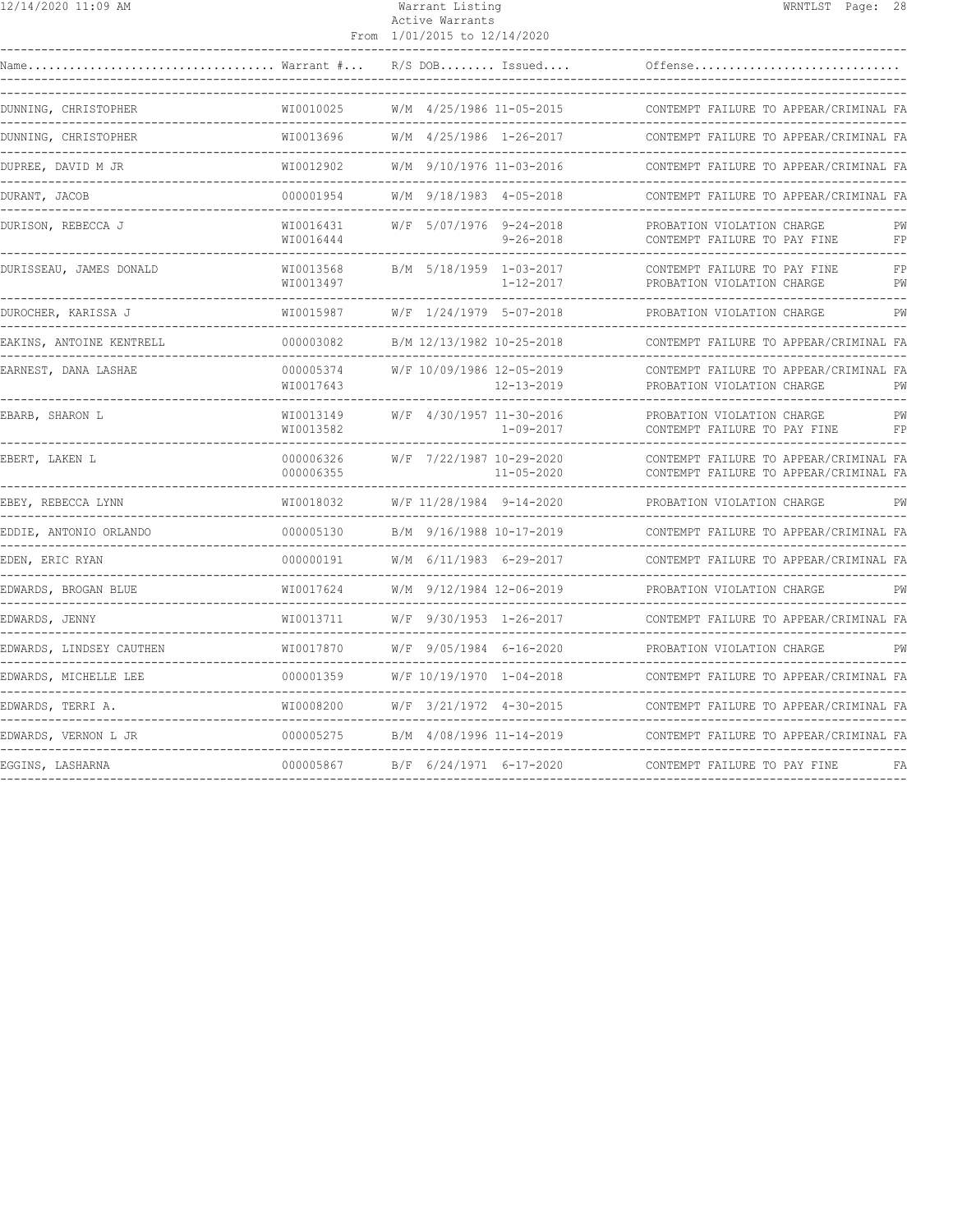| Name | Warrant # | R/S | DOB | Issued | Offense | |
|---|---|---|---|---|---|---|
| DUNNING, CHRISTOPHER | WI0010025 | W/M | 4/25/1986 | 11-05-2015 | CONTEMPT FAILURE TO APPEAR/CRIMINAL | FA |
| DUNNING, CHRISTOPHER | WI0013696 | W/M | 4/25/1986 | 1-26-2017 | CONTEMPT FAILURE TO APPEAR/CRIMINAL | FA |
| DUPREE, DAVID M JR | WI0012902 | W/M | 9/10/1976 | 11-03-2016 | CONTEMPT FAILURE TO APPEAR/CRIMINAL | FA |
| DURANT, JACOB | 000001954 | W/M | 9/18/1983 | 4-05-2018 | CONTEMPT FAILURE TO APPEAR/CRIMINAL | FA |
| DURISON, REBECCA J | WI0016431 | W/F | 5/07/1976 | 9-24-2018 | PROBATION VIOLATION CHARGE | PW |
| | WI0016444 | | | 9-26-2018 | CONTEMPT FAILURE TO PAY FINE | FP |
| DURISSEAU, JAMES DONALD | WI0013568 | B/M | 5/18/1959 | 1-03-2017 | CONTEMPT FAILURE TO PAY FINE | FP |
| | WI0013497 | | | 1-12-2017 | PROBATION VIOLATION CHARGE | PW |
| DUROCHER, KARISSA J | WI0015987 | W/F | 1/24/1979 | 5-07-2018 | PROBATION VIOLATION CHARGE | PW |
| EAKINS, ANTOINE KENTRELL | 000003082 | B/M | 12/13/1982 | 10-25-2018 | CONTEMPT FAILURE TO APPEAR/CRIMINAL | FA |
| EARNEST, DANA LASHAE | 000005374 | W/F | 10/09/1986 | 12-05-2019 | CONTEMPT FAILURE TO APPEAR/CRIMINAL | FA |
| | WI0017643 | | | 12-13-2019 | PROBATION VIOLATION CHARGE | PW |
| EBARB, SHARON L | WI0013149 | W/F | 4/30/1957 | 11-30-2016 | PROBATION VIOLATION CHARGE | PW |
| | WI0013582 | | | 1-09-2017 | CONTEMPT FAILURE TO PAY FINE | FP |
| EBERT, LAKEN L | 000006326 | W/F | 7/22/1987 | 10-29-2020 | CONTEMPT FAILURE TO APPEAR/CRIMINAL | FA |
| | 000006355 | | | 11-05-2020 | CONTEMPT FAILURE TO APPEAR/CRIMINAL | FA |
| EBEY, REBECCA LYNN | WI0018032 | W/F | 11/28/1984 | 9-14-2020 | PROBATION VIOLATION CHARGE | PW |
| EDDIE, ANTONIO ORLANDO | 000005130 | B/M | 9/16/1988 | 10-17-2019 | CONTEMPT FAILURE TO APPEAR/CRIMINAL | FA |
| EDEN, ERIC RYAN | 000000191 | W/M | 6/11/1983 | 6-29-2017 | CONTEMPT FAILURE TO APPEAR/CRIMINAL | FA |
| EDWARDS, BROGAN BLUE | WI0017624 | W/M | 9/12/1984 | 12-06-2019 | PROBATION VIOLATION CHARGE | PW |
| EDWARDS, JENNY | WI0013711 | W/F | 9/30/1953 | 1-26-2017 | CONTEMPT FAILURE TO APPEAR/CRIMINAL | FA |
| EDWARDS, LINDSEY CAUTHEN | WI0017870 | W/F | 9/05/1984 | 6-16-2020 | PROBATION VIOLATION CHARGE | PW |
| EDWARDS, MICHELLE LEE | 000001359 | W/F | 10/19/1970 | 1-04-2018 | CONTEMPT FAILURE TO APPEAR/CRIMINAL | FA |
| EDWARDS, TERRI A. | WI0008200 | W/F | 3/21/1972 | 4-30-2015 | CONTEMPT FAILURE TO APPEAR/CRIMINAL | FA |
| EDWARDS, VERNON L JR | 000005275 | B/M | 4/08/1996 | 11-14-2019 | CONTEMPT FAILURE TO APPEAR/CRIMINAL | FA |
| EGGINS, LASHARNA | 000005867 | B/F | 6/24/1971 | 6-17-2020 | CONTEMPT FAILURE TO PAY FINE | FA |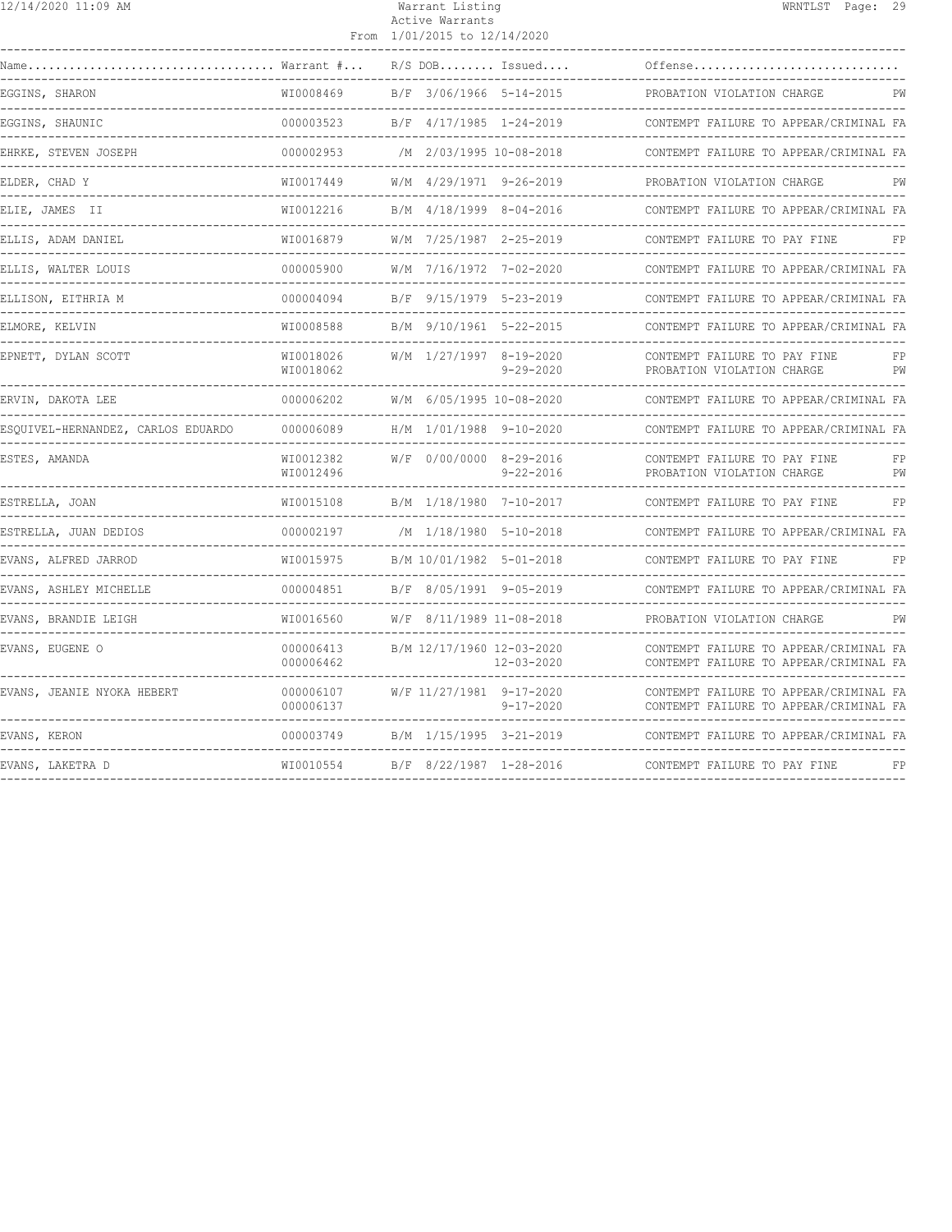| Name | Warrant # | R/S | DOB | Issued | Offense | |
|---|---|---|---|---|---|---|
| EGGINS, SHARON | WI0008469 | B/F | 3/06/1966 | 5-14-2015 | PROBATION VIOLATION CHARGE | PW |
| EGGINS, SHAUNIC | 000003523 | B/F | 4/17/1985 | 1-24-2019 | CONTEMPT FAILURE TO APPEAR/CRIMINAL | FA |
| EHRKE, STEVEN JOSEPH | 000002953 | /M | 2/03/1995 | 10-08-2018 | CONTEMPT FAILURE TO APPEAR/CRIMINAL | FA |
| ELDER, CHAD Y | WI0017449 | W/M | 4/29/1971 | 9-26-2019 | PROBATION VIOLATION CHARGE | PW |
| ELIE, JAMES II | WI0012216 | B/M | 4/18/1999 | 8-04-2016 | CONTEMPT FAILURE TO APPEAR/CRIMINAL | FA |
| ELLIS, ADAM DANIEL | WI0016879 | W/M | 7/25/1987 | 2-25-2019 | CONTEMPT FAILURE TO PAY FINE | FP |
| ELLIS, WALTER LOUIS | 000005900 | W/M | 7/16/1972 | 7-02-2020 | CONTEMPT FAILURE TO APPEAR/CRIMINAL | FA |
| ELLISON, EITHRIA M | 000004094 | B/F | 9/15/1979 | 5-23-2019 | CONTEMPT FAILURE TO APPEAR/CRIMINAL | FA |
| ELMORE, KELVIN | WI0008588 | B/M | 9/10/1961 | 5-22-2015 | CONTEMPT FAILURE TO APPEAR/CRIMINAL | FA |
| EPNETT, DYLAN SCOTT | WI0018026 | W/M | 1/27/1997 | 8-19-2020 | CONTEMPT FAILURE TO PAY FINE | FP |
| | WI0018062 | | | 9-29-2020 | PROBATION VIOLATION CHARGE | PW |
| ERVIN, DAKOTA LEE | 000006202 | W/M | 6/05/1995 | 10-08-2020 | CONTEMPT FAILURE TO APPEAR/CRIMINAL | FA |
| ESQUIVEL-HERNANDEZ, CARLOS EDUARDO | 000006089 | H/M | 1/01/1988 | 9-10-2020 | CONTEMPT FAILURE TO APPEAR/CRIMINAL | FA |
| ESTES, AMANDA | WI0012382 | W/F | 0/00/0000 | 8-29-2016 | CONTEMPT FAILURE TO PAY FINE | FP |
| | WI0012496 | | | 9-22-2016 | PROBATION VIOLATION CHARGE | PW |
| ESTRELLA, JOAN | WI0015108 | B/M | 1/18/1980 | 7-10-2017 | CONTEMPT FAILURE TO PAY FINE | FP |
| ESTRELLA, JUAN DEDIOS | 000002197 | /M | 1/18/1980 | 5-10-2018 | CONTEMPT FAILURE TO APPEAR/CRIMINAL | FA |
| EVANS, ALFRED JARROD | WI0015975 | B/M | 10/01/1982 | 5-01-2018 | CONTEMPT FAILURE TO PAY FINE | FP |
| EVANS, ASHLEY MICHELLE | 000004851 | B/F | 8/05/1991 | 9-05-2019 | CONTEMPT FAILURE TO APPEAR/CRIMINAL | FA |
| EVANS, BRANDIE LEIGH | WI0016560 | W/F | 8/11/1989 | 11-08-2018 | PROBATION VIOLATION CHARGE | PW |
| EVANS, EUGENE O | 000006413 | B/M | 12/17/1960 | 12-03-2020 | CONTEMPT FAILURE TO APPEAR/CRIMINAL | FA |
| | 000006462 | | | 12-03-2020 | CONTEMPT FAILURE TO APPEAR/CRIMINAL | FA |
| EVANS, JEANIE NYOKA HEBERT | 000006107 | W/F | 11/27/1981 | 9-17-2020 | CONTEMPT FAILURE TO APPEAR/CRIMINAL | FA |
| | 000006137 | | | 9-17-2020 | CONTEMPT FAILURE TO APPEAR/CRIMINAL | FA |
| EVANS, KERON | 000003749 | B/M | 1/15/1995 | 3-21-2019 | CONTEMPT FAILURE TO APPEAR/CRIMINAL | FA |
| EVANS, LAKETRA D | WI0010554 | B/F | 8/22/1987 | 1-28-2016 | CONTEMPT FAILURE TO PAY FINE | FP |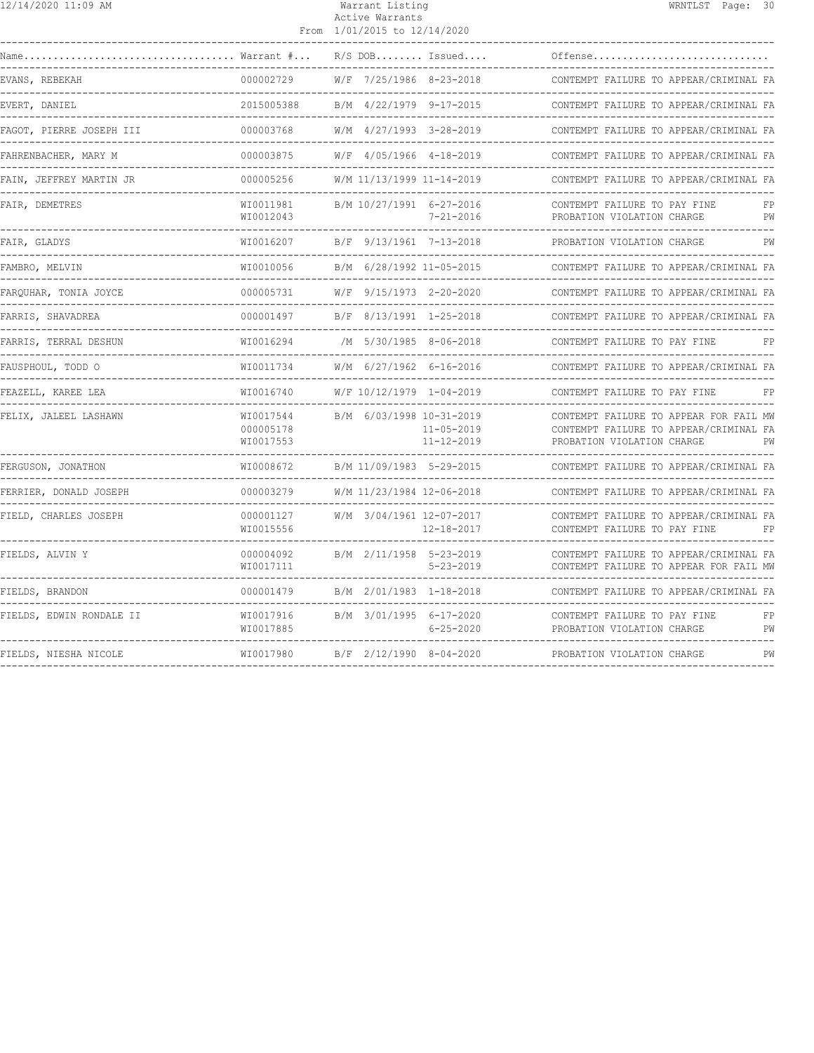| Name | Warrant # | R/S | DOB | Issued | Offense | |
| --- | --- | --- | --- | --- | --- | --- |
| EVANS, REBEKAH | 000002729 | W/F | 7/25/1986 | 8-23-2018 | CONTEMPT FAILURE TO APPEAR/CRIMINAL | FA |
| EVERT, DANIEL | 2015005388 | B/M | 4/22/1979 | 9-17-2015 | CONTEMPT FAILURE TO APPEAR/CRIMINAL | FA |
| FAGOT, PIERRE JOSEPH III | 000003768 | W/M | 4/27/1993 | 3-28-2019 | CONTEMPT FAILURE TO APPEAR/CRIMINAL | FA |
| FAHRENBACHER, MARY M | 000003875 | W/F | 4/05/1966 | 4-18-2019 | CONTEMPT FAILURE TO APPEAR/CRIMINAL | FA |
| FAIN, JEFFREY MARTIN JR | 000005256 | W/M | 11/13/1999 | 11-14-2019 | CONTEMPT FAILURE TO APPEAR/CRIMINAL | FA |
| FAIR, DEMETRES | WI0011981 | B/M | 10/27/1991 | 6-27-2016 | CONTEMPT FAILURE TO PAY FINE | FP |
| | WI0012043 | | | 7-21-2016 | PROBATION VIOLATION CHARGE | PW |
| FAIR, GLADYS | WI0016207 | B/F | 9/13/1961 | 7-13-2018 | PROBATION VIOLATION CHARGE | PW |
| FAMBRO, MELVIN | WI0010056 | B/M | 6/28/1992 | 11-05-2015 | CONTEMPT FAILURE TO APPEAR/CRIMINAL | FA |
| FARQUHAR, TONIA JOYCE | 000005731 | W/F | 9/15/1973 | 2-20-2020 | CONTEMPT FAILURE TO APPEAR/CRIMINAL | FA |
| FARRIS, SHAVADREA | 000001497 | B/F | 8/13/1991 | 1-25-2018 | CONTEMPT FAILURE TO APPEAR/CRIMINAL | FA |
| FARRIS, TERRAL DESHUN | WI0016294 | /M | 5/30/1985 | 8-06-2018 | CONTEMPT FAILURE TO PAY FINE | FP |
| FAUSPHOUL, TODD O | WI0011734 | W/M | 6/27/1962 | 6-16-2016 | CONTEMPT FAILURE TO APPEAR/CRIMINAL | FA |
| FEAZELL, KAREE LEA | WI0016740 | W/F | 10/12/1979 | 1-04-2019 | CONTEMPT FAILURE TO PAY FINE | FP |
| FELIX, JALEEL LASHAWN | WI0017544 | B/M | 6/03/1998 | 10-31-2019 | CONTEMPT FAILURE TO APPEAR FOR FAIL | MW |
| | 000005178 | | | 11-05-2019 | CONTEMPT FAILURE TO APPEAR/CRIMINAL | FA |
| | WI0017553 | | | 11-12-2019 | PROBATION VIOLATION CHARGE | PW |
| FERGUSON, JONATHON | WI0008672 | B/M | 11/09/1983 | 5-29-2015 | CONTEMPT FAILURE TO APPEAR/CRIMINAL | FA |
| FERRIER, DONALD JOSEPH | 000003279 | W/M | 11/23/1984 | 12-06-2018 | CONTEMPT FAILURE TO APPEAR/CRIMINAL | FA |
| FIELD, CHARLES JOSEPH | 000001127 | W/M | 3/04/1961 | 12-07-2017 | CONTEMPT FAILURE TO APPEAR/CRIMINAL | FA |
| | WI0015556 | | | 12-18-2017 | CONTEMPT FAILURE TO PAY FINE | FP |
| FIELDS, ALVIN Y | 000004092 | B/M | 2/11/1958 | 5-23-2019 | CONTEMPT FAILURE TO APPEAR/CRIMINAL | FA |
| | WI0017111 | | | 5-23-2019 | CONTEMPT FAILURE TO APPEAR FOR FAIL | MW |
| FIELDS, BRANDON | 000001479 | B/M | 2/01/1983 | 1-18-2018 | CONTEMPT FAILURE TO APPEAR/CRIMINAL | FA |
| FIELDS, EDWIN RONDALE II | WI0017916 | B/M | 3/01/1995 | 6-17-2020 | CONTEMPT FAILURE TO PAY FINE | FP |
| | WI0017885 | | | 6-25-2020 | PROBATION VIOLATION CHARGE | PW |
| FIELDS, NIESHA NICOLE | WI0017980 | B/F | 2/12/1990 | 8-04-2020 | PROBATION VIOLATION CHARGE | PW |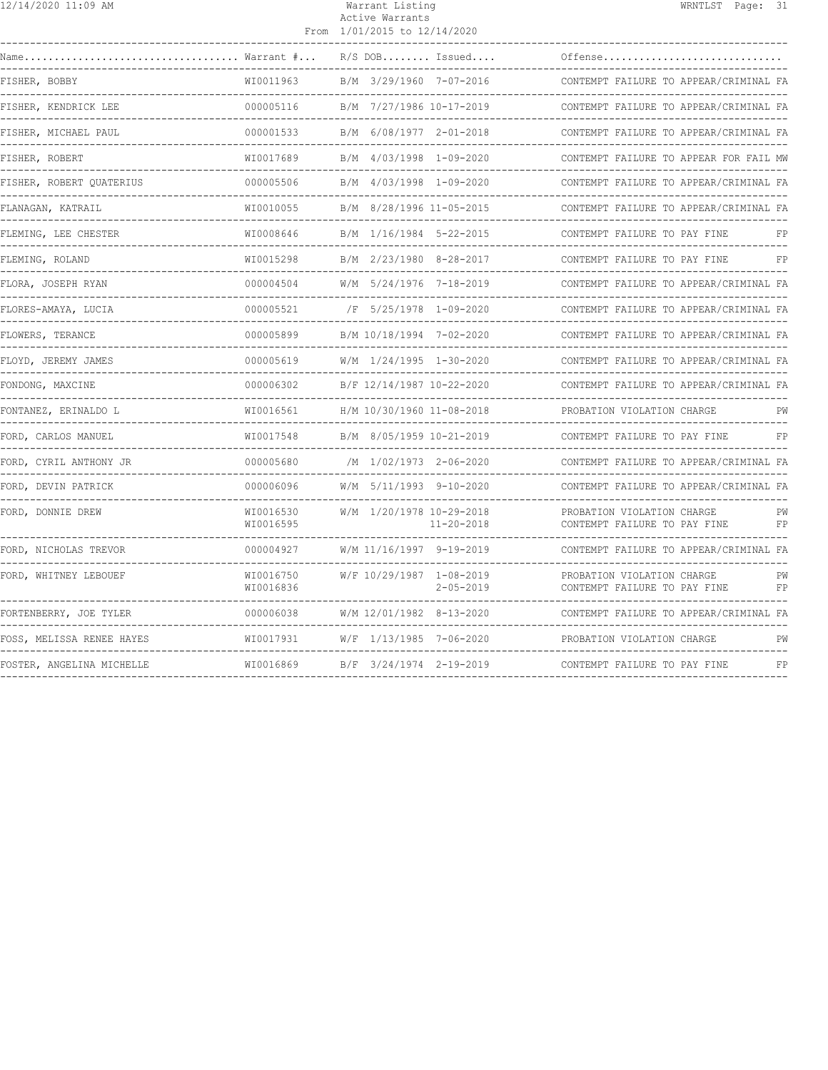# Warrant Listing
## Active Warrants
From 1/01/2015 to 12/14/2020

| Name | Warrant # | R/S | DOB | Issued | Offense | |
|---|---|---|---|---|---|---|
| FISHER, BOBBY | WI0011963 | B/M | 3/29/1960 | 7-07-2016 | CONTEMPT FAILURE TO APPEAR/CRIMINAL | FA |
| FISHER, KENDRICK LEE | 000005116 | B/M | 7/27/1986 | 10-17-2019 | CONTEMPT FAILURE TO APPEAR/CRIMINAL | FA |
| FISHER, MICHAEL PAUL | 000001533 | B/M | 6/08/1977 | 2-01-2018 | CONTEMPT FAILURE TO APPEAR/CRIMINAL | FA |
| FISHER, ROBERT | WI0017689 | B/M | 4/03/1998 | 1-09-2020 | CONTEMPT FAILURE TO APPEAR FOR FAIL | MW |
| FISHER, ROBERT QUATERIUS | 000005506 | B/M | 4/03/1998 | 1-09-2020 | CONTEMPT FAILURE TO APPEAR/CRIMINAL | FA |
| FLANAGAN, KATRAIL | WI0010055 | B/M | 8/28/1996 | 11-05-2015 | CONTEMPT FAILURE TO APPEAR/CRIMINAL | FA |
| FLEMING, LEE CHESTER | WI0008646 | B/M | 1/16/1984 | 5-22-2015 | CONTEMPT FAILURE TO PAY FINE | FP |
| FLEMING, ROLAND | WI0015298 | B/M | 2/23/1980 | 8-28-2017 | CONTEMPT FAILURE TO PAY FINE | FP |
| FLORA, JOSEPH RYAN | 000004504 | W/M | 5/24/1976 | 7-18-2019 | CONTEMPT FAILURE TO APPEAR/CRIMINAL | FA |
| FLORES-AMAYA, LUCIA | 000005521 | /F | 5/25/1978 | 1-09-2020 | CONTEMPT FAILURE TO APPEAR/CRIMINAL | FA |
| FLOWERS, TERANCE | 000005899 | B/M | 10/18/1994 | 7-02-2020 | CONTEMPT FAILURE TO APPEAR/CRIMINAL | FA |
| FLOYD, JEREMY JAMES | 000005619 | W/M | 1/24/1995 | 1-30-2020 | CONTEMPT FAILURE TO APPEAR/CRIMINAL | FA |
| FONDONG, MAXCINE | 000006302 | B/F | 12/14/1987 | 10-22-2020 | CONTEMPT FAILURE TO APPEAR/CRIMINAL | FA |
| FONTANEZ, ERINALDO L | WI0016561 | H/M | 10/30/1960 | 11-08-2018 | PROBATION VIOLATION CHARGE | PW |
| FORD, CARLOS MANUEL | WI0017548 | B/M | 8/05/1959 | 10-21-2019 | CONTEMPT FAILURE TO PAY FINE | FP |
| FORD, CYRIL ANTHONY JR | 000005680 | /M | 1/02/1973 | 2-06-2020 | CONTEMPT FAILURE TO APPEAR/CRIMINAL | FA |
| FORD, DEVIN PATRICK | 000006096 | W/M | 5/11/1993 | 9-10-2020 | CONTEMPT FAILURE TO APPEAR/CRIMINAL | FA |
| FORD, DONNIE DREW | WI0016530 | W/M | 1/20/1978 | 10-29-2018 | PROBATION VIOLATION CHARGE | PW |
| | WI0016595 | | | 11-20-2018 | CONTEMPT FAILURE TO PAY FINE | FP |
| FORD, NICHOLAS TREVOR | 000004927 | W/M | 11/16/1997 | 9-19-2019 | CONTEMPT FAILURE TO APPEAR/CRIMINAL | FA |
| FORD, WHITNEY LEBOUEF | WI0016750 | W/F | 10/29/1987 | 1-08-2019 | PROBATION VIOLATION CHARGE | PW |
| | WI0016836 | | | 2-05-2019 | CONTEMPT FAILURE TO PAY FINE | FP |
| FORTENBERRY, JOE TYLER | 000006038 | W/M | 12/01/1982 | 8-13-2020 | CONTEMPT FAILURE TO APPEAR/CRIMINAL | FA |
| FOSS, MELISSA RENEE HAYES | WI0017931 | W/F | 1/13/1985 | 7-06-2020 | PROBATION VIOLATION CHARGE | PW |
| FOSTER, ANGELINA MICHELLE | WI0016869 | B/F | 3/24/1974 | 2-19-2019 | CONTEMPT FAILURE TO PAY FINE | FP |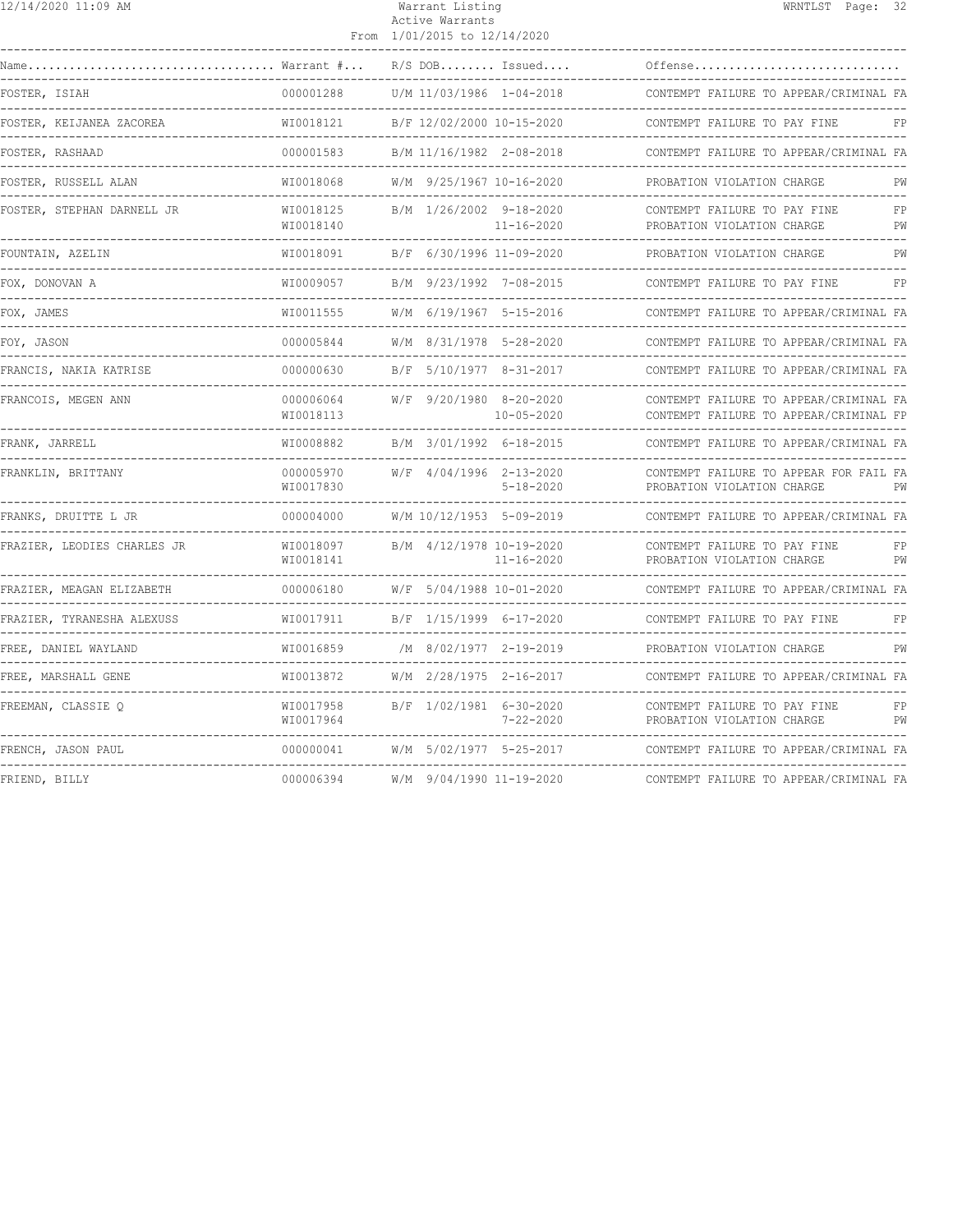Warrant Listing
Active Warrants
From 1/01/2015 to 12/14/2020

| Name | Warrant # | R/S | DOB | Issued | Offense | |
|---|---|---|---|---|---|---|
| FOSTER, ISIAH | 000001288 | U/M | 11/03/1986 | 1-04-2018 | CONTEMPT FAILURE TO APPEAR/CRIMINAL | FA |
| FOSTER, KEIJANEA ZACOREA | WI0018121 | B/F | 12/02/2000 | 10-15-2020 | CONTEMPT FAILURE TO PAY FINE | FP |
| FOSTER, RASHAAD | 000001583 | B/M | 11/16/1982 | 2-08-2018 | CONTEMPT FAILURE TO APPEAR/CRIMINAL | FA |
| FOSTER, RUSSELL ALAN | WI0018068 | W/M | 9/25/1967 | 10-16-2020 | PROBATION VIOLATION CHARGE | PW |
| FOSTER, STEPHAN DARNELL JR | WI0018125 | B/M | 1/26/2002 | 9-18-2020 | CONTEMPT FAILURE TO PAY FINE | FP |
| | WI0018140 | | | 11-16-2020 | PROBATION VIOLATION CHARGE | PW |
| FOUNTAIN, AZELIN | WI0018091 | B/F | 6/30/1996 | 11-09-2020 | PROBATION VIOLATION CHARGE | PW |
| FOX, DONOVAN A | WI0009057 | B/M | 9/23/1992 | 7-08-2015 | CONTEMPT FAILURE TO PAY FINE | FP |
| FOX, JAMES | WI0011555 | W/M | 6/19/1967 | 5-15-2016 | CONTEMPT FAILURE TO APPEAR/CRIMINAL | FA |
| FOY, JASON | 000005844 | W/M | 8/31/1978 | 5-28-2020 | CONTEMPT FAILURE TO APPEAR/CRIMINAL | FA |
| FRANCIS, NAKIA KATRISE | 000000630 | B/F | 5/10/1977 | 8-31-2017 | CONTEMPT FAILURE TO APPEAR/CRIMINAL | FA |
| FRANCOIS, MEGEN ANN | 000006064 | W/F | 9/20/1980 | 8-20-2020 | CONTEMPT FAILURE TO APPEAR/CRIMINAL | FA |
| | WI0018113 | | | 10-05-2020 | CONTEMPT FAILURE TO APPEAR/CRIMINAL | FP |
| FRANK, JARRELL | WI0008882 | B/M | 3/01/1992 | 6-18-2015 | CONTEMPT FAILURE TO APPEAR/CRIMINAL | FA |
| FRANKLIN, BRITTANY | 000005970 | W/F | 4/04/1996 | 2-13-2020 | CONTEMPT FAILURE TO APPEAR FOR FAIL | FA |
| | WI0017830 | | | 5-18-2020 | PROBATION VIOLATION CHARGE | PW |
| FRANKS, DRUITTE L JR | 000004000 | W/M | 10/12/1953 | 5-09-2019 | CONTEMPT FAILURE TO APPEAR/CRIMINAL | FA |
| FRAZIER, LEODIES CHARLES JR | WI0018097 | B/M | 4/12/1978 | 10-19-2020 | CONTEMPT FAILURE TO PAY FINE | FP |
| | WI0018141 | | | 11-16-2020 | PROBATION VIOLATION CHARGE | PW |
| FRAZIER, MEAGAN ELIZABETH | 000006180 | W/F | 5/04/1988 | 10-01-2020 | CONTEMPT FAILURE TO APPEAR/CRIMINAL | FA |
| FRAZIER, TYRANESHA ALEXUSS | WI0017911 | B/F | 1/15/1999 | 6-17-2020 | CONTEMPT FAILURE TO PAY FINE | FP |
| FREE, DANIEL WAYLAND | WI0016859 | /M | 8/02/1977 | 2-19-2019 | PROBATION VIOLATION CHARGE | PW |
| FREE, MARSHALL GENE | WI0013872 | W/M | 2/28/1975 | 2-16-2017 | CONTEMPT FAILURE TO APPEAR/CRIMINAL | FA |
| FREEMAN, CLASSIE Q | WI0017958 | B/F | 1/02/1981 | 6-30-2020 | CONTEMPT FAILURE TO PAY FINE | FP |
| | WI0017964 | | | 7-22-2020 | PROBATION VIOLATION CHARGE | PW |
| FRENCH, JASON PAUL | 000000041 | W/M | 5/02/1977 | 5-25-2017 | CONTEMPT FAILURE TO APPEAR/CRIMINAL | FA |
| FRIEND, BILLY | 000006394 | W/M | 9/04/1990 | 11-19-2020 | CONTEMPT FAILURE TO APPEAR/CRIMINAL | FA |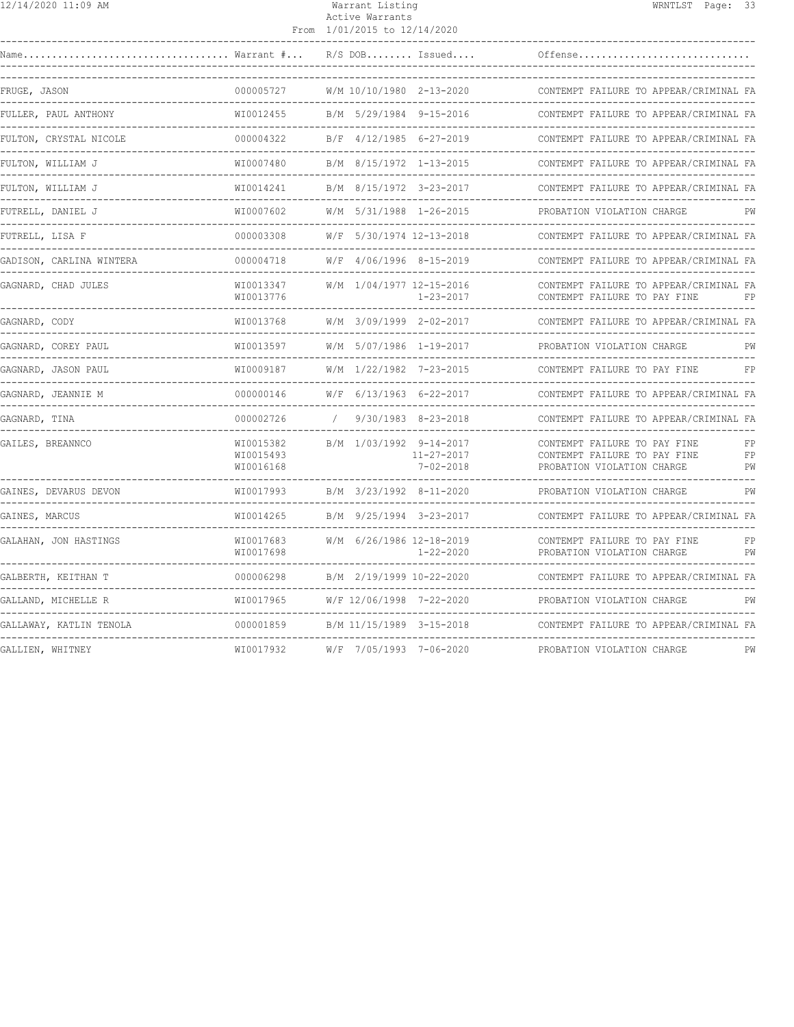| Name | Warrant # | R/S | DOB | Issued | Offense | |
|---|---|---|---|---|---|---|
| FRUGE, JASON | 000005727 | W/M | 10/10/1980 | 2-13-2020 | CONTEMPT FAILURE TO APPEAR/CRIMINAL | FA |
| FULLER, PAUL ANTHONY | WI0012455 | B/M | 5/29/1984 | 9-15-2016 | CONTEMPT FAILURE TO APPEAR/CRIMINAL | FA |
| FULTON, CRYSTAL NICOLE | 000004322 | B/F | 4/12/1985 | 6-27-2019 | CONTEMPT FAILURE TO APPEAR/CRIMINAL | FA |
| FULTON, WILLIAM J | WI0007480 | B/M | 8/15/1972 | 1-13-2015 | CONTEMPT FAILURE TO APPEAR/CRIMINAL | FA |
| FULTON, WILLIAM J | WI0014241 | B/M | 8/15/1972 | 3-23-2017 | CONTEMPT FAILURE TO APPEAR/CRIMINAL | FA |
| FUTRELL, DANIEL J | WI0007602 | W/M | 5/31/1988 | 1-26-2015 | PROBATION VIOLATION CHARGE | PW |
| FUTRELL, LISA F | 000003308 | W/F | 5/30/1974 | 12-13-2018 | CONTEMPT FAILURE TO APPEAR/CRIMINAL | FA |
| GADISON, CARLINA WINTERA | 000004718 | W/F | 4/06/1996 | 8-15-2019 | CONTEMPT FAILURE TO APPEAR/CRIMINAL | FA |
| GAGNARD, CHAD JULES | WI0013347 | W/M | 1/04/1977 | 12-15-2016 | CONTEMPT FAILURE TO APPEAR/CRIMINAL | FA |
| | WI0013776 | | | 1-23-2017 | CONTEMPT FAILURE TO PAY FINE | FP |
| GAGNARD, CODY | WI0013768 | W/M | 3/09/1999 | 2-02-2017 | CONTEMPT FAILURE TO APPEAR/CRIMINAL | FA |
| GAGNARD, COREY PAUL | WI0013597 | W/M | 5/07/1986 | 1-19-2017 | PROBATION VIOLATION CHARGE | PW |
| GAGNARD, JASON PAUL | WI0009187 | W/M | 1/22/1982 | 7-23-2015 | CONTEMPT FAILURE TO PAY FINE | FP |
| GAGNARD, JEANNIE M | 000000146 | W/F | 6/13/1963 | 6-22-2017 | CONTEMPT FAILURE TO APPEAR/CRIMINAL | FA |
| GAGNARD, TINA | 000002726 | / | 9/30/1983 | 8-23-2018 | CONTEMPT FAILURE TO APPEAR/CRIMINAL | FA |
| GAILES, BREANNCO | WI0015382 | B/M | 1/03/1992 | 9-14-2017 | CONTEMPT FAILURE TO PAY FINE | FP |
| | WI0015493 | | | 11-27-2017 | CONTEMPT FAILURE TO PAY FINE | FP |
| | WI0016168 | | | 7-02-2018 | PROBATION VIOLATION CHARGE | PW |
| GAINES, DEVARUS DEVON | WI0017993 | B/M | 3/23/1992 | 8-11-2020 | PROBATION VIOLATION CHARGE | PW |
| GAINES, MARCUS | WI0014265 | B/M | 9/25/1994 | 3-23-2017 | CONTEMPT FAILURE TO APPEAR/CRIMINAL | FA |
| GALAHAN, JON HASTINGS | WI0017683 | W/M | 6/26/1986 | 12-18-2019 | CONTEMPT FAILURE TO PAY FINE | FP |
| | WI0017698 | | | 1-22-2020 | PROBATION VIOLATION CHARGE | PW |
| GALBERTH, KEITHAN T | 000006298 | B/M | 2/19/1999 | 10-22-2020 | CONTEMPT FAILURE TO APPEAR/CRIMINAL | FA |
| GALLAND, MICHELLE R | WI0017965 | W/F | 12/06/1998 | 7-22-2020 | PROBATION VIOLATION CHARGE | PW |
| GALLAWAY, KATLIN TENOLA | 000001859 | B/M | 11/15/1989 | 3-15-2018 | CONTEMPT FAILURE TO APPEAR/CRIMINAL | FA |
| GALLIEN, WHITNEY | WI0017932 | W/F | 7/05/1993 | 7-06-2020 | PROBATION VIOLATION CHARGE | PW |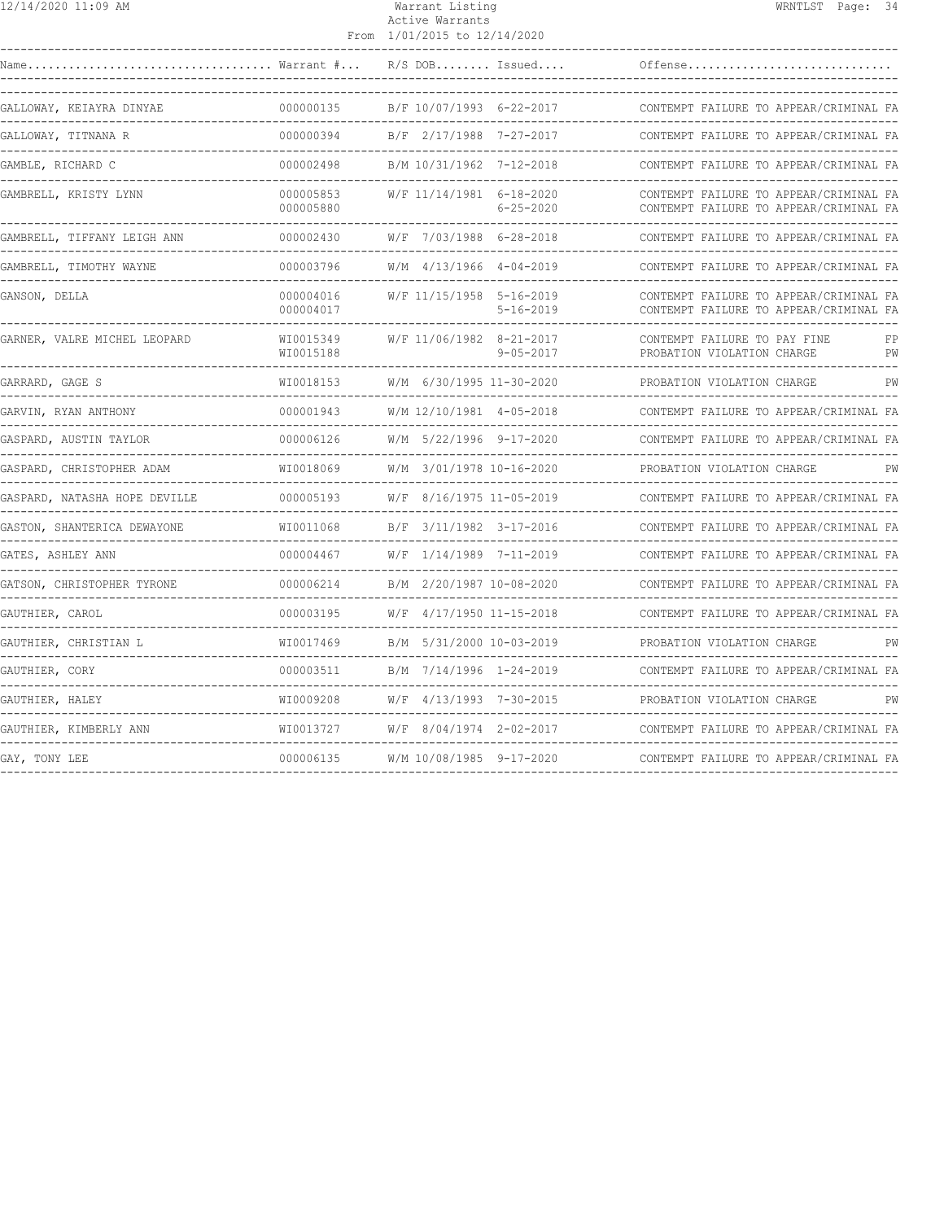Warrant Listing
Active Warrants
From 1/01/2015 to 12/14/2020

| Name | Warrant # | R/S | DOB | Issued | Offense | |
|---|---|---|---|---|---|---|
| GALLOWAY, KEIAYRA DINYAE | 000000135 | B/F | 10/07/1993 | 6-22-2017 | CONTEMPT FAILURE TO APPEAR/CRIMINAL | FA |
| GALLOWAY, TITNANA R | 000000394 | B/F | 2/17/1988 | 7-27-2017 | CONTEMPT FAILURE TO APPEAR/CRIMINAL | FA |
| GAMBLE, RICHARD C | 000002498 | B/M | 10/31/1962 | 7-12-2018 | CONTEMPT FAILURE TO APPEAR/CRIMINAL | FA |
| GAMBRELL, KRISTY LYNN | 000005853 | W/F | 11/14/1981 | 6-18-2020 | CONTEMPT FAILURE TO APPEAR/CRIMINAL | FA |
| | 000005880 | | | 6-25-2020 | CONTEMPT FAILURE TO APPEAR/CRIMINAL | FA |
| GAMBRELL, TIFFANY LEIGH ANN | 000002430 | W/F | 7/03/1988 | 6-28-2018 | CONTEMPT FAILURE TO APPEAR/CRIMINAL | FA |
| GAMBRELL, TIMOTHY WAYNE | 000003796 | W/M | 4/13/1966 | 4-04-2019 | CONTEMPT FAILURE TO APPEAR/CRIMINAL | FA |
| GANSON, DELLA | 000004016 | W/F | 11/15/1958 | 5-16-2019 | CONTEMPT FAILURE TO APPEAR/CRIMINAL | FA |
| | 000004017 | | | 5-16-2019 | CONTEMPT FAILURE TO APPEAR/CRIMINAL | FA |
| GARNER, VALRE MICHEL LEOPARD | WI0015349 | W/F | 11/06/1982 | 8-21-2017 | CONTEMPT FAILURE TO PAY FINE | FP |
| | WI0015188 | | | 9-05-2017 | PROBATION VIOLATION CHARGE | PW |
| GARRARD, GAGE S | WI0018153 | W/M | 6/30/1995 | 11-30-2020 | PROBATION VIOLATION CHARGE | PW |
| GARVIN, RYAN ANTHONY | 000001943 | W/M | 12/10/1981 | 4-05-2018 | CONTEMPT FAILURE TO APPEAR/CRIMINAL | FA |
| GASPARD, AUSTIN TAYLOR | 000006126 | W/M | 5/22/1996 | 9-17-2020 | CONTEMPT FAILURE TO APPEAR/CRIMINAL | FA |
| GASPARD, CHRISTOPHER ADAM | WI0018069 | W/M | 3/01/1978 | 10-16-2020 | PROBATION VIOLATION CHARGE | PW |
| GASPARD, NATASHA HOPE DEVILLE | 000005193 | W/F | 8/16/1975 | 11-05-2019 | CONTEMPT FAILURE TO APPEAR/CRIMINAL | FA |
| GASTON, SHANTERICA DEWAYONE | WI0011068 | B/F | 3/11/1982 | 3-17-2016 | CONTEMPT FAILURE TO APPEAR/CRIMINAL | FA |
| GATES, ASHLEY ANN | 000004467 | W/F | 1/14/1989 | 7-11-2019 | CONTEMPT FAILURE TO APPEAR/CRIMINAL | FA |
| GATSON, CHRISTOPHER TYRONE | 000006214 | B/M | 2/20/1987 | 10-08-2020 | CONTEMPT FAILURE TO APPEAR/CRIMINAL | FA |
| GAUTHIER, CAROL | 000003195 | W/F | 4/17/1950 | 11-15-2018 | CONTEMPT FAILURE TO APPEAR/CRIMINAL | FA |
| GAUTHIER, CHRISTIAN L | WI0017469 | B/M | 5/31/2000 | 10-03-2019 | PROBATION VIOLATION CHARGE | PW |
| GAUTHIER, CORY | 000003511 | B/M | 7/14/1996 | 1-24-2019 | CONTEMPT FAILURE TO APPEAR/CRIMINAL | FA |
| GAUTHIER, HALEY | WI0009208 | W/F | 4/13/1993 | 7-30-2015 | PROBATION VIOLATION CHARGE | PW |
| GAUTHIER, KIMBERLY ANN | WI0013727 | W/F | 8/04/1974 | 2-02-2017 | CONTEMPT FAILURE TO APPEAR/CRIMINAL | FA |
| GAY, TONY LEE | 000006135 | W/M | 10/08/1985 | 9-17-2020 | CONTEMPT FAILURE TO APPEAR/CRIMINAL | FA |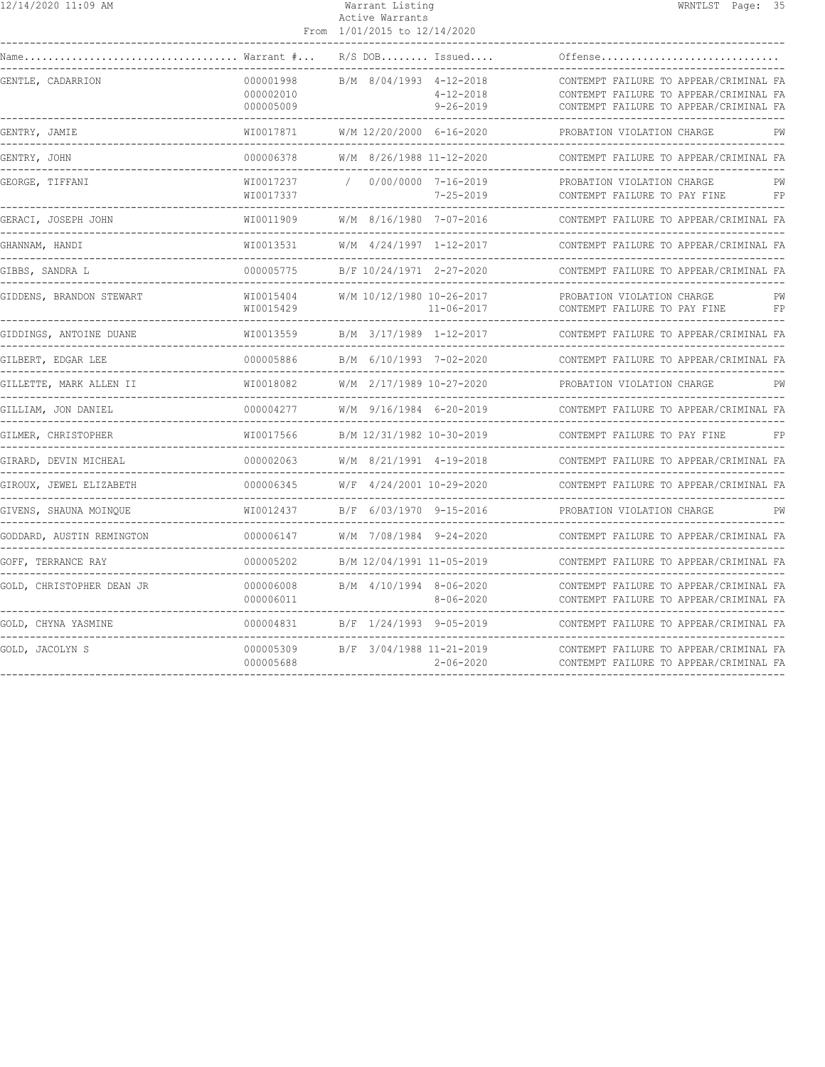Warrant Listing
Active Warrants
From 1/01/2015 to 12/14/2020

| Name | Warrant # | R/S | DOB | Issued | Offense | |
|---|---|---|---|---|---|---|
| GENTLE, CADARRION | 000001998 | B/M | 8/04/1993 | 4-12-2018 | CONTEMPT FAILURE TO APPEAR/CRIMINAL | FA |
| | 000002010 | | | 4-12-2018 | CONTEMPT FAILURE TO APPEAR/CRIMINAL | FA |
| | 000005009 | | | 9-26-2019 | CONTEMPT FAILURE TO APPEAR/CRIMINAL | FA |
| GENTRY, JAMIE | WI0017871 | W/M | 12/20/2000 | 6-16-2020 | PROBATION VIOLATION CHARGE | PW |
| GENTRY, JOHN | 000006378 | W/M | 8/26/1988 | 11-12-2020 | CONTEMPT FAILURE TO APPEAR/CRIMINAL | FA |
| GEORGE, TIFFANI | WI0017237 | / | 0/00/0000 | 7-16-2019 | PROBATION VIOLATION CHARGE | PW |
| | WI0017337 | | | 7-25-2019 | CONTEMPT FAILURE TO PAY FINE | FP |
| GERACI, JOSEPH JOHN | WI0011909 | W/M | 8/16/1980 | 7-07-2016 | CONTEMPT FAILURE TO APPEAR/CRIMINAL | FA |
| GHANNAM, HANDI | WI0013531 | W/M | 4/24/1997 | 1-12-2017 | CONTEMPT FAILURE TO APPEAR/CRIMINAL | FA |
| GIBBS, SANDRA L | 000005775 | B/F | 10/24/1971 | 2-27-2020 | CONTEMPT FAILURE TO APPEAR/CRIMINAL | FA |
| GIDDENS, BRANDON STEWART | WI0015404 | W/M | 10/12/1980 | 10-26-2017 | PROBATION VIOLATION CHARGE | PW |
| | WI0015429 | | | 11-06-2017 | CONTEMPT FAILURE TO PAY FINE | FP |
| GIDDINGS, ANTOINE DUANE | WI0013559 | B/M | 3/17/1989 | 1-12-2017 | CONTEMPT FAILURE TO APPEAR/CRIMINAL | FA |
| GILBERT, EDGAR LEE | 000005886 | B/M | 6/10/1993 | 7-02-2020 | CONTEMPT FAILURE TO APPEAR/CRIMINAL | FA |
| GILLETTE, MARK ALLEN II | WI0018082 | W/M | 2/17/1989 | 10-27-2020 | PROBATION VIOLATION CHARGE | PW |
| GILLIAM, JON DANIEL | 000004277 | W/M | 9/16/1984 | 6-20-2019 | CONTEMPT FAILURE TO APPEAR/CRIMINAL | FA |
| GILMER, CHRISTOPHER | WI0017566 | B/M | 12/31/1982 | 10-30-2019 | CONTEMPT FAILURE TO PAY FINE | FP |
| GIRARD, DEVIN MICHEAL | 000002063 | W/M | 8/21/1991 | 4-19-2018 | CONTEMPT FAILURE TO APPEAR/CRIMINAL | FA |
| GIROUX, JEWEL ELIZABETH | 000006345 | W/F | 4/24/2001 | 10-29-2020 | CONTEMPT FAILURE TO APPEAR/CRIMINAL | FA |
| GIVENS, SHAUNA MOINQUE | WI0012437 | B/F | 6/03/1970 | 9-15-2016 | PROBATION VIOLATION CHARGE | PW |
| GODDARD, AUSTIN REMINGTON | 000006147 | W/M | 7/08/1984 | 9-24-2020 | CONTEMPT FAILURE TO APPEAR/CRIMINAL | FA |
| GOFF, TERRANCE RAY | 000005202 | B/M | 12/04/1991 | 11-05-2019 | CONTEMPT FAILURE TO APPEAR/CRIMINAL | FA |
| GOLD, CHRISTOPHER DEAN JR | 000006008 | B/M | 4/10/1994 | 8-06-2020 | CONTEMPT FAILURE TO APPEAR/CRIMINAL | FA |
| | 000006011 | | | 8-06-2020 | CONTEMPT FAILURE TO APPEAR/CRIMINAL | FA |
| GOLD, CHYNA YASMINE | 000004831 | B/F | 1/24/1993 | 9-05-2019 | CONTEMPT FAILURE TO APPEAR/CRIMINAL | FA |
| GOLD, JACOLYN S | 000005309 | B/F | 3/04/1988 | 11-21-2019 | CONTEMPT FAILURE TO APPEAR/CRIMINAL | FA |
| | 000005688 | | | 2-06-2020 | CONTEMPT FAILURE TO APPEAR/CRIMINAL | FA |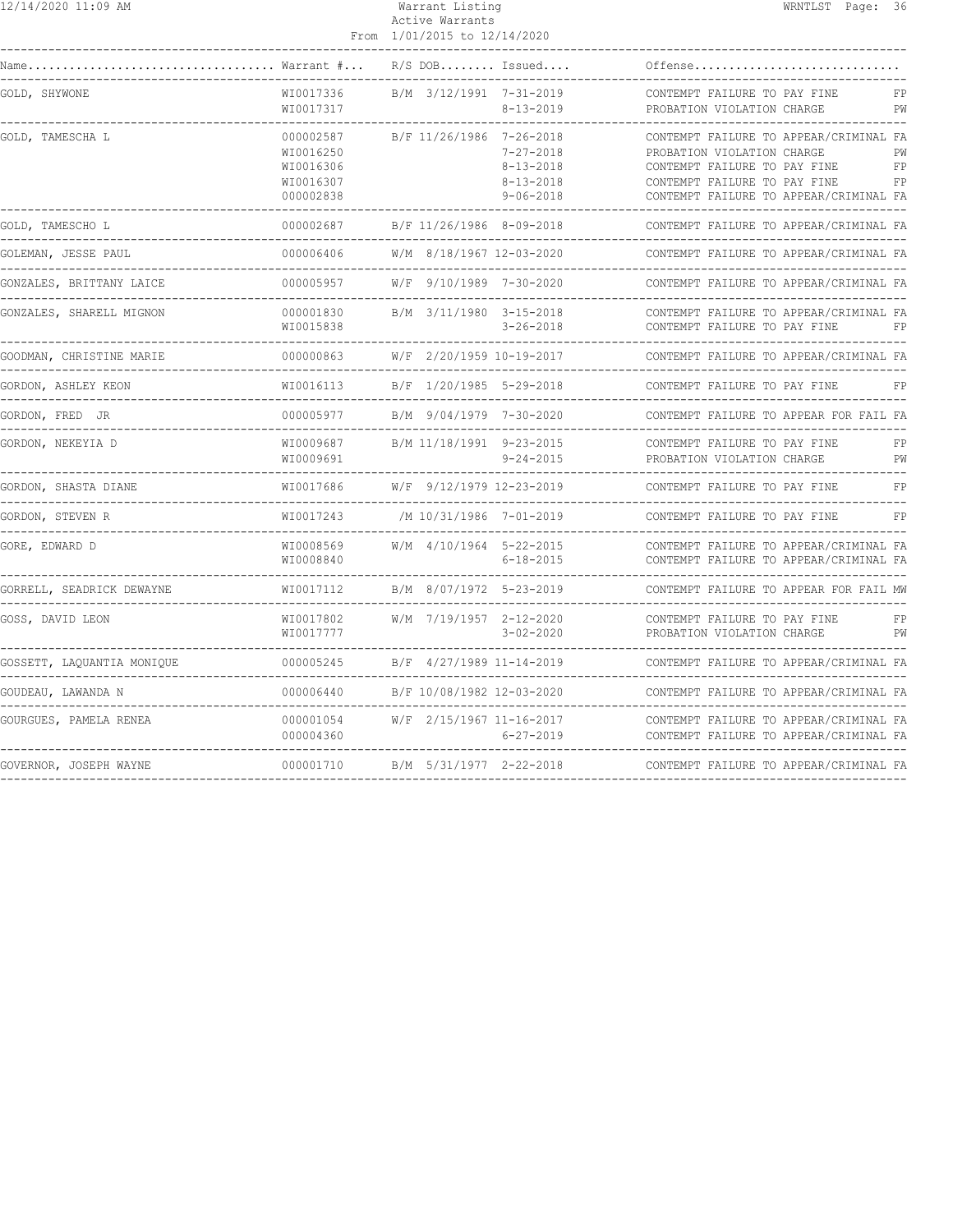| Name | Warrant # | R/S | DOB | Issued | Offense | |
|---|---|---|---|---|---|---|
| GOLD, SHYWONE | WI0017336 | B/M | 3/12/1991 | 7-31-2019 | CONTEMPT FAILURE TO PAY FINE | FP |
| | WI0017317 | | | 8-13-2019 | PROBATION VIOLATION CHARGE | PW |
| GOLD, TAMESCHA L | 000002587 | B/F | 11/26/1986 | 7-26-2018 | CONTEMPT FAILURE TO APPEAR/CRIMINAL | FA |
| | WI0016250 | | | 7-27-2018 | PROBATION VIOLATION CHARGE | PW |
| | WI0016306 | | | 8-13-2018 | CONTEMPT FAILURE TO PAY FINE | FP |
| | WI0016307 | | | 8-13-2018 | CONTEMPT FAILURE TO PAY FINE | FP |
| | 000002838 | | | 9-06-2018 | CONTEMPT FAILURE TO APPEAR/CRIMINAL | FA |
| GOLD, TAMESCHO L | 000002687 | B/F | 11/26/1986 | 8-09-2018 | CONTEMPT FAILURE TO APPEAR/CRIMINAL | FA |
| GOLEMAN, JESSE PAUL | 000006406 | W/M | 8/18/1967 | 12-03-2020 | CONTEMPT FAILURE TO APPEAR/CRIMINAL | FA |
| GONZALES, BRITTANY LAICE | 000005957 | W/F | 9/10/1989 | 7-30-2020 | CONTEMPT FAILURE TO APPEAR/CRIMINAL | FA |
| GONZALES, SHARELL MIGNON | 000001830 | B/M | 3/11/1980 | 3-15-2018 | CONTEMPT FAILURE TO APPEAR/CRIMINAL | FA |
| | WI0015838 | | | 3-26-2018 | CONTEMPT FAILURE TO PAY FINE | FP |
| GOODMAN, CHRISTINE MARIE | 000000863 | W/F | 2/20/1959 | 10-19-2017 | CONTEMPT FAILURE TO APPEAR/CRIMINAL | FA |
| GORDON, ASHLEY KEON | WI0016113 | B/F | 1/20/1985 | 5-29-2018 | CONTEMPT FAILURE TO PAY FINE | FP |
| GORDON, FRED JR | 000005977 | B/M | 9/04/1979 | 7-30-2020 | CONTEMPT FAILURE TO APPEAR FOR FAIL | FA |
| GORDON, NEKEYIA D | WI0009687 | B/M | 11/18/1991 | 9-23-2015 | CONTEMPT FAILURE TO PAY FINE | FP |
| | WI0009691 | | | 9-24-2015 | PROBATION VIOLATION CHARGE | PW |
| GORDON, SHASTA DIANE | WI0017686 | W/F | 9/12/1979 | 12-23-2019 | CONTEMPT FAILURE TO PAY FINE | FP |
| GORDON, STEVEN R | WI0017243 | /M | 10/31/1986 | 7-01-2019 | CONTEMPT FAILURE TO PAY FINE | FP |
| GORE, EDWARD D | WI0008569 | W/M | 4/10/1964 | 5-22-2015 | CONTEMPT FAILURE TO APPEAR/CRIMINAL | FA |
| | WI0008840 | | | 6-18-2015 | CONTEMPT FAILURE TO APPEAR/CRIMINAL | FA |
| GORRELL, SEADRICK DEWAYNE | WI0017112 | B/M | 8/07/1972 | 5-23-2019 | CONTEMPT FAILURE TO APPEAR FOR FAIL | MW |
| GOSS, DAVID LEON | WI0017802 | W/M | 7/19/1957 | 2-12-2020 | CONTEMPT FAILURE TO PAY FINE | FP |
| | WI0017777 | | | 3-02-2020 | PROBATION VIOLATION CHARGE | PW |
| GOSSETT, LAQUANTIA MONIQUE | 000005245 | B/F | 4/27/1989 | 11-14-2019 | CONTEMPT FAILURE TO APPEAR/CRIMINAL | FA |
| GOUDEAU, LAWANDA N | 000006440 | B/F | 10/08/1982 | 12-03-2020 | CONTEMPT FAILURE TO APPEAR/CRIMINAL | FA |
| GOURGUES, PAMELA RENEA | 000001054 | W/F | 2/15/1967 | 11-16-2017 | CONTEMPT FAILURE TO APPEAR/CRIMINAL | FA |
| | 000004360 | | | 6-27-2019 | CONTEMPT FAILURE TO APPEAR/CRIMINAL | FA |
| GOVERNOR, JOSEPH WAYNE | 000001710 | B/M | 5/31/1977 | 2-22-2018 | CONTEMPT FAILURE TO APPEAR/CRIMINAL | FA |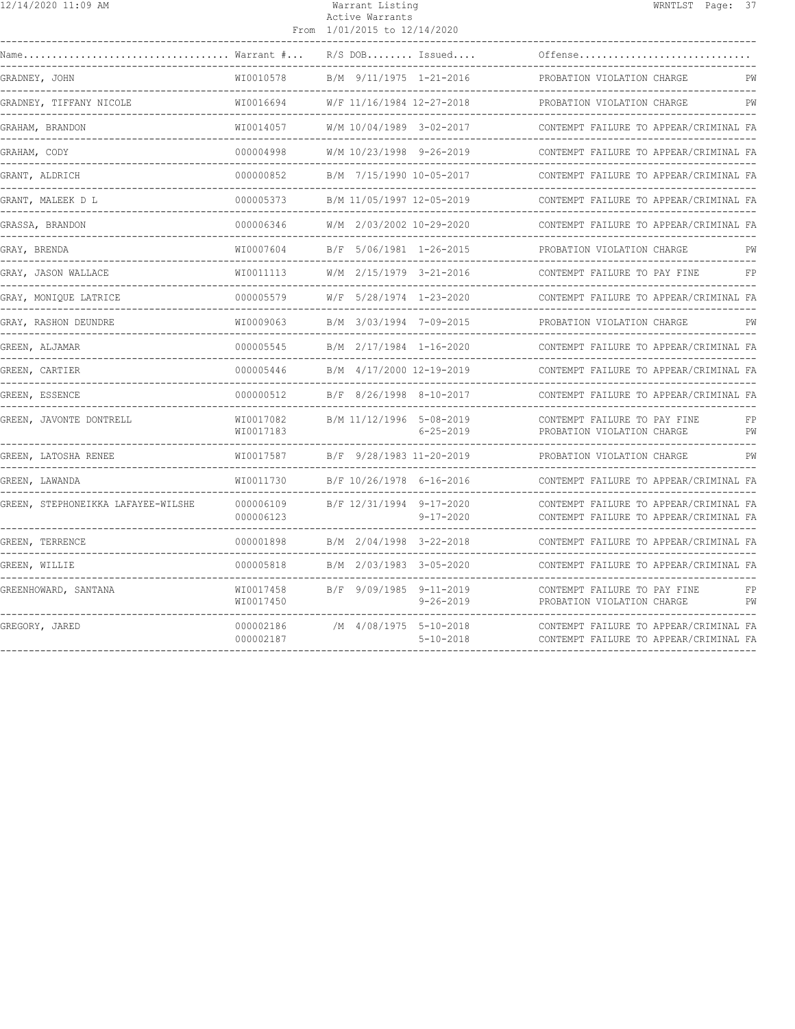Warrant Listing
Active Warrants
From 1/01/2015 to 12/14/2020

| Name | Warrant # | R/S | DOB | Issued | Offense | |
|---|---|---|---|---|---|---|
| GRADNEY, JOHN | WI0010578 | B/M | 9/11/1975 | 1-21-2016 | PROBATION VIOLATION CHARGE | PW |
| GRADNEY, TIFFANY NICOLE | WI0016694 | W/F | 11/16/1984 | 12-27-2018 | PROBATION VIOLATION CHARGE | PW |
| GRAHAM, BRANDON | WI0014057 | W/M | 10/04/1989 | 3-02-2017 | CONTEMPT FAILURE TO APPEAR/CRIMINAL | FA |
| GRAHAM, CODY | 000004998 | W/M | 10/23/1998 | 9-26-2019 | CONTEMPT FAILURE TO APPEAR/CRIMINAL | FA |
| GRANT, ALDRICH | 000000852 | B/M | 7/15/1990 | 10-05-2017 | CONTEMPT FAILURE TO APPEAR/CRIMINAL | FA |
| GRANT, MALEEK D L | 000005373 | B/M | 11/05/1997 | 12-05-2019 | CONTEMPT FAILURE TO APPEAR/CRIMINAL | FA |
| GRASSA, BRANDON | 000006346 | W/M | 2/03/2002 | 10-29-2020 | CONTEMPT FAILURE TO APPEAR/CRIMINAL | FA |
| GRAY, BRENDA | WI0007604 | B/F | 5/06/1981 | 1-26-2015 | PROBATION VIOLATION CHARGE | PW |
| GRAY, JASON WALLACE | WI0011113 | W/M | 2/15/1979 | 3-21-2016 | CONTEMPT FAILURE TO PAY FINE | FP |
| GRAY, MONIQUE LATRICE | 000005579 | W/F | 5/28/1974 | 1-23-2020 | CONTEMPT FAILURE TO APPEAR/CRIMINAL | FA |
| GRAY, RASHON DEUNDRE | WI0009063 | B/M | 3/03/1994 | 7-09-2015 | PROBATION VIOLATION CHARGE | PW |
| GREEN, ALJAMAR | 000005545 | B/M | 2/17/1984 | 1-16-2020 | CONTEMPT FAILURE TO APPEAR/CRIMINAL | FA |
| GREEN, CARTIER | 000005446 | B/M | 4/17/2000 | 12-19-2019 | CONTEMPT FAILURE TO APPEAR/CRIMINAL | FA |
| GREEN, ESSENCE | 000000512 | B/F | 8/26/1998 | 8-10-2017 | CONTEMPT FAILURE TO APPEAR/CRIMINAL | FA |
| GREEN, JAVONTE DONTRELL | WI0017082 | B/M | 11/12/1996 | 5-08-2019 | CONTEMPT FAILURE TO PAY FINE | FP |
| | WI0017183 | | | 6-25-2019 | PROBATION VIOLATION CHARGE | PW |
| GREEN, LATOSHA RENEE | WI0017587 | B/F | 9/28/1983 | 11-20-2019 | PROBATION VIOLATION CHARGE | PW |
| GREEN, LAWANDA | WI0011730 | B/F | 10/26/1978 | 6-16-2016 | CONTEMPT FAILURE TO APPEAR/CRIMINAL | FA |
| GREEN, STEPHONEIKKA LAFAYEE-WILSHE | 000006109 | B/F | 12/31/1994 | 9-17-2020 | CONTEMPT FAILURE TO APPEAR/CRIMINAL | FA |
| | 000006123 | | | 9-17-2020 | CONTEMPT FAILURE TO APPEAR/CRIMINAL | FA |
| GREEN, TERRENCE | 000001898 | B/M | 2/04/1998 | 3-22-2018 | CONTEMPT FAILURE TO APPEAR/CRIMINAL | FA |
| GREEN, WILLIE | 000005818 | B/M | 2/03/1983 | 3-05-2020 | CONTEMPT FAILURE TO APPEAR/CRIMINAL | FA |
| GREENHOWARD, SANTANA | WI0017458 | B/F | 9/09/1985 | 9-11-2019 | CONTEMPT FAILURE TO PAY FINE | FP |
| | WI0017450 | | | 9-26-2019 | PROBATION VIOLATION CHARGE | PW |
| GREGORY, JARED | 000002186 | /M | 4/08/1975 | 5-10-2018 | CONTEMPT FAILURE TO APPEAR/CRIMINAL | FA |
| | 000002187 | | | 5-10-2018 | CONTEMPT FAILURE TO APPEAR/CRIMINAL | FA |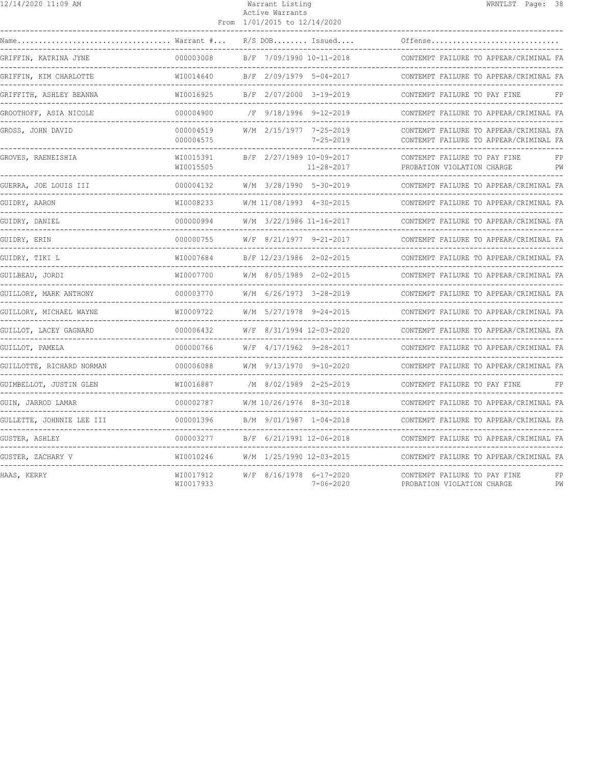Warrant Listing
Active Warrants
From 1/01/2015 to 12/14/2020

| Name | Warrant # | R/S | DOB | Issued | Offense | |
|---|---|---|---|---|---|---|
| GRIFFIN, KATRINA JYNE | 000003008 | B/F | 7/09/1990 | 10-11-2018 | CONTEMPT FAILURE TO APPEAR/CRIMINAL | FA |
| GRIFFIN, KIM CHARLOTTE | WI0014640 | B/F | 2/09/1979 | 5-04-2017 | CONTEMPT FAILURE TO APPEAR/CRIMINAL | FA |
| GRIFFITH, ASHLEY BEANNA | WI0016925 | B/F | 2/07/2000 | 3-19-2019 | CONTEMPT FAILURE TO PAY FINE | FP |
| GROOTHOFF, ASIA NICOLE | 000004900 | /F | 9/18/1996 | 9-12-2019 | CONTEMPT FAILURE TO APPEAR/CRIMINAL | FA |
| GROSS, JOHN DAVID | 000004519 | W/M | 2/15/1977 | 7-25-2019 | CONTEMPT FAILURE TO APPEAR/CRIMINAL | FA |
| | 000004575 | | | 7-25-2019 | CONTEMPT FAILURE TO APPEAR/CRIMINAL | FA |
| GROVES, RAENEISHIA | WI0015391 | B/F | 2/27/1989 | 10-09-2017 | CONTEMPT FAILURE TO PAY FINE | FP |
| | WI0015505 | | | 11-28-2017 | PROBATION VIOLATION CHARGE | PW |
| GUERRA, JOE LOUIS III | 000004132 | W/M | 3/28/1990 | 5-30-2019 | CONTEMPT FAILURE TO APPEAR/CRIMINAL | FA |
| GUIDRY, AARON | WI0008233 | W/M | 11/08/1993 | 4-30-2015 | CONTEMPT FAILURE TO APPEAR/CRIMINAL | FA |
| GUIDRY, DANIEL | 000000994 | W/M | 3/22/1986 | 11-16-2017 | CONTEMPT FAILURE TO APPEAR/CRIMINAL | FA |
| GUIDRY, ERIN | 000000755 | W/F | 8/21/1977 | 9-21-2017 | CONTEMPT FAILURE TO APPEAR/CRIMINAL | FA |
| GUIDRY, TIKI L | WI0007684 | B/F | 12/23/1986 | 2-02-2015 | CONTEMPT FAILURE TO APPEAR/CRIMINAL | FA |
| GUILBEAU, JORDI | WI0007700 | W/M | 8/05/1989 | 2-02-2015 | CONTEMPT FAILURE TO APPEAR/CRIMINAL | FA |
| GUILLORY, MARK ANTHONY | 000003770 | W/M | 6/26/1973 | 3-28-2019 | CONTEMPT FAILURE TO APPEAR/CRIMINAL | FA |
| GUILLORY, MICHAEL WAYNE | WI0009722 | W/M | 5/27/1978 | 9-24-2015 | CONTEMPT FAILURE TO APPEAR/CRIMINAL | FA |
| GUILLOT, LACEY GAGNARD | 000006432 | W/F | 8/31/1994 | 12-03-2020 | CONTEMPT FAILURE TO APPEAR/CRIMINAL | FA |
| GUILLOT, PAMELA | 000000766 | W/F | 4/17/1962 | 9-28-2017 | CONTEMPT FAILURE TO APPEAR/CRIMINAL | FA |
| GUILLOTTE, RICHARD NORMAN | 000006088 | W/M | 9/13/1970 | 9-10-2020 | CONTEMPT FAILURE TO APPEAR/CRIMINAL | FA |
| GUIMBELLOT, JUSTIN GLEN | WI0016887 | /M | 8/02/1989 | 2-25-2019 | CONTEMPT FAILURE TO PAY FINE | FP |
| GUIN, JARROD LAMAR | 000002787 | W/M | 10/26/1976 | 8-30-2018 | CONTEMPT FAILURE TO APPEAR/CRIMINAL | FA |
| GULLETTE, JOHNNIE LEE III | 000001396 | B/M | 9/01/1987 | 1-04-2018 | CONTEMPT FAILURE TO APPEAR/CRIMINAL | FA |
| GUSTER, ASHLEY | 000003277 | B/F | 6/21/1991 | 12-06-2018 | CONTEMPT FAILURE TO APPEAR/CRIMINAL | FA |
| GUSTER, ZACHARY V | WI0010246 | W/M | 1/25/1990 | 12-03-2015 | CONTEMPT FAILURE TO APPEAR/CRIMINAL | FA |
| HAAS, KERRY | WI0017912 | W/F | 8/16/1978 | 6-17-2020 | CONTEMPT FAILURE TO PAY FINE | FP |
| | WI0017933 | | | 7-06-2020 | PROBATION VIOLATION CHARGE | PW |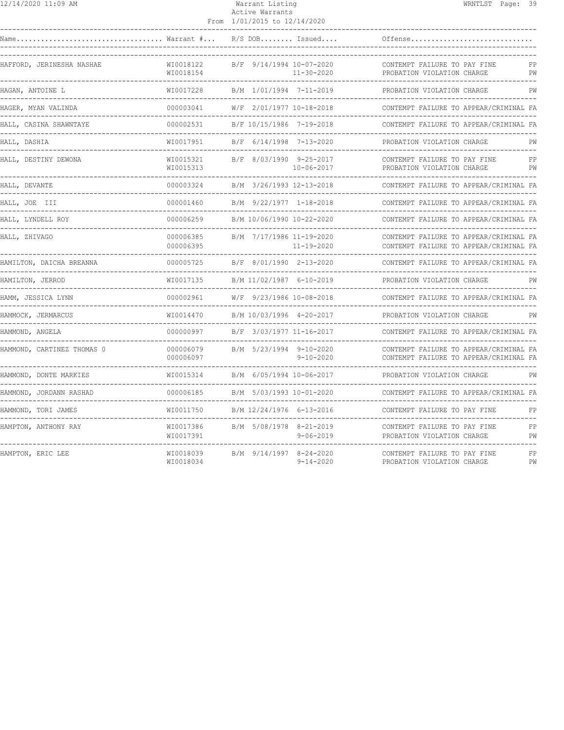Warrant Listing
Active Warrants
From 1/01/2015 to 12/14/2020

| Name | Warrant # | R/S | DOB | Issued | Offense | |
|---|---|---|---|---|---|---|
| HAFFORD, JERINESHA NASHAE | WI0018122 | B/F | 9/14/1994 | 10-07-2020 | CONTEMPT FAILURE TO PAY FINE | FP |
| | WI0018154 | | | 11-30-2020 | PROBATION VIOLATION CHARGE | PW |
| HAGAN, ANTOINE L | WI0017228 | B/M | 1/01/1994 | 7-11-2019 | PROBATION VIOLATION CHARGE | PW |
| HAGER, MYAN VALINDA | 000003041 | W/F | 2/01/1977 | 10-18-2018 | CONTEMPT FAILURE TO APPEAR/CRIMINAL | FA |
| HALL, CASINA SHAWNTAYE | 000002531 | B/F | 10/15/1986 | 7-19-2018 | CONTEMPT FAILURE TO APPEAR/CRIMINAL | FA |
| HALL, DASHIA | WI0017951 | B/F | 6/14/1998 | 7-13-2020 | PROBATION VIOLATION CHARGE | PW |
| HALL, DESTINY DEWONA | WI0015321 | B/F | 8/03/1990 | 9-25-2017 | CONTEMPT FAILURE TO PAY FINE | FP |
| | WI0015313 | | | 10-06-2017 | PROBATION VIOLATION CHARGE | PW |
| HALL, DEVANTE | 000003324 | B/M | 3/26/1993 | 12-13-2018 | CONTEMPT FAILURE TO APPEAR/CRIMINAL | FA |
| HALL, JOE III | 000001460 | B/M | 9/22/1977 | 1-18-2018 | CONTEMPT FAILURE TO APPEAR/CRIMINAL | FA |
| HALL, LYNDELL ROY | 000006259 | B/M | 10/06/1990 | 10-22-2020 | CONTEMPT FAILURE TO APPEAR/CRIMINAL | FA |
| HALL, ZHIVAGO | 000006385 | B/M | 7/17/1986 | 11-19-2020 | CONTEMPT FAILURE TO APPEAR/CRIMINAL | FA |
| | 000006395 | | | 11-19-2020 | CONTEMPT FAILURE TO APPEAR/CRIMINAL | FA |
| HAMILTON, DAICHA BREANNA | 000005725 | B/F | 8/01/1990 | 2-13-2020 | CONTEMPT FAILURE TO APPEAR/CRIMINAL | FA |
| HAMILTON, JERROD | WI0017135 | B/M | 11/02/1987 | 6-10-2019 | PROBATION VIOLATION CHARGE | PW |
| HAMM, JESSICA LYNN | 000002961 | W/F | 9/23/1986 | 10-08-2018 | CONTEMPT FAILURE TO APPEAR/CRIMINAL | FA |
| HAMMOCK, JERMARCUS | WI0014470 | B/M | 10/03/1996 | 4-20-2017 | PROBATION VIOLATION CHARGE | PW |
| HAMMOND, ANGELA | 000000997 | B/F | 3/03/1977 | 11-16-2017 | CONTEMPT FAILURE TO APPEAR/CRIMINAL | FA |
| HAMMOND, CARTINEZ THOMAS 0 | 000006079 | B/M | 5/23/1994 | 9-10-2020 | CONTEMPT FAILURE TO APPEAR/CRIMINAL | FA |
| | 000006097 | | | 9-10-2020 | CONTEMPT FAILURE TO APPEAR/CRIMINAL | FA |
| HAMMOND, DONTE MARKIES | WI0015314 | B/M | 6/05/1994 | 10-06-2017 | PROBATION VIOLATION CHARGE | PW |
| HAMMOND, JORDANN RASHAD | 000006185 | B/M | 5/03/1993 | 10-01-2020 | CONTEMPT FAILURE TO APPEAR/CRIMINAL | FA |
| HAMMOND, TORI JAMES | WI0011750 | B/M | 12/24/1976 | 6-13-2016 | CONTEMPT FAILURE TO PAY FINE | FP |
| HAMPTON, ANTHONY RAY | WI0017386 | B/M | 5/08/1978 | 8-21-2019 | CONTEMPT FAILURE TO PAY FINE | FP |
| | WI0017391 | | | 9-06-2019 | PROBATION VIOLATION CHARGE | PW |
| HAMPTON, ERIC LEE | WI0018039 | B/M | 9/14/1997 | 8-24-2020 | CONTEMPT FAILURE TO PAY FINE | FP |
| | WI0018034 | | | 9-14-2020 | PROBATION VIOLATION CHARGE | PW |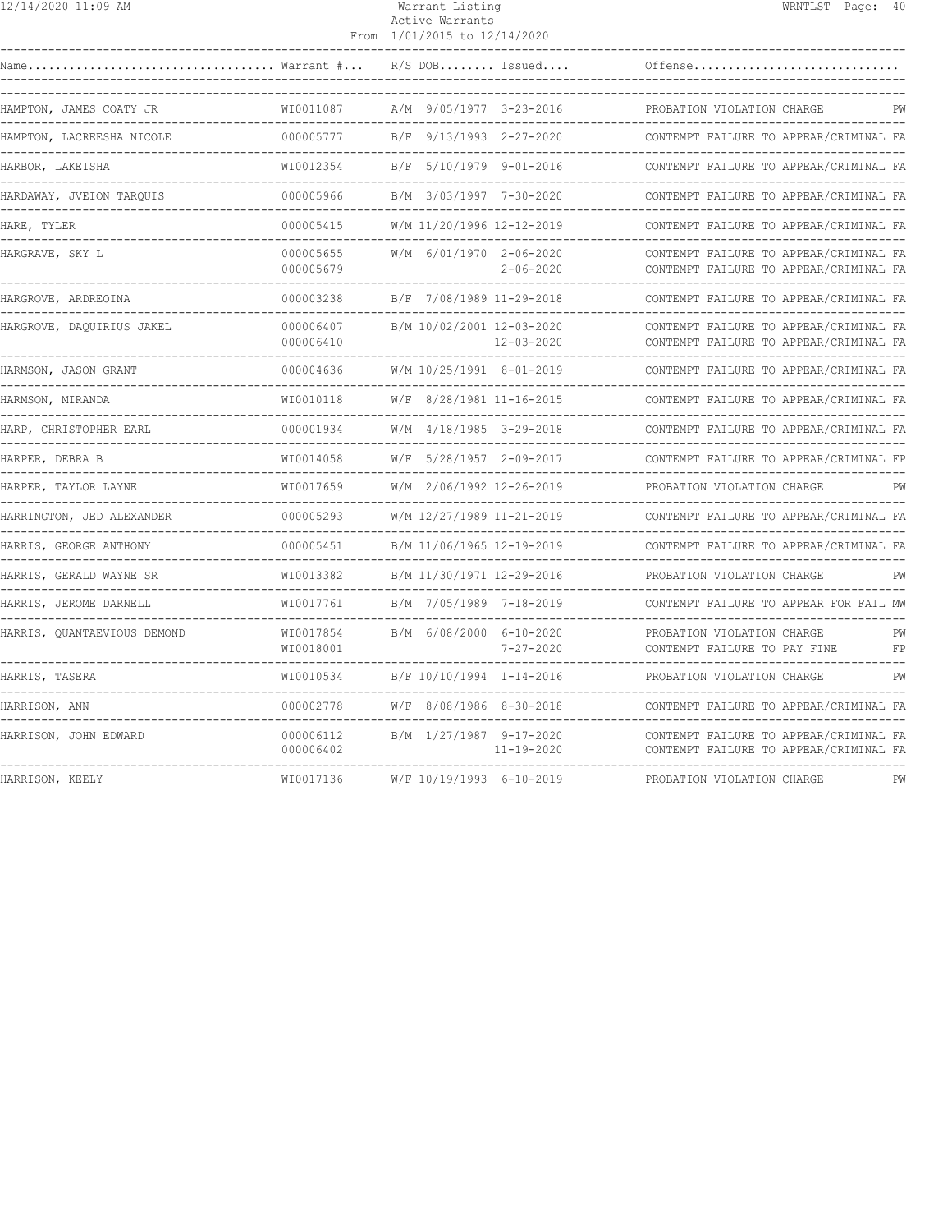| Name | Warrant # | R/S | DOB | Issued | Offense |
|---|---|---|---|---|---|
| HAMPTON, JAMES COATY JR | WI0011087 | A/M | 9/05/1977 | 3-23-2016 | PROBATION VIOLATION CHARGE PW |
| HAMPTON, LACREESHA NICOLE | 000005777 | B/F | 9/13/1993 | 2-27-2020 | CONTEMPT FAILURE TO APPEAR/CRIMINAL FA |
| HARBOR, LAKEISHA | WI0012354 | B/F | 5/10/1979 | 9-01-2016 | CONTEMPT FAILURE TO APPEAR/CRIMINAL FA |
| HARDAWAY, JVEION TARQUIS | 000005966 | B/M | 3/03/1997 | 7-30-2020 | CONTEMPT FAILURE TO APPEAR/CRIMINAL FA |
| HARE, TYLER | 000005415 | W/M | 11/20/1996 | 12-12-2019 | CONTEMPT FAILURE TO APPEAR/CRIMINAL FA |
| HARGRAVE, SKY L | 000005655 | W/M | 6/01/1970 | 2-06-2020 | CONTEMPT FAILURE TO APPEAR/CRIMINAL FA |
| | 000005679 | | | 2-06-2020 | CONTEMPT FAILURE TO APPEAR/CRIMINAL FA |
| HARGROVE, ARDREOINA | 000003238 | B/F | 7/08/1989 | 11-29-2018 | CONTEMPT FAILURE TO APPEAR/CRIMINAL FA |
| HARGROVE, DAQUIRIUS JAKEL | 000006407 | B/M | 10/02/2001 | 12-03-2020 | CONTEMPT FAILURE TO APPEAR/CRIMINAL FA |
| | 000006410 | | | 12-03-2020 | CONTEMPT FAILURE TO APPEAR/CRIMINAL FA |
| HARMSON, JASON GRANT | 000004636 | W/M | 10/25/1991 | 8-01-2019 | CONTEMPT FAILURE TO APPEAR/CRIMINAL FA |
| HARMSON, MIRANDA | WI0010118 | W/F | 8/28/1981 | 11-16-2015 | CONTEMPT FAILURE TO APPEAR/CRIMINAL FA |
| HARP, CHRISTOPHER EARL | 000001934 | W/M | 4/18/1985 | 3-29-2018 | CONTEMPT FAILURE TO APPEAR/CRIMINAL FA |
| HARPER, DEBRA B | WI0014058 | W/F | 5/28/1957 | 2-09-2017 | CONTEMPT FAILURE TO APPEAR/CRIMINAL FP |
| HARPER, TAYLOR LAYNE | WI0017659 | W/M | 2/06/1992 | 12-26-2019 | PROBATION VIOLATION CHARGE PW |
| HARRINGTON, JED ALEXANDER | 000005293 | W/M | 12/27/1989 | 11-21-2019 | CONTEMPT FAILURE TO APPEAR/CRIMINAL FA |
| HARRIS, GEORGE ANTHONY | 000005451 | B/M | 11/06/1965 | 12-19-2019 | CONTEMPT FAILURE TO APPEAR/CRIMINAL FA |
| HARRIS, GERALD WAYNE SR | WI0013382 | B/M | 11/30/1971 | 12-29-2016 | PROBATION VIOLATION CHARGE PW |
| HARRIS, JEROME DARNELL | WI0017761 | B/M | 7/05/1989 | 7-18-2019 | CONTEMPT FAILURE TO APPEAR FOR FAIL MW |
| HARRIS, QUANTAEVIOUS DEMOND | WI0017854 | B/M | 6/08/2000 | 6-10-2020 | PROBATION VIOLATION CHARGE PW |
| | WI0018001 | | | 7-27-2020 | CONTEMPT FAILURE TO PAY FINE FP |
| HARRIS, TASERA | WI0010534 | B/F | 10/10/1994 | 1-14-2016 | PROBATION VIOLATION CHARGE PW |
| HARRISON, ANN | 000002778 | W/F | 8/08/1986 | 8-30-2018 | CONTEMPT FAILURE TO APPEAR/CRIMINAL FA |
| HARRISON, JOHN EDWARD | 000006112 | B/M | 1/27/1987 | 9-17-2020 | CONTEMPT FAILURE TO APPEAR/CRIMINAL FA |
| | 000006402 | | | 11-19-2020 | CONTEMPT FAILURE TO APPEAR/CRIMINAL FA |
| HARRISON, KEELY | WI0017136 | W/F | 10/19/1993 | 6-10-2019 | PROBATION VIOLATION CHARGE PW |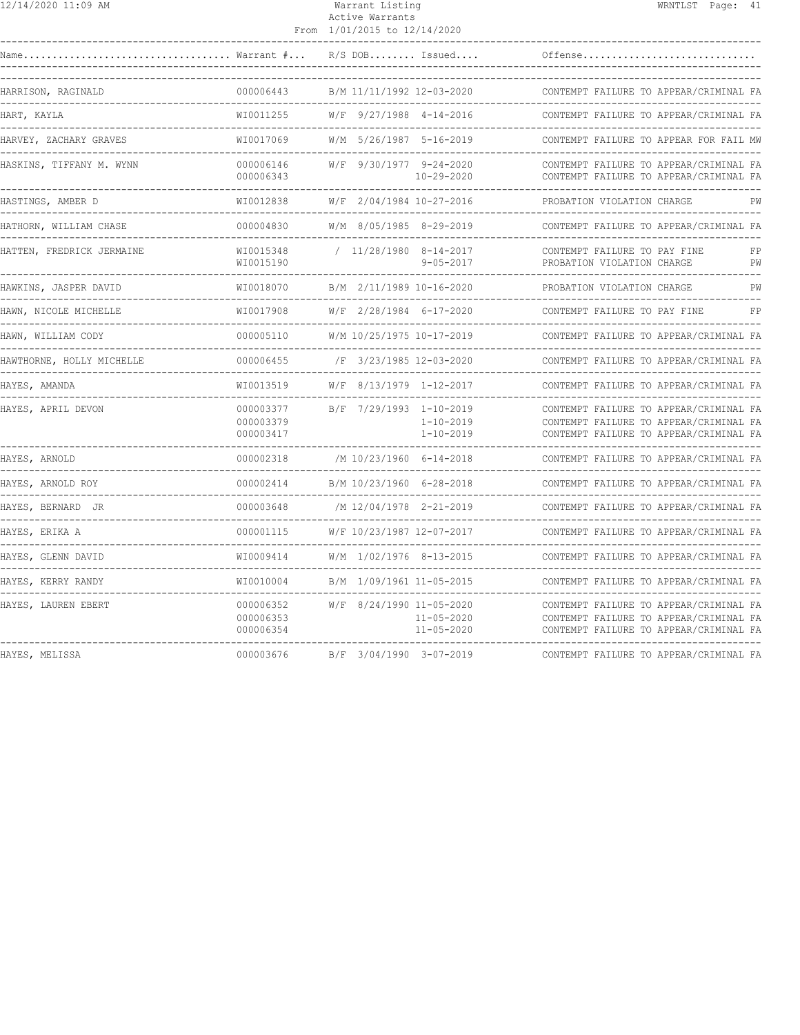Warrant Listing
Active Warrants
From 1/01/2015 to 12/14/2020

| Name | Warrant # | R/S DOB | Issued | Offense |
|---|---|---|---|---|
| HARRISON, RAGINALD | 000006443 | B/M 11/11/1992 | 12-03-2020 | CONTEMPT FAILURE TO APPEAR/CRIMINAL FA |
| HART, KAYLA | WI0011255 | W/F 9/27/1988 | 4-14-2016 | CONTEMPT FAILURE TO APPEAR/CRIMINAL FA |
| HARVEY, ZACHARY GRAVES | WI0017069 | W/M 5/26/1987 | 5-16-2019 | CONTEMPT FAILURE TO APPEAR FOR FAIL MW |
| HASKINS, TIFFANY M. WYNN | 000006146 | W/F 9/30/1977 | 9-24-2020 | CONTEMPT FAILURE TO APPEAR/CRIMINAL FA |
| | 000006343 | | 10-29-2020 | CONTEMPT FAILURE TO APPEAR/CRIMINAL FA |
| HASTINGS, AMBER D | WI0012838 | W/F 2/04/1984 | 10-27-2016 | PROBATION VIOLATION CHARGE PW |
| HATHORN, WILLIAM CHASE | 000004830 | W/M 8/05/1985 | 8-29-2019 | CONTEMPT FAILURE TO APPEAR/CRIMINAL FA |
| HATTEN, FREDRICK JERMAINE | WI0015348 | / 11/28/1980 | 8-14-2017 | CONTEMPT FAILURE TO PAY FINE FP |
| | WI0015190 | | 9-05-2017 | PROBATION VIOLATION CHARGE PW |
| HAWKINS, JASPER DAVID | WI0018070 | B/M 2/11/1989 | 10-16-2020 | PROBATION VIOLATION CHARGE PW |
| HAWN, NICOLE MICHELLE | WI0017908 | W/F 2/28/1984 | 6-17-2020 | CONTEMPT FAILURE TO PAY FINE FP |
| HAWN, WILLIAM CODY | 000005110 | W/M 10/25/1975 | 10-17-2019 | CONTEMPT FAILURE TO APPEAR/CRIMINAL FA |
| HAWTHORNE, HOLLY MICHELLE | 000006455 | /F 3/23/1985 | 12-03-2020 | CONTEMPT FAILURE TO APPEAR/CRIMINAL FA |
| HAYES, AMANDA | WI0013519 | W/F 8/13/1979 | 1-12-2017 | CONTEMPT FAILURE TO APPEAR/CRIMINAL FA |
| HAYES, APRIL DEVON | 000003377 | B/F 7/29/1993 | 1-10-2019 | CONTEMPT FAILURE TO APPEAR/CRIMINAL FA |
| | 000003379 | | 1-10-2019 | CONTEMPT FAILURE TO APPEAR/CRIMINAL FA |
| | 000003417 | | 1-10-2019 | CONTEMPT FAILURE TO APPEAR/CRIMINAL FA |
| HAYES, ARNOLD | 000002318 | /M 10/23/1960 | 6-14-2018 | CONTEMPT FAILURE TO APPEAR/CRIMINAL FA |
| HAYES, ARNOLD ROY | 000002414 | B/M 10/23/1960 | 6-28-2018 | CONTEMPT FAILURE TO APPEAR/CRIMINAL FA |
| HAYES, BERNARD JR | 000003648 | /M 12/04/1978 | 2-21-2019 | CONTEMPT FAILURE TO APPEAR/CRIMINAL FA |
| HAYES, ERIKA A | 000001115 | W/F 10/23/1987 | 12-07-2017 | CONTEMPT FAILURE TO APPEAR/CRIMINAL FA |
| HAYES, GLENN DAVID | WI0009414 | W/M 1/02/1976 | 8-13-2015 | CONTEMPT FAILURE TO APPEAR/CRIMINAL FA |
| HAYES, KERRY RANDY | WI0010004 | B/M 1/09/1961 | 11-05-2015 | CONTEMPT FAILURE TO APPEAR/CRIMINAL FA |
| HAYES, LAUREN EBERT | 000006352 | W/F 8/24/1990 | 11-05-2020 | CONTEMPT FAILURE TO APPEAR/CRIMINAL FA |
| | 000006353 | | 11-05-2020 | CONTEMPT FAILURE TO APPEAR/CRIMINAL FA |
| | 000006354 | | 11-05-2020 | CONTEMPT FAILURE TO APPEAR/CRIMINAL FA |
| HAYES, MELISSA | 000003676 | B/F 3/04/1990 | 3-07-2019 | CONTEMPT FAILURE TO APPEAR/CRIMINAL FA |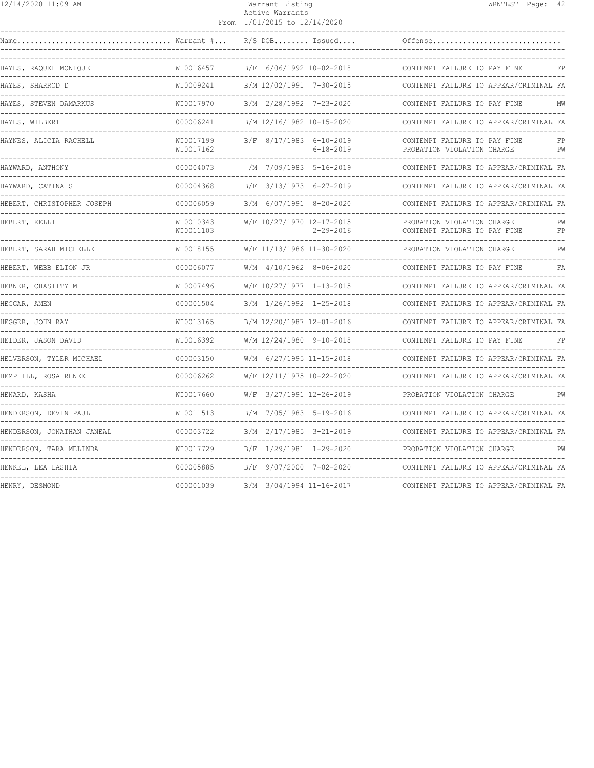Warrant Listing
Active Warrants
From 1/01/2015 to 12/14/2020

| Name | Warrant # | R/S | DOB | Issued | Offense | |
|---|---|---|---|---|---|---|
| HAYES, RAQUEL MONIQUE | WI0016457 | B/F | 6/06/1992 | 10-02-2018 | CONTEMPT FAILURE TO PAY FINE | FP |
| HAYES, SHARROD D | WI0009241 | B/M | 12/02/1991 | 7-30-2015 | CONTEMPT FAILURE TO APPEAR/CRIMINAL | FA |
| HAYES, STEVEN DAMARKUS | WI0017970 | B/M | 2/28/1992 | 7-23-2020 | CONTEMPT FAILURE TO PAY FINE | MW |
| HAYES, WILBERT | 000006241 | B/M | 12/16/1982 | 10-15-2020 | CONTEMPT FAILURE TO APPEAR/CRIMINAL | FA |
| HAYNES, ALICIA RACHELL | WI0017199 | B/F | 8/17/1983 | 6-10-2019 | CONTEMPT FAILURE TO PAY FINE | FP |
| | WI0017162 | | | 6-18-2019 | PROBATION VIOLATION CHARGE | PW |
| HAYWARD, ANTHONY | 000004073 | /M | 7/09/1983 | 5-16-2019 | CONTEMPT FAILURE TO APPEAR/CRIMINAL | FA |
| HAYWARD, CATINA S | 000004368 | B/F | 3/13/1973 | 6-27-2019 | CONTEMPT FAILURE TO APPEAR/CRIMINAL | FA |
| HEBERT, CHRISTOPHER JOSEPH | 000006059 | B/M | 6/07/1991 | 8-20-2020 | CONTEMPT FAILURE TO APPEAR/CRIMINAL | FA |
| HEBERT, KELLI | WI0010343 | W/F | 10/27/1970 | 12-17-2015 | PROBATION VIOLATION CHARGE | PW |
| | WI0011103 | | | 2-29-2016 | CONTEMPT FAILURE TO PAY FINE | FP |
| HEBERT, SARAH MICHELLE | WI0018155 | W/F | 11/13/1986 | 11-30-2020 | PROBATION VIOLATION CHARGE | PW |
| HEBERT, WEBB ELTON JR | 000006077 | W/M | 4/10/1962 | 8-06-2020 | CONTEMPT FAILURE TO PAY FINE | FA |
| HEBNER, CHASTITY M | WI0007496 | W/F | 10/27/1977 | 1-13-2015 | CONTEMPT FAILURE TO APPEAR/CRIMINAL | FA |
| HEGGAR, AMEN | 000001504 | B/M | 1/26/1992 | 1-25-2018 | CONTEMPT FAILURE TO APPEAR/CRIMINAL | FA |
| HEGGER, JOHN RAY | WI0013165 | B/M | 12/20/1987 | 12-01-2016 | CONTEMPT FAILURE TO APPEAR/CRIMINAL | FA |
| HEIDER, JASON DAVID | WI0016392 | W/M | 12/24/1980 | 9-10-2018 | CONTEMPT FAILURE TO PAY FINE | FP |
| HELVERSON, TYLER MICHAEL | 000003150 | W/M | 6/27/1995 | 11-15-2018 | CONTEMPT FAILURE TO APPEAR/CRIMINAL | FA |
| HEMPHILL, ROSA RENEE | 000006262 | W/F | 12/11/1975 | 10-22-2020 | CONTEMPT FAILURE TO APPEAR/CRIMINAL | FA |
| HENARD, KASHA | WI0017660 | W/F | 3/27/1991 | 12-26-2019 | PROBATION VIOLATION CHARGE | PW |
| HENDERSON, DEVIN PAUL | WI0011513 | B/M | 7/05/1983 | 5-19-2016 | CONTEMPT FAILURE TO APPEAR/CRIMINAL | FA |
| HENDERSON, JONATHAN JANEAL | 000003722 | B/M | 2/17/1985 | 3-21-2019 | CONTEMPT FAILURE TO APPEAR/CRIMINAL | FA |
| HENDERSON, TARA MELINDA | WI0017729 | B/F | 1/29/1981 | 1-29-2020 | PROBATION VIOLATION CHARGE | PW |
| HENKEL, LEA LASHIA | 000005885 | B/F | 9/07/2000 | 7-02-2020 | CONTEMPT FAILURE TO APPEAR/CRIMINAL | FA |
| HENRY, DESMOND | 000001039 | B/M | 3/04/1994 | 11-16-2017 | CONTEMPT FAILURE TO APPEAR/CRIMINAL | FA |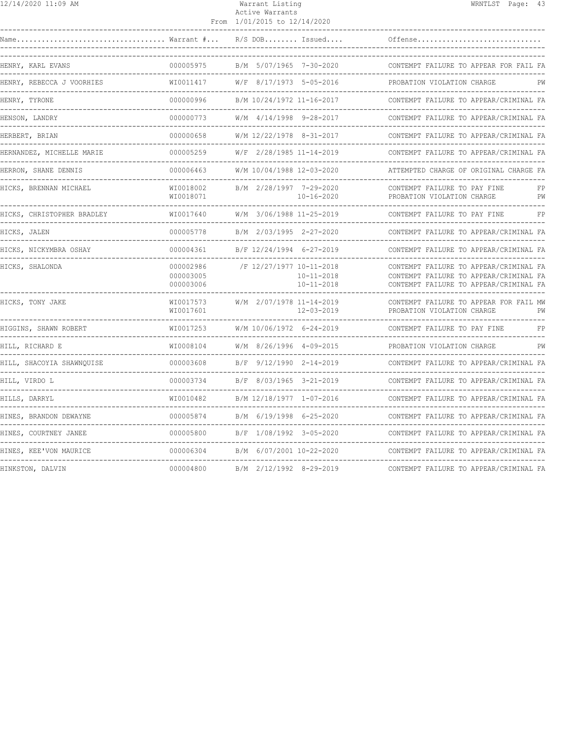| Name | Warrant # | R/S | DOB | Issued | Offense | |
|---|---|---|---|---|---|---|
| HENRY, KARL EVANS | 000005975 | B/M | 5/07/1965 | 7-30-2020 | CONTEMPT FAILURE TO APPEAR FOR FAIL | FA |
| HENRY, REBECCA J VOORHIES | WI0011417 | W/F | 8/17/1973 | 5-05-2016 | PROBATION VIOLATION CHARGE | PW |
| HENRY, TYRONE | 000000996 | B/M | 10/24/1972 | 11-16-2017 | CONTEMPT FAILURE TO APPEAR/CRIMINAL | FA |
| HENSON, LANDRY | 000000773 | W/M | 4/14/1998 | 9-28-2017 | CONTEMPT FAILURE TO APPEAR/CRIMINAL | FA |
| HERBERT, BRIAN | 000000658 | W/M | 12/22/1978 | 8-31-2017 | CONTEMPT FAILURE TO APPEAR/CRIMINAL | FA |
| HERNANDEZ, MICHELLE MARIE | 000005259 | W/F | 2/28/1985 | 11-14-2019 | CONTEMPT FAILURE TO APPEAR/CRIMINAL | FA |
| HERRON, SHANE DENNIS | 000006463 | W/M | 10/04/1988 | 12-03-2020 | ATTEMPTED CHARGE OF ORIGINAL CHARGE | FA |
| HICKS, BRENNAN MICHAEL | WI0018002 | B/M | 2/28/1997 | 7-29-2020 | CONTEMPT FAILURE TO PAY FINE | FP |
| | WI0018071 | | | 10-16-2020 | PROBATION VIOLATION CHARGE | PW |
| HICKS, CHRISTOPHER BRADLEY | WI0017640 | W/M | 3/06/1988 | 11-25-2019 | CONTEMPT FAILURE TO PAY FINE | FP |
| HICKS, JALEN | 000005778 | B/M | 2/03/1995 | 2-27-2020 | CONTEMPT FAILURE TO APPEAR/CRIMINAL | FA |
| HICKS, NICKYMBRA OSHAY | 000004361 | B/F | 12/24/1994 | 6-27-2019 | CONTEMPT FAILURE TO APPEAR/CRIMINAL | FA |
| HICKS, SHALONDA | 000002986 | /F | 12/27/1977 | 10-11-2018 | CONTEMPT FAILURE TO APPEAR/CRIMINAL | FA |
| | 000003005 | | | 10-11-2018 | CONTEMPT FAILURE TO APPEAR/CRIMINAL | FA |
| | 000003006 | | | 10-11-2018 | CONTEMPT FAILURE TO APPEAR/CRIMINAL | FA |
| HICKS, TONY JAKE | WI0017573 | W/M | 2/07/1978 | 11-14-2019 | CONTEMPT FAILURE TO APPEAR FOR FAIL | MW |
| | WI0017601 | | | 12-03-2019 | PROBATION VIOLATION CHARGE | PW |
| HIGGINS, SHAWN ROBERT | WI0017253 | W/M | 10/06/1972 | 6-24-2019 | CONTEMPT FAILURE TO PAY FINE | FP |
| HILL, RICHARD E | WI0008104 | W/M | 8/26/1996 | 4-09-2015 | PROBATION VIOLATION CHARGE | PW |
| HILL, SHACOYIA SHAWNQUISE | 000003608 | B/F | 9/12/1990 | 2-14-2019 | CONTEMPT FAILURE TO APPEAR/CRIMINAL | FA |
| HILL, VIRDO L | 000003734 | B/F | 8/03/1965 | 3-21-2019 | CONTEMPT FAILURE TO APPEAR/CRIMINAL | FA |
| HILLS, DARRYL | WI0010482 | B/M | 12/18/1977 | 1-07-2016 | CONTEMPT FAILURE TO APPEAR/CRIMINAL | FA |
| HINES, BRANDON DEWAYNE | 000005874 | B/M | 6/19/1998 | 6-25-2020 | CONTEMPT FAILURE TO APPEAR/CRIMINAL | FA |
| HINES, COURTNEY JANEE | 000005800 | B/F | 1/08/1992 | 3-05-2020 | CONTEMPT FAILURE TO APPEAR/CRIMINAL | FA |
| HINES, KEE'VON MAURICE | 000006304 | B/M | 6/07/2001 | 10-22-2020 | CONTEMPT FAILURE TO APPEAR/CRIMINAL | FA |
| HINKSTON, DALVIN | 000004800 | B/M | 2/12/1992 | 8-29-2019 | CONTEMPT FAILURE TO APPEAR/CRIMINAL | FA |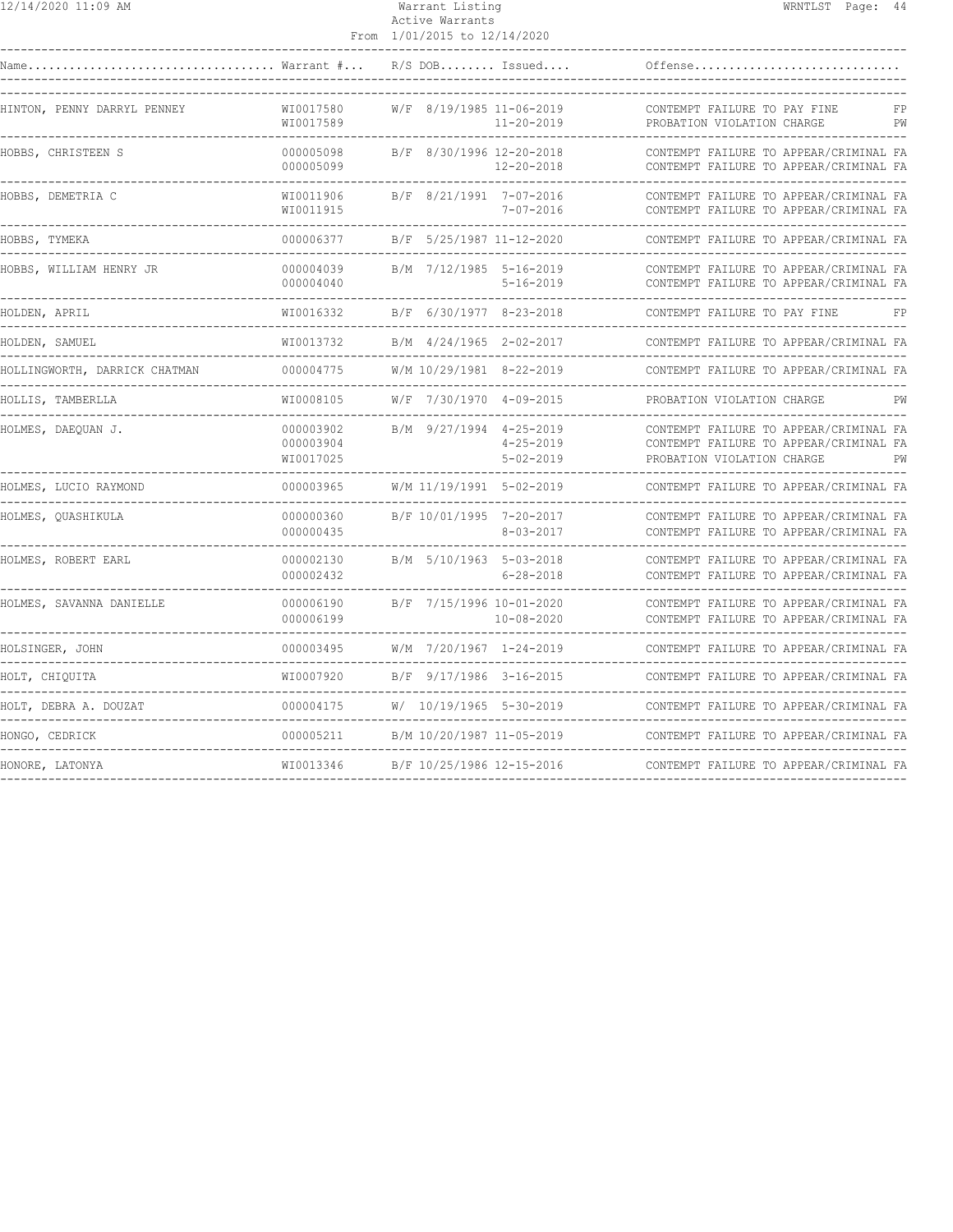| Name | Warrant # | R/S | DOB | Issued | Offense | |
|---|---|---|---|---|---|---|
| HINTON, PENNY DARRYL PENNEY | WI0017580 | W/F | 8/19/1985 | 11-06-2019 | CONTEMPT FAILURE TO PAY FINE | FP |
| | WI0017589 | | | 11-20-2019 | PROBATION VIOLATION CHARGE | PW |
| HOBBS, CHRISTEEN S | 000005098 | B/F | 8/30/1996 | 12-20-2018 | CONTEMPT FAILURE TO APPEAR/CRIMINAL | FA |
| | 000005099 | | | 12-20-2018 | CONTEMPT FAILURE TO APPEAR/CRIMINAL | FA |
| HOBBS, DEMETRIA C | WI0011906 | B/F | 8/21/1991 | 7-07-2016 | CONTEMPT FAILURE TO APPEAR/CRIMINAL | FA |
| | WI0011915 | | | 7-07-2016 | CONTEMPT FAILURE TO APPEAR/CRIMINAL | FA |
| HOBBS, TYMEKA | 000006377 | B/F | 5/25/1987 | 11-12-2020 | CONTEMPT FAILURE TO APPEAR/CRIMINAL | FA |
| HOBBS, WILLIAM HENRY JR | 000004039 | B/M | 7/12/1985 | 5-16-2019 | CONTEMPT FAILURE TO APPEAR/CRIMINAL | FA |
| | 000004040 | | | 5-16-2019 | CONTEMPT FAILURE TO APPEAR/CRIMINAL | FA |
| HOLDEN, APRIL | WI0016332 | B/F | 6/30/1977 | 8-23-2018 | CONTEMPT FAILURE TO PAY FINE | FP |
| HOLDEN, SAMUEL | WI0013732 | B/M | 4/24/1965 | 2-02-2017 | CONTEMPT FAILURE TO APPEAR/CRIMINAL | FA |
| HOLLINGWORTH, DARRICK CHATMAN | 000004775 | W/M | 10/29/1981 | 8-22-2019 | CONTEMPT FAILURE TO APPEAR/CRIMINAL | FA |
| HOLLIS, TAMBERLLA | WI0008105 | W/F | 7/30/1970 | 4-09-2015 | PROBATION VIOLATION CHARGE | PW |
| HOLMES, DAEQUAN J. | 000003902 | B/M | 9/27/1994 | 4-25-2019 | CONTEMPT FAILURE TO APPEAR/CRIMINAL | FA |
| | 000003904 | | | 4-25-2019 | CONTEMPT FAILURE TO APPEAR/CRIMINAL | FA |
| | WI0017025 | | | 5-02-2019 | PROBATION VIOLATION CHARGE | PW |
| HOLMES, LUCIO RAYMOND | 000003965 | W/M | 11/19/1991 | 5-02-2019 | CONTEMPT FAILURE TO APPEAR/CRIMINAL | FA |
| HOLMES, QUASHIKULA | 000000360 | B/F | 10/01/1995 | 7-20-2017 | CONTEMPT FAILURE TO APPEAR/CRIMINAL | FA |
| | 000000435 | | | 8-03-2017 | CONTEMPT FAILURE TO APPEAR/CRIMINAL | FA |
| HOLMES, ROBERT EARL | 000002130 | B/M | 5/10/1963 | 5-03-2018 | CONTEMPT FAILURE TO APPEAR/CRIMINAL | FA |
| | 000002432 | | | 6-28-2018 | CONTEMPT FAILURE TO APPEAR/CRIMINAL | FA |
| HOLMES, SAVANNA DANIELLE | 000006190 | B/F | 7/15/1996 | 10-01-2020 | CONTEMPT FAILURE TO APPEAR/CRIMINAL | FA |
| | 000006199 | | | 10-08-2020 | CONTEMPT FAILURE TO APPEAR/CRIMINAL | FA |
| HOLSINGER, JOHN | 000003495 | W/M | 7/20/1967 | 1-24-2019 | CONTEMPT FAILURE TO APPEAR/CRIMINAL | FA |
| HOLT, CHIQUITA | WI0007920 | B/F | 9/17/1986 | 3-16-2015 | CONTEMPT FAILURE TO APPEAR/CRIMINAL | FA |
| HOLT, DEBRA A. DOUZAT | 000004175 | W/ | 10/19/1965 | 5-30-2019 | CONTEMPT FAILURE TO APPEAR/CRIMINAL | FA |
| HONGO, CEDRICK | 000005211 | B/M | 10/20/1987 | 11-05-2019 | CONTEMPT FAILURE TO APPEAR/CRIMINAL | FA |
| HONORE, LATONYA | WI0013346 | B/F | 10/25/1986 | 12-15-2016 | CONTEMPT FAILURE TO APPEAR/CRIMINAL | FA |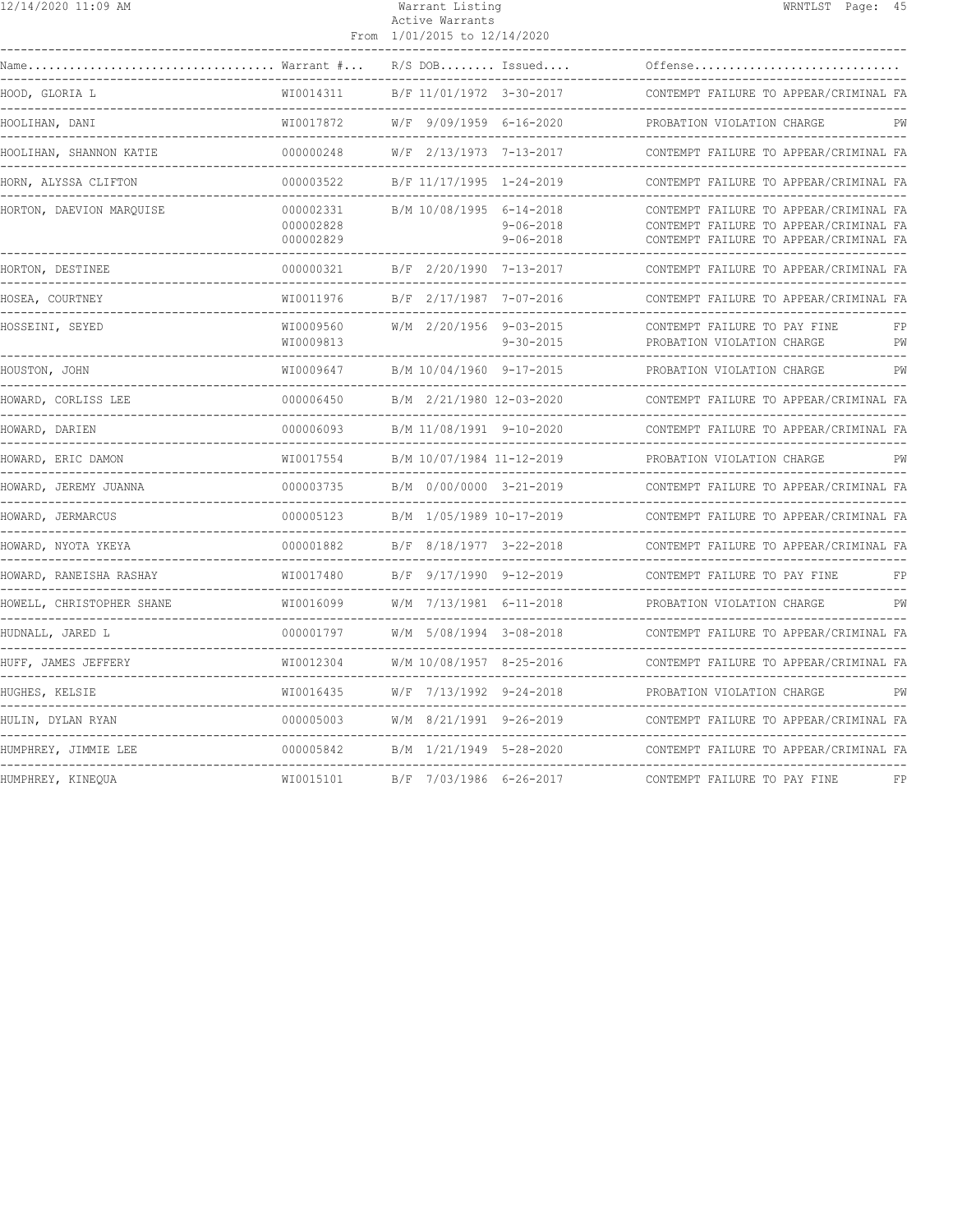| Name | Warrant # | R/S | DOB | Issued | Offense | |
|---|---|---|---|---|---|---|
| HOOD, GLORIA L | WI0014311 | B/F | 11/01/1972 | 3-30-2017 | CONTEMPT FAILURE TO APPEAR/CRIMINAL | FA |
| HOOLIHAN, DANI | WI0017872 | W/F | 9/09/1959 | 6-16-2020 | PROBATION VIOLATION CHARGE | PW |
| HOOLIHAN, SHANNON KATIE | 000000248 | W/F | 2/13/1973 | 7-13-2017 | CONTEMPT FAILURE TO APPEAR/CRIMINAL | FA |
| HORN, ALYSSA CLIFTON | 000003522 | B/F | 11/17/1995 | 1-24-2019 | CONTEMPT FAILURE TO APPEAR/CRIMINAL | FA |
| HORTON, DAEVION MARQUISE | 000002331 | B/M | 10/08/1995 | 6-14-2018 | CONTEMPT FAILURE TO APPEAR/CRIMINAL | FA |
| | 000002828 | | | 9-06-2018 | CONTEMPT FAILURE TO APPEAR/CRIMINAL | FA |
| | 000002829 | | | 9-06-2018 | CONTEMPT FAILURE TO APPEAR/CRIMINAL | FA |
| HORTON, DESTINEE | 000000321 | B/F | 2/20/1990 | 7-13-2017 | CONTEMPT FAILURE TO APPEAR/CRIMINAL | FA |
| HOSEA, COURTNEY | WI0011976 | B/F | 2/17/1987 | 7-07-2016 | CONTEMPT FAILURE TO APPEAR/CRIMINAL | FA |
| HOSSEINI, SEYED | WI0009560 | W/M | 2/20/1956 | 9-03-2015 | CONTEMPT FAILURE TO PAY FINE | FP |
| | WI0009813 | | | 9-30-2015 | PROBATION VIOLATION CHARGE | PW |
| HOUSTON, JOHN | WI0009647 | B/M | 10/04/1960 | 9-17-2015 | PROBATION VIOLATION CHARGE | PW |
| HOWARD, CORLISS LEE | 000006450 | B/M | 2/21/1980 | 12-03-2020 | CONTEMPT FAILURE TO APPEAR/CRIMINAL | FA |
| HOWARD, DARIEN | 000006093 | B/M | 11/08/1991 | 9-10-2020 | CONTEMPT FAILURE TO APPEAR/CRIMINAL | FA |
| HOWARD, ERIC DAMON | WI0017554 | B/M | 10/07/1984 | 11-12-2019 | PROBATION VIOLATION CHARGE | PW |
| HOWARD, JEREMY JUANNA | 000003735 | B/M | 0/00/0000 | 3-21-2019 | CONTEMPT FAILURE TO APPEAR/CRIMINAL | FA |
| HOWARD, JERMARCUS | 000005123 | B/M | 1/05/1989 | 10-17-2019 | CONTEMPT FAILURE TO APPEAR/CRIMINAL | FA |
| HOWARD, NYOTA YKEYA | 000001882 | B/F | 8/18/1977 | 3-22-2018 | CONTEMPT FAILURE TO APPEAR/CRIMINAL | FA |
| HOWARD, RANEISHA RASHAY | WI0017480 | B/F | 9/17/1990 | 9-12-2019 | CONTEMPT FAILURE TO PAY FINE | FP |
| HOWELL, CHRISTOPHER SHANE | WI0016099 | W/M | 7/13/1981 | 6-11-2018 | PROBATION VIOLATION CHARGE | PW |
| HUDNALL, JARED L | 000001797 | W/M | 5/08/1994 | 3-08-2018 | CONTEMPT FAILURE TO APPEAR/CRIMINAL | FA |
| HUFF, JAMES JEFFERY | WI0012304 | W/M | 10/08/1957 | 8-25-2016 | CONTEMPT FAILURE TO APPEAR/CRIMINAL | FA |
| HUGHES, KELSIE | WI0016435 | W/F | 7/13/1992 | 9-24-2018 | PROBATION VIOLATION CHARGE | PW |
| HULIN, DYLAN RYAN | 000005003 | W/M | 8/21/1991 | 9-26-2019 | CONTEMPT FAILURE TO APPEAR/CRIMINAL | FA |
| HUMPHREY, JIMMIE LEE | 000005842 | B/M | 1/21/1949 | 5-28-2020 | CONTEMPT FAILURE TO APPEAR/CRIMINAL | FA |
| HUMPHREY, KINEQUA | WI0015101 | B/F | 7/03/1986 | 6-26-2017 | CONTEMPT FAILURE TO PAY FINE | FP |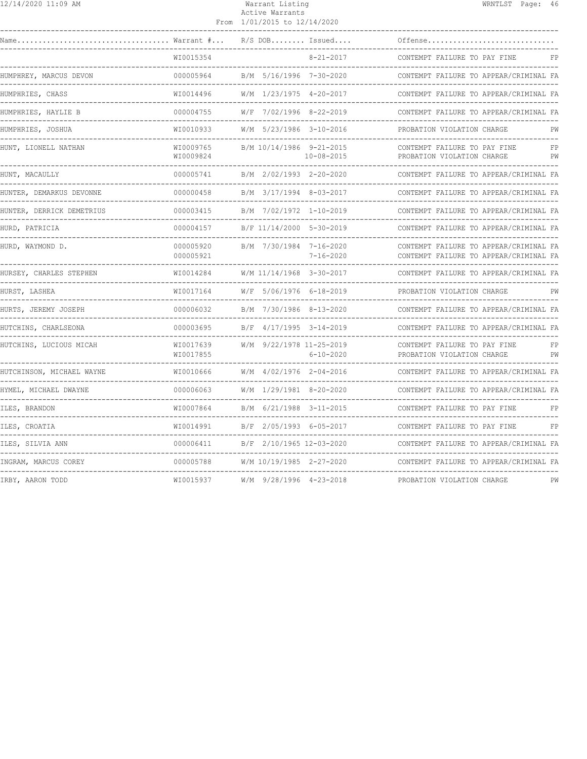| Name | Warrant # | R/S | DOB | Issued | Offense | |
|---|---|---|---|---|---|---|
| | WI0015354 | | | 8-21-2017 | CONTEMPT FAILURE TO PAY FINE | FP |
| HUMPHREY, MARCUS DEVON | 000005964 | B/M | 5/16/1996 | 7-30-2020 | CONTEMPT FAILURE TO APPEAR/CRIMINAL | FA |
| HUMPHRIES, CHASS | WI0014496 | W/M | 1/23/1975 | 4-20-2017 | CONTEMPT FAILURE TO APPEAR/CRIMINAL | FA |
| HUMPHRIES, HAYLIE B | 000004755 | W/F | 7/02/1996 | 8-22-2019 | CONTEMPT FAILURE TO APPEAR/CRIMINAL | FA |
| HUMPHRIES, JOSHUA | WI0010933 | W/M | 5/23/1986 | 3-10-2016 | PROBATION VIOLATION CHARGE | PW |
| HUNT, LIONELL NATHAN | WI0009765 | B/M | 10/14/1986 | 9-21-2015 | CONTEMPT FAILURE TO PAY FINE | FP |
| | WI0009824 | | | 10-08-2015 | PROBATION VIOLATION CHARGE | PW |
| HUNT, MACAULLY | 000005741 | B/M | 2/02/1993 | 2-20-2020 | CONTEMPT FAILURE TO APPEAR/CRIMINAL | FA |
| HUNTER, DEMARKUS DEVONNE | 000000458 | B/M | 3/17/1994 | 8-03-2017 | CONTEMPT FAILURE TO APPEAR/CRIMINAL | FA |
| HUNTER, DERRICK DEMETRIUS | 000003415 | B/M | 7/02/1972 | 1-10-2019 | CONTEMPT FAILURE TO APPEAR/CRIMINAL | FA |
| HURD, PATRICIA | 000004157 | B/F | 11/14/2000 | 5-30-2019 | CONTEMPT FAILURE TO APPEAR/CRIMINAL | FA |
| HURD, WAYMOND D. | 000005920 | B/M | 7/30/1984 | 7-16-2020 | CONTEMPT FAILURE TO APPEAR/CRIMINAL | FA |
| | 000005921 | | | 7-16-2020 | CONTEMPT FAILURE TO APPEAR/CRIMINAL | FA |
| HURSEY, CHARLES STEPHEN | WI0014284 | W/M | 11/14/1968 | 3-30-2017 | CONTEMPT FAILURE TO APPEAR/CRIMINAL | FA |
| HURST, LASHEA | WI0017164 | W/F | 5/06/1976 | 6-18-2019 | PROBATION VIOLATION CHARGE | PW |
| HURTS, JEREMY JOSEPH | 000006032 | B/M | 7/30/1986 | 8-13-2020 | CONTEMPT FAILURE TO APPEAR/CRIMINAL | FA |
| HUTCHINS, CHARLSEONA | 000003695 | B/F | 4/17/1995 | 3-14-2019 | CONTEMPT FAILURE TO APPEAR/CRIMINAL | FA |
| HUTCHINS, LUCIOUS MICAH | WI0017639 | W/M | 9/22/1978 | 11-25-2019 | CONTEMPT FAILURE TO PAY FINE | FP |
| | WI0017855 | | | 6-10-2020 | PROBATION VIOLATION CHARGE | PW |
| HUTCHINSON, MICHAEL WAYNE | WI0010666 | W/M | 4/02/1976 | 2-04-2016 | CONTEMPT FAILURE TO APPEAR/CRIMINAL | FA |
| HYMEL, MICHAEL DWAYNE | 000006063 | W/M | 1/29/1981 | 8-20-2020 | CONTEMPT FAILURE TO APPEAR/CRIMINAL | FA |
| ILES, BRANDON | WI0007864 | B/M | 6/21/1988 | 3-11-2015 | CONTEMPT FAILURE TO PAY FINE | FP |
| ILES, CROATIA | WI0014991 | B/F | 2/05/1993 | 6-05-2017 | CONTEMPT FAILURE TO PAY FINE | FP |
| ILES, SILVIA ANN | 000006411 | B/F | 2/10/1965 | 12-03-2020 | CONTEMPT FAILURE TO APPEAR/CRIMINAL | FA |
| INGRAM, MARCUS COREY | 000005788 | W/M | 10/19/1985 | 2-27-2020 | CONTEMPT FAILURE TO APPEAR/CRIMINAL | FA |
| IRBY, AARON TODD | WI0015937 | W/M | 9/28/1996 | 4-23-2018 | PROBATION VIOLATION CHARGE | PW |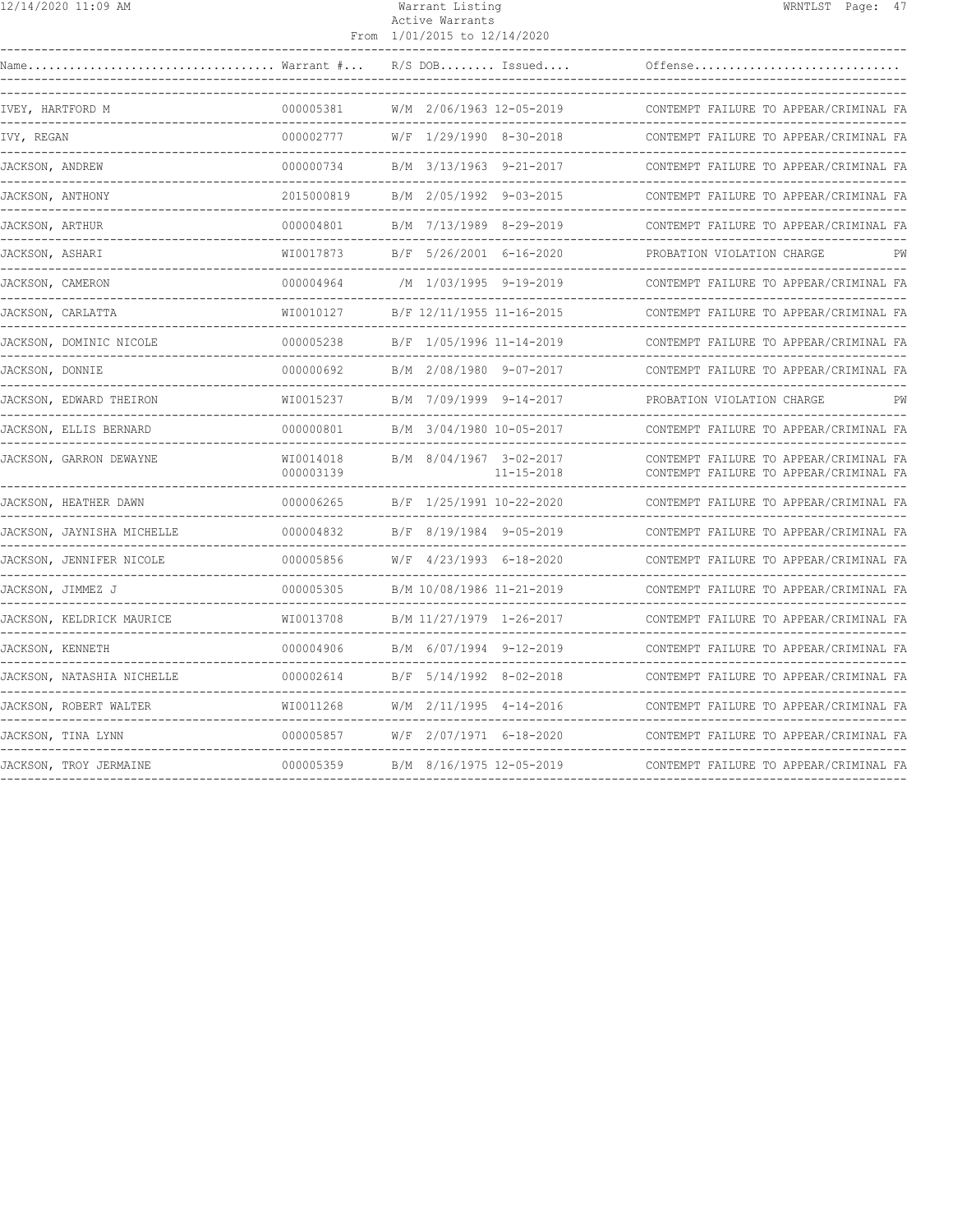| Name | Warrant # | R/S | DOB | Issued | Offense |
|---|---|---|---|---|---|
| IVEY, HARTFORD M | 000005381 | W/M | 2/06/1963 | 12-05-2019 | CONTEMPT FAILURE TO APPEAR/CRIMINAL FA |
| IVY, REGAN | 000002777 | W/F | 1/29/1990 | 8-30-2018 | CONTEMPT FAILURE TO APPEAR/CRIMINAL FA |
| JACKSON, ANDREW | 000000734 | B/M | 3/13/1963 | 9-21-2017 | CONTEMPT FAILURE TO APPEAR/CRIMINAL FA |
| JACKSON, ANTHONY | 2015000819 | B/M | 2/05/1992 | 9-03-2015 | CONTEMPT FAILURE TO APPEAR/CRIMINAL FA |
| JACKSON, ARTHUR | 000004801 | B/M | 7/13/1989 | 8-29-2019 | CONTEMPT FAILURE TO APPEAR/CRIMINAL FA |
| JACKSON, ASHARI | WI0017873 | B/F | 5/26/2001 | 6-16-2020 | PROBATION VIOLATION CHARGE PW |
| JACKSON, CAMERON | 000004964 | /M | 1/03/1995 | 9-19-2019 | CONTEMPT FAILURE TO APPEAR/CRIMINAL FA |
| JACKSON, CARLATTA | WI0010127 | B/F | 12/11/1955 | 11-16-2015 | CONTEMPT FAILURE TO APPEAR/CRIMINAL FA |
| JACKSON, DOMINIC NICOLE | 000005238 | B/F | 1/05/1996 | 11-14-2019 | CONTEMPT FAILURE TO APPEAR/CRIMINAL FA |
| JACKSON, DONNIE | 000000692 | B/M | 2/08/1980 | 9-07-2017 | CONTEMPT FAILURE TO APPEAR/CRIMINAL FA |
| JACKSON, EDWARD THEIRON | WI0015237 | B/M | 7/09/1999 | 9-14-2017 | PROBATION VIOLATION CHARGE PW |
| JACKSON, ELLIS BERNARD | 000000801 | B/M | 3/04/1980 | 10-05-2017 | CONTEMPT FAILURE TO APPEAR/CRIMINAL FA |
| JACKSON, GARRON DEWAYNE | WI0014018 | B/M | 8/04/1967 | 3-02-2017 | CONTEMPT FAILURE TO APPEAR/CRIMINAL FA |
| | 000003139 | | | 11-15-2018 | CONTEMPT FAILURE TO APPEAR/CRIMINAL FA |
| JACKSON, HEATHER DAWN | 000006265 | B/F | 1/25/1991 | 10-22-2020 | CONTEMPT FAILURE TO APPEAR/CRIMINAL FA |
| JACKSON, JAYNISHA MICHELLE | 000004832 | B/F | 8/19/1984 | 9-05-2019 | CONTEMPT FAILURE TO APPEAR/CRIMINAL FA |
| JACKSON, JENNIFER NICOLE | 000005856 | W/F | 4/23/1993 | 6-18-2020 | CONTEMPT FAILURE TO APPEAR/CRIMINAL FA |
| JACKSON, JIMMEZ J | 000005305 | B/M | 10/08/1986 | 11-21-2019 | CONTEMPT FAILURE TO APPEAR/CRIMINAL FA |
| JACKSON, KELDRICK MAURICE | WI0013708 | B/M | 11/27/1979 | 1-26-2017 | CONTEMPT FAILURE TO APPEAR/CRIMINAL FA |
| JACKSON, KENNETH | 000004906 | B/M | 6/07/1994 | 9-12-2019 | CONTEMPT FAILURE TO APPEAR/CRIMINAL FA |
| JACKSON, NATASHIA NICHELLE | 000002614 | B/F | 5/14/1992 | 8-02-2018 | CONTEMPT FAILURE TO APPEAR/CRIMINAL FA |
| JACKSON, ROBERT WALTER | WI0011268 | W/M | 2/11/1995 | 4-14-2016 | CONTEMPT FAILURE TO APPEAR/CRIMINAL FA |
| JACKSON, TINA LYNN | 000005857 | W/F | 2/07/1971 | 6-18-2020 | CONTEMPT FAILURE TO APPEAR/CRIMINAL FA |
| JACKSON, TROY JERMAINE | 000005359 | B/M | 8/16/1975 | 12-05-2019 | CONTEMPT FAILURE TO APPEAR/CRIMINAL FA |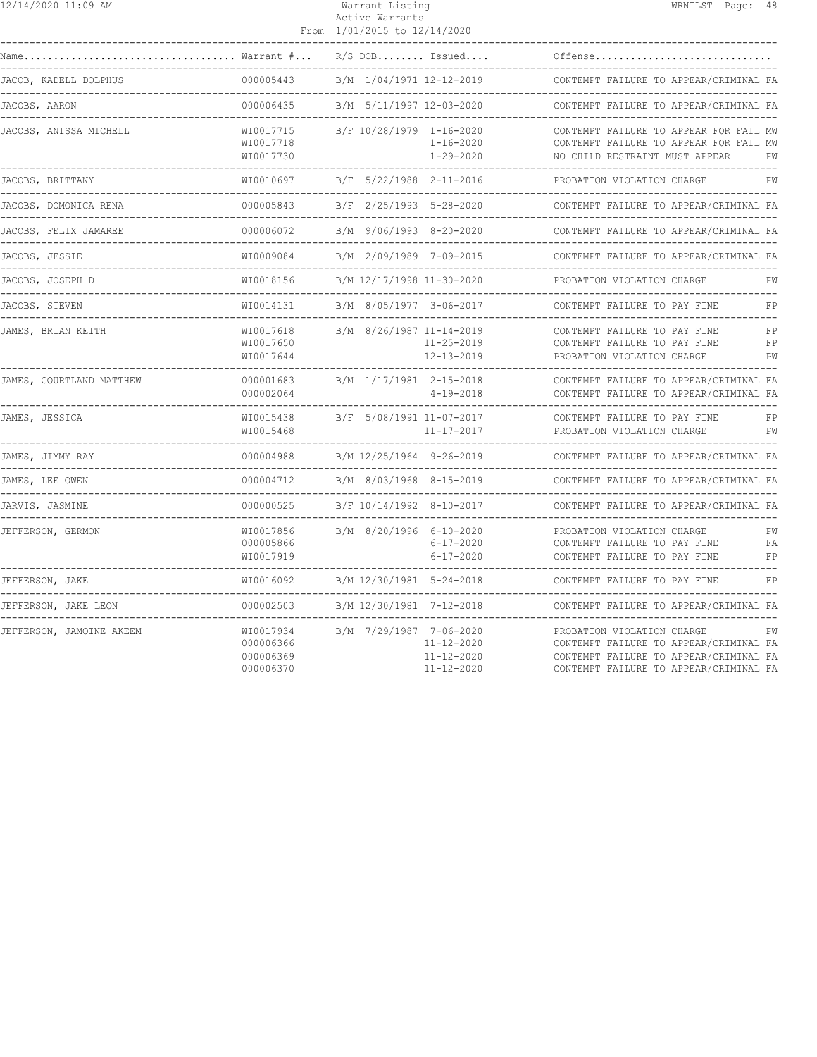| Name | Warrant # | R/S | DOB | Issued | Offense | |
|---|---|---|---|---|---|---|
| JACOB, KADELL DOLPHUS | 000005443 | B/M | 1/04/1971 | 12-12-2019 | CONTEMPT FAILURE TO APPEAR/CRIMINAL | FA |
| JACOBS, AARON | 000006435 | B/M | 5/11/1997 | 12-03-2020 | CONTEMPT FAILURE TO APPEAR/CRIMINAL | FA |
| JACOBS, ANISSA MICHELL | WI0017715 | B/F | 10/28/1979 | 1-16-2020 | CONTEMPT FAILURE TO APPEAR FOR FAIL | MW |
| | WI0017718 | | | 1-16-2020 | CONTEMPT FAILURE TO APPEAR FOR FAIL | MW |
| | WI0017730 | | | 1-29-2020 | NO CHILD RESTRAINT MUST APPEAR | PW |
| JACOBS, BRITTANY | WI0010697 | B/F | 5/22/1988 | 2-11-2016 | PROBATION VIOLATION CHARGE | PW |
| JACOBS, DOMONICA RENA | 000005843 | B/F | 2/25/1993 | 5-28-2020 | CONTEMPT FAILURE TO APPEAR/CRIMINAL | FA |
| JACOBS, FELIX JAMAREE | 000006072 | B/M | 9/06/1993 | 8-20-2020 | CONTEMPT FAILURE TO APPEAR/CRIMINAL | FA |
| JACOBS, JESSIE | WI0009084 | B/M | 2/09/1989 | 7-09-2015 | CONTEMPT FAILURE TO APPEAR/CRIMINAL | FA |
| JACOBS, JOSEPH D | WI0018156 | B/M | 12/17/1998 | 11-30-2020 | PROBATION VIOLATION CHARGE | PW |
| JACOBS, STEVEN | WI0014131 | B/M | 8/05/1977 | 3-06-2017 | CONTEMPT FAILURE TO PAY FINE | FP |
| JAMES, BRIAN KEITH | WI0017618 | B/M | 8/26/1987 | 11-14-2019 | CONTEMPT FAILURE TO PAY FINE | FP |
| | WI0017650 | | | 11-25-2019 | CONTEMPT FAILURE TO PAY FINE | FP |
| | WI0017644 | | | 12-13-2019 | PROBATION VIOLATION CHARGE | PW |
| JAMES, COURTLAND MATTHEW | 000001683 | B/M | 1/17/1981 | 2-15-2018 | CONTEMPT FAILURE TO APPEAR/CRIMINAL | FA |
| | 000002064 | | | 4-19-2018 | CONTEMPT FAILURE TO APPEAR/CRIMINAL | FA |
| JAMES, JESSICA | WI0015438 | B/F | 5/08/1991 | 11-07-2017 | CONTEMPT FAILURE TO PAY FINE | FP |
| | WI0015468 | | | 11-17-2017 | PROBATION VIOLATION CHARGE | PW |
| JAMES, JIMMY RAY | 000004988 | B/M | 12/25/1964 | 9-26-2019 | CONTEMPT FAILURE TO APPEAR/CRIMINAL | FA |
| JAMES, LEE OWEN | 000004712 | B/M | 8/03/1968 | 8-15-2019 | CONTEMPT FAILURE TO APPEAR/CRIMINAL | FA |
| JARVIS, JASMINE | 000000525 | B/F | 10/14/1992 | 8-10-2017 | CONTEMPT FAILURE TO APPEAR/CRIMINAL | FA |
| JEFFERSON, GERMON | WI0017856 | B/M | 8/20/1996 | 6-10-2020 | PROBATION VIOLATION CHARGE | PW |
| | 000005866 | | | 6-17-2020 | CONTEMPT FAILURE TO PAY FINE | FA |
| | WI0017919 | | | 6-17-2020 | CONTEMPT FAILURE TO PAY FINE | FP |
| JEFFERSON, JAKE | WI0016092 | B/M | 12/30/1981 | 5-24-2018 | CONTEMPT FAILURE TO PAY FINE | FP |
| JEFFERSON, JAKE LEON | 000002503 | B/M | 12/30/1981 | 7-12-2018 | CONTEMPT FAILURE TO APPEAR/CRIMINAL | FA |
| JEFFERSON, JAMOINE AKEEM | WI0017934 | B/M | 7/29/1987 | 7-06-2020 | PROBATION VIOLATION CHARGE | PW |
| | 000006366 | | | 11-12-2020 | CONTEMPT FAILURE TO APPEAR/CRIMINAL | FA |
| | 000006369 | | | 11-12-2020 | CONTEMPT FAILURE TO APPEAR/CRIMINAL | FA |
| | 000006370 | | | 11-12-2020 | CONTEMPT FAILURE TO APPEAR/CRIMINAL | FA |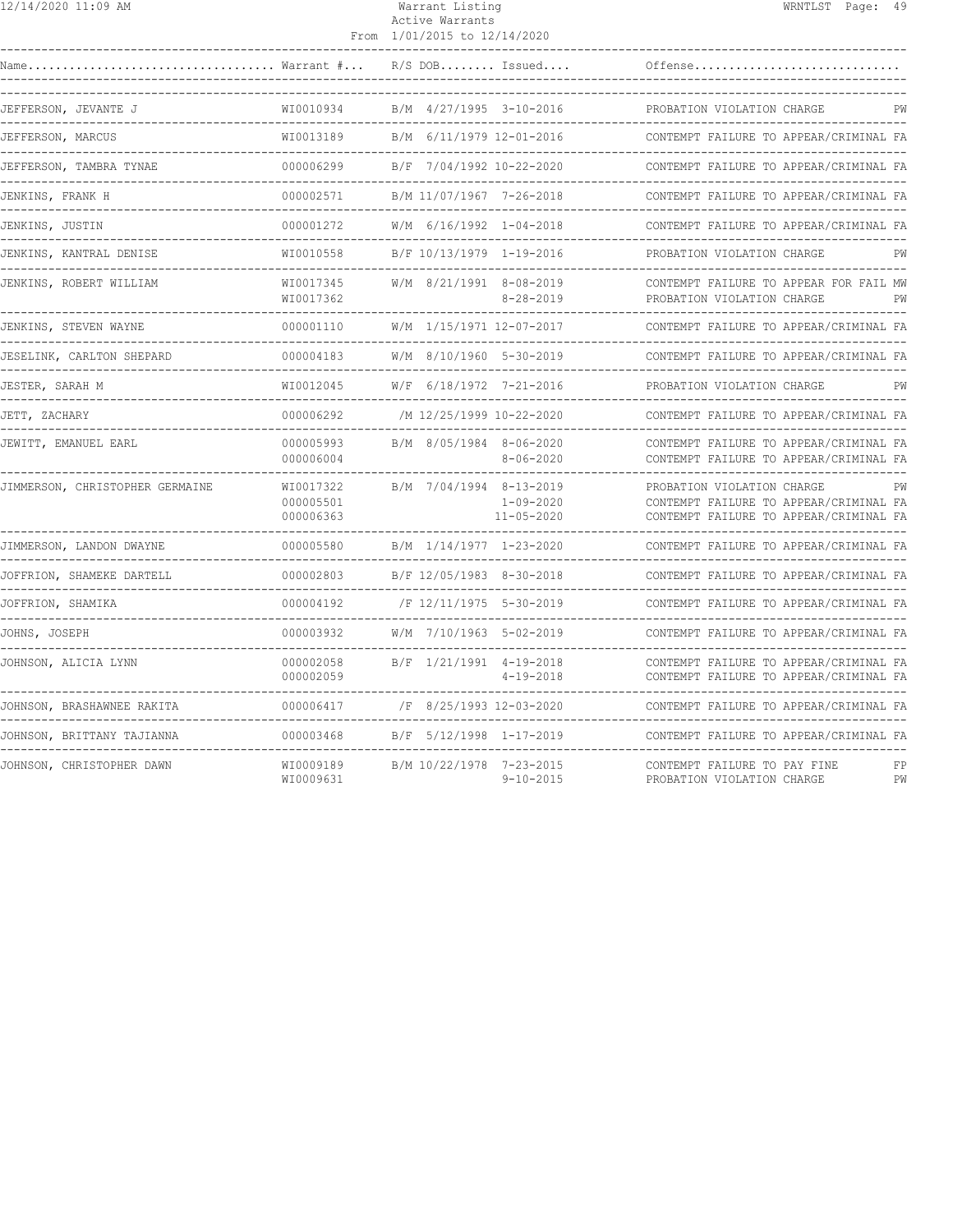Warrant Listing
Active Warrants
From 1/01/2015 to 12/14/2020

| Name | Warrant # | R/S | DOB | Issued | Offense | |
|---|---|---|---|---|---|---|
| JEFFERSON, JEVANTE J | WI0010934 | B/M | 4/27/1995 | 3-10-2016 | PROBATION VIOLATION CHARGE | PW |
| JEFFERSON, MARCUS | WI0013189 | B/M | 6/11/1979 | 12-01-2016 | CONTEMPT FAILURE TO APPEAR/CRIMINAL | FA |
| JEFFERSON, TAMBRA TYNAE | 000006299 | B/F | 7/04/1992 | 10-22-2020 | CONTEMPT FAILURE TO APPEAR/CRIMINAL | FA |
| JENKINS, FRANK H | 000002571 | B/M | 11/07/1967 | 7-26-2018 | CONTEMPT FAILURE TO APPEAR/CRIMINAL | FA |
| JENKINS, JUSTIN | 000001272 | W/M | 6/16/1992 | 1-04-2018 | CONTEMPT FAILURE TO APPEAR/CRIMINAL | FA |
| JENKINS, KANTRAL DENISE | WI0010558 | B/F | 10/13/1979 | 1-19-2016 | PROBATION VIOLATION CHARGE | PW |
| JENKINS, ROBERT WILLIAM | WI0017345 | W/M | 8/21/1991 | 8-08-2019 | CONTEMPT FAILURE TO APPEAR FOR FAIL | MW |
| | WI0017362 | | | 8-28-2019 | PROBATION VIOLATION CHARGE | PW |
| JENKINS, STEVEN WAYNE | 000001110 | W/M | 1/15/1971 | 12-07-2017 | CONTEMPT FAILURE TO APPEAR/CRIMINAL | FA |
| JESELINK, CARLTON SHEPARD | 000004183 | W/M | 8/10/1960 | 5-30-2019 | CONTEMPT FAILURE TO APPEAR/CRIMINAL | FA |
| JESTER, SARAH M | WI0012045 | W/F | 6/18/1972 | 7-21-2016 | PROBATION VIOLATION CHARGE | PW |
| JETT, ZACHARY | 000006292 | /M | 12/25/1999 | 10-22-2020 | CONTEMPT FAILURE TO APPEAR/CRIMINAL | FA |
| JEWITT, EMANUEL EARL | 000005993 | B/M | 8/05/1984 | 8-06-2020 | CONTEMPT FAILURE TO APPEAR/CRIMINAL | FA |
| | 000006004 | | | 8-06-2020 | CONTEMPT FAILURE TO APPEAR/CRIMINAL | FA |
| JIMMERSON, CHRISTOPHER GERMAINE | WI0017322 | B/M | 7/04/1994 | 8-13-2019 | PROBATION VIOLATION CHARGE | PW |
| | 000005501 | | | 1-09-2020 | CONTEMPT FAILURE TO APPEAR/CRIMINAL | FA |
| | 000006363 | | | 11-05-2020 | CONTEMPT FAILURE TO APPEAR/CRIMINAL | FA |
| JIMMERSON, LANDON DWAYNE | 000005580 | B/M | 1/14/1977 | 1-23-2020 | CONTEMPT FAILURE TO APPEAR/CRIMINAL | FA |
| JOFFRION, SHAMEKE DARTELL | 000002803 | B/F | 12/05/1983 | 8-30-2018 | CONTEMPT FAILURE TO APPEAR/CRIMINAL | FA |
| JOFFRION, SHAMIKA | 000004192 | /F | 12/11/1975 | 5-30-2019 | CONTEMPT FAILURE TO APPEAR/CRIMINAL | FA |
| JOHNS, JOSEPH | 000003932 | W/M | 7/10/1963 | 5-02-2019 | CONTEMPT FAILURE TO APPEAR/CRIMINAL | FA |
| JOHNSON, ALICIA LYNN | 000002058 | B/F | 1/21/1991 | 4-19-2018 | CONTEMPT FAILURE TO APPEAR/CRIMINAL | FA |
| | 000002059 | | | 4-19-2018 | CONTEMPT FAILURE TO APPEAR/CRIMINAL | FA |
| JOHNSON, BRASHAWNEE RAKITA | 000006417 | /F | 8/25/1993 | 12-03-2020 | CONTEMPT FAILURE TO APPEAR/CRIMINAL | FA |
| JOHNSON, BRITTANY TAJIANNA | 000003468 | B/F | 5/12/1998 | 1-17-2019 | CONTEMPT FAILURE TO APPEAR/CRIMINAL | FA |
| JOHNSON, CHRISTOPHER DAWN | WI0009189 | B/M | 10/22/1978 | 7-23-2015 | CONTEMPT FAILURE TO PAY FINE | FP |
| | WI0009631 | | | 9-10-2015 | PROBATION VIOLATION CHARGE | PW |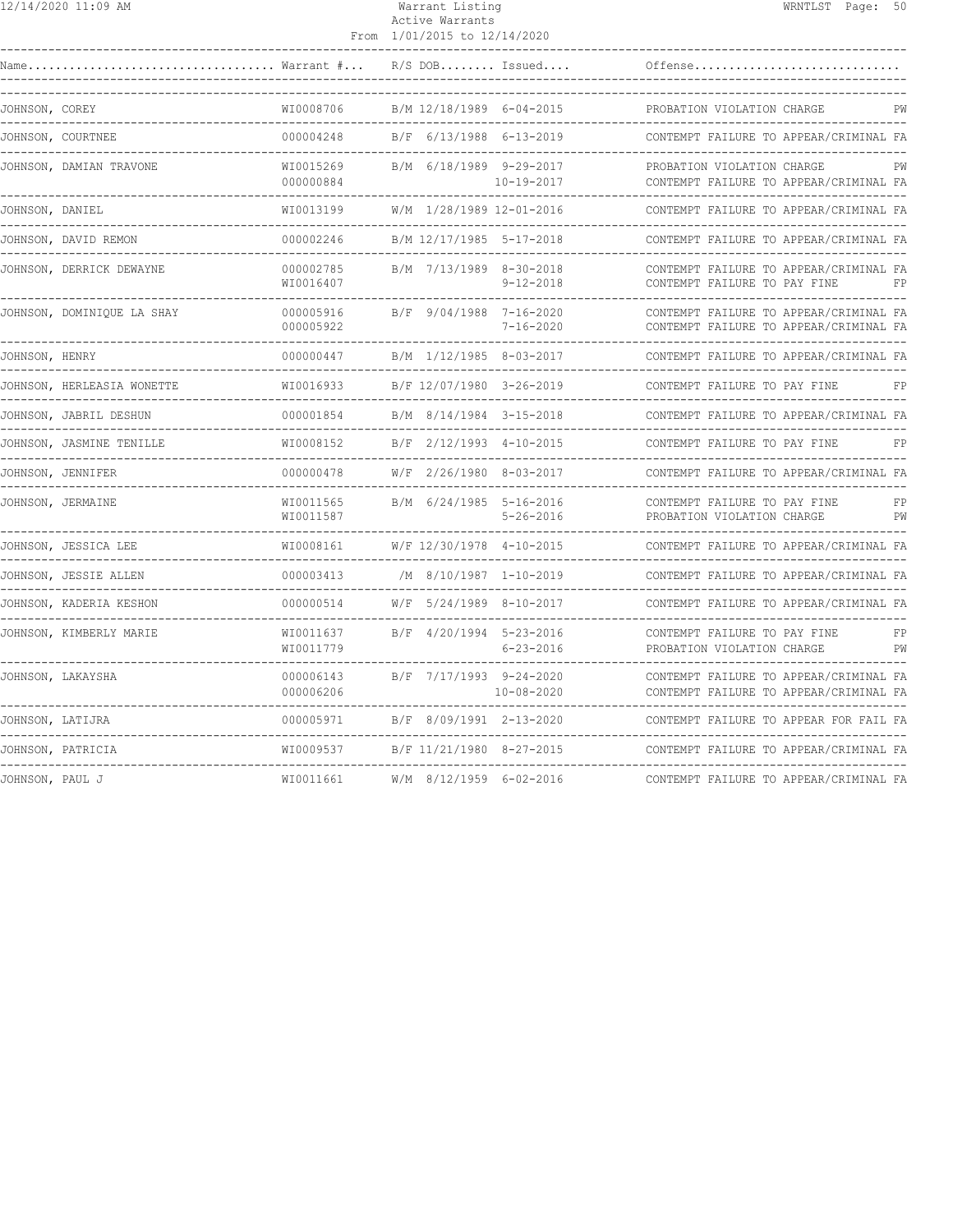| Name | Warrant # | R/S | DOB | Issued | Offense | |
|---|---|---|---|---|---|---|
| JOHNSON, COREY | WI0008706 | B/M | 12/18/1989 | 6-04-2015 | PROBATION VIOLATION CHARGE | PW |
| JOHNSON, COURTNEE | 000004248 | B/F | 6/13/1988 | 6-13-2019 | CONTEMPT FAILURE TO APPEAR/CRIMINAL | FA |
| JOHNSON, DAMIAN TRAVONE | WI0015269 | B/M | 6/18/1989 | 9-29-2017 | PROBATION VIOLATION CHARGE | PW |
| | 000000884 | | | 10-19-2017 | CONTEMPT FAILURE TO APPEAR/CRIMINAL | FA |
| JOHNSON, DANIEL | WI0013199 | W/M | 1/28/1989 | 12-01-2016 | CONTEMPT FAILURE TO APPEAR/CRIMINAL | FA |
| JOHNSON, DAVID REMON | 000002246 | B/M | 12/17/1985 | 5-17-2018 | CONTEMPT FAILURE TO APPEAR/CRIMINAL | FA |
| JOHNSON, DERRICK DEWAYNE | 000002785 | B/M | 7/13/1989 | 8-30-2018 | CONTEMPT FAILURE TO APPEAR/CRIMINAL | FA |
| | WI0016407 | | | 9-12-2018 | CONTEMPT FAILURE TO PAY FINE | FP |
| JOHNSON, DOMINIQUE LA SHAY | 000005916 | B/F | 9/04/1988 | 7-16-2020 | CONTEMPT FAILURE TO APPEAR/CRIMINAL | FA |
| | 000005922 | | | 7-16-2020 | CONTEMPT FAILURE TO APPEAR/CRIMINAL | FA |
| JOHNSON, HENRY | 000000447 | B/M | 1/12/1985 | 8-03-2017 | CONTEMPT FAILURE TO APPEAR/CRIMINAL | FA |
| JOHNSON, HERLEASIA WONETTE | WI0016933 | B/F | 12/07/1980 | 3-26-2019 | CONTEMPT FAILURE TO PAY FINE | FP |
| JOHNSON, JABRIL DESHUN | 000001854 | B/M | 8/14/1984 | 3-15-2018 | CONTEMPT FAILURE TO APPEAR/CRIMINAL | FA |
| JOHNSON, JASMINE TENILLE | WI0008152 | B/F | 2/12/1993 | 4-10-2015 | CONTEMPT FAILURE TO PAY FINE | FP |
| JOHNSON, JENNIFER | 000000478 | W/F | 2/26/1980 | 8-03-2017 | CONTEMPT FAILURE TO APPEAR/CRIMINAL | FA |
| JOHNSON, JERMAINE | WI0011565 | B/M | 6/24/1985 | 5-16-2016 | CONTEMPT FAILURE TO PAY FINE | FP |
| | WI0011587 | | | 5-26-2016 | PROBATION VIOLATION CHARGE | PW |
| JOHNSON, JESSICA LEE | WI0008161 | W/F | 12/30/1978 | 4-10-2015 | CONTEMPT FAILURE TO APPEAR/CRIMINAL | FA |
| JOHNSON, JESSIE ALLEN | 000003413 | /M | 8/10/1987 | 1-10-2019 | CONTEMPT FAILURE TO APPEAR/CRIMINAL | FA |
| JOHNSON, KADERIA KESHON | 000000514 | W/F | 5/24/1989 | 8-10-2017 | CONTEMPT FAILURE TO APPEAR/CRIMINAL | FA |
| JOHNSON, KIMBERLY MARIE | WI0011637 | B/F | 4/20/1994 | 5-23-2016 | CONTEMPT FAILURE TO PAY FINE | FP |
| | WI0011779 | | | 6-23-2016 | PROBATION VIOLATION CHARGE | PW |
| JOHNSON, LAKAYSHA | 000006143 | B/F | 7/17/1993 | 9-24-2020 | CONTEMPT FAILURE TO APPEAR/CRIMINAL | FA |
| | 000006206 | | | 10-08-2020 | CONTEMPT FAILURE TO APPEAR/CRIMINAL | FA |
| JOHNSON, LATIJRA | 000005971 | B/F | 8/09/1991 | 2-13-2020 | CONTEMPT FAILURE TO APPEAR FOR FAIL | FA |
| JOHNSON, PATRICIA | WI0009537 | B/F | 11/21/1980 | 8-27-2015 | CONTEMPT FAILURE TO APPEAR/CRIMINAL | FA |
| JOHNSON, PAUL J | WI0011661 | W/M | 8/12/1959 | 6-02-2016 | CONTEMPT FAILURE TO APPEAR/CRIMINAL | FA |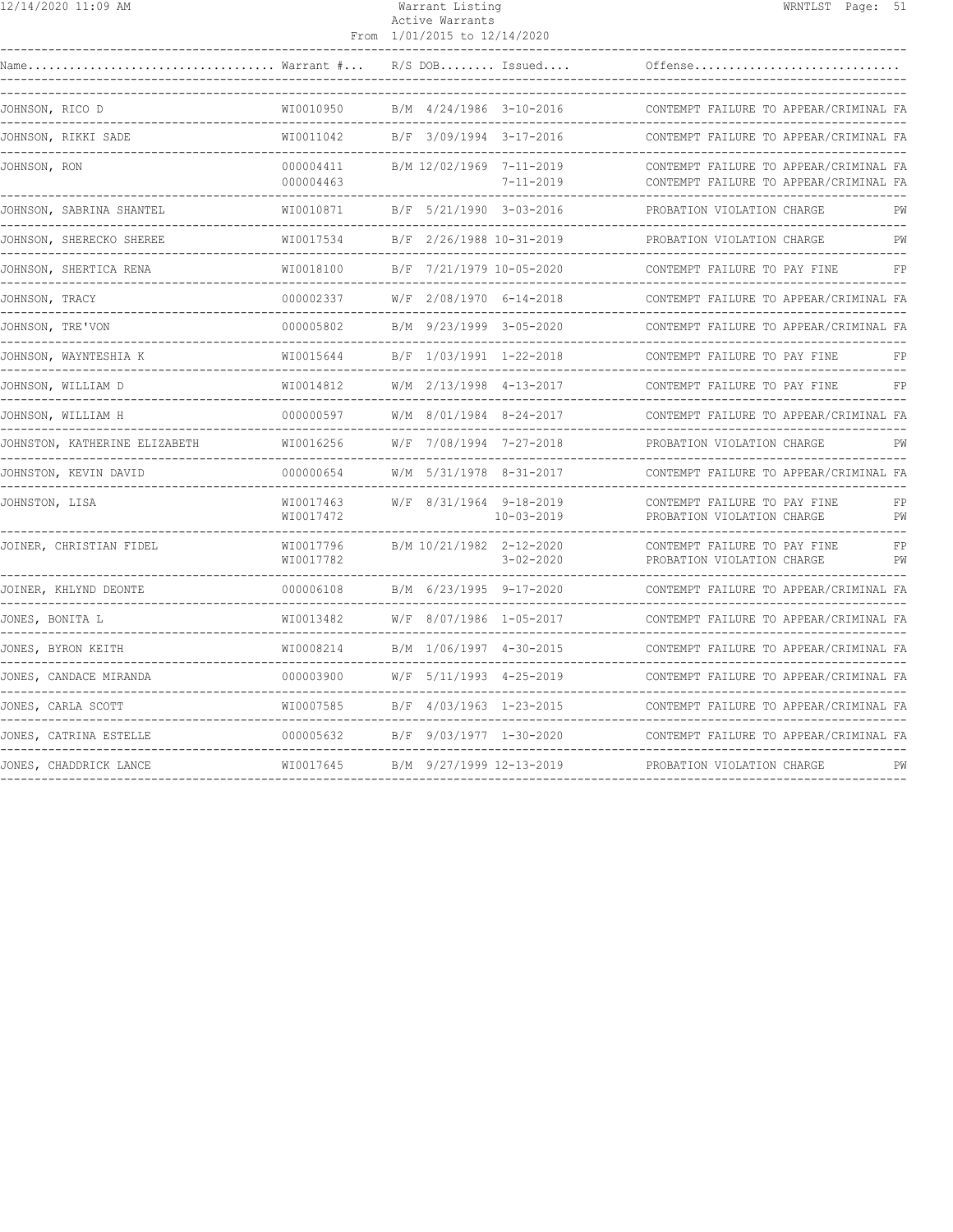Warrant Listing
Active Warrants
From 1/01/2015 to 12/14/2020

| Name | Warrant # | R/S | DOB | Issued | Offense | |
|---|---|---|---|---|---|---|
| JOHNSON, RICO D | WI0010950 | B/M | 4/24/1986 | 3-10-2016 | CONTEMPT FAILURE TO APPEAR/CRIMINAL | FA |
| JOHNSON, RIKKI SADE | WI0011042 | B/F | 3/09/1994 | 3-17-2016 | CONTEMPT FAILURE TO APPEAR/CRIMINAL | FA |
| JOHNSON, RON | 000004411 | B/M | 12/02/1969 | 7-11-2019 | CONTEMPT FAILURE TO APPEAR/CRIMINAL | FA |
| | 000004463 | | | 7-11-2019 | CONTEMPT FAILURE TO APPEAR/CRIMINAL | FA |
| JOHNSON, SABRINA SHANTEL | WI0010871 | B/F | 5/21/1990 | 3-03-2016 | PROBATION VIOLATION CHARGE | PW |
| JOHNSON, SHERECKO SHEREE | WI0017534 | B/F | 2/26/1988 | 10-31-2019 | PROBATION VIOLATION CHARGE | PW |
| JOHNSON, SHERTICA RENA | WI0018100 | B/F | 7/21/1979 | 10-05-2020 | CONTEMPT FAILURE TO PAY FINE | FP |
| JOHNSON, TRACY | 000002337 | W/F | 2/08/1970 | 6-14-2018 | CONTEMPT FAILURE TO APPEAR/CRIMINAL | FA |
| JOHNSON, TRE'VON | 000005802 | B/M | 9/23/1999 | 3-05-2020 | CONTEMPT FAILURE TO APPEAR/CRIMINAL | FA |
| JOHNSON, WAYNTESHIA K | WI0015644 | B/F | 1/03/1991 | 1-22-2018 | CONTEMPT FAILURE TO PAY FINE | FP |
| JOHNSON, WILLIAM D | WI0014812 | W/M | 2/13/1998 | 4-13-2017 | CONTEMPT FAILURE TO PAY FINE | FP |
| JOHNSON, WILLIAM H | 000000597 | W/M | 8/01/1984 | 8-24-2017 | CONTEMPT FAILURE TO APPEAR/CRIMINAL | FA |
| JOHNSTON, KATHERINE ELIZABETH | WI0016256 | W/F | 7/08/1994 | 7-27-2018 | PROBATION VIOLATION CHARGE | PW |
| JOHNSTON, KEVIN DAVID | 000000654 | W/M | 5/31/1978 | 8-31-2017 | CONTEMPT FAILURE TO APPEAR/CRIMINAL | FA |
| JOHNSTON, LISA | WI0017463 | W/F | 8/31/1964 | 9-18-2019 | CONTEMPT FAILURE TO PAY FINE | FP |
| | WI0017472 | | | 10-03-2019 | PROBATION VIOLATION CHARGE | PW |
| JOINER, CHRISTIAN FIDEL | WI0017796 | B/M | 10/21/1982 | 2-12-2020 | CONTEMPT FAILURE TO PAY FINE | FP |
| | WI0017782 | | | 3-02-2020 | PROBATION VIOLATION CHARGE | PW |
| JOINER, KHLYND DEONTE | 000006108 | B/M | 6/23/1995 | 9-17-2020 | CONTEMPT FAILURE TO APPEAR/CRIMINAL | FA |
| JONES, BONITA L | WI0013482 | W/F | 8/07/1986 | 1-05-2017 | CONTEMPT FAILURE TO APPEAR/CRIMINAL | FA |
| JONES, BYRON KEITH | WI0008214 | B/M | 1/06/1997 | 4-30-2015 | CONTEMPT FAILURE TO APPEAR/CRIMINAL | FA |
| JONES, CANDACE MIRANDA | 000003900 | W/F | 5/11/1993 | 4-25-2019 | CONTEMPT FAILURE TO APPEAR/CRIMINAL | FA |
| JONES, CARLA SCOTT | WI0007585 | B/F | 4/03/1963 | 1-23-2015 | CONTEMPT FAILURE TO APPEAR/CRIMINAL | FA |
| JONES, CATRINA ESTELLE | 000005632 | B/F | 9/03/1977 | 1-30-2020 | CONTEMPT FAILURE TO APPEAR/CRIMINAL | FA |
| JONES, CHADDRICK LANCE | WI0017645 | B/M | 9/27/1999 | 12-13-2019 | PROBATION VIOLATION CHARGE | PW |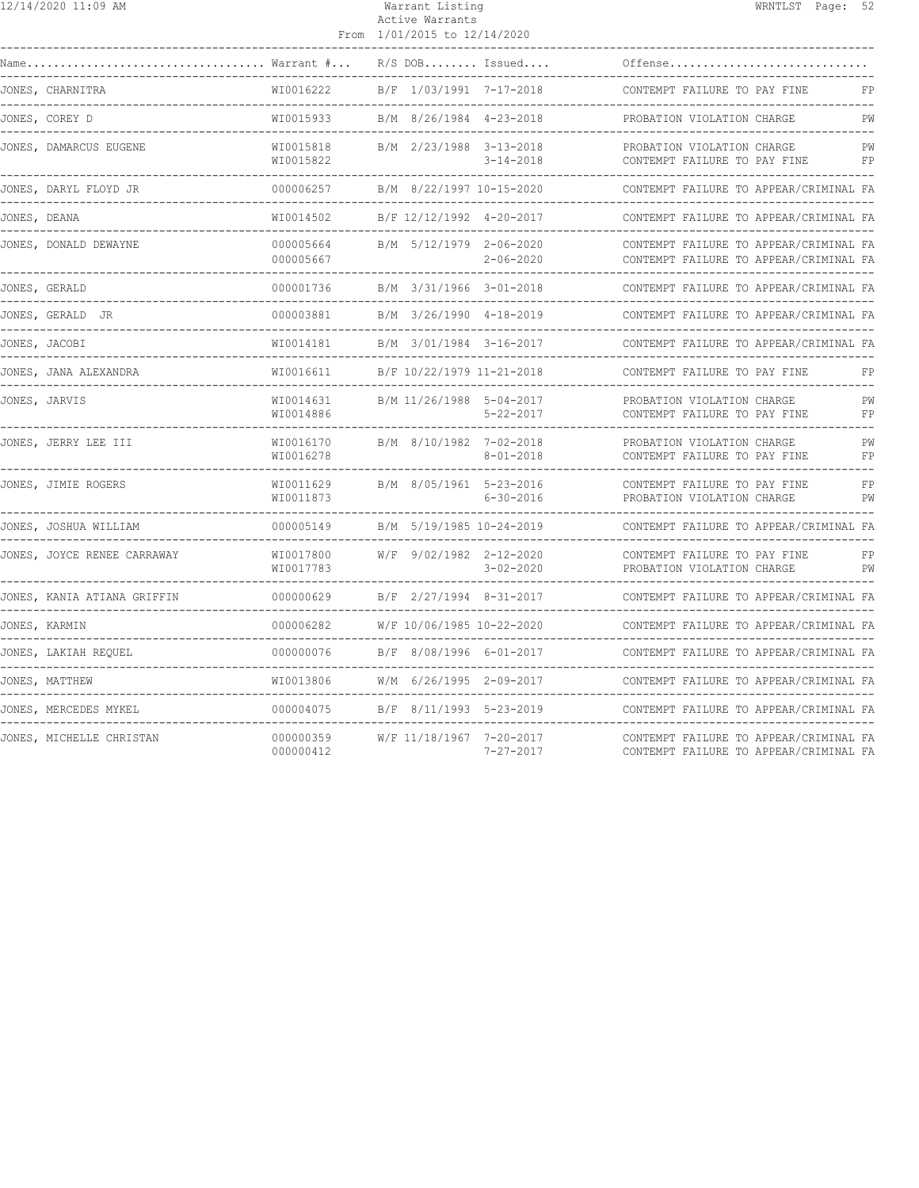| Name | Warrant # | R/S | DOB | Issued | Offense | |
|---|---|---|---|---|---|---|
| JONES, CHARNITRA | WI0016222 | B/F | 1/03/1991 | 7-17-2018 | CONTEMPT FAILURE TO PAY FINE | FP |
| JONES, COREY D | WI0015933 | B/M | 8/26/1984 | 4-23-2018 | PROBATION VIOLATION CHARGE | PW |
| JONES, DAMARCUS EUGENE | WI0015818 | B/M | 2/23/1988 | 3-13-2018 | PROBATION VIOLATION CHARGE | PW |
| | WI0015822 | | | 3-14-2018 | CONTEMPT FAILURE TO PAY FINE | FP |
| JONES, DARYL FLOYD JR | 000006257 | B/M | 8/22/1997 | 10-15-2020 | CONTEMPT FAILURE TO APPEAR/CRIMINAL | FA |
| JONES, DEANA | WI0014502 | B/F | 12/12/1992 | 4-20-2017 | CONTEMPT FAILURE TO APPEAR/CRIMINAL | FA |
| JONES, DONALD DEWAYNE | 000005664 | B/M | 5/12/1979 | 2-06-2020 | CONTEMPT FAILURE TO APPEAR/CRIMINAL | FA |
| | 000005667 | | | 2-06-2020 | CONTEMPT FAILURE TO APPEAR/CRIMINAL | FA |
| JONES, GERALD | 000001736 | B/M | 3/31/1966 | 3-01-2018 | CONTEMPT FAILURE TO APPEAR/CRIMINAL | FA |
| JONES, GERALD JR | 000003881 | B/M | 3/26/1990 | 4-18-2019 | CONTEMPT FAILURE TO APPEAR/CRIMINAL | FA |
| JONES, JACOBI | WI0014181 | B/M | 3/01/1984 | 3-16-2017 | CONTEMPT FAILURE TO APPEAR/CRIMINAL | FA |
| JONES, JANA ALEXANDRA | WI0016611 | B/F | 10/22/1979 | 11-21-2018 | CONTEMPT FAILURE TO PAY FINE | FP |
| JONES, JARVIS | WI0014631 | B/M | 11/26/1988 | 5-04-2017 | PROBATION VIOLATION CHARGE | PW |
| | WI0014886 | | | 5-22-2017 | CONTEMPT FAILURE TO PAY FINE | FP |
| JONES, JERRY LEE III | WI0016170 | B/M | 8/10/1982 | 7-02-2018 | PROBATION VIOLATION CHARGE | PW |
| | WI0016278 | | | 8-01-2018 | CONTEMPT FAILURE TO PAY FINE | FP |
| JONES, JIMIE ROGERS | WI0011629 | B/M | 8/05/1961 | 5-23-2016 | CONTEMPT FAILURE TO PAY FINE | FP |
| | WI0011873 | | | 6-30-2016 | PROBATION VIOLATION CHARGE | PW |
| JONES, JOSHUA WILLIAM | 000005149 | B/M | 5/19/1985 | 10-24-2019 | CONTEMPT FAILURE TO APPEAR/CRIMINAL | FA |
| JONES, JOYCE RENEE CARRAWAY | WI0017800 | W/F | 9/02/1982 | 2-12-2020 | CONTEMPT FAILURE TO PAY FINE | FP |
| | WI0017783 | | | 3-02-2020 | PROBATION VIOLATION CHARGE | PW |
| JONES, KANIA ATIANA GRIFFIN | 000000629 | B/F | 2/27/1994 | 8-31-2017 | CONTEMPT FAILURE TO APPEAR/CRIMINAL | FA |
| JONES, KARMIN | 000006282 | W/F | 10/06/1985 | 10-22-2020 | CONTEMPT FAILURE TO APPEAR/CRIMINAL | FA |
| JONES, LAKIAH REQUEL | 000000076 | B/F | 8/08/1996 | 6-01-2017 | CONTEMPT FAILURE TO APPEAR/CRIMINAL | FA |
| JONES, MATTHEW | WI0013806 | W/M | 6/26/1995 | 2-09-2017 | CONTEMPT FAILURE TO APPEAR/CRIMINAL | FA |
| JONES, MERCEDES MYKEL | 000004075 | B/F | 8/11/1993 | 5-23-2019 | CONTEMPT FAILURE TO APPEAR/CRIMINAL | FA |
| JONES, MICHELLE CHRISTAN | 000000359 | W/F | 11/18/1967 | 7-20-2017 | CONTEMPT FAILURE TO APPEAR/CRIMINAL | FA |
| | 000000412 | | | 7-27-2017 | CONTEMPT FAILURE TO APPEAR/CRIMINAL | FA |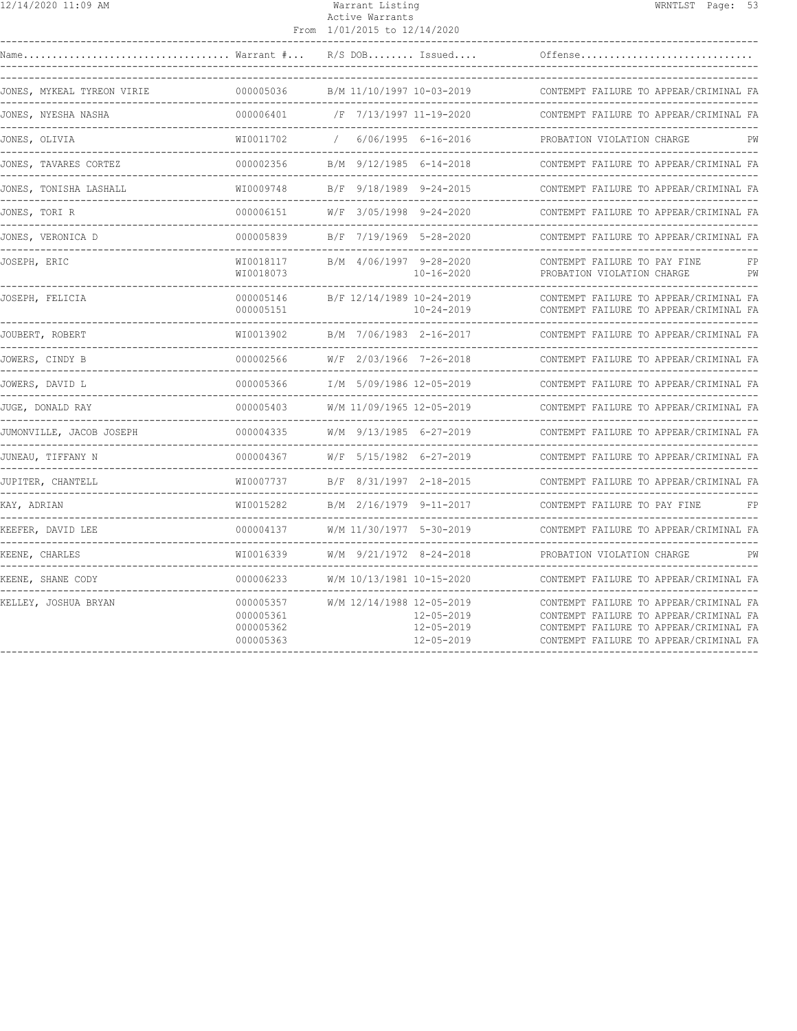Warrant Listing
Active Warrants
From 1/01/2015 to 12/14/2020

| Name | Warrant # | R/S | DOB | Issued | Offense | |
|---|---|---|---|---|---|---|
| JONES, MYKEAL TYREON VIRIE | 000005036 | B/M | 11/10/1997 | 10-03-2019 | CONTEMPT FAILURE TO APPEAR/CRIMINAL | FA |
| JONES, NYESHA NASHA | 000006401 | /F | 7/13/1997 | 11-19-2020 | CONTEMPT FAILURE TO APPEAR/CRIMINAL | FA |
| JONES, OLIVIA | WI0011702 | / | 6/06/1995 | 6-16-2016 | PROBATION VIOLATION CHARGE | PW |
| JONES, TAVARES CORTEZ | 000002356 | B/M | 9/12/1985 | 6-14-2018 | CONTEMPT FAILURE TO APPEAR/CRIMINAL | FA |
| JONES, TONISHA LASHALL | WI0009748 | B/F | 9/18/1989 | 9-24-2015 | CONTEMPT FAILURE TO APPEAR/CRIMINAL | FA |
| JONES, TORI R | 000006151 | W/F | 3/05/1998 | 9-24-2020 | CONTEMPT FAILURE TO APPEAR/CRIMINAL | FA |
| JONES, VERONICA D | 000005839 | B/F | 7/19/1969 | 5-28-2020 | CONTEMPT FAILURE TO APPEAR/CRIMINAL | FA |
| JOSEPH, ERIC | WI0018117 | B/M | 4/06/1997 | 9-28-2020 | CONTEMPT FAILURE TO PAY FINE | FP |
| | WI0018073 | | | 10-16-2020 | PROBATION VIOLATION CHARGE | PW |
| JOSEPH, FELICIA | 000005146 | B/F | 12/14/1989 | 10-24-2019 | CONTEMPT FAILURE TO APPEAR/CRIMINAL | FA |
| | 000005151 | | | 10-24-2019 | CONTEMPT FAILURE TO APPEAR/CRIMINAL | FA |
| JOUBERT, ROBERT | WI0013902 | B/M | 7/06/1983 | 2-16-2017 | CONTEMPT FAILURE TO APPEAR/CRIMINAL | FA |
| JOWERS, CINDY B | 000002566 | W/F | 2/03/1966 | 7-26-2018 | CONTEMPT FAILURE TO APPEAR/CRIMINAL | FA |
| JOWERS, DAVID L | 000005366 | I/M | 5/09/1986 | 12-05-2019 | CONTEMPT FAILURE TO APPEAR/CRIMINAL | FA |
| JUGE, DONALD RAY | 000005403 | W/M | 11/09/1965 | 12-05-2019 | CONTEMPT FAILURE TO APPEAR/CRIMINAL | FA |
| JUMONVILLE, JACOB JOSEPH | 000004335 | W/M | 9/13/1985 | 6-27-2019 | CONTEMPT FAILURE TO APPEAR/CRIMINAL | FA |
| JUNEAU, TIFFANY N | 000004367 | W/F | 5/15/1982 | 6-27-2019 | CONTEMPT FAILURE TO APPEAR/CRIMINAL | FA |
| JUPITER, CHANTELL | WI0007737 | B/F | 8/31/1997 | 2-18-2015 | CONTEMPT FAILURE TO APPEAR/CRIMINAL | FA |
| KAY, ADRIAN | WI0015282 | B/M | 2/16/1979 | 9-11-2017 | CONTEMPT FAILURE TO PAY FINE | FP |
| KEEFER, DAVID LEE | 000004137 | W/M | 11/30/1977 | 5-30-2019 | CONTEMPT FAILURE TO APPEAR/CRIMINAL | FA |
| KEENE, CHARLES | WI0016339 | W/M | 9/21/1972 | 8-24-2018 | PROBATION VIOLATION CHARGE | PW |
| KEENE, SHANE CODY | 000006233 | W/M | 10/13/1981 | 10-15-2020 | CONTEMPT FAILURE TO APPEAR/CRIMINAL | FA |
| KELLEY, JOSHUA BRYAN | 000005357 | W/M | 12/14/1988 | 12-05-2019 | CONTEMPT FAILURE TO APPEAR/CRIMINAL | FA |
| | 000005361 | | | 12-05-2019 | CONTEMPT FAILURE TO APPEAR/CRIMINAL | FA |
| | 000005362 | | | 12-05-2019 | CONTEMPT FAILURE TO APPEAR/CRIMINAL | FA |
| | 000005363 | | | 12-05-2019 | CONTEMPT FAILURE TO APPEAR/CRIMINAL | FA |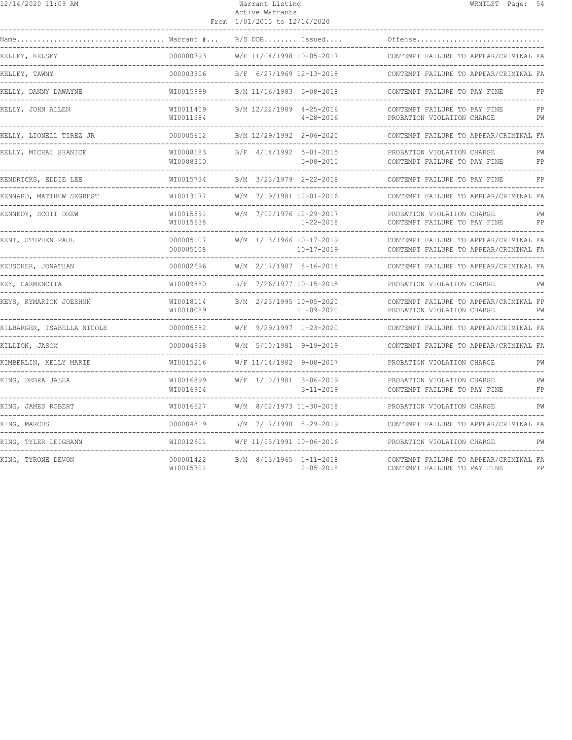| Name | Warrant # | R/S | DOB | Issued | Offense | |
|---|---|---|---|---|---|---|
| KELLEY, KELSEY | 000000793 | W/F | 11/04/1998 | 10-05-2017 | CONTEMPT FAILURE TO APPEAR/CRIMINAL | FA |
| KELLEY, TAWNY | 000003306 | B/F | 6/27/1969 | 12-13-2018 | CONTEMPT FAILURE TO APPEAR/CRIMINAL | FA |
| KELLY, DANNY DAWAYNE | WI0015999 | B/M | 11/16/1983 | 5-08-2018 | CONTEMPT FAILURE TO PAY FINE | FP |
| KELLY, JOHN ALLEN | WI0011409 | B/M | 12/22/1989 | 4-25-2016 | CONTEMPT FAILURE TO PAY FINE | FP |
| | WI0011384 | | | 4-28-2016 | PROBATION VIOLATION CHARGE | PW |
| KELLY, LIONELL TIREZ JR | 000005652 | B/M | 12/29/1992 | 2-06-2020 | CONTEMPT FAILURE TO APPEAR/CRIMINAL | FA |
| KELLY, MICHAL SHANICE | WI0008183 | B/F | 4/14/1992 | 5-01-2015 | PROBATION VIOLATION CHARGE | PW |
| | WI0008350 | | | 5-08-2015 | CONTEMPT FAILURE TO PAY FINE | FP |
| KENDRICKS, EDDIE LEE | WI0015734 | B/M | 3/23/1979 | 2-22-2018 | CONTEMPT FAILURE TO PAY FINE | FP |
| KENNARD, MATTHEW SEGREST | WI0013177 | W/M | 7/19/1981 | 12-01-2016 | CONTEMPT FAILURE TO APPEAR/CRIMINAL | FA |
| KENNEDY, SCOTT DREW | WI0015591 | W/M | 7/02/1976 | 12-29-2017 | PROBATION VIOLATION CHARGE | PW |
| | WI0015638 | | | 1-22-2018 | CONTEMPT FAILURE TO PAY FINE | FP |
| KENT, STEPHEN PAUL | 000005107 | W/M | 1/13/1966 | 10-17-2019 | CONTEMPT FAILURE TO APPEAR/CRIMINAL | FA |
| | 000005108 | | | 10-17-2019 | CONTEMPT FAILURE TO APPEAR/CRIMINAL | FA |
| KEUSCHER, JONATHAN | 000002696 | W/M | 2/17/1987 | 8-16-2018 | CONTEMPT FAILURE TO APPEAR/CRIMINAL | FA |
| KEY, CARMENCITA | WI0009880 | B/F | 7/26/1977 | 10-15-2015 | PROBATION VIOLATION CHARGE | PW |
| KEYS, KYMARION JOESHUN | WI0018114 | B/M | 2/25/1995 | 10-05-2020 | CONTEMPT FAILURE TO APPEAR/CRIMINAL | FP |
| | WI0018089 | | | 11-09-2020 | PROBATION VIOLATION CHARGE | PW |
| KILBARGER, ISABELLA NICOLE | 000005582 | W/F | 9/29/1997 | 1-23-2020 | CONTEMPT FAILURE TO APPEAR/CRIMINAL | FA |
| KILLION, JASOM | 000004938 | W/M | 5/10/1981 | 9-19-2019 | CONTEMPT FAILURE TO APPEAR/CRIMINAL | FA |
| KIMBERLIN, KELLY MARIE | WI0015216 | W/F | 11/14/1982 | 9-08-2017 | PROBATION VIOLATION CHARGE | PW |
| KING, DEBRA JALEA | WI0016899 | W/F | 1/10/1981 | 3-06-2019 | PROBATION VIOLATION CHARGE | PW |
| | WI0016904 | | | 3-11-2019 | CONTEMPT FAILURE TO PAY FINE | FP |
| KING, JAMES ROBERT | WI0016627 | W/M | 8/02/1973 | 11-30-2018 | PROBATION VIOLATION CHARGE | PW |
| KING, MARCUS | 000004819 | B/M | 7/17/1990 | 8-29-2019 | CONTEMPT FAILURE TO APPEAR/CRIMINAL | FA |
| KING, TYLER LEIGHANN | WI0012601 | W/F | 11/03/1991 | 10-06-2016 | PROBATION VIOLATION CHARGE | PW |
| KING, TYRONE DEVON | 000001422 | B/M | 8/13/1965 | 1-11-2018 | CONTEMPT FAILURE TO APPEAR/CRIMINAL | FA |
| | WI0015701 | | | 2-05-2018 | CONTEMPT FAILURE TO PAY FINE | FP |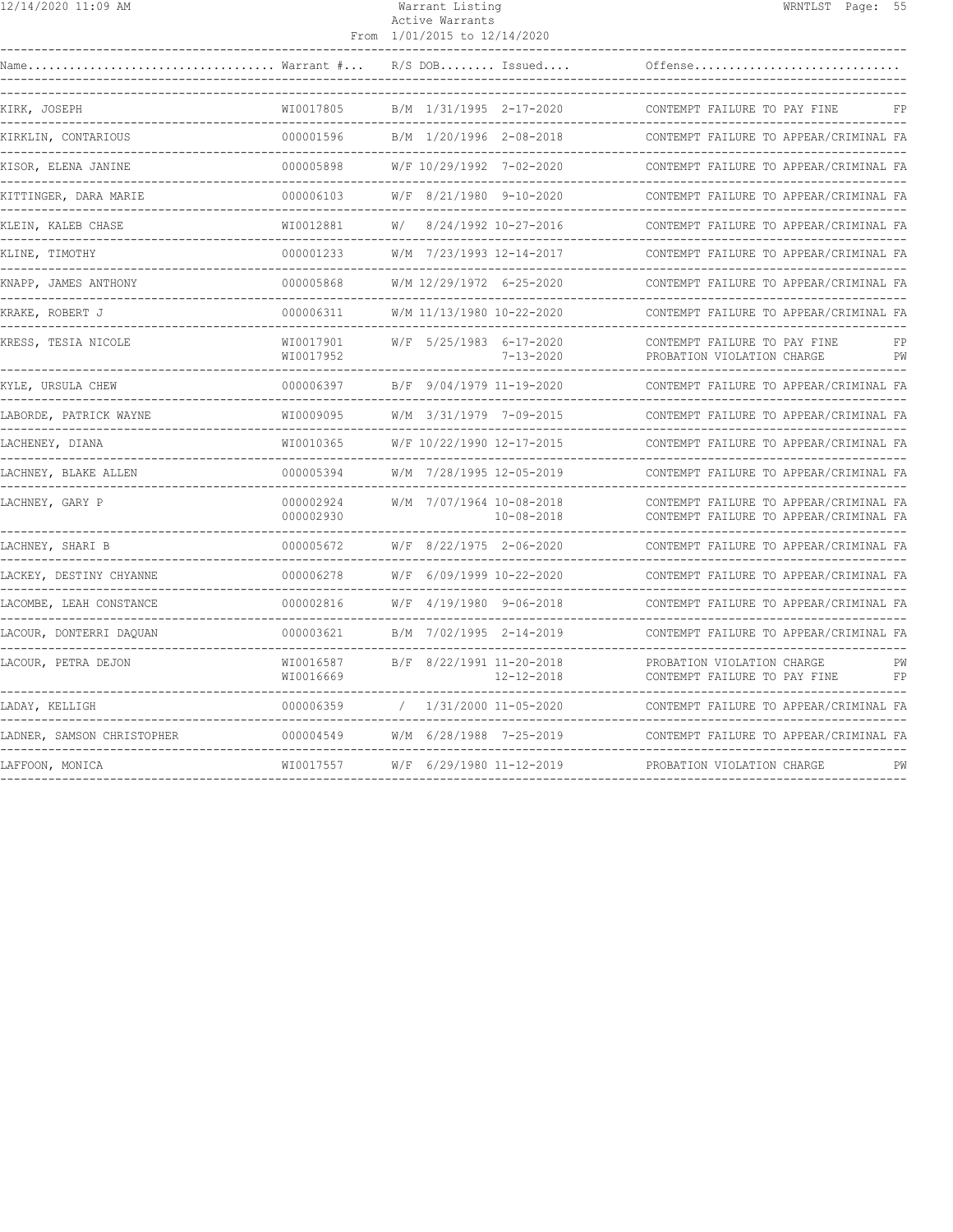| Name | Warrant # | R/S | DOB | Issued | Offense | |
|---|---|---|---|---|---|---|
| KIRK, JOSEPH | WI0017805 | B/M | 1/31/1995 | 2-17-2020 | CONTEMPT FAILURE TO PAY FINE | FP |
| KIRKLIN, CONTARIOUS | 000001596 | B/M | 1/20/1996 | 2-08-2018 | CONTEMPT FAILURE TO APPEAR/CRIMINAL | FA |
| KISOR, ELENA JANINE | 000005898 | W/F | 10/29/1992 | 7-02-2020 | CONTEMPT FAILURE TO APPEAR/CRIMINAL | FA |
| KITTINGER, DARA MARIE | 000006103 | W/F | 8/21/1980 | 9-10-2020 | CONTEMPT FAILURE TO APPEAR/CRIMINAL | FA |
| KLEIN, KALEB CHASE | WI0012881 | W/ | 8/24/1992 | 10-27-2016 | CONTEMPT FAILURE TO APPEAR/CRIMINAL | FA |
| KLINE, TIMOTHY | 000001233 | W/M | 7/23/1993 | 12-14-2017 | CONTEMPT FAILURE TO APPEAR/CRIMINAL | FA |
| KNAPP, JAMES ANTHONY | 000005868 | W/M | 12/29/1972 | 6-25-2020 | CONTEMPT FAILURE TO APPEAR/CRIMINAL | FA |
| KRAKE, ROBERT J | 000006311 | W/M | 11/13/1980 | 10-22-2020 | CONTEMPT FAILURE TO APPEAR/CRIMINAL | FA |
| KRESS, TESIA NICOLE | WI0017901 | W/F | 5/25/1983 | 6-17-2020 | CONTEMPT FAILURE TO PAY FINE | FP |
| | WI0017952 | | | 7-13-2020 | PROBATION VIOLATION CHARGE | PW |
| KYLE, URSULA CHEW | 000006397 | B/F | 9/04/1979 | 11-19-2020 | CONTEMPT FAILURE TO APPEAR/CRIMINAL | FA |
| LABORDE, PATRICK WAYNE | WI0009095 | W/M | 3/31/1979 | 7-09-2015 | CONTEMPT FAILURE TO APPEAR/CRIMINAL | FA |
| LACHENEY, DIANA | WI0010365 | W/F | 10/22/1990 | 12-17-2015 | CONTEMPT FAILURE TO APPEAR/CRIMINAL | FA |
| LACHNEY, BLAKE ALLEN | 000005394 | W/M | 7/28/1995 | 12-05-2019 | CONTEMPT FAILURE TO APPEAR/CRIMINAL | FA |
| LACHNEY, GARY P | 000002924 | W/M | 7/07/1964 | 10-08-2018 | CONTEMPT FAILURE TO APPEAR/CRIMINAL | FA |
| | 000002930 | | | 10-08-2018 | CONTEMPT FAILURE TO APPEAR/CRIMINAL | FA |
| LACHNEY, SHARI B | 000005672 | W/F | 8/22/1975 | 2-06-2020 | CONTEMPT FAILURE TO APPEAR/CRIMINAL | FA |
| LACKEY, DESTINY CHYANNE | 000006278 | W/F | 6/09/1999 | 10-22-2020 | CONTEMPT FAILURE TO APPEAR/CRIMINAL | FA |
| LACOMBE, LEAH CONSTANCE | 000002816 | W/F | 4/19/1980 | 9-06-2018 | CONTEMPT FAILURE TO APPEAR/CRIMINAL | FA |
| LACOUR, DONTERRI DAQUAN | 000003621 | B/M | 7/02/1995 | 2-14-2019 | CONTEMPT FAILURE TO APPEAR/CRIMINAL | FA |
| LACOUR, PETRA DEJON | WI0016587 | B/F | 8/22/1991 | 11-20-2018 | PROBATION VIOLATION CHARGE | PW |
| | WI0016669 | | | 12-12-2018 | CONTEMPT FAILURE TO PAY FINE | FP |
| LADAY, KELLIGH | 000006359 | / | 1/31/2000 | 11-05-2020 | CONTEMPT FAILURE TO APPEAR/CRIMINAL | FA |
| LADNER, SAMSON CHRISTOPHER | 000004549 | W/M | 6/28/1988 | 7-25-2019 | CONTEMPT FAILURE TO APPEAR/CRIMINAL | FA |
| LAFFOON, MONICA | WI0017557 | W/F | 6/29/1980 | 11-12-2019 | PROBATION VIOLATION CHARGE | PW |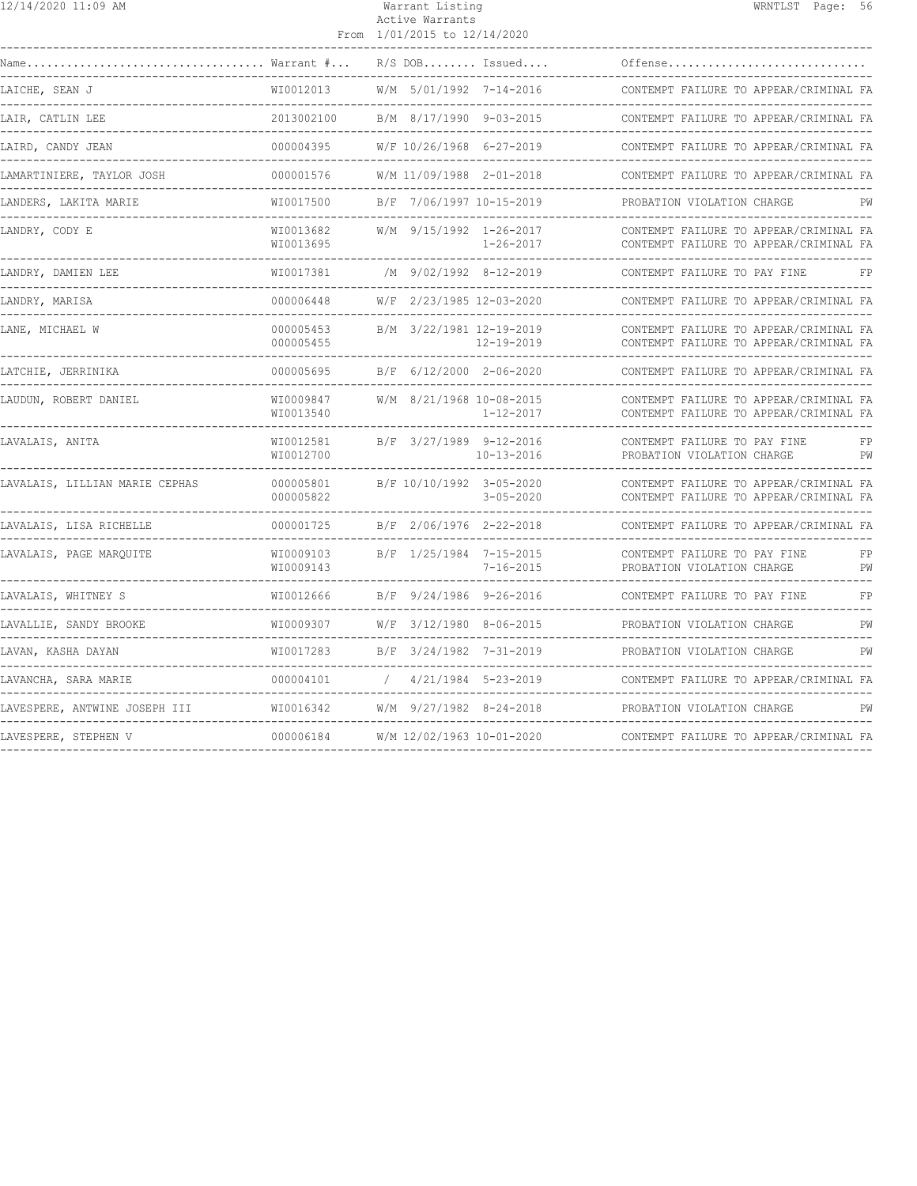Warrant Listing
Active Warrants
From 1/01/2015 to 12/14/2020

| Name | Warrant # | R/S | DOB | Issued | Offense | |
|---|---|---|---|---|---|---|
| LAICHE, SEAN J | WI0012013 | W/M | 5/01/1992 | 7-14-2016 | CONTEMPT FAILURE TO APPEAR/CRIMINAL | FA |
| LAIR, CATLIN LEE | 2013002100 | B/M | 8/17/1990 | 9-03-2015 | CONTEMPT FAILURE TO APPEAR/CRIMINAL | FA |
| LAIRD, CANDY JEAN | 000004395 | W/F | 10/26/1968 | 6-27-2019 | CONTEMPT FAILURE TO APPEAR/CRIMINAL | FA |
| LAMARTINIERE, TAYLOR JOSH | 000001576 | W/M | 11/09/1988 | 2-01-2018 | CONTEMPT FAILURE TO APPEAR/CRIMINAL | FA |
| LANDERS, LAKITA MARIE | WI0017500 | B/F | 7/06/1997 | 10-15-2019 | PROBATION VIOLATION CHARGE | PW |
| LANDRY, CODY E | WI0013682 | W/M | 9/15/1992 | 1-26-2017 | CONTEMPT FAILURE TO APPEAR/CRIMINAL | FA |
| | WI0013695 | | | 1-26-2017 | CONTEMPT FAILURE TO APPEAR/CRIMINAL | FA |
| LANDRY, DAMIEN LEE | WI0017381 | /M | 9/02/1992 | 8-12-2019 | CONTEMPT FAILURE TO PAY FINE | FP |
| LANDRY, MARISA | 000006448 | W/F | 2/23/1985 | 12-03-2020 | CONTEMPT FAILURE TO APPEAR/CRIMINAL | FA |
| LANE, MICHAEL W | 000005453 | B/M | 3/22/1981 | 12-19-2019 | CONTEMPT FAILURE TO APPEAR/CRIMINAL | FA |
| | 000005455 | | | 12-19-2019 | CONTEMPT FAILURE TO APPEAR/CRIMINAL | FA |
| LATCHIE, JERRINIKA | 000005695 | B/F | 6/12/2000 | 2-06-2020 | CONTEMPT FAILURE TO APPEAR/CRIMINAL | FA |
| LAUDUN, ROBERT DANIEL | WI0009847 | W/M | 8/21/1968 | 10-08-2015 | CONTEMPT FAILURE TO APPEAR/CRIMINAL | FA |
| | WI0013540 | | | 1-12-2017 | CONTEMPT FAILURE TO APPEAR/CRIMINAL | FA |
| LAVALAIS, ANITA | WI0012581 | B/F | 3/27/1989 | 9-12-2016 | CONTEMPT FAILURE TO PAY FINE | FP |
| | WI0012700 | | | 10-13-2016 | PROBATION VIOLATION CHARGE | PW |
| LAVALAIS, LILLIAN MARIE CEPHAS | 000005801 | B/F | 10/10/1992 | 3-05-2020 | CONTEMPT FAILURE TO APPEAR/CRIMINAL | FA |
| | 000005822 | | | 3-05-2020 | CONTEMPT FAILURE TO APPEAR/CRIMINAL | FA |
| LAVALAIS, LISA RICHELLE | 000001725 | B/F | 2/06/1976 | 2-22-2018 | CONTEMPT FAILURE TO APPEAR/CRIMINAL | FA |
| LAVALAIS, PAGE MARQUITE | WI0009103 | B/F | 1/25/1984 | 7-15-2015 | CONTEMPT FAILURE TO PAY FINE | FP |
| | WI0009143 | | | 7-16-2015 | PROBATION VIOLATION CHARGE | PW |
| LAVALAIS, WHITNEY S | WI0012666 | B/F | 9/24/1986 | 9-26-2016 | CONTEMPT FAILURE TO PAY FINE | FP |
| LAVALLIE, SANDY BROOKE | WI0009307 | W/F | 3/12/1980 | 8-06-2015 | PROBATION VIOLATION CHARGE | PW |
| LAVAN, KASHA DAYAN | WI0017283 | B/F | 3/24/1982 | 7-31-2019 | PROBATION VIOLATION CHARGE | PW |
| LAVANCHA, SARA MARIE | 000004101 | / | 4/21/1984 | 5-23-2019 | CONTEMPT FAILURE TO APPEAR/CRIMINAL | FA |
| LAVESPERE, ANTWINE JOSEPH III | WI0016342 | W/M | 9/27/1982 | 8-24-2018 | PROBATION VIOLATION CHARGE | PW |
| LAVESPERE, STEPHEN V | 000006184 | W/M | 12/02/1963 | 10-01-2020 | CONTEMPT FAILURE TO APPEAR/CRIMINAL | FA |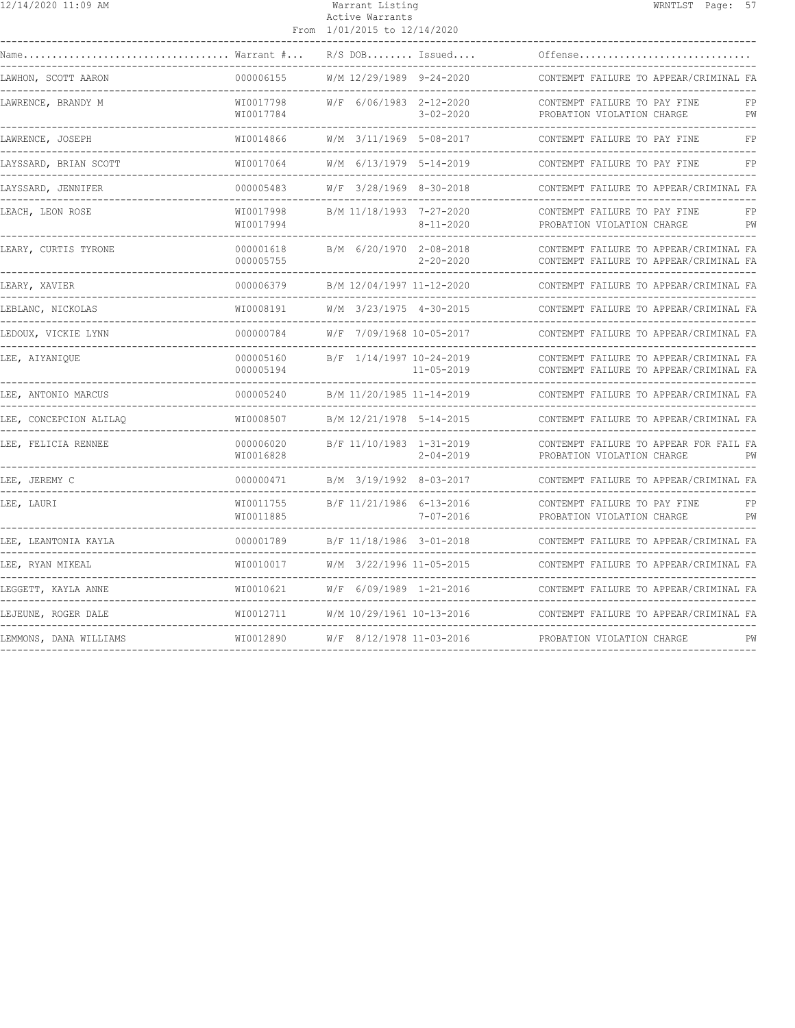| Name | Warrant # | R/S | DOB | Issued | Offense | |
|---|---|---|---|---|---|---|
| LAWHON, SCOTT AARON | 000006155 | W/M | 12/29/1989 | 9-24-2020 | CONTEMPT FAILURE TO APPEAR/CRIMINAL | FA |
| LAWRENCE, BRANDY M | WI0017798 | W/F | 6/06/1983 | 2-12-2020 | CONTEMPT FAILURE TO PAY FINE | FP |
| | WI0017784 | | | 3-02-2020 | PROBATION VIOLATION CHARGE | PW |
| LAWRENCE, JOSEPH | WI0014866 | W/M | 3/11/1969 | 5-08-2017 | CONTEMPT FAILURE TO PAY FINE | FP |
| LAYSSARD, BRIAN SCOTT | WI0017064 | W/M | 6/13/1979 | 5-14-2019 | CONTEMPT FAILURE TO PAY FINE | FP |
| LAYSSARD, JENNIFER | 000005483 | W/F | 3/28/1969 | 8-30-2018 | CONTEMPT FAILURE TO APPEAR/CRIMINAL | FA |
| LEACH, LEON ROSE | WI0017998 | B/M | 11/18/1993 | 7-27-2020 | CONTEMPT FAILURE TO PAY FINE | FP |
| | WI0017994 | | | 8-11-2020 | PROBATION VIOLATION CHARGE | PW |
| LEARY, CURTIS TYRONE | 000001618 | B/M | 6/20/1970 | 2-08-2018 | CONTEMPT FAILURE TO APPEAR/CRIMINAL | FA |
| | 000005755 | | | 2-20-2020 | CONTEMPT FAILURE TO APPEAR/CRIMINAL | FA |
| LEARY, XAVIER | 000006379 | B/M | 12/04/1997 | 11-12-2020 | CONTEMPT FAILURE TO APPEAR/CRIMINAL | FA |
| LEBLANC, NICKOLAS | WI0008191 | W/M | 3/23/1975 | 4-30-2015 | CONTEMPT FAILURE TO APPEAR/CRIMINAL | FA |
| LEDOUX, VICKIE LYNN | 000000784 | W/F | 7/09/1968 | 10-05-2017 | CONTEMPT FAILURE TO APPEAR/CRIMINAL | FA |
| LEE, AIYANIQUE | 000005160 | B/F | 1/14/1997 | 10-24-2019 | CONTEMPT FAILURE TO APPEAR/CRIMINAL | FA |
| | 000005194 | | | 11-05-2019 | CONTEMPT FAILURE TO APPEAR/CRIMINAL | FA |
| LEE, ANTONIO MARCUS | 000005240 | B/M | 11/20/1985 | 11-14-2019 | CONTEMPT FAILURE TO APPEAR/CRIMINAL | FA |
| LEE, CONCEPCION ALILAQ | WI0008507 | B/M | 12/21/1978 | 5-14-2015 | CONTEMPT FAILURE TO APPEAR/CRIMINAL | FA |
| LEE, FELICIA RENNEE | 000006020 | B/F | 11/10/1983 | 1-31-2019 | CONTEMPT FAILURE TO APPEAR FOR FAIL | FA |
| | WI0016828 | | | 2-04-2019 | PROBATION VIOLATION CHARGE | PW |
| LEE, JEREMY C | 000000471 | B/M | 3/19/1992 | 8-03-2017 | CONTEMPT FAILURE TO APPEAR/CRIMINAL | FA |
| LEE, LAURI | WI0011755 | B/F | 11/21/1986 | 6-13-2016 | CONTEMPT FAILURE TO PAY FINE | FP |
| | WI0011885 | | | 7-07-2016 | PROBATION VIOLATION CHARGE | PW |
| LEE, LEANTONIA KAYLA | 000001789 | B/F | 11/18/1986 | 3-01-2018 | CONTEMPT FAILURE TO APPEAR/CRIMINAL | FA |
| LEE, RYAN MIKEAL | WI0010017 | W/M | 3/22/1996 | 11-05-2015 | CONTEMPT FAILURE TO APPEAR/CRIMINAL | FA |
| LEGGETT, KAYLA ANNE | WI0010621 | W/F | 6/09/1989 | 1-21-2016 | CONTEMPT FAILURE TO APPEAR/CRIMINAL | FA |
| LEJEUNE, ROGER DALE | WI0012711 | W/M | 10/29/1961 | 10-13-2016 | CONTEMPT FAILURE TO APPEAR/CRIMINAL | FA |
| LEMMONS, DANA WILLIAMS | WI0012890 | W/F | 8/12/1978 | 11-03-2016 | PROBATION VIOLATION CHARGE | PW |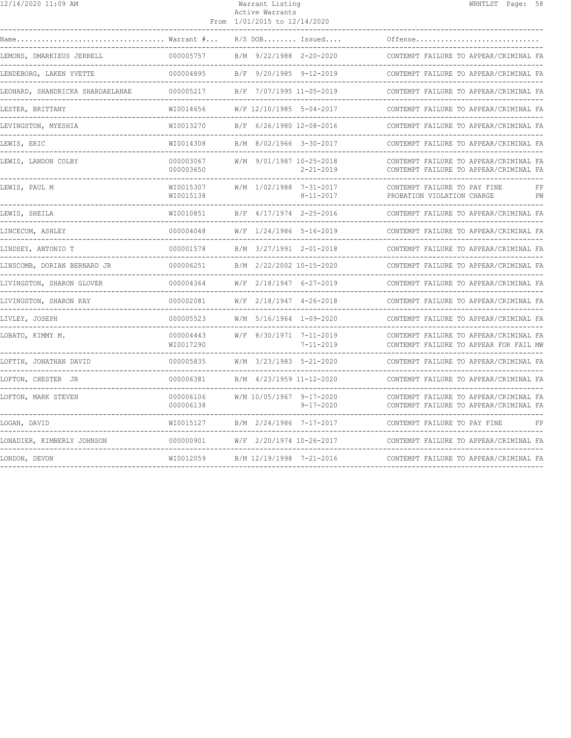Warrant Listing
Active Warrants
From 1/01/2015 to 12/14/2020

| Name | Warrant # | R/S | DOB | Issued | Offense |
|---|---|---|---|---|---|
| LEMONS, DMARKIEUS JERRELL | 000005757 | B/M | 9/22/1988 | 2-20-2020 | CONTEMPT FAILURE TO APPEAR/CRIMINAL FA |
| LENDEBORG, LAKEN YVETTE | 000004895 | B/F | 9/20/1985 | 9-12-2019 | CONTEMPT FAILURE TO APPEAR/CRIMINAL FA |
| LEONARD, SHANDRICKA SHARDAELANAE | 000005217 | B/F | 7/07/1995 | 11-05-2019 | CONTEMPT FAILURE TO APPEAR/CRIMINAL FA |
| LESTER, BRITTANY | WI0014656 | W/F | 12/10/1985 | 5-04-2017 | CONTEMPT FAILURE TO APPEAR/CRIMINAL FA |
| LEVINGSTON, MYESHIA | WI0013270 | B/F | 6/26/1980 | 12-08-2016 | CONTEMPT FAILURE TO APPEAR/CRIMINAL FA |
| LEWIS, ERIC | WI0014308 | B/M | 8/02/1966 | 3-30-2017 | CONTEMPT FAILURE TO APPEAR/CRIMINAL FA |
| LEWIS, LANDON COLBY | 000003067 | W/M | 9/01/1987 | 10-25-2018 | CONTEMPT FAILURE TO APPEAR/CRIMINAL FA |
| | 000003650 | | | 2-21-2019 | CONTEMPT FAILURE TO APPEAR/CRIMINAL FA |
| LEWIS, PAUL M | WI0015307 | W/M | 1/02/1988 | 7-31-2017 | CONTEMPT FAILURE TO PAY FINE FP |
| | WI0015138 | | | 8-11-2017 | PROBATION VIOLATION CHARGE PW |
| LEWIS, SHEILA | WI0010851 | B/F | 4/17/1974 | 2-25-2016 | CONTEMPT FAILURE TO APPEAR/CRIMINAL FA |
| LINCECUM, ASHLEY | 000004048 | W/F | 1/24/1986 | 5-16-2019 | CONTEMPT FAILURE TO APPEAR/CRIMINAL FA |
| LINDSEY, ANTONIO T | 000001578 | B/M | 3/27/1991 | 2-01-2018 | CONTEMPT FAILURE TO APPEAR/CRIMINAL FA |
| LINSCOMB, DORIAN BERNARD JR | 000006251 | B/M | 2/22/2002 | 10-15-2020 | CONTEMPT FAILURE TO APPEAR/CRIMINAL FA |
| LIVINGSTON, SHARON GLOVER | 000004364 | W/F | 2/18/1947 | 6-27-2019 | CONTEMPT FAILURE TO APPEAR/CRIMINAL FA |
| LIVINGSTON, SHARON KAY | 000002081 | W/F | 2/18/1947 | 4-26-2018 | CONTEMPT FAILURE TO APPEAR/CRIMINAL FA |
| LIVLEY, JOSEPH | 000005523 | W/M | 5/16/1964 | 1-09-2020 | CONTEMPT FAILURE TO APPEAR/CRIMINAL FA |
| LOBATO, KIMMY M. | 000004443 | W/F | 8/30/1971 | 7-11-2019 | CONTEMPT FAILURE TO APPEAR/CRIMINAL FA |
| | WI0017290 | | | 7-11-2019 | CONTEMPT FAILURE TO APPEAR FOR FAIL MW |
| LOFTIN, JONATHAN DAVID | 000005835 | W/M | 3/23/1983 | 5-21-2020 | CONTEMPT FAILURE TO APPEAR/CRIMINAL FA |
| LOFTON, CHESTER JR | 000006381 | B/M | 4/23/1959 | 11-12-2020 | CONTEMPT FAILURE TO APPEAR/CRIMINAL FA |
| LOFTON, MARK STEVEN | 000006106 | W/M | 10/05/1967 | 9-17-2020 | CONTEMPT FAILURE TO APPEAR/CRIMINAL FA |
| | 000006138 | | | 9-17-2020 | CONTEMPT FAILURE TO APPEAR/CRIMINAL FA |
| LOGAN, DAVID | WI0015127 | B/M | 2/24/1986 | 7-17-2017 | CONTEMPT FAILURE TO PAY FINE FP |
| LONADIER, KIMBERLY JOHNSON | 000000901 | W/F | 2/20/1974 | 10-26-2017 | CONTEMPT FAILURE TO APPEAR/CRIMINAL FA |
| LONDON, DEVON | WI0012059 | B/M | 12/19/1998 | 7-21-2016 | CONTEMPT FAILURE TO APPEAR/CRIMINAL FA |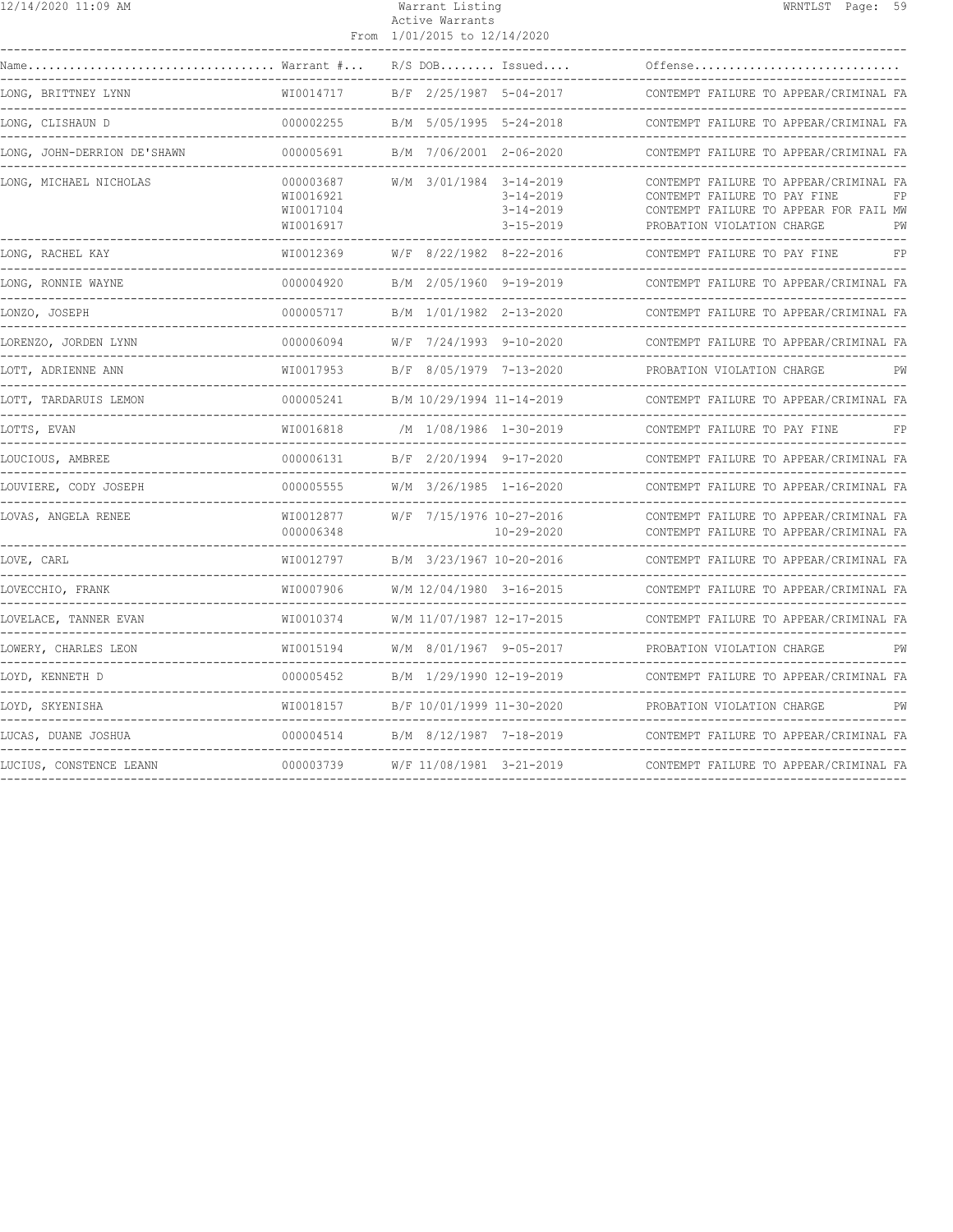| Name | Warrant # | R/S | DOB | Issued | Offense |
|---|---|---|---|---|---|
| LONG, BRITTNEY LYNN | WI0014717 | B/F | 2/25/1987 | 5-04-2017 | CONTEMPT FAILURE TO APPEAR/CRIMINAL FA |
| LONG, CLISHAUN D | 000002255 | B/M | 5/05/1995 | 5-24-2018 | CONTEMPT FAILURE TO APPEAR/CRIMINAL FA |
| LONG, JOHN-DERRION DE'SHAWN | 000005691 | B/M | 7/06/2001 | 2-06-2020 | CONTEMPT FAILURE TO APPEAR/CRIMINAL FA |
| LONG, MICHAEL NICHOLAS | 000003687 | W/M | 3/01/1984 | 3-14-2019 | CONTEMPT FAILURE TO APPEAR/CRIMINAL FA |
| | WI0016921 | | | 3-14-2019 | CONTEMPT FAILURE TO PAY FINE FP |
| | WI0017104 | | | 3-14-2019 | CONTEMPT FAILURE TO APPEAR FOR FAIL MW |
| | WI0016917 | | | 3-15-2019 | PROBATION VIOLATION CHARGE PW |
| LONG, RACHEL KAY | WI0012369 | W/F | 8/22/1982 | 8-22-2016 | CONTEMPT FAILURE TO PAY FINE FP |
| LONG, RONNIE WAYNE | 000004920 | B/M | 2/05/1960 | 9-19-2019 | CONTEMPT FAILURE TO APPEAR/CRIMINAL FA |
| LONZO, JOSEPH | 000005717 | B/M | 1/01/1982 | 2-13-2020 | CONTEMPT FAILURE TO APPEAR/CRIMINAL FA |
| LORENZO, JORDEN LYNN | 000006094 | W/F | 7/24/1993 | 9-10-2020 | CONTEMPT FAILURE TO APPEAR/CRIMINAL FA |
| LOTT, ADRIENNE ANN | WI0017953 | B/F | 8/05/1979 | 7-13-2020 | PROBATION VIOLATION CHARGE PW |
| LOTT, TARDARUIS LEMON | 000005241 | B/M | 10/29/1994 | 11-14-2019 | CONTEMPT FAILURE TO APPEAR/CRIMINAL FA |
| LOTTS, EVAN | WI0016818 | /M | 1/08/1986 | 1-30-2019 | CONTEMPT FAILURE TO PAY FINE FP |
| LOUCIOUS, AMBREE | 000006131 | B/F | 2/20/1994 | 9-17-2020 | CONTEMPT FAILURE TO APPEAR/CRIMINAL FA |
| LOUVIERE, CODY JOSEPH | 000005555 | W/M | 3/26/1985 | 1-16-2020 | CONTEMPT FAILURE TO APPEAR/CRIMINAL FA |
| LOVAS, ANGELA RENEE | WI0012877 | W/F | 7/15/1976 | 10-27-2016 | CONTEMPT FAILURE TO APPEAR/CRIMINAL FA |
| | 000006348 | | | 10-29-2020 | CONTEMPT FAILURE TO APPEAR/CRIMINAL FA |
| LOVE, CARL | WI0012797 | B/M | 3/23/1967 | 10-20-2016 | CONTEMPT FAILURE TO APPEAR/CRIMINAL FA |
| LOVECCHIO, FRANK | WI0007906 | W/M | 12/04/1980 | 3-16-2015 | CONTEMPT FAILURE TO APPEAR/CRIMINAL FA |
| LOVELACE, TANNER EVAN | WI0010374 | W/M | 11/07/1987 | 12-17-2015 | CONTEMPT FAILURE TO APPEAR/CRIMINAL FA |
| LOWERY, CHARLES LEON | WI0015194 | W/M | 8/01/1967 | 9-05-2017 | PROBATION VIOLATION CHARGE PW |
| LOYD, KENNETH D | 000005452 | B/M | 1/29/1990 | 12-19-2019 | CONTEMPT FAILURE TO APPEAR/CRIMINAL FA |
| LOYD, SKYENISHA | WI0018157 | B/F | 10/01/1999 | 11-30-2020 | PROBATION VIOLATION CHARGE PW |
| LUCAS, DUANE JOSHUA | 000004514 | B/M | 8/12/1987 | 7-18-2019 | CONTEMPT FAILURE TO APPEAR/CRIMINAL FA |
| LUCIUS, CONSTENCE LEANN | 000003739 | W/F | 11/08/1981 | 3-21-2019 | CONTEMPT FAILURE TO APPEAR/CRIMINAL FA |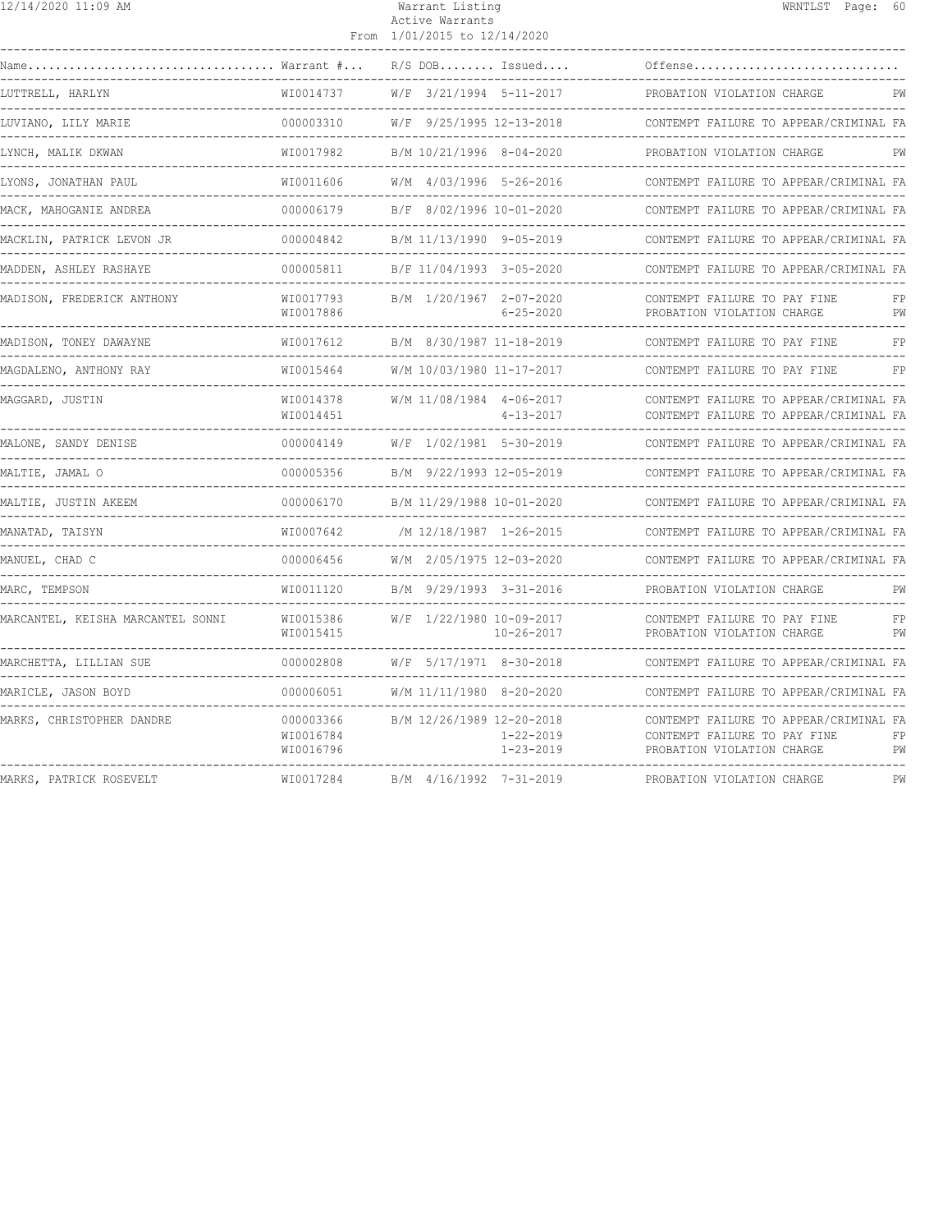| Name | Warrant # | R/S | DOB | Issued | Offense | |
|---|---|---|---|---|---|---|
| LUTTRELL, HARLYN | WI0014737 | W/F | 3/21/1994 | 5-11-2017 | PROBATION VIOLATION CHARGE | PW |
| LUVIANO, LILY MARIE | 000003310 | W/F | 9/25/1995 | 12-13-2018 | CONTEMPT FAILURE TO APPEAR/CRIMINAL | FA |
| LYNCH, MALIK DKWAN | WI0017982 | B/M | 10/21/1996 | 8-04-2020 | PROBATION VIOLATION CHARGE | PW |
| LYONS, JONATHAN PAUL | WI0011606 | W/M | 4/03/1996 | 5-26-2016 | CONTEMPT FAILURE TO APPEAR/CRIMINAL | FA |
| MACK, MAHOGANIE ANDREA | 000006179 | B/F | 8/02/1996 | 10-01-2020 | CONTEMPT FAILURE TO APPEAR/CRIMINAL | FA |
| MACKLIN, PATRICK LEVON JR | 000004842 | B/M | 11/13/1990 | 9-05-2019 | CONTEMPT FAILURE TO APPEAR/CRIMINAL | FA |
| MADDEN, ASHLEY RASHAYE | 000005811 | B/F | 11/04/1993 | 3-05-2020 | CONTEMPT FAILURE TO APPEAR/CRIMINAL | FA |
| MADISON, FREDERICK ANTHONY | WI0017793 | B/M | 1/20/1967 | 2-07-2020 | CONTEMPT FAILURE TO PAY FINE | FP |
| | WI0017886 | | | 6-25-2020 | PROBATION VIOLATION CHARGE | PW |
| MADISON, TONEY DAWAYNE | WI0017612 | B/M | 8/30/1987 | 11-18-2019 | CONTEMPT FAILURE TO PAY FINE | FP |
| MAGDALENO, ANTHONY RAY | WI0015464 | W/M | 10/03/1980 | 11-17-2017 | CONTEMPT FAILURE TO PAY FINE | FP |
| MAGGARD, JUSTIN | WI0014378 | W/M | 11/08/1984 | 4-06-2017 | CONTEMPT FAILURE TO APPEAR/CRIMINAL | FA |
| | WI0014451 | | | 4-13-2017 | CONTEMPT FAILURE TO APPEAR/CRIMINAL | FA |
| MALONE, SANDY DENISE | 000004149 | W/F | 1/02/1981 | 5-30-2019 | CONTEMPT FAILURE TO APPEAR/CRIMINAL | FA |
| MALTIE, JAMAL O | 000005356 | B/M | 9/22/1993 | 12-05-2019 | CONTEMPT FAILURE TO APPEAR/CRIMINAL | FA |
| MALTIE, JUSTIN AKEEM | 000006170 | B/M | 11/29/1988 | 10-01-2020 | CONTEMPT FAILURE TO APPEAR/CRIMINAL | FA |
| MANATAD, TAISYN | WI0007642 | /M | 12/18/1987 | 1-26-2015 | CONTEMPT FAILURE TO APPEAR/CRIMINAL | FA |
| MANUEL, CHAD C | 000006456 | W/M | 2/05/1975 | 12-03-2020 | CONTEMPT FAILURE TO APPEAR/CRIMINAL | FA |
| MARC, TEMPSON | WI0011120 | B/M | 9/29/1993 | 3-31-2016 | PROBATION VIOLATION CHARGE | PW |
| MARCANTEL, KEISHA MARCANTEL SONNI | WI0015386 | W/F | 1/22/1980 | 10-09-2017 | CONTEMPT FAILURE TO PAY FINE | FP |
| | WI0015415 | | | 10-26-2017 | PROBATION VIOLATION CHARGE | PW |
| MARCHETTA, LILLIAN SUE | 000002808 | W/F | 5/17/1971 | 8-30-2018 | CONTEMPT FAILURE TO APPEAR/CRIMINAL | FA |
| MARICLE, JASON BOYD | 000006051 | W/M | 11/11/1980 | 8-20-2020 | CONTEMPT FAILURE TO APPEAR/CRIMINAL | FA |
| MARKS, CHRISTOPHER DANDRE | 000003366 | B/M | 12/26/1989 | 12-20-2018 | CONTEMPT FAILURE TO APPEAR/CRIMINAL | FA |
| | WI0016784 | | | 1-22-2019 | CONTEMPT FAILURE TO PAY FINE | FP |
| | WI0016796 | | | 1-23-2019 | PROBATION VIOLATION CHARGE | PW |
| MARKS, PATRICK ROSEVELT | WI0017284 | B/M | 4/16/1992 | 7-31-2019 | PROBATION VIOLATION CHARGE | PW |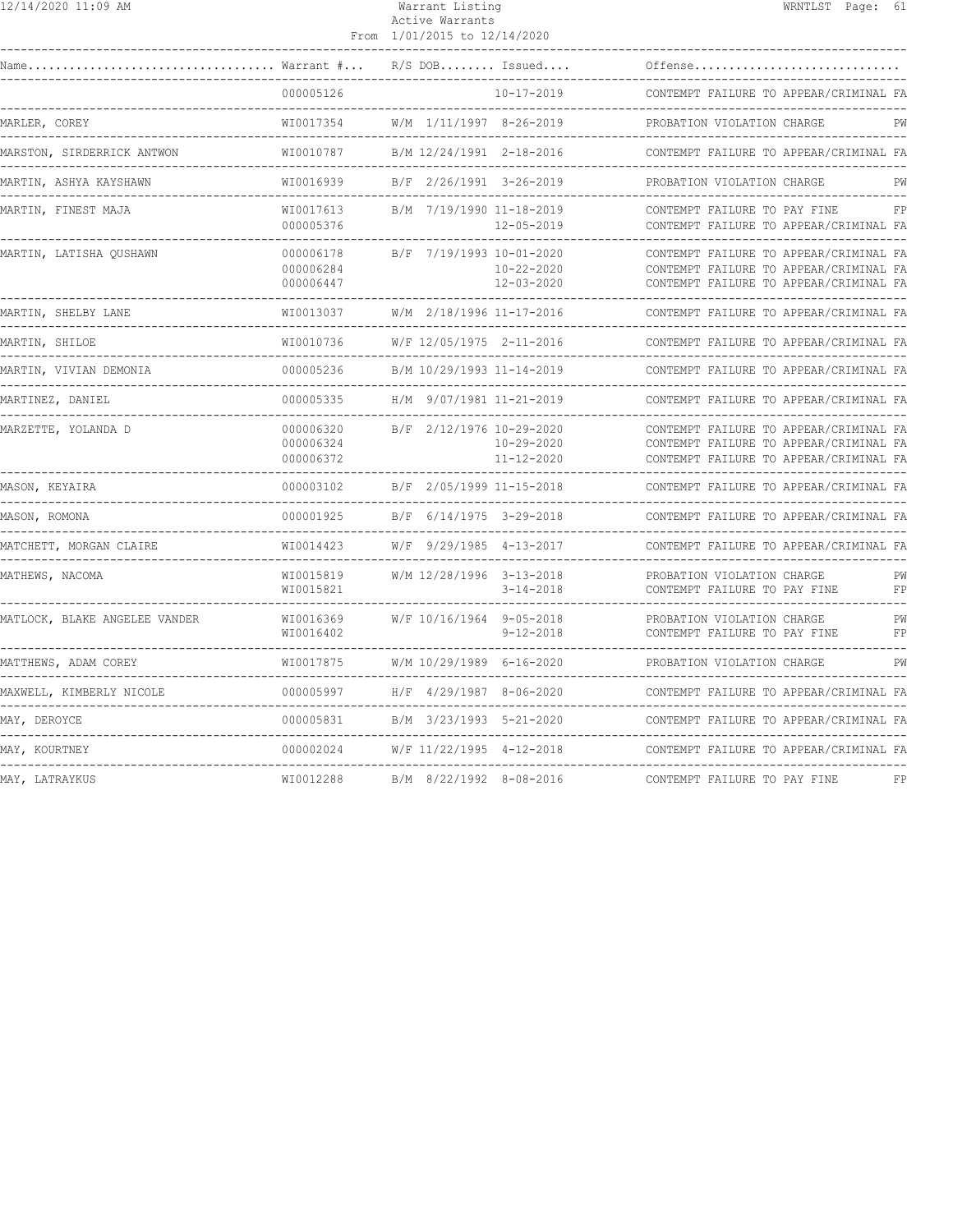| Name | Warrant # | R/S | DOB | Issued | Offense | |
|---|---|---|---|---|---|---|
| | 000005126 | | | 10-17-2019 | CONTEMPT FAILURE TO APPEAR/CRIMINAL | FA |
| MARLER, COREY | WI0017354 | W/M | 1/11/1997 | 8-26-2019 | PROBATION VIOLATION CHARGE | PW |
| MARSTON, SIRDERRICK ANTWON | WI0010787 | B/M | 12/24/1991 | 2-18-2016 | CONTEMPT FAILURE TO APPEAR/CRIMINAL | FA |
| MARTIN, ASHYA KAYSHAWN | WI0016939 | B/F | 2/26/1991 | 3-26-2019 | PROBATION VIOLATION CHARGE | PW |
| MARTIN, FINEST MAJA | WI0017613 | B/M | 7/19/1990 | 11-18-2019 | CONTEMPT FAILURE TO PAY FINE | FP |
| | 000005376 | | | 12-05-2019 | CONTEMPT FAILURE TO APPEAR/CRIMINAL | FA |
| MARTIN, LATISHA QUSHAWN | 000006178 | B/F | 7/19/1993 | 10-01-2020 | CONTEMPT FAILURE TO APPEAR/CRIMINAL | FA |
| | 000006284 | | | 10-22-2020 | CONTEMPT FAILURE TO APPEAR/CRIMINAL | FA |
| | 000006447 | | | 12-03-2020 | CONTEMPT FAILURE TO APPEAR/CRIMINAL | FA |
| MARTIN, SHELBY LANE | WI0013037 | W/M | 2/18/1996 | 11-17-2016 | CONTEMPT FAILURE TO APPEAR/CRIMINAL | FA |
| MARTIN, SHILOE | WI0010736 | W/F | 12/05/1975 | 2-11-2016 | CONTEMPT FAILURE TO APPEAR/CRIMINAL | FA |
| MARTIN, VIVIAN DEMONIA | 000005236 | B/M | 10/29/1993 | 11-14-2019 | CONTEMPT FAILURE TO APPEAR/CRIMINAL | FA |
| MARTINEZ, DANIEL | 000005335 | H/M | 9/07/1981 | 11-21-2019 | CONTEMPT FAILURE TO APPEAR/CRIMINAL | FA |
| MARZETTE, YOLANDA D | 000006320 | B/F | 2/12/1976 | 10-29-2020 | CONTEMPT FAILURE TO APPEAR/CRIMINAL | FA |
| | 000006324 | | | 10-29-2020 | CONTEMPT FAILURE TO APPEAR/CRIMINAL | FA |
| | 000006372 | | | 11-12-2020 | CONTEMPT FAILURE TO APPEAR/CRIMINAL | FA |
| MASON, KEYAIRA | 000003102 | B/F | 2/05/1999 | 11-15-2018 | CONTEMPT FAILURE TO APPEAR/CRIMINAL | FA |
| MASON, ROMONA | 000001925 | B/F | 6/14/1975 | 3-29-2018 | CONTEMPT FAILURE TO APPEAR/CRIMINAL | FA |
| MATCHETT, MORGAN CLAIRE | WI0014423 | W/F | 9/29/1985 | 4-13-2017 | CONTEMPT FAILURE TO APPEAR/CRIMINAL | FA |
| MATHEWS, NACOMA | WI0015819 | W/M | 12/28/1996 | 3-13-2018 | PROBATION VIOLATION CHARGE | PW |
| | WI0015821 | | | 3-14-2018 | CONTEMPT FAILURE TO PAY FINE | FP |
| MATLOCK, BLAKE ANGELEE VANDER | WI0016369 | W/F | 10/16/1964 | 9-05-2018 | PROBATION VIOLATION CHARGE | PW |
| | WI0016402 | | | 9-12-2018 | CONTEMPT FAILURE TO PAY FINE | FP |
| MATTHEWS, ADAM COREY | WI0017875 | W/M | 10/29/1989 | 6-16-2020 | PROBATION VIOLATION CHARGE | PW |
| MAXWELL, KIMBERLY NICOLE | 000005997 | H/F | 4/29/1987 | 8-06-2020 | CONTEMPT FAILURE TO APPEAR/CRIMINAL | FA |
| MAY, DEROYCE | 000005831 | B/M | 3/23/1993 | 5-21-2020 | CONTEMPT FAILURE TO APPEAR/CRIMINAL | FA |
| MAY, KOURTNEY | 000002024 | W/F | 11/22/1995 | 4-12-2018 | CONTEMPT FAILURE TO APPEAR/CRIMINAL | FA |
| MAY, LATRAYKUS | WI0012288 | B/M | 8/22/1992 | 8-08-2016 | CONTEMPT FAILURE TO PAY FINE | FP |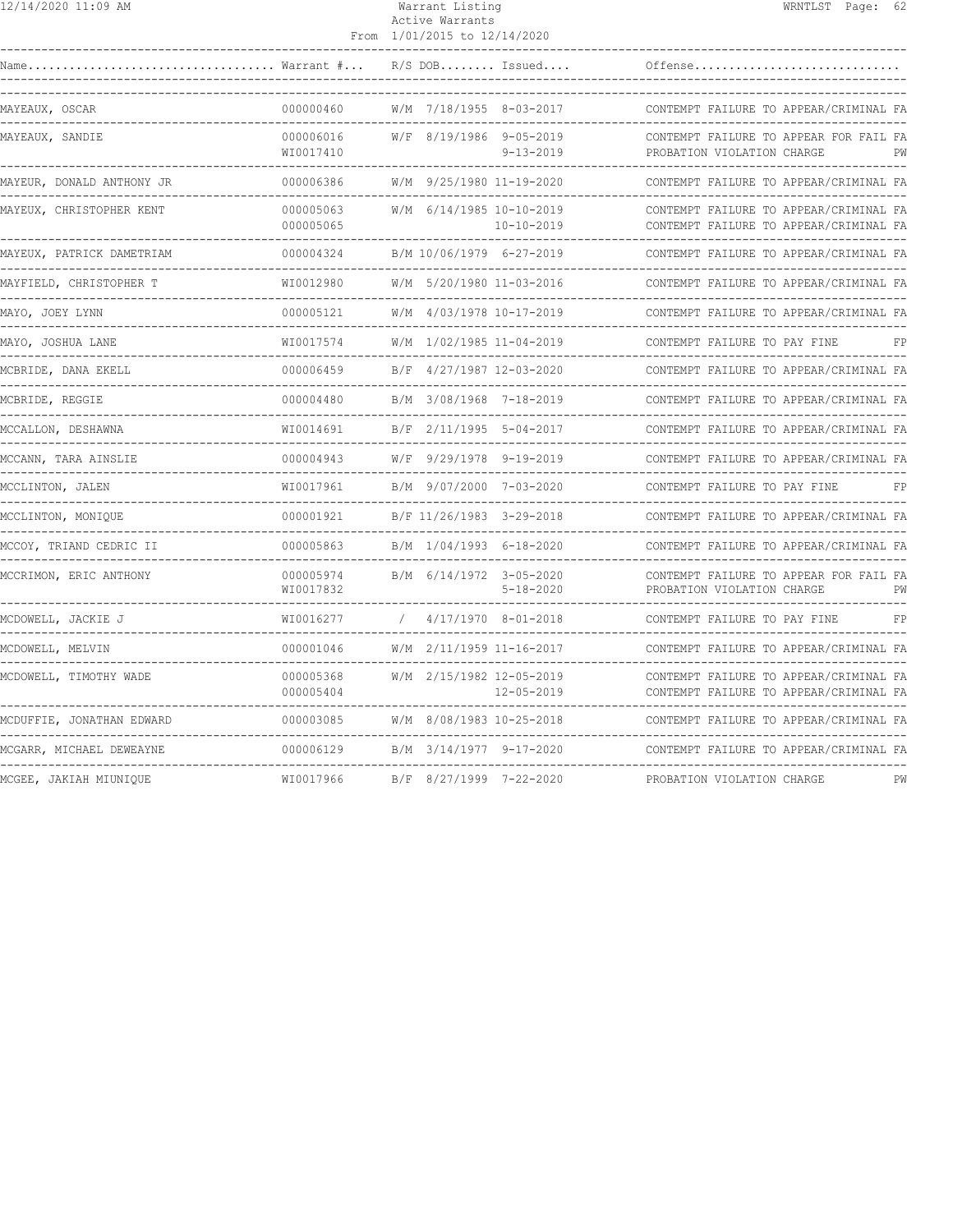Warrant Listing
Active Warrants
From 1/01/2015 to 12/14/2020

| Name | Warrant # | R/S | DOB | Issued | Offense | |
|---|---|---|---|---|---|---|
| MAYEAUX, OSCAR | 000000460 | W/M | 7/18/1955 | 8-03-2017 | CONTEMPT FAILURE TO APPEAR/CRIMINAL | FA |
| MAYEAUX, SANDIE | 000006016 | W/F | 8/19/1986 | 9-05-2019 | CONTEMPT FAILURE TO APPEAR FOR FAIL | FA |
| | WI0017410 | | | 9-13-2019 | PROBATION VIOLATION CHARGE | PW |
| MAYEUR, DONALD ANTHONY JR | 000006386 | W/M | 9/25/1980 | 11-19-2020 | CONTEMPT FAILURE TO APPEAR/CRIMINAL | FA |
| MAYEUX, CHRISTOPHER KENT | 000005063 | W/M | 6/14/1985 | 10-10-2019 | CONTEMPT FAILURE TO APPEAR/CRIMINAL | FA |
| | 000005065 | | | 10-10-2019 | CONTEMPT FAILURE TO APPEAR/CRIMINAL | FA |
| MAYEUX, PATRICK DAMETRIAM | 000004324 | B/M | 10/06/1979 | 6-27-2019 | CONTEMPT FAILURE TO APPEAR/CRIMINAL | FA |
| MAYFIELD, CHRISTOPHER T | WI0012980 | W/M | 5/20/1980 | 11-03-2016 | CONTEMPT FAILURE TO APPEAR/CRIMINAL | FA |
| MAYO, JOEY LYNN | 000005121 | W/M | 4/03/1978 | 10-17-2019 | CONTEMPT FAILURE TO APPEAR/CRIMINAL | FA |
| MAYO, JOSHUA LANE | WI0017574 | W/M | 1/02/1985 | 11-04-2019 | CONTEMPT FAILURE TO PAY FINE | FP |
| MCBRIDE, DANA EKELL | 000006459 | B/F | 4/27/1987 | 12-03-2020 | CONTEMPT FAILURE TO APPEAR/CRIMINAL | FA |
| MCBRIDE, REGGIE | 000004480 | B/M | 3/08/1968 | 7-18-2019 | CONTEMPT FAILURE TO APPEAR/CRIMINAL | FA |
| MCCALLON, DESHAWNA | WI0014691 | B/F | 2/11/1995 | 5-04-2017 | CONTEMPT FAILURE TO APPEAR/CRIMINAL | FA |
| MCCANN, TARA AINSLIE | 000004943 | W/F | 9/29/1978 | 9-19-2019 | CONTEMPT FAILURE TO APPEAR/CRIMINAL | FA |
| MCCLINTON, JALEN | WI0017961 | B/M | 9/07/2000 | 7-03-2020 | CONTEMPT FAILURE TO PAY FINE | FP |
| MCCLINTON, MONIQUE | 000001921 | B/F | 11/26/1983 | 3-29-2018 | CONTEMPT FAILURE TO APPEAR/CRIMINAL | FA |
| MCCOY, TRIAND CEDRIC II | 000005863 | B/M | 1/04/1993 | 6-18-2020 | CONTEMPT FAILURE TO APPEAR/CRIMINAL | FA |
| MCCRIMON, ERIC ANTHONY | 000005974 | B/M | 6/14/1972 | 3-05-2020 | CONTEMPT FAILURE TO APPEAR FOR FAIL | FA |
| | WI0017832 | | | 5-18-2020 | PROBATION VIOLATION CHARGE | PW |
| MCDOWELL, JACKIE J | WI0016277 | / | 4/17/1970 | 8-01-2018 | CONTEMPT FAILURE TO PAY FINE | FP |
| MCDOWELL, MELVIN | 000001046 | W/M | 2/11/1959 | 11-16-2017 | CONTEMPT FAILURE TO APPEAR/CRIMINAL | FA |
| MCDOWELL, TIMOTHY WADE | 000005368 | W/M | 2/15/1982 | 12-05-2019 | CONTEMPT FAILURE TO APPEAR/CRIMINAL | FA |
| | 000005404 | | | 12-05-2019 | CONTEMPT FAILURE TO APPEAR/CRIMINAL | FA |
| MCDUFFIE, JONATHAN EDWARD | 000003085 | W/M | 8/08/1983 | 10-25-2018 | CONTEMPT FAILURE TO APPEAR/CRIMINAL | FA |
| MCGARR, MICHAEL DEWEAYNE | 000006129 | B/M | 3/14/1977 | 9-17-2020 | CONTEMPT FAILURE TO APPEAR/CRIMINAL | FA |
| MCGEE, JAKIAH MIUNIQUE | WI0017966 | B/F | 8/27/1999 | 7-22-2020 | PROBATION VIOLATION CHARGE | PW |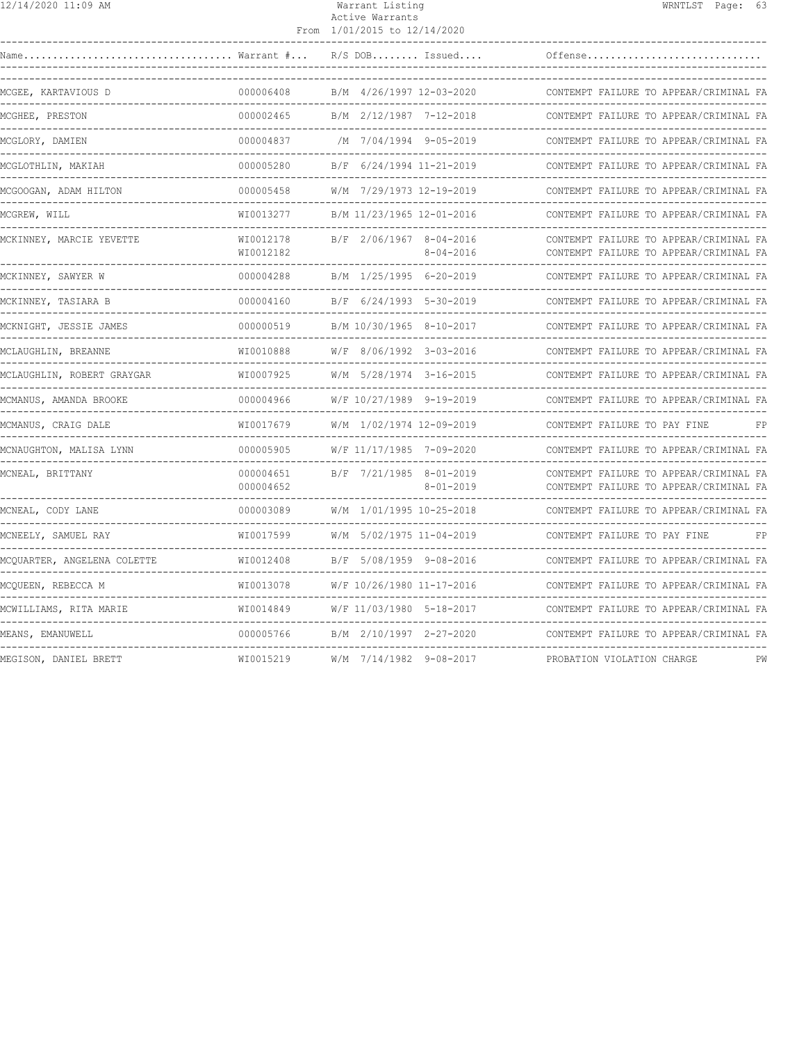Warrant Listing
Active Warrants
From 1/01/2015 to 12/14/2020

| Name | Warrant # | R/S | DOB | Issued | Offense | |
|---|---|---|---|---|---|---|
| MCGEE, KARTAVIOUS D | 000006408 | B/M | 4/26/1997 | 12-03-2020 | CONTEMPT FAILURE TO APPEAR/CRIMINAL | FA |
| MCGHEE, PRESTON | 000002465 | B/M | 2/12/1987 | 7-12-2018 | CONTEMPT FAILURE TO APPEAR/CRIMINAL | FA |
| MCGLORY, DAMIEN | 000004837 | /M | 7/04/1994 | 9-05-2019 | CONTEMPT FAILURE TO APPEAR/CRIMINAL | FA |
| MCGLOTHLIN, MAKIAH | 000005280 | B/F | 6/24/1994 | 11-21-2019 | CONTEMPT FAILURE TO APPEAR/CRIMINAL | FA |
| MCGOOGAN, ADAM HILTON | 000005458 | W/M | 7/29/1973 | 12-19-2019 | CONTEMPT FAILURE TO APPEAR/CRIMINAL | FA |
| MCGREW, WILL | WI0013277 | B/M | 11/23/1965 | 12-01-2016 | CONTEMPT FAILURE TO APPEAR/CRIMINAL | FA |
| MCKINNEY, MARCIE YEVETTE | WI0012178 | B/F | 2/06/1967 | 8-04-2016 | CONTEMPT FAILURE TO APPEAR/CRIMINAL | FA |
| | WI0012182 | | | 8-04-2016 | CONTEMPT FAILURE TO APPEAR/CRIMINAL | FA |
| MCKINNEY, SAWYER W | 000004288 | B/M | 1/25/1995 | 6-20-2019 | CONTEMPT FAILURE TO APPEAR/CRIMINAL | FA |
| MCKINNEY, TASIARA B | 000004160 | B/F | 6/24/1993 | 5-30-2019 | CONTEMPT FAILURE TO APPEAR/CRIMINAL | FA |
| MCKNIGHT, JESSIE JAMES | 000000519 | B/M | 10/30/1965 | 8-10-2017 | CONTEMPT FAILURE TO APPEAR/CRIMINAL | FA |
| MCLAUGHLIN, BREANNE | WI0010888 | W/F | 8/06/1992 | 3-03-2016 | CONTEMPT FAILURE TO APPEAR/CRIMINAL | FA |
| MCLAUGHLIN, ROBERT GRAYGAR | WI0007925 | W/M | 5/28/1974 | 3-16-2015 | CONTEMPT FAILURE TO APPEAR/CRIMINAL | FA |
| MCMANUS, AMANDA BROOKE | 000004966 | W/F | 10/27/1989 | 9-19-2019 | CONTEMPT FAILURE TO APPEAR/CRIMINAL | FA |
| MCMANUS, CRAIG DALE | WI0017679 | W/M | 1/02/1974 | 12-09-2019 | CONTEMPT FAILURE TO PAY FINE | FP |
| MCNAUGHTON, MALISA LYNN | 000005905 | W/F | 11/17/1985 | 7-09-2020 | CONTEMPT FAILURE TO APPEAR/CRIMINAL | FA |
| MCNEAL, BRITTANY | 000004651 | B/F | 7/21/1985 | 8-01-2019 | CONTEMPT FAILURE TO APPEAR/CRIMINAL | FA |
| | 000004652 | | | 8-01-2019 | CONTEMPT FAILURE TO APPEAR/CRIMINAL | FA |
| MCNEAL, CODY LANE | 000003089 | W/M | 1/01/1995 | 10-25-2018 | CONTEMPT FAILURE TO APPEAR/CRIMINAL | FA |
| MCNEELY, SAMUEL RAY | WI0017599 | W/M | 5/02/1975 | 11-04-2019 | CONTEMPT FAILURE TO PAY FINE | FP |
| MCQUARTER, ANGELENA COLETTE | WI0012408 | B/F | 5/08/1959 | 9-08-2016 | CONTEMPT FAILURE TO APPEAR/CRIMINAL | FA |
| MCQUEEN, REBECCA M | WI0013078 | W/F | 10/26/1980 | 11-17-2016 | CONTEMPT FAILURE TO APPEAR/CRIMINAL | FA |
| MCWILLIAMS, RITA MARIE | WI0014849 | W/F | 11/03/1980 | 5-18-2017 | CONTEMPT FAILURE TO APPEAR/CRIMINAL | FA |
| MEANS, EMANUWELL | 000005766 | B/M | 2/10/1997 | 2-27-2020 | CONTEMPT FAILURE TO APPEAR/CRIMINAL | FA |
| MEGISON, DANIEL BRETT | WI0015219 | W/M | 7/14/1982 | 9-08-2017 | PROBATION VIOLATION CHARGE | PW |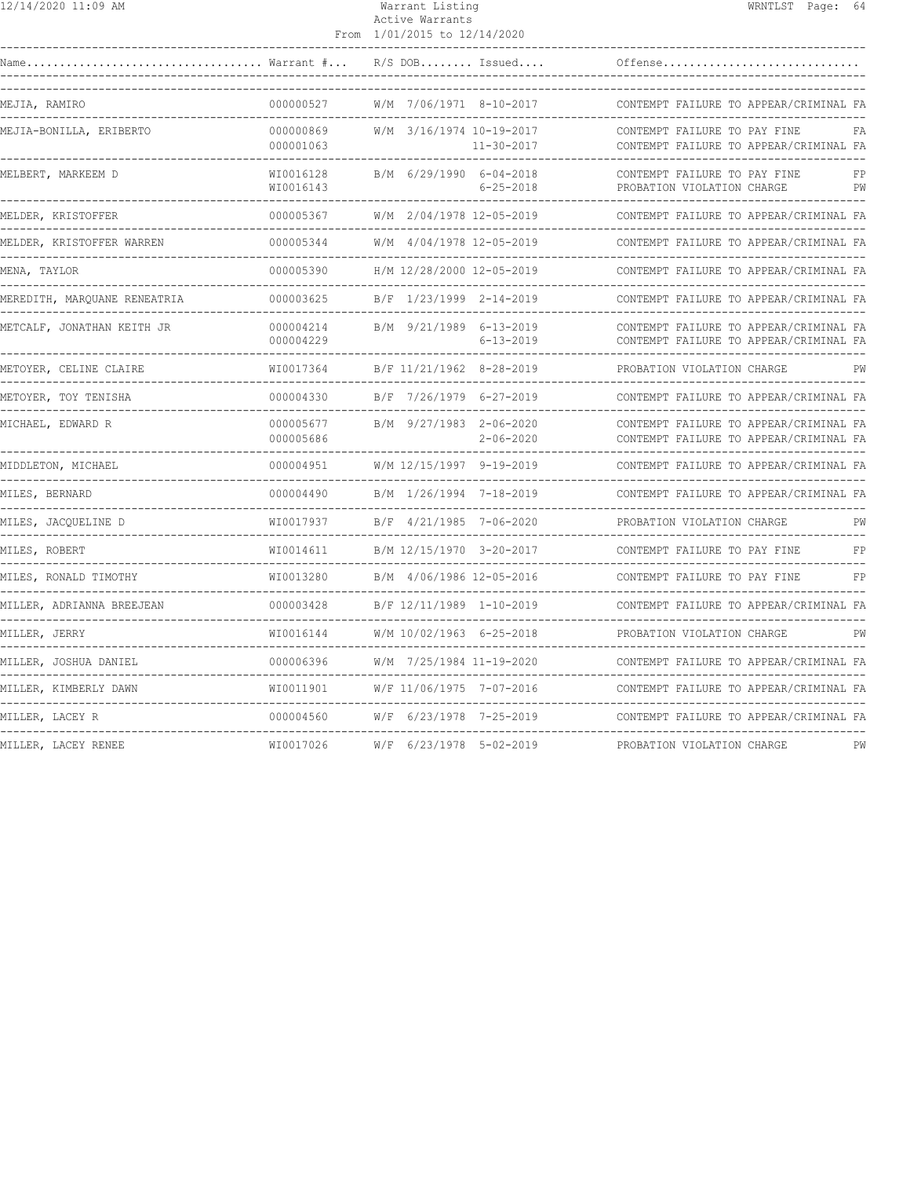Warrant Listing
Active Warrants
From 1/01/2015 to 12/14/2020

| Name | Warrant # | R/S | DOB | Issued | Offense | |
|---|---|---|---|---|---|---|
| MEJIA, RAMIRO | 000000527 | W/M | 7/06/1971 | 8-10-2017 | CONTEMPT FAILURE TO APPEAR/CRIMINAL | FA |
| MEJIA-BONILLA, ERIBERTO | 000000869 | W/M | 3/16/1974 | 10-19-2017 | CONTEMPT FAILURE TO PAY FINE | FA |
| | 000001063 | | | 11-30-2017 | CONTEMPT FAILURE TO APPEAR/CRIMINAL | FA |
| MELBERT, MARKEEM D | WI0016128 | B/M | 6/29/1990 | 6-04-2018 | CONTEMPT FAILURE TO PAY FINE | FP |
| | WI0016143 | | | 6-25-2018 | PROBATION VIOLATION CHARGE | PW |
| MELDER, KRISTOFFER | 000005367 | W/M | 2/04/1978 | 12-05-2019 | CONTEMPT FAILURE TO APPEAR/CRIMINAL | FA |
| MELDER, KRISTOFFER WARREN | 000005344 | W/M | 4/04/1978 | 12-05-2019 | CONTEMPT FAILURE TO APPEAR/CRIMINAL | FA |
| MENA, TAYLOR | 000005390 | H/M | 12/28/2000 | 12-05-2019 | CONTEMPT FAILURE TO APPEAR/CRIMINAL | FA |
| MEREDITH, MARQUANE RENEATRIA | 000003625 | B/F | 1/23/1999 | 2-14-2019 | CONTEMPT FAILURE TO APPEAR/CRIMINAL | FA |
| METCALF, JONATHAN KEITH JR | 000004214 | B/M | 9/21/1989 | 6-13-2019 | CONTEMPT FAILURE TO APPEAR/CRIMINAL | FA |
| | 000004229 | | | 6-13-2019 | CONTEMPT FAILURE TO APPEAR/CRIMINAL | FA |
| METOYER, CELINE CLAIRE | WI0017364 | B/F | 11/21/1962 | 8-28-2019 | PROBATION VIOLATION CHARGE | PW |
| METOYER, TOY TENISHA | 000004330 | B/F | 7/26/1979 | 6-27-2019 | CONTEMPT FAILURE TO APPEAR/CRIMINAL | FA |
| MICHAEL, EDWARD R | 000005677 | B/M | 9/27/1983 | 2-06-2020 | CONTEMPT FAILURE TO APPEAR/CRIMINAL | FA |
| | 000005686 | | | 2-06-2020 | CONTEMPT FAILURE TO APPEAR/CRIMINAL | FA |
| MIDDLETON, MICHAEL | 000004951 | W/M | 12/15/1997 | 9-19-2019 | CONTEMPT FAILURE TO APPEAR/CRIMINAL | FA |
| MILES, BERNARD | 000004490 | B/M | 1/26/1994 | 7-18-2019 | CONTEMPT FAILURE TO APPEAR/CRIMINAL | FA |
| MILES, JACQUELINE D | WI0017937 | B/F | 4/21/1985 | 7-06-2020 | PROBATION VIOLATION CHARGE | PW |
| MILES, ROBERT | WI0014611 | B/M | 12/15/1970 | 3-20-2017 | CONTEMPT FAILURE TO PAY FINE | FP |
| MILES, RONALD TIMOTHY | WI0013280 | B/M | 4/06/1986 | 12-05-2016 | CONTEMPT FAILURE TO PAY FINE | FP |
| MILLER, ADRIANNA BREEJEAN | 000003428 | B/F | 12/11/1989 | 1-10-2019 | CONTEMPT FAILURE TO APPEAR/CRIMINAL | FA |
| MILLER, JERRY | WI0016144 | W/M | 10/02/1963 | 6-25-2018 | PROBATION VIOLATION CHARGE | PW |
| MILLER, JOSHUA DANIEL | 000006396 | W/M | 7/25/1984 | 11-19-2020 | CONTEMPT FAILURE TO APPEAR/CRIMINAL | FA |
| MILLER, KIMBERLY DAWN | WI0011901 | W/F | 11/06/1975 | 7-07-2016 | CONTEMPT FAILURE TO APPEAR/CRIMINAL | FA |
| MILLER, LACEY R | 000004560 | W/F | 6/23/1978 | 7-25-2019 | CONTEMPT FAILURE TO APPEAR/CRIMINAL | FA |
| MILLER, LACEY RENEE | WI0017026 | W/F | 6/23/1978 | 5-02-2019 | PROBATION VIOLATION CHARGE | PW |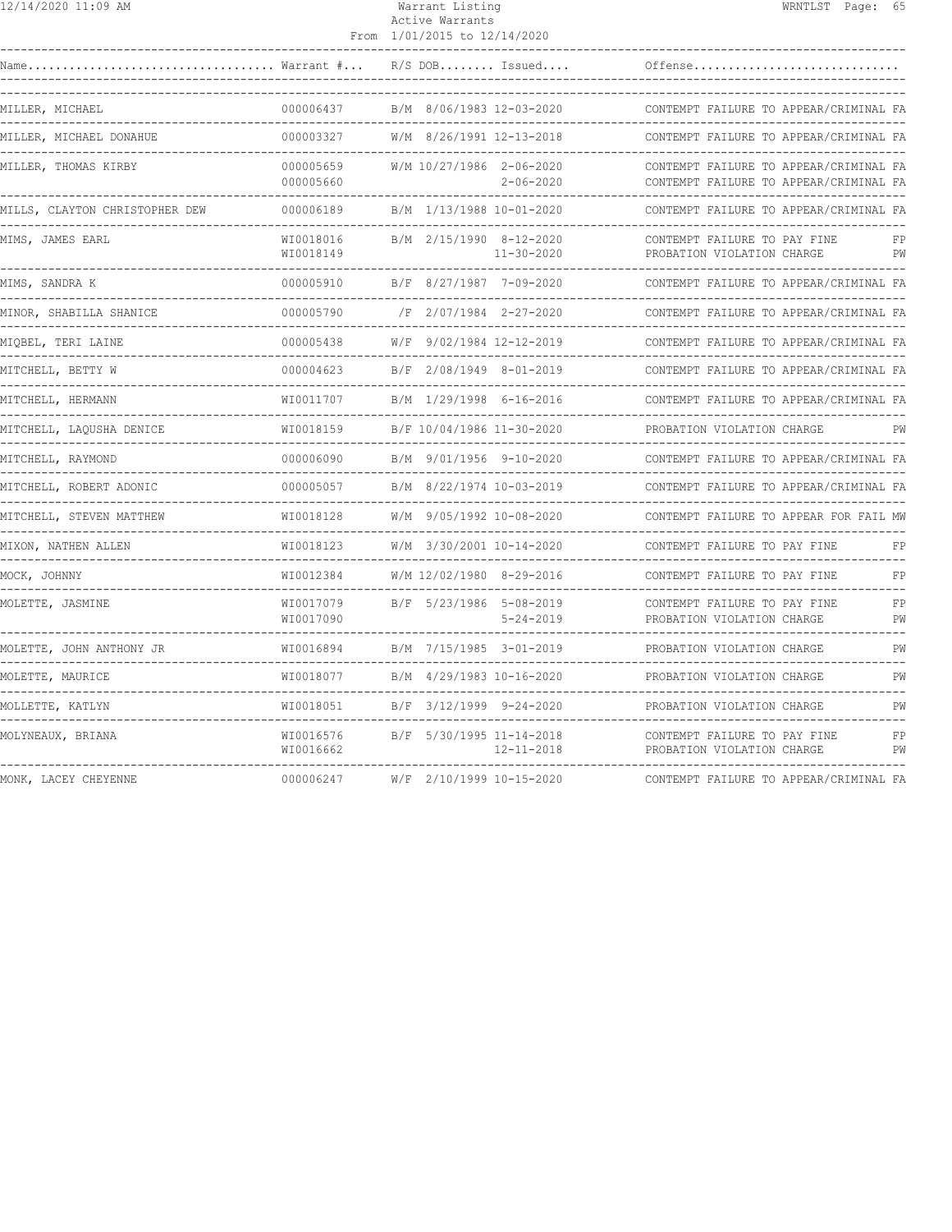| Name | Warrant # | R/S | DOB | Issued | Offense | |
|---|---|---|---|---|---|---|
| MILLER, MICHAEL | 000006437 | B/M | 8/06/1983 | 12-03-2020 | CONTEMPT FAILURE TO APPEAR/CRIMINAL | FA |
| MILLER, MICHAEL DONAHUE | 000003327 | W/M | 8/26/1991 | 12-13-2018 | CONTEMPT FAILURE TO APPEAR/CRIMINAL | FA |
| MILLER, THOMAS KIRBY | 000005659 | W/M | 10/27/1986 | 2-06-2020 | CONTEMPT FAILURE TO APPEAR/CRIMINAL | FA |
| | 000005660 | | | 2-06-2020 | CONTEMPT FAILURE TO APPEAR/CRIMINAL | FA |
| MILLS, CLAYTON CHRISTOPHER DEW | 000006189 | B/M | 1/13/1988 | 10-01-2020 | CONTEMPT FAILURE TO APPEAR/CRIMINAL | FA |
| MIMS, JAMES EARL | WI0018016 | B/M | 2/15/1990 | 8-12-2020 | CONTEMPT FAILURE TO PAY FINE | FP |
| | WI0018149 | | | 11-30-2020 | PROBATION VIOLATION CHARGE | PW |
| MIMS, SANDRA K | 000005910 | B/F | 8/27/1987 | 7-09-2020 | CONTEMPT FAILURE TO APPEAR/CRIMINAL | FA |
| MINOR, SHABILLA SHANICE | 000005790 | /F | 2/07/1984 | 2-27-2020 | CONTEMPT FAILURE TO APPEAR/CRIMINAL | FA |
| MIQBEL, TERI LAINE | 000005438 | W/F | 9/02/1984 | 12-12-2019 | CONTEMPT FAILURE TO APPEAR/CRIMINAL | FA |
| MITCHELL, BETTY W | 000004623 | B/F | 2/08/1949 | 8-01-2019 | CONTEMPT FAILURE TO APPEAR/CRIMINAL | FA |
| MITCHELL, HERMANN | WI0011707 | B/M | 1/29/1998 | 6-16-2016 | CONTEMPT FAILURE TO APPEAR/CRIMINAL | FA |
| MITCHELL, LAQUSHA DENICE | WI0018159 | B/F | 10/04/1986 | 11-30-2020 | PROBATION VIOLATION CHARGE | PW |
| MITCHELL, RAYMOND | 000006090 | B/M | 9/01/1956 | 9-10-2020 | CONTEMPT FAILURE TO APPEAR/CRIMINAL | FA |
| MITCHELL, ROBERT ADONIC | 000005057 | B/M | 8/22/1974 | 10-03-2019 | CONTEMPT FAILURE TO APPEAR/CRIMINAL | FA |
| MITCHELL, STEVEN MATTHEW | WI0018128 | W/M | 9/05/1992 | 10-08-2020 | CONTEMPT FAILURE TO APPEAR FOR FAIL | MW |
| MIXON, NATHEN ALLEN | WI0018123 | W/M | 3/30/2001 | 10-14-2020 | CONTEMPT FAILURE TO PAY FINE | FP |
| MOCK, JOHNNY | WI0012384 | W/M | 12/02/1980 | 8-29-2016 | CONTEMPT FAILURE TO PAY FINE | FP |
| MOLETTE, JASMINE | WI0017079 | B/F | 5/23/1986 | 5-08-2019 | CONTEMPT FAILURE TO PAY FINE | FP |
| | WI0017090 | | | 5-24-2019 | PROBATION VIOLATION CHARGE | PW |
| MOLETTE, JOHN ANTHONY JR | WI0016894 | B/M | 7/15/1985 | 3-01-2019 | PROBATION VIOLATION CHARGE | PW |
| MOLETTE, MAURICE | WI0018077 | B/M | 4/29/1983 | 10-16-2020 | PROBATION VIOLATION CHARGE | PW |
| MOLLETTE, KATLYN | WI0018051 | B/F | 3/12/1999 | 9-24-2020 | PROBATION VIOLATION CHARGE | PW |
| MOLYNEAUX, BRIANA | WI0016576 | B/F | 5/30/1995 | 11-14-2018 | CONTEMPT FAILURE TO PAY FINE | FP |
| | WI0016662 | | | 12-11-2018 | PROBATION VIOLATION CHARGE | PW |
| MONK, LACEY CHEYENNE | 000006247 | W/F | 2/10/1999 | 10-15-2020 | CONTEMPT FAILURE TO APPEAR/CRIMINAL | FA |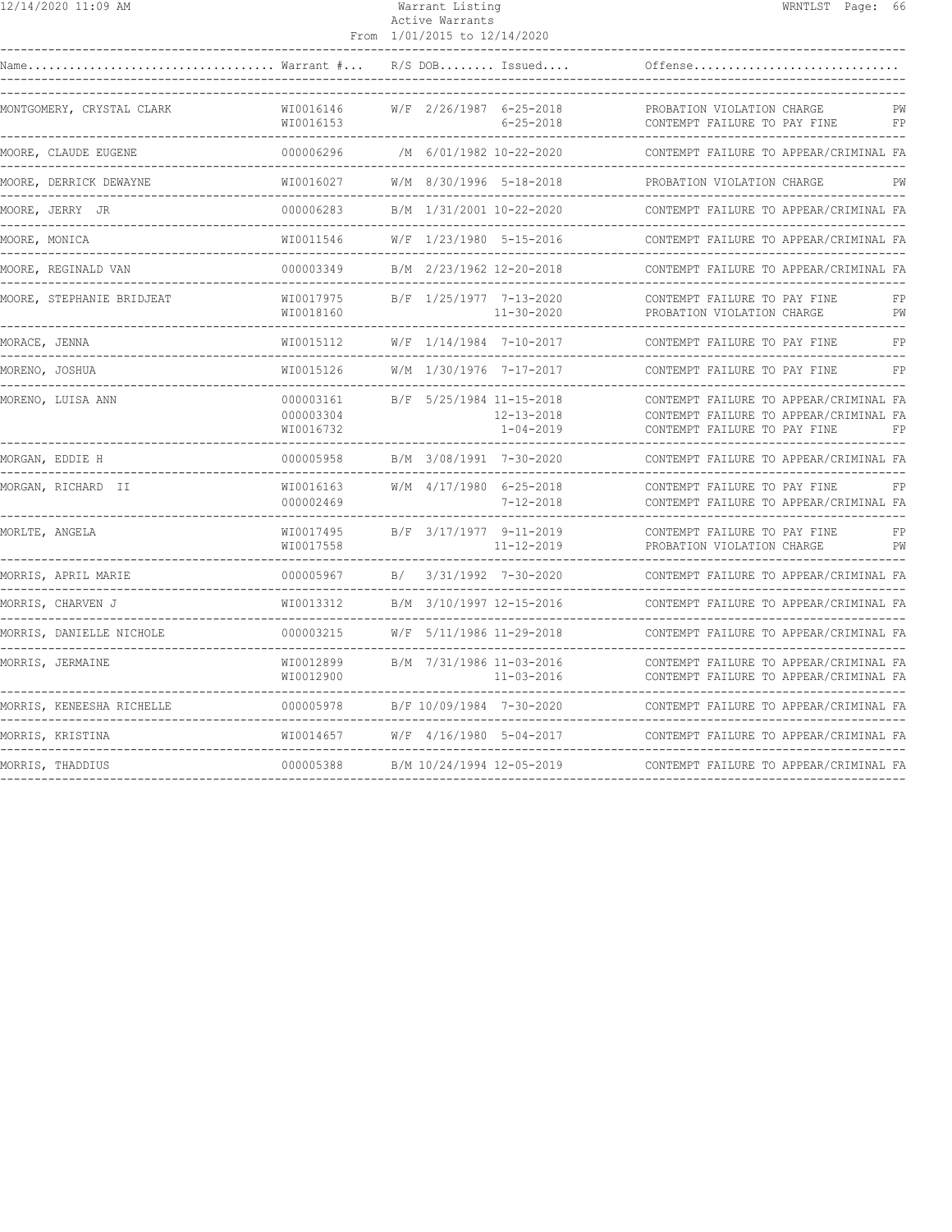# Warrant Listing

Active Warrants

From 1/01/2015 to 12/14/2020

| Name | Warrant # | R/S | DOB | Issued | Offense | |
|---|---|---|---|---|---|---|
| MONTGOMERY, CRYSTAL CLARK | WI0016146 | W/F | 2/26/1987 | 6-25-2018 | PROBATION VIOLATION CHARGE | PW |
| | WI0016153 | | | 6-25-2018 | CONTEMPT FAILURE TO PAY FINE | FP |
| MOORE, CLAUDE EUGENE | 000006296 | /M | 6/01/1982 | 10-22-2020 | CONTEMPT FAILURE TO APPEAR/CRIMINAL | FA |
| MOORE, DERRICK DEWAYNE | WI0016027 | W/M | 8/30/1996 | 5-18-2018 | PROBATION VIOLATION CHARGE | PW |
| MOORE, JERRY JR | 000006283 | B/M | 1/31/2001 | 10-22-2020 | CONTEMPT FAILURE TO APPEAR/CRIMINAL | FA |
| MOORE, MONICA | WI0011546 | W/F | 1/23/1980 | 5-15-2016 | CONTEMPT FAILURE TO APPEAR/CRIMINAL | FA |
| MOORE, REGINALD VAN | 000003349 | B/M | 2/23/1962 | 12-20-2018 | CONTEMPT FAILURE TO APPEAR/CRIMINAL | FA |
| MOORE, STEPHANIE BRIDJEAT | WI0017975 | B/F | 1/25/1977 | 7-13-2020 | CONTEMPT FAILURE TO PAY FINE | FP |
| | WI0018160 | | | 11-30-2020 | PROBATION VIOLATION CHARGE | PW |
| MORACE, JENNA | WI0015112 | W/F | 1/14/1984 | 7-10-2017 | CONTEMPT FAILURE TO PAY FINE | FP |
| MORENO, JOSHUA | WI0015126 | W/M | 1/30/1976 | 7-17-2017 | CONTEMPT FAILURE TO PAY FINE | FP |
| MORENO, LUISA ANN | 000003161 | B/F | 5/25/1984 | 11-15-2018 | CONTEMPT FAILURE TO APPEAR/CRIMINAL | FA |
| | 000003304 | | | 12-13-2018 | CONTEMPT FAILURE TO APPEAR/CRIMINAL | FA |
| | WI0016732 | | | 1-04-2019 | CONTEMPT FAILURE TO PAY FINE | FP |
| MORGAN, EDDIE H | 000005958 | B/M | 3/08/1991 | 7-30-2020 | CONTEMPT FAILURE TO APPEAR/CRIMINAL | FA |
| MORGAN, RICHARD II | WI0016163 | W/M | 4/17/1980 | 6-25-2018 | CONTEMPT FAILURE TO PAY FINE | FP |
| | 000002469 | | | 7-12-2018 | CONTEMPT FAILURE TO APPEAR/CRIMINAL | FA |
| MORLTE, ANGELA | WI0017495 | B/F | 3/17/1977 | 9-11-2019 | CONTEMPT FAILURE TO PAY FINE | FP |
| | WI0017558 | | | 11-12-2019 | PROBATION VIOLATION CHARGE | PW |
| MORRIS, APRIL MARIE | 000005967 | B/ | 3/31/1992 | 7-30-2020 | CONTEMPT FAILURE TO APPEAR/CRIMINAL | FA |
| MORRIS, CHARVEN J | WI0013312 | B/M | 3/10/1997 | 12-15-2016 | CONTEMPT FAILURE TO APPEAR/CRIMINAL | FA |
| MORRIS, DANIELLE NICHOLE | 000003215 | W/F | 5/11/1986 | 11-29-2018 | CONTEMPT FAILURE TO APPEAR/CRIMINAL | FA |
| MORRIS, JERMAINE | WI0012899 | B/M | 7/31/1986 | 11-03-2016 | CONTEMPT FAILURE TO APPEAR/CRIMINAL | FA |
| | WI0012900 | | | 11-03-2016 | CONTEMPT FAILURE TO APPEAR/CRIMINAL | FA |
| MORRIS, KENEESHA RICHELLE | 000005978 | B/F | 10/09/1984 | 7-30-2020 | CONTEMPT FAILURE TO APPEAR/CRIMINAL | FA |
| MORRIS, KRISTINA | WI0014657 | W/F | 4/16/1980 | 5-04-2017 | CONTEMPT FAILURE TO APPEAR/CRIMINAL | FA |
| MORRIS, THADDIUS | 000005388 | B/M | 10/24/1994 | 12-05-2019 | CONTEMPT FAILURE TO APPEAR/CRIMINAL | FA |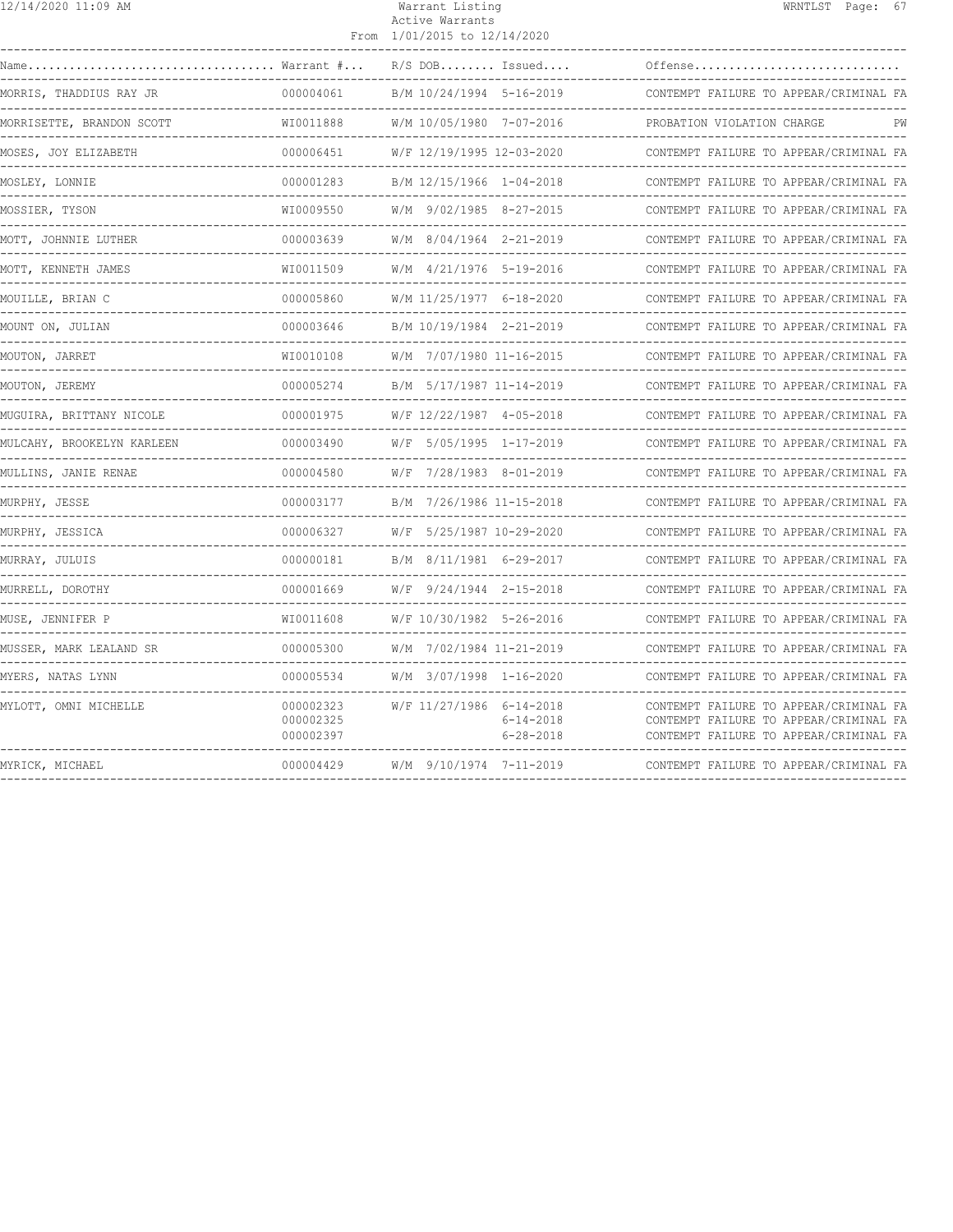Warrant Listing
Active Warrants
From 1/01/2015 to 12/14/2020

| Name | Warrant # | R/S | DOB | Issued | Offense |
|---|---|---|---|---|---|
| MORRIS, THADDIUS RAY JR | 000004061 | B/M | 10/24/1994 | 5-16-2019 | CONTEMPT FAILURE TO APPEAR/CRIMINAL FA |
| MORRISETTE, BRANDON SCOTT | WI0011888 | W/M | 10/05/1980 | 7-07-2016 | PROBATION VIOLATION CHARGE PW |
| MOSES, JOY ELIZABETH | 000006451 | W/F | 12/19/1995 | 12-03-2020 | CONTEMPT FAILURE TO APPEAR/CRIMINAL FA |
| MOSLEY, LONNIE | 000001283 | B/M | 12/15/1966 | 1-04-2018 | CONTEMPT FAILURE TO APPEAR/CRIMINAL FA |
| MOSSIER, TYSON | WI0009550 | W/M | 9/02/1985 | 8-27-2015 | CONTEMPT FAILURE TO APPEAR/CRIMINAL FA |
| MOTT, JOHNNIE LUTHER | 000003639 | W/M | 8/04/1964 | 2-21-2019 | CONTEMPT FAILURE TO APPEAR/CRIMINAL FA |
| MOTT, KENNETH JAMES | WI0011509 | W/M | 4/21/1976 | 5-19-2016 | CONTEMPT FAILURE TO APPEAR/CRIMINAL FA |
| MOUILLE, BRIAN C | 000005860 | W/M | 11/25/1977 | 6-18-2020 | CONTEMPT FAILURE TO APPEAR/CRIMINAL FA |
| MOUNT ON, JULIAN | 000003646 | B/M | 10/19/1984 | 2-21-2019 | CONTEMPT FAILURE TO APPEAR/CRIMINAL FA |
| MOUTON, JARRET | WI0010108 | W/M | 7/07/1980 | 11-16-2015 | CONTEMPT FAILURE TO APPEAR/CRIMINAL FA |
| MOUTON, JEREMY | 000005274 | B/M | 5/17/1987 | 11-14-2019 | CONTEMPT FAILURE TO APPEAR/CRIMINAL FA |
| MUGUIRA, BRITTANY NICOLE | 000001975 | W/F | 12/22/1987 | 4-05-2018 | CONTEMPT FAILURE TO APPEAR/CRIMINAL FA |
| MULCAHY, BROOKELYN KARLEEN | 000003490 | W/F | 5/05/1995 | 1-17-2019 | CONTEMPT FAILURE TO APPEAR/CRIMINAL FA |
| MULLINS, JANIE RENAE | 000004580 | W/F | 7/28/1983 | 8-01-2019 | CONTEMPT FAILURE TO APPEAR/CRIMINAL FA |
| MURPHY, JESSE | 000003177 | B/M | 7/26/1986 | 11-15-2018 | CONTEMPT FAILURE TO APPEAR/CRIMINAL FA |
| MURPHY, JESSICA | 000006327 | W/F | 5/25/1987 | 10-29-2020 | CONTEMPT FAILURE TO APPEAR/CRIMINAL FA |
| MURRAY, JULUIS | 000000181 | B/M | 8/11/1981 | 6-29-2017 | CONTEMPT FAILURE TO APPEAR/CRIMINAL FA |
| MURRELL, DOROTHY | 000001669 | W/F | 9/24/1944 | 2-15-2018 | CONTEMPT FAILURE TO APPEAR/CRIMINAL FA |
| MUSE, JENNIFER P | WI0011608 | W/F | 10/30/1982 | 5-26-2016 | CONTEMPT FAILURE TO APPEAR/CRIMINAL FA |
| MUSSER, MARK LEALAND SR | 000005300 | W/M | 7/02/1984 | 11-21-2019 | CONTEMPT FAILURE TO APPEAR/CRIMINAL FA |
| MYERS, NATAS LYNN | 000005534 | W/M | 3/07/1998 | 1-16-2020 | CONTEMPT FAILURE TO APPEAR/CRIMINAL FA |
| MYLOTT, OMNI MICHELLE | 000002323 | W/F | 11/27/1986 | 6-14-2018 | CONTEMPT FAILURE TO APPEAR/CRIMINAL FA |
| | 000002325 | | | 6-14-2018 | CONTEMPT FAILURE TO APPEAR/CRIMINAL FA |
| | 000002397 | | | 6-28-2018 | CONTEMPT FAILURE TO APPEAR/CRIMINAL FA |
| MYRICK, MICHAEL | 000004429 | W/M | 9/10/1974 | 7-11-2019 | CONTEMPT FAILURE TO APPEAR/CRIMINAL FA |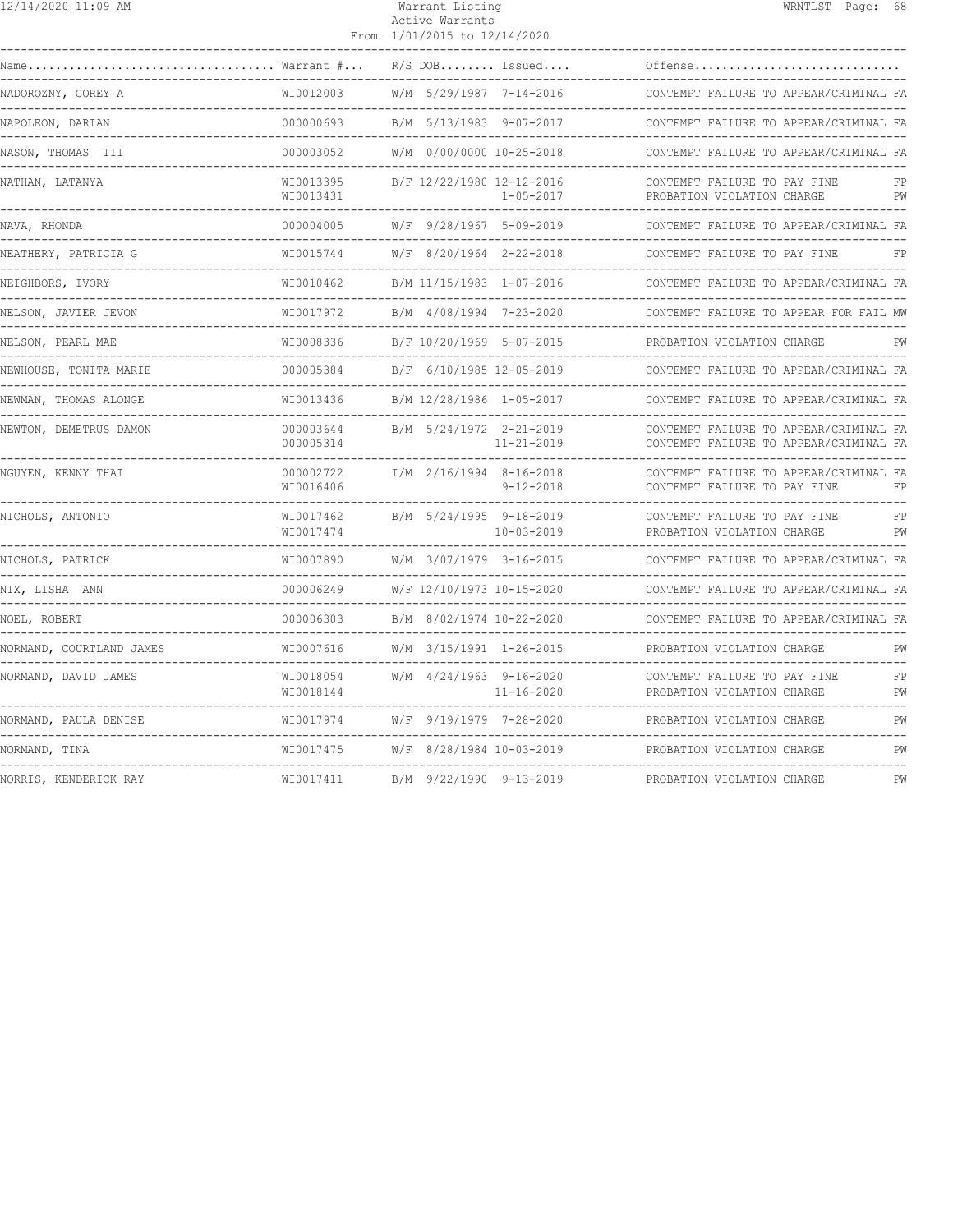| Name | Warrant # | R/S | DOB | Issued | Offense | |
|---|---|---|---|---|---|---|
| NADOROZNY, COREY A | WI0012003 | W/M | 5/29/1987 | 7-14-2016 | CONTEMPT FAILURE TO APPEAR/CRIMINAL | FA |
| NAPOLEON, DARIAN | 000000693 | B/M | 5/13/1983 | 9-07-2017 | CONTEMPT FAILURE TO APPEAR/CRIMINAL | FA |
| NASON, THOMAS III | 000003052 | W/M | 0/00/0000 | 10-25-2018 | CONTEMPT FAILURE TO APPEAR/CRIMINAL | FA |
| NATHAN, LATANYA | WI0013395 | B/F | 12/22/1980 | 12-12-2016 | CONTEMPT FAILURE TO PAY FINE | FP |
| | WI0013431 | | | 1-05-2017 | PROBATION VIOLATION CHARGE | PW |
| NAVA, RHONDA | 000004005 | W/F | 9/28/1967 | 5-09-2019 | CONTEMPT FAILURE TO APPEAR/CRIMINAL | FA |
| NEATHERY, PATRICIA G | WI0015744 | W/F | 8/20/1964 | 2-22-2018 | CONTEMPT FAILURE TO PAY FINE | FP |
| NEIGHBORS, IVORY | WI0010462 | B/M | 11/15/1983 | 1-07-2016 | CONTEMPT FAILURE TO APPEAR/CRIMINAL | FA |
| NELSON, JAVIER JEVON | WI0017972 | B/M | 4/08/1994 | 7-23-2020 | CONTEMPT FAILURE TO APPEAR FOR FAIL | MW |
| NELSON, PEARL MAE | WI0008336 | B/F | 10/20/1969 | 5-07-2015 | PROBATION VIOLATION CHARGE | PW |
| NEWHOUSE, TONITA MARIE | 000005384 | B/F | 6/10/1985 | 12-05-2019 | CONTEMPT FAILURE TO APPEAR/CRIMINAL | FA |
| NEWMAN, THOMAS ALONGE | WI0013436 | B/M | 12/28/1986 | 1-05-2017 | CONTEMPT FAILURE TO APPEAR/CRIMINAL | FA |
| NEWTON, DEMETRUS DAMON | 000003644 | B/M | 5/24/1972 | 2-21-2019 | CONTEMPT FAILURE TO APPEAR/CRIMINAL | FA |
| | 000005314 | | | 11-21-2019 | CONTEMPT FAILURE TO APPEAR/CRIMINAL | FA |
| NGUYEN, KENNY THAI | 000002722 | I/M | 2/16/1994 | 8-16-2018 | CONTEMPT FAILURE TO APPEAR/CRIMINAL | FA |
| | WI0016406 | | | 9-12-2018 | CONTEMPT FAILURE TO PAY FINE | FP |
| NICHOLS, ANTONIO | WI0017462 | B/M | 5/24/1995 | 9-18-2019 | CONTEMPT FAILURE TO PAY FINE | FP |
| | WI0017474 | | | 10-03-2019 | PROBATION VIOLATION CHARGE | PW |
| NICHOLS, PATRICK | WI0007890 | W/M | 3/07/1979 | 3-16-2015 | CONTEMPT FAILURE TO APPEAR/CRIMINAL | FA |
| NIX, LISHA ANN | 000006249 | W/F | 12/10/1973 | 10-15-2020 | CONTEMPT FAILURE TO APPEAR/CRIMINAL | FA |
| NOEL, ROBERT | 000006303 | B/M | 8/02/1974 | 10-22-2020 | CONTEMPT FAILURE TO APPEAR/CRIMINAL | FA |
| NORMAND, COURTLAND JAMES | WI0007616 | W/M | 3/15/1991 | 1-26-2015 | PROBATION VIOLATION CHARGE | PW |
| NORMAND, DAVID JAMES | WI0018054 | W/M | 4/24/1963 | 9-16-2020 | CONTEMPT FAILURE TO PAY FINE | FP |
| | WI0018144 | | | 11-16-2020 | PROBATION VIOLATION CHARGE | PW |
| NORMAND, PAULA DENISE | WI0017974 | W/F | 9/19/1979 | 7-28-2020 | PROBATION VIOLATION CHARGE | PW |
| NORMAND, TINA | WI0017475 | W/F | 8/28/1984 | 10-03-2019 | PROBATION VIOLATION CHARGE | PW |
| NORRIS, KENDERICK RAY | WI0017411 | B/M | 9/22/1990 | 9-13-2019 | PROBATION VIOLATION CHARGE | PW |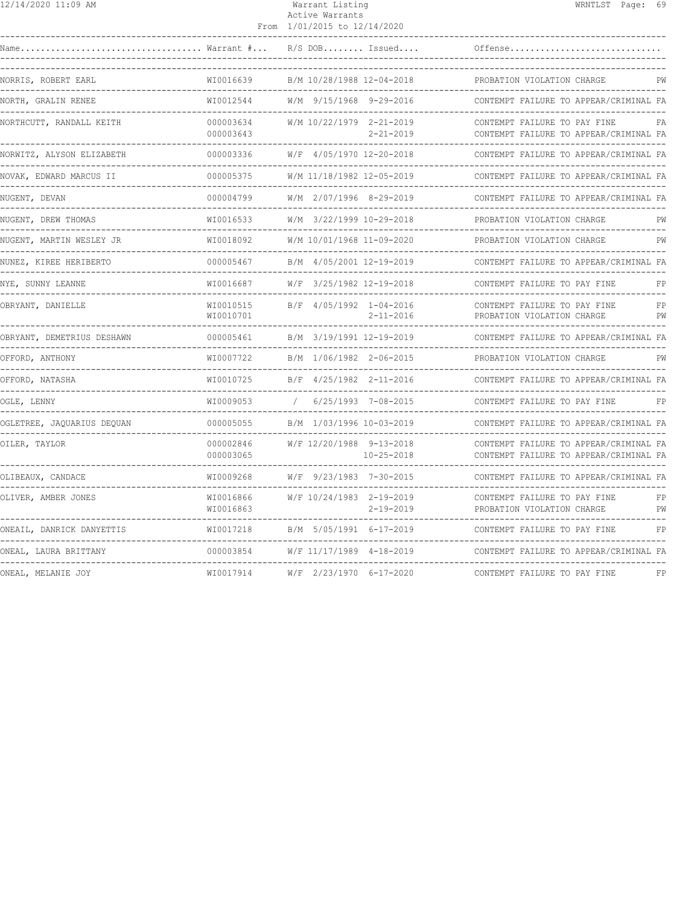Warrant Listing
Active Warrants
From 1/01/2015 to 12/14/2020

| Name | Warrant # | R/S | DOB | Issued | Offense | |
|---|---|---|---|---|---|---|
| NORRIS, ROBERT EARL | WI0016639 | B/M | 10/28/1988 | 12-04-2018 | PROBATION VIOLATION CHARGE | PW |
| NORTH, GRALIN RENEE | WI0012544 | W/M | 9/15/1968 | 9-29-2016 | CONTEMPT FAILURE TO APPEAR/CRIMINAL | FA |
| NORTHCUTT, RANDALL KEITH | 000003634 | W/M | 10/22/1979 | 2-21-2019 | CONTEMPT FAILURE TO PAY FINE | FA |
| | 000003643 | | | 2-21-2019 | CONTEMPT FAILURE TO APPEAR/CRIMINAL | FA |
| NORWITZ, ALYSON ELIZABETH | 000003336 | W/F | 4/05/1970 | 12-20-2018 | CONTEMPT FAILURE TO APPEAR/CRIMINAL | FA |
| NOVAK, EDWARD MARCUS II | 000005375 | W/M | 11/18/1982 | 12-05-2019 | CONTEMPT FAILURE TO APPEAR/CRIMINAL | FA |
| NUGENT, DEVAN | 000004799 | W/M | 2/07/1996 | 8-29-2019 | CONTEMPT FAILURE TO APPEAR/CRIMINAL | FA |
| NUGENT, DREW THOMAS | WI0016533 | W/M | 3/22/1999 | 10-29-2018 | PROBATION VIOLATION CHARGE | PW |
| NUGENT, MARTIN WESLEY JR | WI0018092 | W/M | 10/01/1968 | 11-09-2020 | PROBATION VIOLATION CHARGE | PW |
| NUNEZ, KIREE HERIBERTO | 000005467 | B/M | 4/05/2001 | 12-19-2019 | CONTEMPT FAILURE TO APPEAR/CRIMINAL | FA |
| NYE, SUNNY LEANNE | WI0016687 | W/F | 3/25/1982 | 12-19-2018 | CONTEMPT FAILURE TO PAY FINE | FP |
| OBRYANT, DANIELLE | WI0010515 | B/F | 4/05/1992 | 1-04-2016 | CONTEMPT FAILURE TO PAY FINE | FP |
| | WI0010701 | | | 2-11-2016 | PROBATION VIOLATION CHARGE | PW |
| OBRYANT, DEMETRIUS DESHAWN | 000005461 | B/M | 3/19/1991 | 12-19-2019 | CONTEMPT FAILURE TO APPEAR/CRIMINAL | FA |
| OFFORD, ANTHONY | WI0007722 | B/M | 1/06/1982 | 2-06-2015 | PROBATION VIOLATION CHARGE | PW |
| OFFORD, NATASHA | WI0010725 | B/F | 4/25/1982 | 2-11-2016 | CONTEMPT FAILURE TO APPEAR/CRIMINAL | FA |
| OGLE, LENNY | WI0009053 | / | 6/25/1993 | 7-08-2015 | CONTEMPT FAILURE TO PAY FINE | FP |
| OGLETREE, JAQUARIUS DEQUAN | 000005055 | B/M | 1/03/1996 | 10-03-2019 | CONTEMPT FAILURE TO APPEAR/CRIMINAL | FA |
| OILER, TAYLOR | 000002846 | W/F | 12/20/1988 | 9-13-2018 | CONTEMPT FAILURE TO APPEAR/CRIMINAL | FA |
| | 000003065 | | | 10-25-2018 | CONTEMPT FAILURE TO APPEAR/CRIMINAL | FA |
| OLIBEAUX, CANDACE | WI0009268 | W/F | 9/23/1983 | 7-30-2015 | CONTEMPT FAILURE TO APPEAR/CRIMINAL | FA |
| OLIVER, AMBER JONES | WI0016866 | W/F | 10/24/1983 | 2-19-2019 | CONTEMPT FAILURE TO PAY FINE | FP |
| | WI0016863 | | | 2-19-2019 | PROBATION VIOLATION CHARGE | PW |
| ONEAIL, DANRICK DANYETTIS | WI0017218 | B/M | 5/05/1991 | 6-17-2019 | CONTEMPT FAILURE TO PAY FINE | FP |
| ONEAL, LAURA BRITTANY | 000003854 | W/F | 11/17/1989 | 4-18-2019 | CONTEMPT FAILURE TO APPEAR/CRIMINAL | FA |
| ONEAL, MELANIE JOY | WI0017914 | W/F | 2/23/1970 | 6-17-2020 | CONTEMPT FAILURE TO PAY FINE | FP |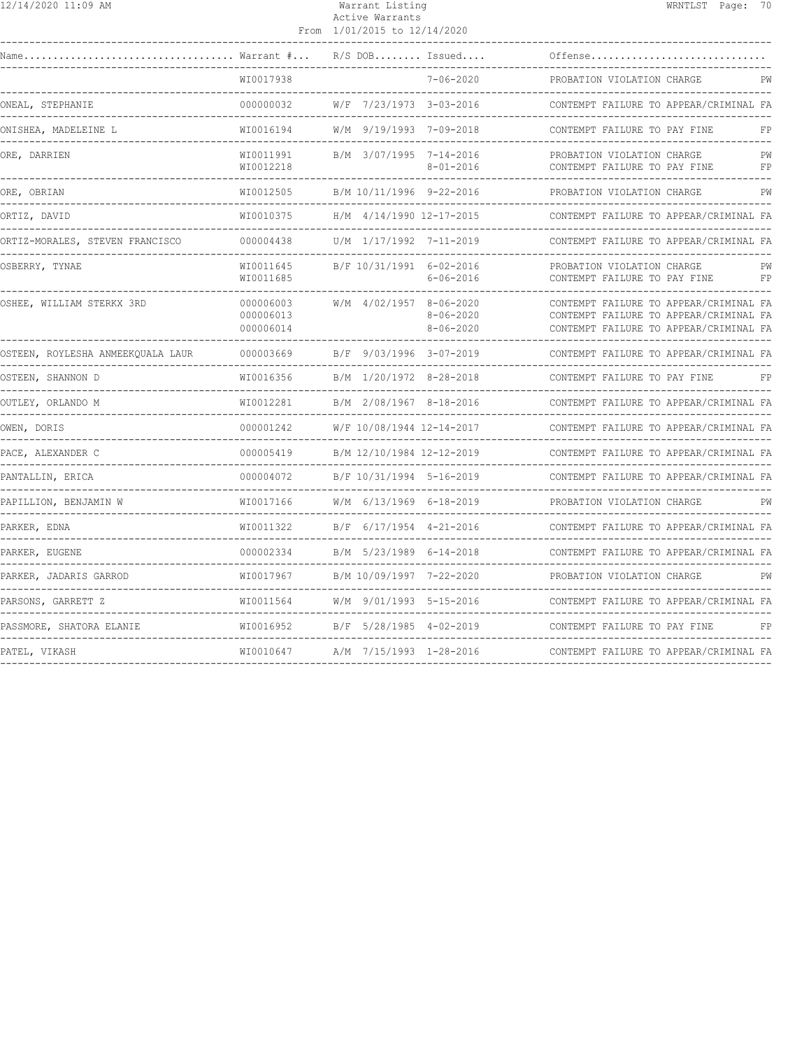| Name | Warrant # | R/S | DOB | Issued | Offense | |
|---|---|---|---|---|---|---|
| | WI0017938 | | | 7-06-2020 | PROBATION VIOLATION CHARGE | PW |
| ONEAL, STEPHANIE | 000000032 | W/F | 7/23/1973 | 3-03-2016 | CONTEMPT FAILURE TO APPEAR/CRIMINAL | FA |
| ONISHEA, MADELEINE L | WI0016194 | W/M | 9/19/1993 | 7-09-2018 | CONTEMPT FAILURE TO PAY FINE | FP |
| ORE, DARRIEN | WI0011991 | B/M | 3/07/1995 | 7-14-2016 | PROBATION VIOLATION CHARGE | PW |
| | WI0012218 | | | 8-01-2016 | CONTEMPT FAILURE TO PAY FINE | FP |
| ORE, OBRIAN | WI0012505 | B/M | 10/11/1996 | 9-22-2016 | PROBATION VIOLATION CHARGE | PW |
| ORTIZ, DAVID | WI0010375 | H/M | 4/14/1990 | 12-17-2015 | CONTEMPT FAILURE TO APPEAR/CRIMINAL | FA |
| ORTIZ-MORALES, STEVEN FRANCISCO | 000004438 | U/M | 1/17/1992 | 7-11-2019 | CONTEMPT FAILURE TO APPEAR/CRIMINAL | FA |
| OSBERRY, TYNAE | WI0011645 | B/F | 10/31/1991 | 6-02-2016 | PROBATION VIOLATION CHARGE | PW |
| | WI0011685 | | | 6-06-2016 | CONTEMPT FAILURE TO PAY FINE | FP |
| OSHEE, WILLIAM STERKX 3RD | 000006003 | W/M | 4/02/1957 | 8-06-2020 | CONTEMPT FAILURE TO APPEAR/CRIMINAL | FA |
| | 000006013 | | | 8-06-2020 | CONTEMPT FAILURE TO APPEAR/CRIMINAL | FA |
| | 000006014 | | | 8-06-2020 | CONTEMPT FAILURE TO APPEAR/CRIMINAL | FA |
| OSTEEN, ROYLESHA ANMEEKQUALA LAUR | 000003669 | B/F | 9/03/1996 | 3-07-2019 | CONTEMPT FAILURE TO APPEAR/CRIMINAL | FA |
| OSTEEN, SHANNON D | WI0016356 | B/M | 1/20/1972 | 8-28-2018 | CONTEMPT FAILURE TO PAY FINE | FP |
| OUTLEY, ORLANDO M | WI0012281 | B/M | 2/08/1967 | 8-18-2016 | CONTEMPT FAILURE TO APPEAR/CRIMINAL | FA |
| OWEN, DORIS | 000001242 | W/F | 10/08/1944 | 12-14-2017 | CONTEMPT FAILURE TO APPEAR/CRIMINAL | FA |
| PACE, ALEXANDER C | 000005419 | B/M | 12/10/1984 | 12-12-2019 | CONTEMPT FAILURE TO APPEAR/CRIMINAL | FA |
| PANTALLIN, ERICA | 000004072 | B/F | 10/31/1994 | 5-16-2019 | CONTEMPT FAILURE TO APPEAR/CRIMINAL | FA |
| PAPILLION, BENJAMIN W | WI0017166 | W/M | 6/13/1969 | 6-18-2019 | PROBATION VIOLATION CHARGE | PW |
| PARKER, EDNA | WI0011322 | B/F | 6/17/1954 | 4-21-2016 | CONTEMPT FAILURE TO APPEAR/CRIMINAL | FA |
| PARKER, EUGENE | 000002334 | B/M | 5/23/1989 | 6-14-2018 | CONTEMPT FAILURE TO APPEAR/CRIMINAL | FA |
| PARKER, JADARIS GARROD | WI0017967 | B/M | 10/09/1997 | 7-22-2020 | PROBATION VIOLATION CHARGE | PW |
| PARSONS, GARRETT Z | WI0011564 | W/M | 9/01/1993 | 5-15-2016 | CONTEMPT FAILURE TO APPEAR/CRIMINAL | FA |
| PASSMORE, SHATORA ELANIE | WI0016952 | B/F | 5/28/1985 | 4-02-2019 | CONTEMPT FAILURE TO PAY FINE | FP |
| PATEL, VIKASH | WI0010647 | A/M | 7/15/1993 | 1-28-2016 | CONTEMPT FAILURE TO APPEAR/CRIMINAL | FA |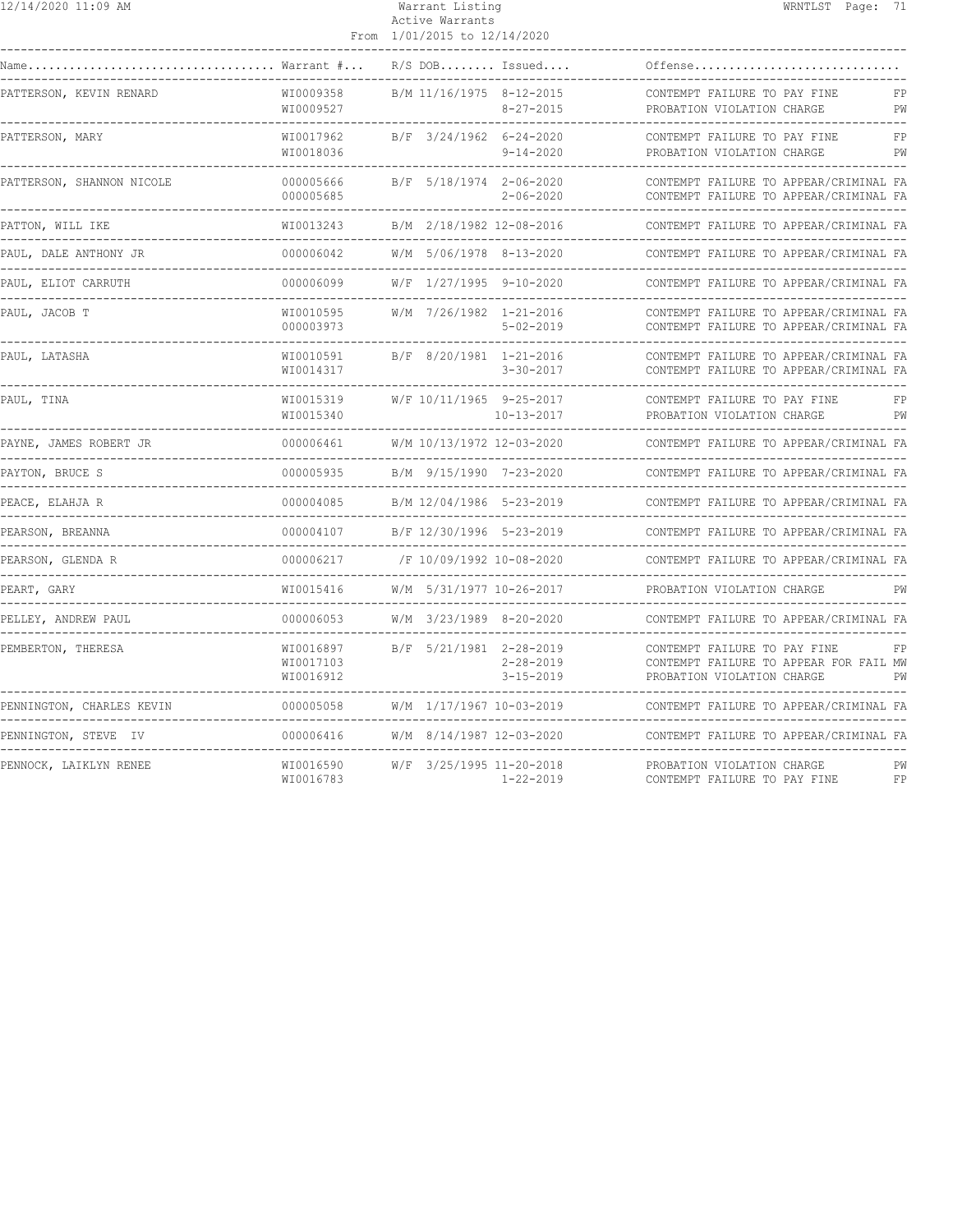| Name | Warrant # | R/S | DOB | Issued | Offense | |
|---|---|---|---|---|---|---|
| PATTERSON, KEVIN RENARD | WI0009358 | B/M | 11/16/1975 | 8-12-2015 | CONTEMPT FAILURE TO PAY FINE | FP |
| | WI0009527 | | | 8-27-2015 | PROBATION VIOLATION CHARGE | PW |
| PATTERSON, MARY | WI0017962 | B/F | 3/24/1962 | 6-24-2020 | CONTEMPT FAILURE TO PAY FINE | FP |
| | WI0018036 | | | 9-14-2020 | PROBATION VIOLATION CHARGE | PW |
| PATTERSON, SHANNON NICOLE | 000005666 | B/F | 5/18/1974 | 2-06-2020 | CONTEMPT FAILURE TO APPEAR/CRIMINAL | FA |
| | 000005685 | | | 2-06-2020 | CONTEMPT FAILURE TO APPEAR/CRIMINAL | FA |
| PATTON, WILL IKE | WI0013243 | B/M | 2/18/1982 | 12-08-2016 | CONTEMPT FAILURE TO APPEAR/CRIMINAL | FA |
| PAUL, DALE ANTHONY JR | 000006042 | W/M | 5/06/1978 | 8-13-2020 | CONTEMPT FAILURE TO APPEAR/CRIMINAL | FA |
| PAUL, ELIOT CARRUTH | 000006099 | W/F | 1/27/1995 | 9-10-2020 | CONTEMPT FAILURE TO APPEAR/CRIMINAL | FA |
| PAUL, JACOB T | WI0010595 | W/M | 7/26/1982 | 1-21-2016 | CONTEMPT FAILURE TO APPEAR/CRIMINAL | FA |
| | 000003973 | | | 5-02-2019 | CONTEMPT FAILURE TO APPEAR/CRIMINAL | FA |
| PAUL, LATASHA | WI0010591 | B/F | 8/20/1981 | 1-21-2016 | CONTEMPT FAILURE TO APPEAR/CRIMINAL | FA |
| | WI0014317 | | | 3-30-2017 | CONTEMPT FAILURE TO APPEAR/CRIMINAL | FA |
| PAUL, TINA | WI0015319 | W/F | 10/11/1965 | 9-25-2017 | CONTEMPT FAILURE TO PAY FINE | FP |
| | WI0015340 | | | 10-13-2017 | PROBATION VIOLATION CHARGE | PW |
| PAYNE, JAMES ROBERT JR | 000006461 | W/M | 10/13/1972 | 12-03-2020 | CONTEMPT FAILURE TO APPEAR/CRIMINAL | FA |
| PAYTON, BRUCE S | 000005935 | B/M | 9/15/1990 | 7-23-2020 | CONTEMPT FAILURE TO APPEAR/CRIMINAL | FA |
| PEACE, ELAHJA R | 000004085 | B/M | 12/04/1986 | 5-23-2019 | CONTEMPT FAILURE TO APPEAR/CRIMINAL | FA |
| PEARSON, BREANNA | 000004107 | B/F | 12/30/1996 | 5-23-2019 | CONTEMPT FAILURE TO APPEAR/CRIMINAL | FA |
| PEARSON, GLENDA R | 000006217 | /F | 10/09/1992 | 10-08-2020 | CONTEMPT FAILURE TO APPEAR/CRIMINAL | FA |
| PEART, GARY | WI0015416 | W/M | 5/31/1977 | 10-26-2017 | PROBATION VIOLATION CHARGE | PW |
| PELLEY, ANDREW PAUL | 000006053 | W/M | 3/23/1989 | 8-20-2020 | CONTEMPT FAILURE TO APPEAR/CRIMINAL | FA |
| PEMBERTON, THERESA | WI0016897 | B/F | 5/21/1981 | 2-28-2019 | CONTEMPT FAILURE TO PAY FINE | FP |
| | WI0017103 | | | 2-28-2019 | CONTEMPT FAILURE TO APPEAR FOR FAIL | MW |
| | WI0016912 | | | 3-15-2019 | PROBATION VIOLATION CHARGE | PW |
| PENNINGTON, CHARLES KEVIN | 000005058 | W/M | 1/17/1967 | 10-03-2019 | CONTEMPT FAILURE TO APPEAR/CRIMINAL | FA |
| PENNINGTON, STEVE IV | 000006416 | W/M | 8/14/1987 | 12-03-2020 | CONTEMPT FAILURE TO APPEAR/CRIMINAL | FA |
| PENNOCK, LAIKLYN RENEE | WI0016590 | W/F | 3/25/1995 | 11-20-2018 | PROBATION VIOLATION CHARGE | PW |
| | WI0016783 | | | 1-22-2019 | CONTEMPT FAILURE TO PAY FINE | FP |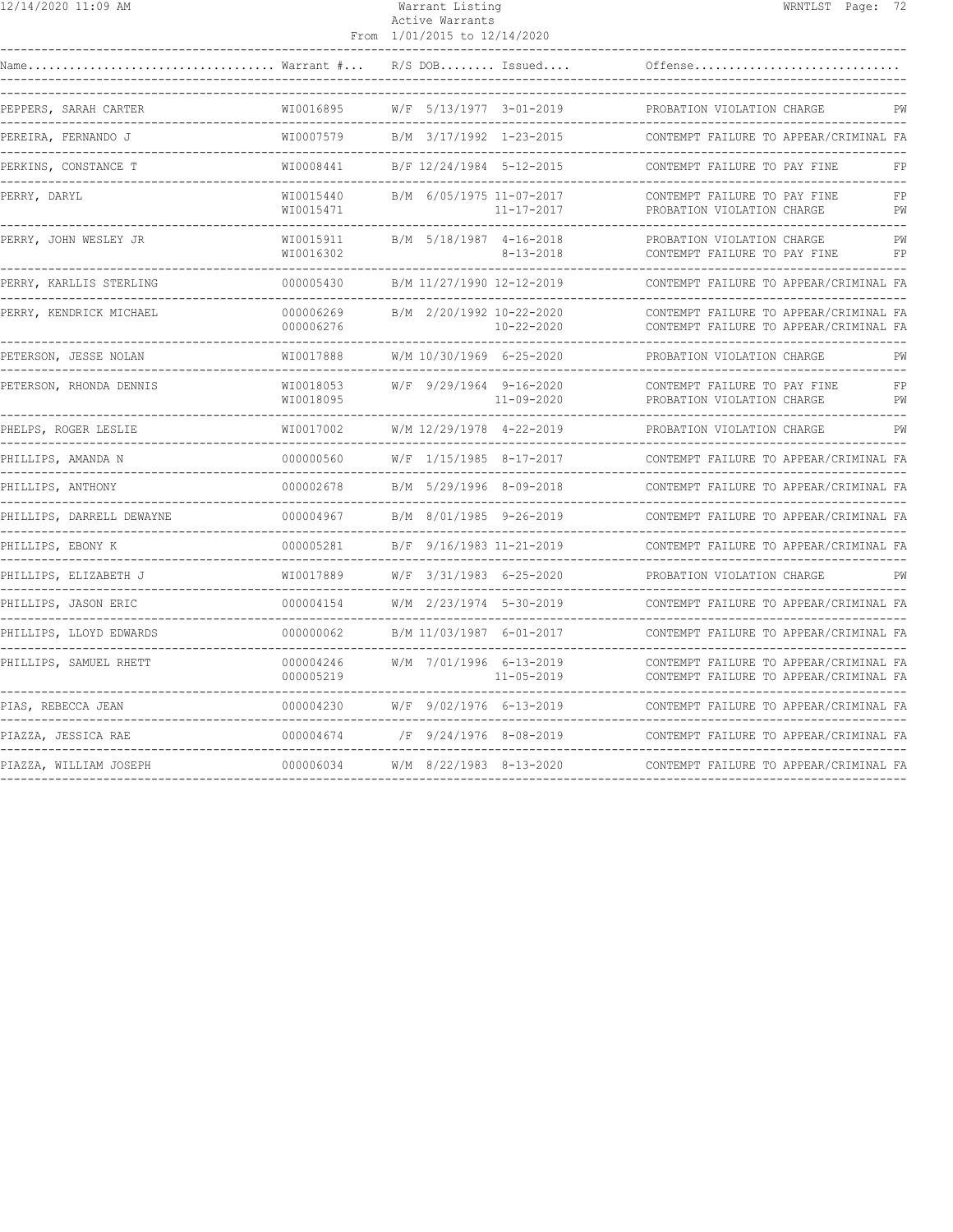Warrant Listing
Active Warrants
From 1/01/2015 to 12/14/2020

| Name | Warrant # | R/S | DOB | Issued | Offense | |
|---|---|---|---|---|---|---|
| PEPPERS, SARAH CARTER | WI0016895 | W/F | 5/13/1977 | 3-01-2019 | PROBATION VIOLATION CHARGE | PW |
| PEREIRA, FERNANDO J | WI0007579 | B/M | 3/17/1992 | 1-23-2015 | CONTEMPT FAILURE TO APPEAR/CRIMINAL | FA |
| PERKINS, CONSTANCE T | WI0008441 | B/F | 12/24/1984 | 5-12-2015 | CONTEMPT FAILURE TO PAY FINE | FP |
| PERRY, DARYL | WI0015440 | B/M | 6/05/1975 | 11-07-2017 | CONTEMPT FAILURE TO PAY FINE | FP |
| | WI0015471 | | | 11-17-2017 | PROBATION VIOLATION CHARGE | PW |
| PERRY, JOHN WESLEY JR | WI0015911 | B/M | 5/18/1987 | 4-16-2018 | PROBATION VIOLATION CHARGE | PW |
| | WI0016302 | | | 8-13-2018 | CONTEMPT FAILURE TO PAY FINE | FP |
| PERRY, KARLLIS STERLING | 000005430 | B/M | 11/27/1990 | 12-12-2019 | CONTEMPT FAILURE TO APPEAR/CRIMINAL | FA |
| PERRY, KENDRICK MICHAEL | 000006269 | B/M | 2/20/1992 | 10-22-2020 | CONTEMPT FAILURE TO APPEAR/CRIMINAL | FA |
| | 000006276 | | | 10-22-2020 | CONTEMPT FAILURE TO APPEAR/CRIMINAL | FA |
| PETERSON, JESSE NOLAN | WI0017888 | W/M | 10/30/1969 | 6-25-2020 | PROBATION VIOLATION CHARGE | PW |
| PETERSON, RHONDA DENNIS | WI0018053 | W/F | 9/29/1964 | 9-16-2020 | CONTEMPT FAILURE TO PAY FINE | FP |
| | WI0018095 | | | 11-09-2020 | PROBATION VIOLATION CHARGE | PW |
| PHELPS, ROGER LESLIE | WI0017002 | W/M | 12/29/1978 | 4-22-2019 | PROBATION VIOLATION CHARGE | PW |
| PHILLIPS, AMANDA N | 000000560 | W/F | 1/15/1985 | 8-17-2017 | CONTEMPT FAILURE TO APPEAR/CRIMINAL | FA |
| PHILLIPS, ANTHONY | 000002678 | B/M | 5/29/1996 | 8-09-2018 | CONTEMPT FAILURE TO APPEAR/CRIMINAL | FA |
| PHILLIPS, DARRELL DEWAYNE | 000004967 | B/M | 8/01/1985 | 9-26-2019 | CONTEMPT FAILURE TO APPEAR/CRIMINAL | FA |
| PHILLIPS, EBONY K | 000005281 | B/F | 9/16/1983 | 11-21-2019 | CONTEMPT FAILURE TO APPEAR/CRIMINAL | FA |
| PHILLIPS, ELIZABETH J | WI0017889 | W/F | 3/31/1983 | 6-25-2020 | PROBATION VIOLATION CHARGE | PW |
| PHILLIPS, JASON ERIC | 000004154 | W/M | 2/23/1974 | 5-30-2019 | CONTEMPT FAILURE TO APPEAR/CRIMINAL | FA |
| PHILLIPS, LLOYD EDWARDS | 000000062 | B/M | 11/03/1987 | 6-01-2017 | CONTEMPT FAILURE TO APPEAR/CRIMINAL | FA |
| PHILLIPS, SAMUEL RHETT | 000004246 | W/M | 7/01/1996 | 6-13-2019 | CONTEMPT FAILURE TO APPEAR/CRIMINAL | FA |
| | 000005219 | | | 11-05-2019 | CONTEMPT FAILURE TO APPEAR/CRIMINAL | FA |
| PIAS, REBECCA JEAN | 000004230 | W/F | 9/02/1976 | 6-13-2019 | CONTEMPT FAILURE TO APPEAR/CRIMINAL | FA |
| PIAZZA, JESSICA RAE | 000004674 | /F | 9/24/1976 | 8-08-2019 | CONTEMPT FAILURE TO APPEAR/CRIMINAL | FA |
| PIAZZA, WILLIAM JOSEPH | 000006034 | W/M | 8/22/1983 | 8-13-2020 | CONTEMPT FAILURE TO APPEAR/CRIMINAL | FA |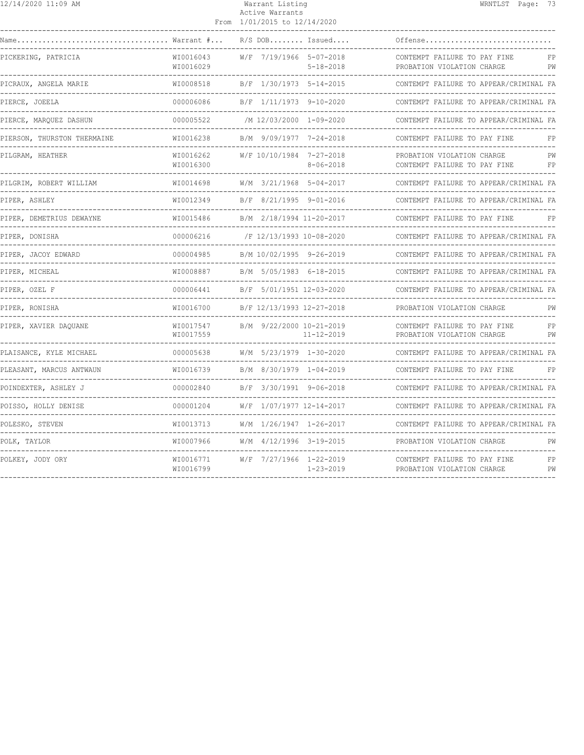# Warrant Listing

Active Warrants

From 1/01/2015 to 12/14/2020

| Name | Warrant # | R/S | DOB | Issued | Offense | |
|---|---|---|---|---|---|---|
| PICKERING, PATRICIA | WI0016043 | W/F | 7/19/1966 | 5-07-2018 | CONTEMPT FAILURE TO PAY FINE | FP |
| | WI0016029 | | | 5-18-2018 | PROBATION VIOLATION CHARGE | PW |
| PICRAUX, ANGELA MARIE | WI0008518 | B/F | 1/30/1973 | 5-14-2015 | CONTEMPT FAILURE TO APPEAR/CRIMINAL | FA |
| PIERCE, JOEELA | 000006086 | B/F | 1/11/1973 | 9-10-2020 | CONTEMPT FAILURE TO APPEAR/CRIMINAL | FA |
| PIERCE, MARQUEZ DASHUN | 000005522 | /M | 12/03/2000 | 1-09-2020 | CONTEMPT FAILURE TO APPEAR/CRIMINAL | FA |
| PIERSON, THURSTON THERMAINE | WI0016238 | B/M | 9/09/1977 | 7-24-2018 | CONTEMPT FAILURE TO PAY FINE | FP |
| PILGRAM, HEATHER | WI0016262 | W/F | 10/10/1984 | 7-27-2018 | PROBATION VIOLATION CHARGE | PW |
| | WI0016300 | | | 8-06-2018 | CONTEMPT FAILURE TO PAY FINE | FP |
| PILGRIM, ROBERT WILLIAM | WI0014698 | W/M | 3/21/1968 | 5-04-2017 | CONTEMPT FAILURE TO APPEAR/CRIMINAL | FA |
| PIPER, ASHLEY | WI0012349 | B/F | 8/21/1995 | 9-01-2016 | CONTEMPT FAILURE TO APPEAR/CRIMINAL | FA |
| PIPER, DEMETRIUS DEWAYNE | WI0015486 | B/M | 2/18/1994 | 11-20-2017 | CONTEMPT FAILURE TO PAY FINE | FP |
| PIPER, DONISHA | 000006216 | /F | 12/13/1993 | 10-08-2020 | CONTEMPT FAILURE TO APPEAR/CRIMINAL | FA |
| PIPER, JACOY EDWARD | 000004985 | B/M | 10/02/1995 | 9-26-2019 | CONTEMPT FAILURE TO APPEAR/CRIMINAL | FA |
| PIPER, MICHEAL | WI0008887 | B/M | 5/05/1983 | 6-18-2015 | CONTEMPT FAILURE TO APPEAR/CRIMINAL | FA |
| PIPER, OZEL F | 000006441 | B/F | 5/01/1951 | 12-03-2020 | CONTEMPT FAILURE TO APPEAR/CRIMINAL | FA |
| PIPER, RONISHA | WI0016700 | B/F | 12/13/1993 | 12-27-2018 | PROBATION VIOLATION CHARGE | PW |
| PIPER, XAVIER DAQUANE | WI0017547 | B/M | 9/22/2000 | 10-21-2019 | CONTEMPT FAILURE TO PAY FINE | FP |
| | WI0017559 | | | 11-12-2019 | PROBATION VIOLATION CHARGE | PW |
| PLAISANCE, KYLE MICHAEL | 000005638 | W/M | 5/23/1979 | 1-30-2020 | CONTEMPT FAILURE TO APPEAR/CRIMINAL | FA |
| PLEASANT, MARCUS ANTWAUN | WI0016739 | B/M | 8/30/1979 | 1-04-2019 | CONTEMPT FAILURE TO PAY FINE | FP |
| POINDEXTER, ASHLEY J | 000002840 | B/F | 3/30/1991 | 9-06-2018 | CONTEMPT FAILURE TO APPEAR/CRIMINAL | FA |
| POISSO, HOLLY DENISE | 000001204 | W/F | 1/07/1977 | 12-14-2017 | CONTEMPT FAILURE TO APPEAR/CRIMINAL | FA |
| POLESKO, STEVEN | WI0013713 | W/M | 1/26/1947 | 1-26-2017 | CONTEMPT FAILURE TO APPEAR/CRIMINAL | FA |
| POLK, TAYLOR | WI0007966 | W/M | 4/12/1996 | 3-19-2015 | PROBATION VIOLATION CHARGE | PW |
| POLKEY, JODY ORY | WI0016771 | W/F | 7/27/1966 | 1-22-2019 | CONTEMPT FAILURE TO PAY FINE | FP |
| | WI0016799 | | | 1-23-2019 | PROBATION VIOLATION CHARGE | PW |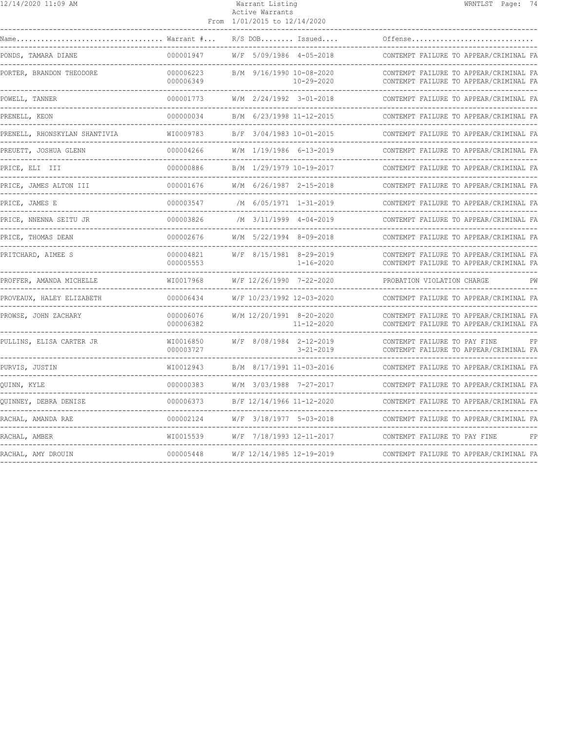| Name | Warrant # | R/S | DOB | Issued | Offense |
|---|---|---|---|---|---|
| PONDS, TAMARA DIANE | 000001947 | W/F | 5/09/1986 | 4-05-2018 | CONTEMPT FAILURE TO APPEAR/CRIMINAL FA |
| PORTER, BRANDON THEODORE | 000006223 | B/M | 9/16/1990 | 10-08-2020 | CONTEMPT FAILURE TO APPEAR/CRIMINAL FA |
| | 000006349 | | | 10-29-2020 | CONTEMPT FAILURE TO APPEAR/CRIMINAL FA |
| POWELL, TANNER | 000001773 | W/M | 2/24/1992 | 3-01-2018 | CONTEMPT FAILURE TO APPEAR/CRIMINAL FA |
| PRENELL, KEON | 000000034 | B/M | 6/23/1998 | 11-12-2015 | CONTEMPT FAILURE TO APPEAR/CRIMINAL FA |
| PRENELL, RHONSKYLAN SHANTIVIA | WI0009783 | B/F | 3/04/1983 | 10-01-2015 | CONTEMPT FAILURE TO APPEAR/CRIMINAL FA |
| PREUETT, JOSHUA GLENN | 000004266 | W/M | 1/19/1986 | 6-13-2019 | CONTEMPT FAILURE TO APPEAR/CRIMINAL FA |
| PRICE, ELI III | 000000886 | B/M | 1/29/1979 | 10-19-2017 | CONTEMPT FAILURE TO APPEAR/CRIMINAL FA |
| PRICE, JAMES ALTON III | 000001676 | W/M | 6/26/1987 | 2-15-2018 | CONTEMPT FAILURE TO APPEAR/CRIMINAL FA |
| PRICE, JAMES E | 000003547 | /M | 6/05/1971 | 1-31-2019 | CONTEMPT FAILURE TO APPEAR/CRIMINAL FA |
| PRICE, NNENNA SEITU JR | 000003826 | /M | 3/11/1999 | 4-04-2019 | CONTEMPT FAILURE TO APPEAR/CRIMINAL FA |
| PRICE, THOMAS DEAN | 000002676 | W/M | 5/22/1994 | 8-09-2018 | CONTEMPT FAILURE TO APPEAR/CRIMINAL FA |
| PRITCHARD, AIMEE S | 000004821 | W/F | 8/15/1981 | 8-29-2019 | CONTEMPT FAILURE TO APPEAR/CRIMINAL FA |
| | 000005553 | | | 1-16-2020 | CONTEMPT FAILURE TO APPEAR/CRIMINAL FA |
| PROFFER, AMANDA MICHELLE | WI0017968 | W/F | 12/26/1990 | 7-22-2020 | PROBATION VIOLATION CHARGE PW |
| PROVEAUX, HALEY ELIZABETH | 000006434 | W/F | 10/23/1992 | 12-03-2020 | CONTEMPT FAILURE TO APPEAR/CRIMINAL FA |
| PROWSE, JOHN ZACHARY | 000006076 | W/M | 12/20/1991 | 8-20-2020 | CONTEMPT FAILURE TO APPEAR/CRIMINAL FA |
| | 000006382 | | | 11-12-2020 | CONTEMPT FAILURE TO APPEAR/CRIMINAL FA |
| PULLINS, ELISA CARTER JR | WI0016850 | W/F | 8/08/1984 | 2-12-2019 | CONTEMPT FAILURE TO PAY FINE FP |
| | 000003727 | | | 3-21-2019 | CONTEMPT FAILURE TO APPEAR/CRIMINAL FA |
| PURVIS, JUSTIN | WI0012943 | B/M | 8/17/1991 | 11-03-2016 | CONTEMPT FAILURE TO APPEAR/CRIMINAL FA |
| QUINN, KYLE | 000000383 | W/M | 3/03/1988 | 7-27-2017 | CONTEMPT FAILURE TO APPEAR/CRIMINAL FA |
| QUINNEY, DEBRA DENISE | 000006373 | B/F | 12/14/1966 | 11-12-2020 | CONTEMPT FAILURE TO APPEAR/CRIMINAL FA |
| RACHAL, AMANDA RAE | 000002124 | W/F | 3/18/1977 | 5-03-2018 | CONTEMPT FAILURE TO APPEAR/CRIMINAL FA |
| RACHAL, AMBER | WI0015539 | W/F | 7/18/1993 | 12-11-2017 | CONTEMPT FAILURE TO PAY FINE FP |
| RACHAL, AMY DROUIN | 000005448 | W/F | 12/14/1985 | 12-19-2019 | CONTEMPT FAILURE TO APPEAR/CRIMINAL FA |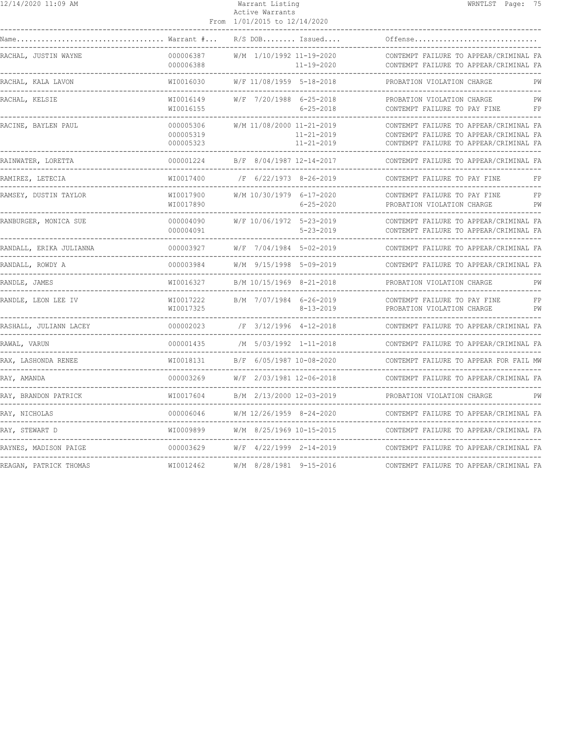| Name | Warrant # | R/S | DOB | Issued | Offense |
|---|---|---|---|---|---|
| RACHAL, JUSTIN WAYNE | 000006387 | W/M | 1/10/1992 | 11-19-2020 | CONTEMPT FAILURE TO APPEAR/CRIMINAL FA |
| | 000006388 | | | 11-19-2020 | CONTEMPT FAILURE TO APPEAR/CRIMINAL FA |
| RACHAL, KALA LAVON | WI0016030 | W/F | 11/08/1959 | 5-18-2018 | PROBATION VIOLATION CHARGE PW |
| RACHAL, KELSIE | WI0016149 | W/F | 7/20/1988 | 6-25-2018 | PROBATION VIOLATION CHARGE PW |
| | WI0016155 | | | 6-25-2018 | CONTEMPT FAILURE TO PAY FINE FP |
| RACINE, BAYLEN PAUL | 000005306 | W/M | 11/08/2000 | 11-21-2019 | CONTEMPT FAILURE TO APPEAR/CRIMINAL FA |
| | 000005319 | | | 11-21-2019 | CONTEMPT FAILURE TO APPEAR/CRIMINAL FA |
| | 000005323 | | | 11-21-2019 | CONTEMPT FAILURE TO APPEAR/CRIMINAL FA |
| RAINWATER, LORETTA | 000001224 | B/F | 8/04/1987 | 12-14-2017 | CONTEMPT FAILURE TO APPEAR/CRIMINAL FA |
| RAMIREZ, LETECIA | WI0017400 | /F | 6/22/1973 | 8-26-2019 | CONTEMPT FAILURE TO PAY FINE FP |
| RAMSEY, DUSTIN TAYLOR | WI0017900 | W/M | 10/30/1979 | 6-17-2020 | CONTEMPT FAILURE TO PAY FINE FP |
| | WI0017890 | | | 6-25-2020 | PROBATION VIOLATION CHARGE PW |
| RANBURGER, MONICA SUE | 000004090 | W/F | 10/06/1972 | 5-23-2019 | CONTEMPT FAILURE TO APPEAR/CRIMINAL FA |
| | 000004091 | | | 5-23-2019 | CONTEMPT FAILURE TO APPEAR/CRIMINAL FA |
| RANDALL, ERIKA JULIANNA | 000003927 | W/F | 7/04/1984 | 5-02-2019 | CONTEMPT FAILURE TO APPEAR/CRIMINAL FA |
| RANDALL, ROWDY A | 000003984 | W/M | 9/15/1998 | 5-09-2019 | CONTEMPT FAILURE TO APPEAR/CRIMINAL FA |
| RANDLE, JAMES | WI0016327 | B/M | 10/15/1969 | 8-21-2018 | PROBATION VIOLATION CHARGE PW |
| RANDLE, LEON LEE IV | WI0017222 | B/M | 7/07/1984 | 6-26-2019 | CONTEMPT FAILURE TO PAY FINE FP |
| | WI0017325 | | | 8-13-2019 | PROBATION VIOLATION CHARGE PW |
| RASHALL, JULIANN LACEY | 000002023 | /F | 3/12/1996 | 4-12-2018 | CONTEMPT FAILURE TO APPEAR/CRIMINAL FA |
| RAWAL, VARUN | 000001435 | /M | 5/03/1992 | 1-11-2018 | CONTEMPT FAILURE TO APPEAR/CRIMINAL FA |
| RAX, LASHONDA RENEE | WI0018131 | B/F | 6/05/1987 | 10-08-2020 | CONTEMPT FAILURE TO APPEAR FOR FAIL MW |
| RAY, AMANDA | 000003269 | W/F | 2/03/1981 | 12-06-2018 | CONTEMPT FAILURE TO APPEAR/CRIMINAL FA |
| RAY, BRANDON PATRICK | WI0017604 | B/M | 2/13/2000 | 12-03-2019 | PROBATION VIOLATION CHARGE PW |
| RAY, NICHOLAS | 000006046 | W/M | 12/26/1959 | 8-24-2020 | CONTEMPT FAILURE TO APPEAR/CRIMINAL FA |
| RAY, STEWART D | WI0009899 | W/M | 8/25/1969 | 10-15-2015 | CONTEMPT FAILURE TO APPEAR/CRIMINAL FA |
| RAYNES, MADISON PAIGE | 000003629 | W/F | 4/22/1999 | 2-14-2019 | CONTEMPT FAILURE TO APPEAR/CRIMINAL FA |
| REAGAN, PATRICK THOMAS | WI0012462 | W/M | 8/28/1981 | 9-15-2016 | CONTEMPT FAILURE TO APPEAR/CRIMINAL FA |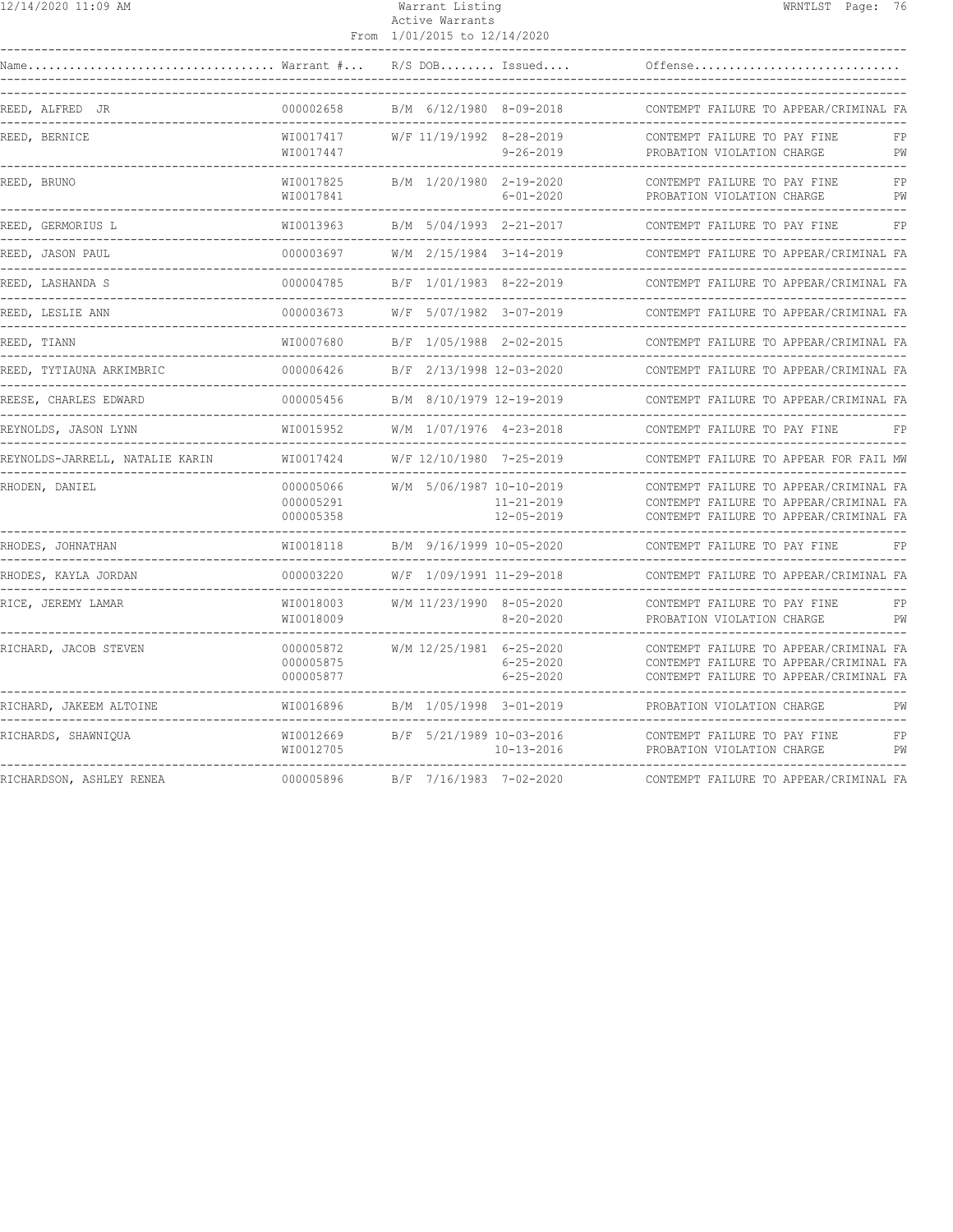| Name | Warrant # | R/S | DOB | Issued | Offense | |
|---|---|---|---|---|---|---|
| REED, ALFRED JR | 000002658 | B/M | 6/12/1980 | 8-09-2018 | CONTEMPT FAILURE TO APPEAR/CRIMINAL | FA |
| REED, BERNICE | WI0017417 | W/F | 11/19/1992 | 8-28-2019 | CONTEMPT FAILURE TO PAY FINE | FP |
| | WI0017447 | | | 9-26-2019 | PROBATION VIOLATION CHARGE | PW |
| REED, BRUNO | WI0017825 | B/M | 1/20/1980 | 2-19-2020 | CONTEMPT FAILURE TO PAY FINE | FP |
| | WI0017841 | | | 6-01-2020 | PROBATION VIOLATION CHARGE | PW |
| REED, GERMORIUS L | WI0013963 | B/M | 5/04/1993 | 2-21-2017 | CONTEMPT FAILURE TO PAY FINE | FP |
| REED, JASON PAUL | 000003697 | W/M | 2/15/1984 | 3-14-2019 | CONTEMPT FAILURE TO APPEAR/CRIMINAL | FA |
| REED, LASHANDA S | 000004785 | B/F | 1/01/1983 | 8-22-2019 | CONTEMPT FAILURE TO APPEAR/CRIMINAL | FA |
| REED, LESLIE ANN | 000003673 | W/F | 5/07/1982 | 3-07-2019 | CONTEMPT FAILURE TO APPEAR/CRIMINAL | FA |
| REED, TIANN | WI0007680 | B/F | 1/05/1988 | 2-02-2015 | CONTEMPT FAILURE TO APPEAR/CRIMINAL | FA |
| REED, TYTIAUNA ARKIMBRIC | 000006426 | B/F | 2/13/1998 | 12-03-2020 | CONTEMPT FAILURE TO APPEAR/CRIMINAL | FA |
| REESE, CHARLES EDWARD | 000005456 | B/M | 8/10/1979 | 12-19-2019 | CONTEMPT FAILURE TO APPEAR/CRIMINAL | FA |
| REYNOLDS, JASON LYNN | WI0015952 | W/M | 1/07/1976 | 4-23-2018 | CONTEMPT FAILURE TO PAY FINE | FP |
| REYNOLDS-JARRELL, NATALIE KARIN | WI0017424 | W/F | 12/10/1980 | 7-25-2019 | CONTEMPT FAILURE TO APPEAR FOR FAIL | MW |
| RHODEN, DANIEL | 000005066 | W/M | 5/06/1987 | 10-10-2019 | CONTEMPT FAILURE TO APPEAR/CRIMINAL | FA |
| | 000005291 | | | 11-21-2019 | CONTEMPT FAILURE TO APPEAR/CRIMINAL | FA |
| | 000005358 | | | 12-05-2019 | CONTEMPT FAILURE TO APPEAR/CRIMINAL | FA |
| RHODES, JOHNATHAN | WI0018118 | B/M | 9/16/1999 | 10-05-2020 | CONTEMPT FAILURE TO PAY FINE | FP |
| RHODES, KAYLA JORDAN | 000003220 | W/F | 1/09/1991 | 11-29-2018 | CONTEMPT FAILURE TO APPEAR/CRIMINAL | FA |
| RICE, JEREMY LAMAR | WI0018003 | W/M | 11/23/1990 | 8-05-2020 | CONTEMPT FAILURE TO PAY FINE | FP |
| | WI0018009 | | | 8-20-2020 | PROBATION VIOLATION CHARGE | PW |
| RICHARD, JACOB STEVEN | 000005872 | W/M | 12/25/1981 | 6-25-2020 | CONTEMPT FAILURE TO APPEAR/CRIMINAL | FA |
| | 000005875 | | | 6-25-2020 | CONTEMPT FAILURE TO APPEAR/CRIMINAL | FA |
| | 000005877 | | | 6-25-2020 | CONTEMPT FAILURE TO APPEAR/CRIMINAL | FA |
| RICHARD, JAKEEM ALTOINE | WI0016896 | B/M | 1/05/1998 | 3-01-2019 | PROBATION VIOLATION CHARGE | PW |
| RICHARDS, SHAWNIQUA | WI0012669 | B/F | 5/21/1989 | 10-03-2016 | CONTEMPT FAILURE TO PAY FINE | FP |
| | WI0012705 | | | 10-13-2016 | PROBATION VIOLATION CHARGE | PW |
| RICHARDSON, ASHLEY RENEA | 000005896 | B/F | 7/16/1983 | 7-02-2020 | CONTEMPT FAILURE TO APPEAR/CRIMINAL | FA |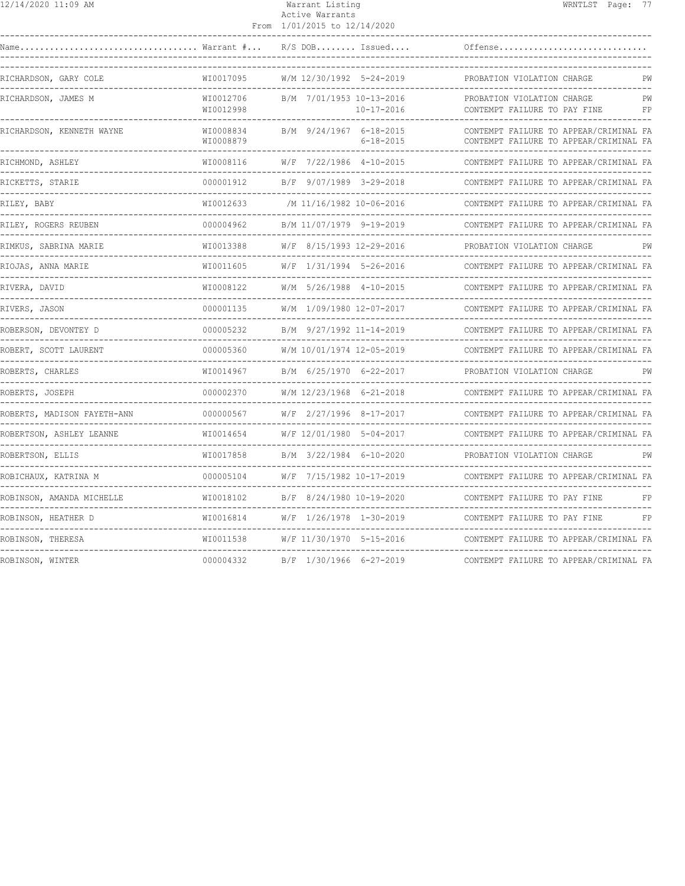| Name | Warrant # | R/S | DOB | Issued | Offense | |
|---|---|---|---|---|---|---|
| RICHARDSON, GARY COLE | WI0017095 | W/M | 12/30/1992 | 5-24-2019 | PROBATION VIOLATION CHARGE | PW |
| RICHARDSON, JAMES M | WI0012706 | B/M | 7/01/1953 | 10-13-2016 | PROBATION VIOLATION CHARGE | PW |
| | WI0012998 | | | 10-17-2016 | CONTEMPT FAILURE TO PAY FINE | FP |
| RICHARDSON, KENNETH WAYNE | WI0008834 | B/M | 9/24/1967 | 6-18-2015 | CONTEMPT FAILURE TO APPEAR/CRIMINAL | FA |
| | WI0008879 | | | 6-18-2015 | CONTEMPT FAILURE TO APPEAR/CRIMINAL | FA |
| RICHMOND, ASHLEY | WI0008116 | W/F | 7/22/1986 | 4-10-2015 | CONTEMPT FAILURE TO APPEAR/CRIMINAL | FA |
| RICKETTS, STARIE | 000001912 | B/F | 9/07/1989 | 3-29-2018 | CONTEMPT FAILURE TO APPEAR/CRIMINAL | FA |
| RILEY, BABY | WI0012633 | /M | 11/16/1982 | 10-06-2016 | CONTEMPT FAILURE TO APPEAR/CRIMINAL | FA |
| RILEY, ROGERS REUBEN | 000004962 | B/M | 11/07/1979 | 9-19-2019 | CONTEMPT FAILURE TO APPEAR/CRIMINAL | FA |
| RIMKUS, SABRINA MARIE | WI0013388 | W/F | 8/15/1993 | 12-29-2016 | PROBATION VIOLATION CHARGE | PW |
| RIOJAS, ANNA MARIE | WI0011605 | W/F | 1/31/1994 | 5-26-2016 | CONTEMPT FAILURE TO APPEAR/CRIMINAL | FA |
| RIVERA, DAVID | WI0008122 | W/M | 5/26/1988 | 4-10-2015 | CONTEMPT FAILURE TO APPEAR/CRIMINAL | FA |
| RIVERS, JASON | 000001135 | W/M | 1/09/1980 | 12-07-2017 | CONTEMPT FAILURE TO APPEAR/CRIMINAL | FA |
| ROBERSON, DEVONTEY D | 000005232 | B/M | 9/27/1992 | 11-14-2019 | CONTEMPT FAILURE TO APPEAR/CRIMINAL | FA |
| ROBERT, SCOTT LAURENT | 000005360 | W/M | 10/01/1974 | 12-05-2019 | CONTEMPT FAILURE TO APPEAR/CRIMINAL | FA |
| ROBERTS, CHARLES | WI0014967 | B/M | 6/25/1970 | 6-22-2017 | PROBATION VIOLATION CHARGE | PW |
| ROBERTS, JOSEPH | 000002370 | W/M | 12/23/1968 | 6-21-2018 | CONTEMPT FAILURE TO APPEAR/CRIMINAL | FA |
| ROBERTS, MADISON FAYETH-ANN | 000000567 | W/F | 2/27/1996 | 8-17-2017 | CONTEMPT FAILURE TO APPEAR/CRIMINAL | FA |
| ROBERTSON, ASHLEY LEANNE | WI0014654 | W/F | 12/01/1980 | 5-04-2017 | CONTEMPT FAILURE TO APPEAR/CRIMINAL | FA |
| ROBERTSON, ELLIS | WI0017858 | B/M | 3/22/1984 | 6-10-2020 | PROBATION VIOLATION CHARGE | PW |
| ROBICHAUX, KATRINA M | 000005104 | W/F | 7/15/1982 | 10-17-2019 | CONTEMPT FAILURE TO APPEAR/CRIMINAL | FA |
| ROBINSON, AMANDA MICHELLE | WI0018102 | B/F | 8/24/1980 | 10-19-2020 | CONTEMPT FAILURE TO PAY FINE | FP |
| ROBINSON, HEATHER D | WI0016814 | W/F | 1/26/1978 | 1-30-2019 | CONTEMPT FAILURE TO PAY FINE | FP |
| ROBINSON, THERESA | WI0011538 | W/F | 11/30/1970 | 5-15-2016 | CONTEMPT FAILURE TO APPEAR/CRIMINAL | FA |
| ROBINSON, WINTER | 000004332 | B/F | 1/30/1966 | 6-27-2019 | CONTEMPT FAILURE TO APPEAR/CRIMINAL | FA |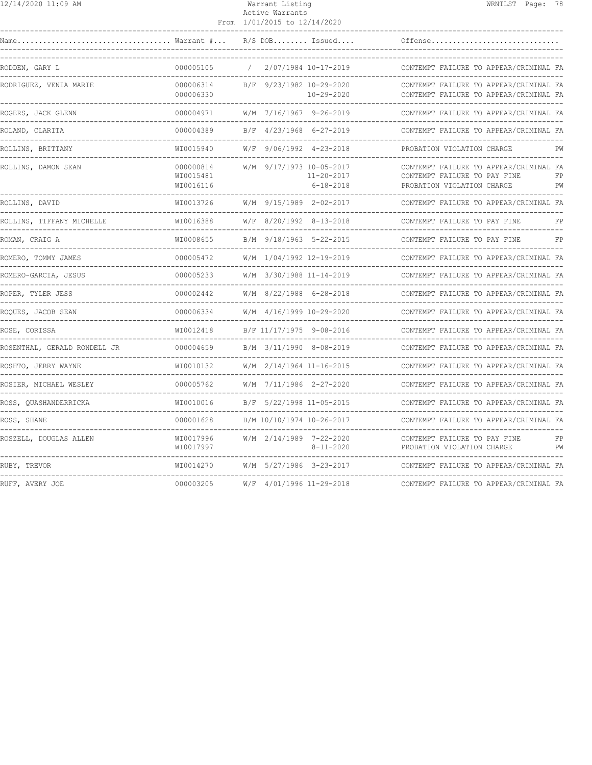Warrant Listing
Active Warrants
From 1/01/2015 to 12/14/2020

| Name | Warrant # | R/S | DOB | Issued | Offense | |
|---|---|---|---|---|---|---|
| RODDEN, GARY L | 000005105 | / | 2/07/1984 | 10-17-2019 | CONTEMPT FAILURE TO APPEAR/CRIMINAL | FA |
| RODRIGUEZ, VENIA MARIE | 000006314 | B/F | 9/23/1982 | 10-29-2020 | CONTEMPT FAILURE TO APPEAR/CRIMINAL | FA |
| | 000006330 | | | 10-29-2020 | CONTEMPT FAILURE TO APPEAR/CRIMINAL | FA |
| ROGERS, JACK GLENN | 000004971 | W/M | 7/16/1967 | 9-26-2019 | CONTEMPT FAILURE TO APPEAR/CRIMINAL | FA |
| ROLAND, CLARITA | 000004389 | B/F | 4/23/1968 | 6-27-2019 | CONTEMPT FAILURE TO APPEAR/CRIMINAL | FA |
| ROLLINS, BRITTANY | WI0015940 | W/F | 9/06/1992 | 4-23-2018 | PROBATION VIOLATION CHARGE | PW |
| ROLLINS, DAMON SEAN | 000000814 | W/M | 9/17/1973 | 10-05-2017 | CONTEMPT FAILURE TO APPEAR/CRIMINAL | FA |
| | WI0015481 | | | 11-20-2017 | CONTEMPT FAILURE TO PAY FINE | FP |
| | WI0016116 | | | 6-18-2018 | PROBATION VIOLATION CHARGE | PW |
| ROLLINS, DAVID | WI0013726 | W/M | 9/15/1989 | 2-02-2017 | CONTEMPT FAILURE TO APPEAR/CRIMINAL | FA |
| ROLLINS, TIFFANY MICHELLE | WI0016388 | W/F | 8/20/1992 | 8-13-2018 | CONTEMPT FAILURE TO PAY FINE | FP |
| ROMAN, CRAIG A | WI0008655 | B/M | 9/18/1963 | 5-22-2015 | CONTEMPT FAILURE TO PAY FINE | FP |
| ROMERO, TOMMY JAMES | 000005472 | W/M | 1/04/1992 | 12-19-2019 | CONTEMPT FAILURE TO APPEAR/CRIMINAL | FA |
| ROMERO-GARCIA, JESUS | 000005233 | W/M | 3/30/1988 | 11-14-2019 | CONTEMPT FAILURE TO APPEAR/CRIMINAL | FA |
| ROPER, TYLER JESS | 000002442 | W/M | 8/22/1988 | 6-28-2018 | CONTEMPT FAILURE TO APPEAR/CRIMINAL | FA |
| ROQUES, JACOB SEAN | 000006334 | W/M | 4/16/1999 | 10-29-2020 | CONTEMPT FAILURE TO APPEAR/CRIMINAL | FA |
| ROSE, CORISSA | WI0012418 | B/F | 11/17/1975 | 9-08-2016 | CONTEMPT FAILURE TO APPEAR/CRIMINAL | FA |
| ROSENTHAL, GERALD RONDELL JR | 000004659 | B/M | 3/11/1990 | 8-08-2019 | CONTEMPT FAILURE TO APPEAR/CRIMINAL | FA |
| ROSHTO, JERRY WAYNE | WI0010132 | W/M | 2/14/1964 | 11-16-2015 | CONTEMPT FAILURE TO APPEAR/CRIMINAL | FA |
| ROSIER, MICHAEL WESLEY | 000005762 | W/M | 7/11/1986 | 2-27-2020 | CONTEMPT FAILURE TO APPEAR/CRIMINAL | FA |
| ROSS, QUASHANDERRICKA | WI0010016 | B/F | 5/22/1998 | 11-05-2015 | CONTEMPT FAILURE TO APPEAR/CRIMINAL | FA |
| ROSS, SHANE | 000001628 | B/M | 10/10/1974 | 10-26-2017 | CONTEMPT FAILURE TO APPEAR/CRIMINAL | FA |
| ROSZELL, DOUGLAS ALLEN | WI0017996 | W/M | 2/14/1989 | 7-22-2020 | CONTEMPT FAILURE TO PAY FINE | FP |
| | WI0017997 | | | 8-11-2020 | PROBATION VIOLATION CHARGE | PW |
| RUBY, TREVOR | WI0014270 | W/M | 5/27/1986 | 3-23-2017 | CONTEMPT FAILURE TO APPEAR/CRIMINAL | FA |
| RUFF, AVERY JOE | 000003205 | W/F | 4/01/1996 | 11-29-2018 | CONTEMPT FAILURE TO APPEAR/CRIMINAL | FA |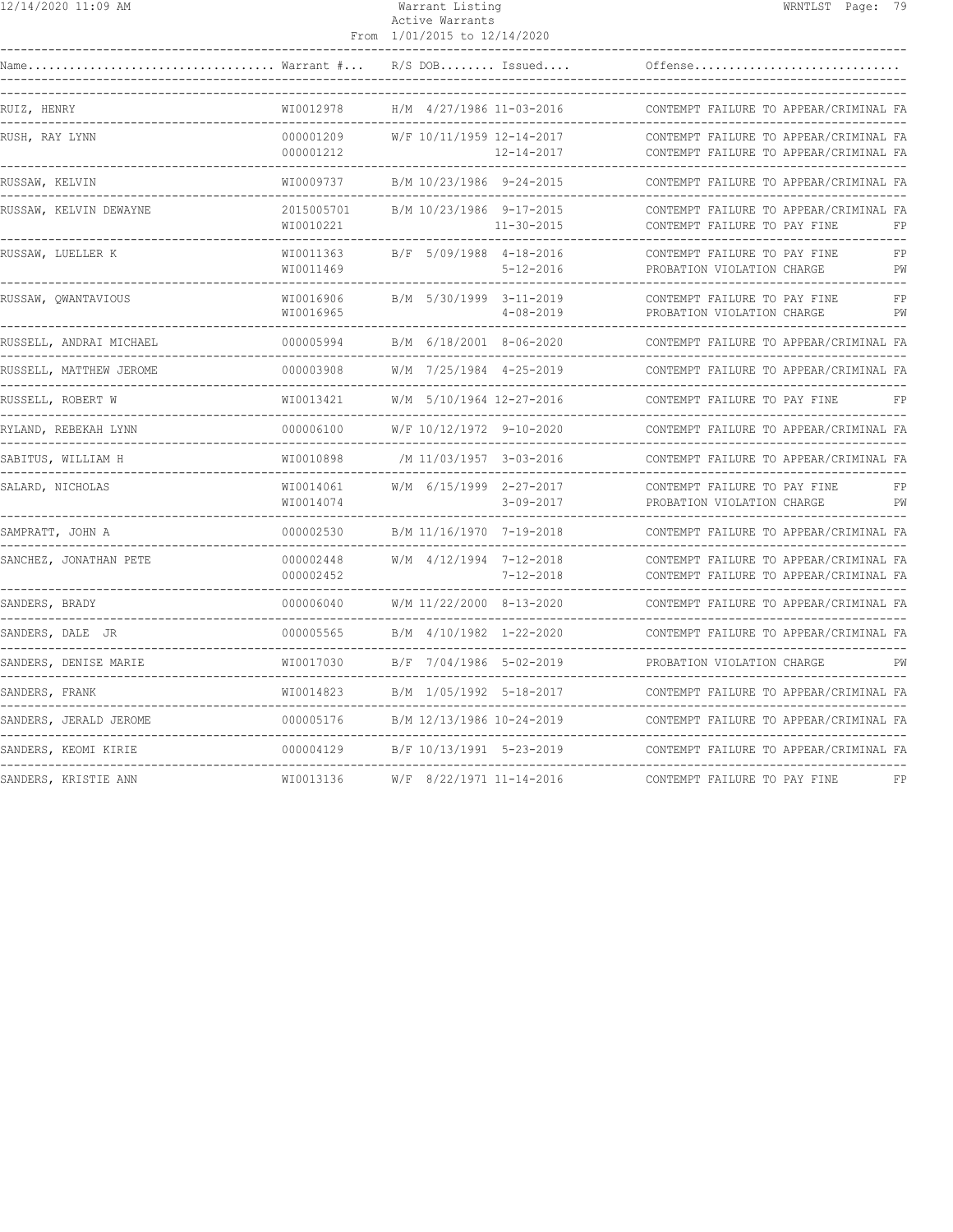| Name | Warrant # | R/S | DOB | Issued | Offense | |
|---|---|---|---|---|---|---|
| RUIZ, HENRY | WI0012978 | H/M | 4/27/1986 | 11-03-2016 | CONTEMPT FAILURE TO APPEAR/CRIMINAL | FA |
| RUSH, RAY LYNN | 000001209 | W/F | 10/11/1959 | 12-14-2017 | CONTEMPT FAILURE TO APPEAR/CRIMINAL | FA |
| | 000001212 | | | 12-14-2017 | CONTEMPT FAILURE TO APPEAR/CRIMINAL | FA |
| RUSSAW, KELVIN | WI0009737 | B/M | 10/23/1986 | 9-24-2015 | CONTEMPT FAILURE TO APPEAR/CRIMINAL | FA |
| RUSSAW, KELVIN DEWAYNE | 2015005701 | B/M | 10/23/1986 | 9-17-2015 | CONTEMPT FAILURE TO APPEAR/CRIMINAL | FA |
| | WI0010221 | | | 11-30-2015 | CONTEMPT FAILURE TO PAY FINE | FP |
| RUSSAW, LUELLER K | WI0011363 | B/F | 5/09/1988 | 4-18-2016 | CONTEMPT FAILURE TO PAY FINE | FP |
| | WI0011469 | | | 5-12-2016 | PROBATION VIOLATION CHARGE | PW |
| RUSSAW, QWANTAVIOUS | WI0016906 | B/M | 5/30/1999 | 3-11-2019 | CONTEMPT FAILURE TO PAY FINE | FP |
| | WI0016965 | | | 4-08-2019 | PROBATION VIOLATION CHARGE | PW |
| RUSSELL, ANDRAI MICHAEL | 000005994 | B/M | 6/18/2001 | 8-06-2020 | CONTEMPT FAILURE TO APPEAR/CRIMINAL | FA |
| RUSSELL, MATTHEW JEROME | 000003908 | W/M | 7/25/1984 | 4-25-2019 | CONTEMPT FAILURE TO APPEAR/CRIMINAL | FA |
| RUSSELL, ROBERT W | WI0013421 | W/M | 5/10/1964 | 12-27-2016 | CONTEMPT FAILURE TO PAY FINE | FP |
| RYLAND, REBEKAH LYNN | 000006100 | W/F | 10/12/1972 | 9-10-2020 | CONTEMPT FAILURE TO APPEAR/CRIMINAL | FA |
| SABITUS, WILLIAM H | WI0010898 | /M | 11/03/1957 | 3-03-2016 | CONTEMPT FAILURE TO APPEAR/CRIMINAL | FA |
| SALARD, NICHOLAS | WI0014061 | W/M | 6/15/1999 | 2-27-2017 | CONTEMPT FAILURE TO PAY FINE | FP |
| | WI0014074 | | | 3-09-2017 | PROBATION VIOLATION CHARGE | PW |
| SAMPRATT, JOHN A | 000002530 | B/M | 11/16/1970 | 7-19-2018 | CONTEMPT FAILURE TO APPEAR/CRIMINAL | FA |
| SANCHEZ, JONATHAN PETE | 000002448 | W/M | 4/12/1994 | 7-12-2018 | CONTEMPT FAILURE TO APPEAR/CRIMINAL | FA |
| | 000002452 | | | 7-12-2018 | CONTEMPT FAILURE TO APPEAR/CRIMINAL | FA |
| SANDERS, BRADY | 000006040 | W/M | 11/22/2000 | 8-13-2020 | CONTEMPT FAILURE TO APPEAR/CRIMINAL | FA |
| SANDERS, DALE JR | 000005565 | B/M | 4/10/1982 | 1-22-2020 | CONTEMPT FAILURE TO APPEAR/CRIMINAL | FA |
| SANDERS, DENISE MARIE | WI0017030 | B/F | 7/04/1986 | 5-02-2019 | PROBATION VIOLATION CHARGE | PW |
| SANDERS, FRANK | WI0014823 | B/M | 1/05/1992 | 5-18-2017 | CONTEMPT FAILURE TO APPEAR/CRIMINAL | FA |
| SANDERS, JERALD JEROME | 000005176 | B/M | 12/13/1986 | 10-24-2019 | CONTEMPT FAILURE TO APPEAR/CRIMINAL | FA |
| SANDERS, KEOMI KIRIE | 000004129 | B/F | 10/13/1991 | 5-23-2019 | CONTEMPT FAILURE TO APPEAR/CRIMINAL | FA |
| SANDERS, KRISTIE ANN | WI0013136 | W/F | 8/22/1971 | 11-14-2016 | CONTEMPT FAILURE TO PAY FINE | FP |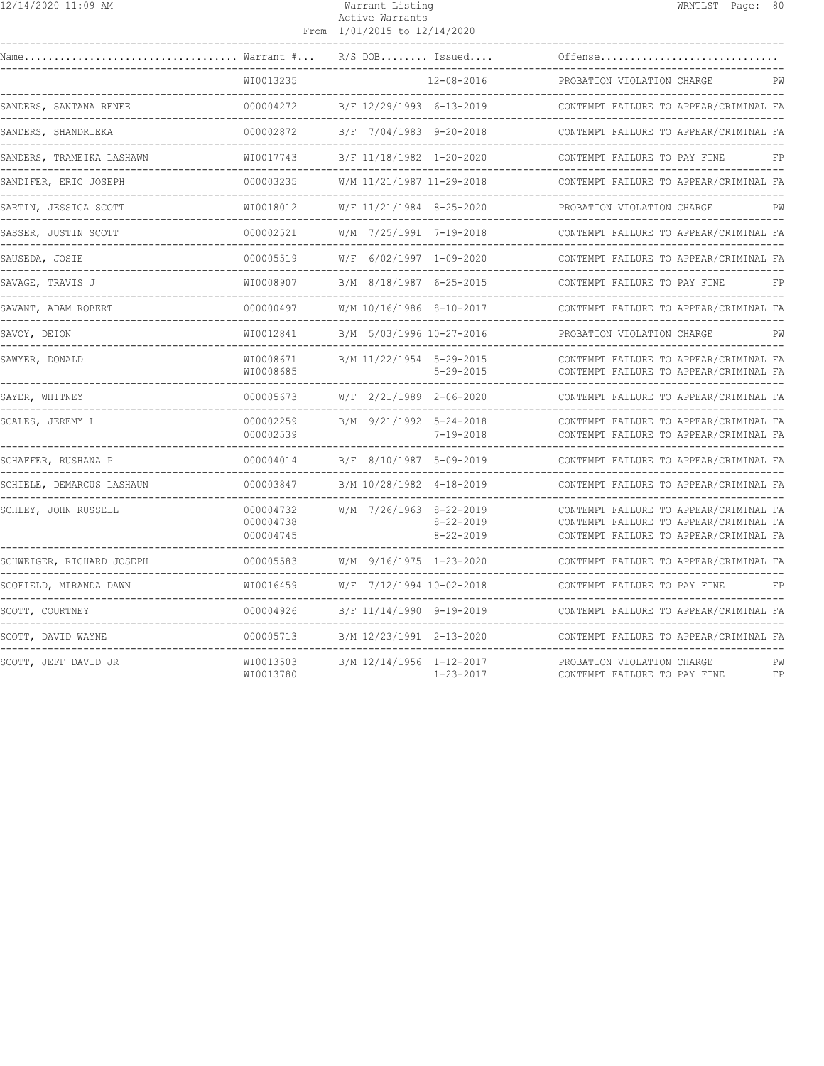| Name | Warrant # | R/S DOB | Issued | Offense | |
|---|---|---|---|---|---|
| | WI0013235 | | 12-08-2016 | PROBATION VIOLATION CHARGE | PW |
| SANDERS, SANTANA RENEE | 000004272 | B/F 12/29/1993 | 6-13-2019 | CONTEMPT FAILURE TO APPEAR/CRIMINAL | FA |
| SANDERS, SHANDRIEKA | 000002872 | B/F 7/04/1983 | 9-20-2018 | CONTEMPT FAILURE TO APPEAR/CRIMINAL | FA |
| SANDERS, TRAMEIKA LASHAWN | WI0017743 | B/F 11/18/1982 | 1-20-2020 | CONTEMPT FAILURE TO PAY FINE | FP |
| SANDIFER, ERIC JOSEPH | 000003235 | W/M 11/21/1987 | 11-29-2018 | CONTEMPT FAILURE TO APPEAR/CRIMINAL | FA |
| SARTIN, JESSICA SCOTT | WI0018012 | W/F 11/21/1984 | 8-25-2020 | PROBATION VIOLATION CHARGE | PW |
| SASSER, JUSTIN SCOTT | 000002521 | W/M 7/25/1991 | 7-19-2018 | CONTEMPT FAILURE TO APPEAR/CRIMINAL | FA |
| SAUSEDA, JOSIE | 000005519 | W/F 6/02/1997 | 1-09-2020 | CONTEMPT FAILURE TO APPEAR/CRIMINAL | FA |
| SAVAGE, TRAVIS J | WI0008907 | B/M 8/18/1987 | 6-25-2015 | CONTEMPT FAILURE TO PAY FINE | FP |
| SAVANT, ADAM ROBERT | 000000497 | W/M 10/16/1986 | 8-10-2017 | CONTEMPT FAILURE TO APPEAR/CRIMINAL | FA |
| SAVOY, DEION | WI0012841 | B/M 5/03/1996 | 10-27-2016 | PROBATION VIOLATION CHARGE | PW |
| SAWYER, DONALD | WI0008671 | B/M 11/22/1954 | 5-29-2015 | CONTEMPT FAILURE TO APPEAR/CRIMINAL | FA |
| | WI0008685 | | 5-29-2015 | CONTEMPT FAILURE TO APPEAR/CRIMINAL | FA |
| SAYER, WHITNEY | 000005673 | W/F 2/21/1989 | 2-06-2020 | CONTEMPT FAILURE TO APPEAR/CRIMINAL | FA |
| SCALES, JEREMY L | 000002259 | B/M 9/21/1992 | 5-24-2018 | CONTEMPT FAILURE TO APPEAR/CRIMINAL | FA |
| | 000002539 | | 7-19-2018 | CONTEMPT FAILURE TO APPEAR/CRIMINAL | FA |
| SCHAFFER, RUSHANA P | 000004014 | B/F 8/10/1987 | 5-09-2019 | CONTEMPT FAILURE TO APPEAR/CRIMINAL | FA |
| SCHIELE, DEMARCUS LASHAUN | 000003847 | B/M 10/28/1982 | 4-18-2019 | CONTEMPT FAILURE TO APPEAR/CRIMINAL | FA |
| SCHLEY, JOHN RUSSELL | 000004732 | W/M 7/26/1963 | 8-22-2019 | CONTEMPT FAILURE TO APPEAR/CRIMINAL | FA |
| | 000004738 | | 8-22-2019 | CONTEMPT FAILURE TO APPEAR/CRIMINAL | FA |
| | 000004745 | | 8-22-2019 | CONTEMPT FAILURE TO APPEAR/CRIMINAL | FA |
| SCHWEIGER, RICHARD JOSEPH | 000005583 | W/M 9/16/1975 | 1-23-2020 | CONTEMPT FAILURE TO APPEAR/CRIMINAL | FA |
| SCOFIELD, MIRANDA DAWN | WI0016459 | W/F 7/12/1994 | 10-02-2018 | CONTEMPT FAILURE TO PAY FINE | FP |
| SCOTT, COURTNEY | 000004926 | B/F 11/14/1990 | 9-19-2019 | CONTEMPT FAILURE TO APPEAR/CRIMINAL | FA |
| SCOTT, DAVID WAYNE | 000005713 | B/M 12/23/1991 | 2-13-2020 | CONTEMPT FAILURE TO APPEAR/CRIMINAL | FA |
| SCOTT, JEFF DAVID JR | WI0013503 | B/M 12/14/1956 | 1-12-2017 | PROBATION VIOLATION CHARGE | PW |
| | WI0013780 | | 1-23-2017 | CONTEMPT FAILURE TO PAY FINE | FP |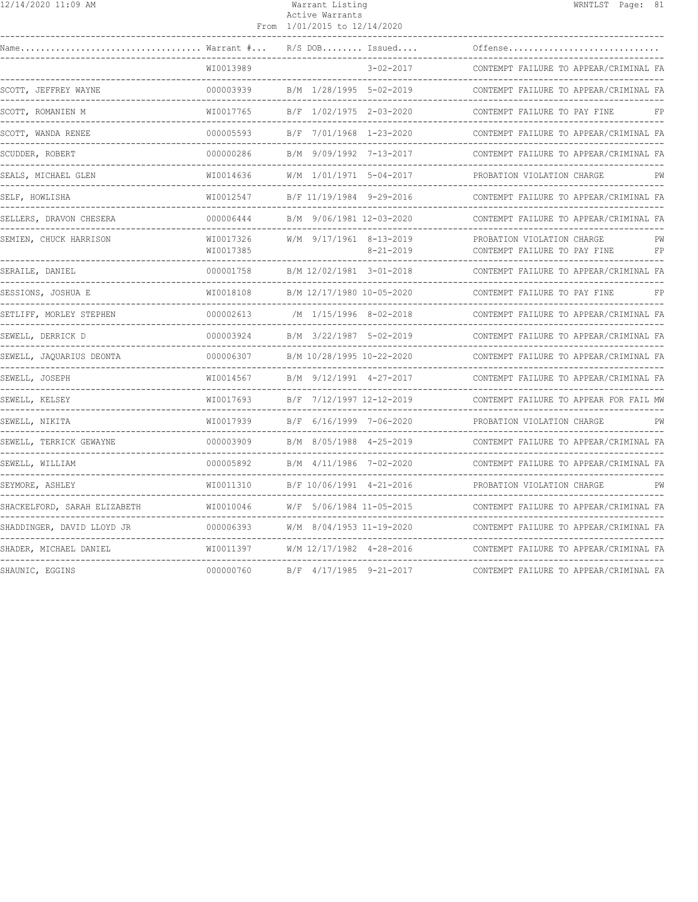Warrant Listing
Active Warrants
From 1/01/2015 to 12/14/2020

| Name | Warrant # | R/S DOB | Issued | Offense |
|---|---|---|---|---|
| | WI0013989 | | 3-02-2017 | CONTEMPT FAILURE TO APPEAR/CRIMINAL FA |
| SCOTT, JEFFREY WAYNE | 000003939 | B/M 1/28/1995 | 5-02-2019 | CONTEMPT FAILURE TO APPEAR/CRIMINAL FA |
| SCOTT, ROMANIEN M | WI0017765 | B/F 1/02/1975 | 2-03-2020 | CONTEMPT FAILURE TO PAY FINE FP |
| SCOTT, WANDA RENEE | 000005593 | B/F 7/01/1968 | 1-23-2020 | CONTEMPT FAILURE TO APPEAR/CRIMINAL FA |
| SCUDDER, ROBERT | 000000286 | B/M 9/09/1992 | 7-13-2017 | CONTEMPT FAILURE TO APPEAR/CRIMINAL FA |
| SEALS, MICHAEL GLEN | WI0014636 | W/M 1/01/1971 | 5-04-2017 | PROBATION VIOLATION CHARGE PW |
| SELF, HOWLISHA | WI0012547 | B/F 11/19/1984 | 9-29-2016 | CONTEMPT FAILURE TO APPEAR/CRIMINAL FA |
| SELLERS, DRAVON CHESERA | 000006444 | B/M 9/06/1981 | 12-03-2020 | CONTEMPT FAILURE TO APPEAR/CRIMINAL FA |
| SEMIEN, CHUCK HARRISON | WI0017326 | W/M 9/17/1961 | 8-13-2019 | PROBATION VIOLATION CHARGE PW |
| | WI0017385 | | 8-21-2019 | CONTEMPT FAILURE TO PAY FINE FP |
| SERAILE, DANIEL | 000001758 | B/M 12/02/1981 | 3-01-2018 | CONTEMPT FAILURE TO APPEAR/CRIMINAL FA |
| SESSIONS, JOSHUA E | WI0018108 | B/M 12/17/1980 | 10-05-2020 | CONTEMPT FAILURE TO PAY FINE FP |
| SETLIFF, MORLEY STEPHEN | 000002613 | /M 1/15/1996 | 8-02-2018 | CONTEMPT FAILURE TO APPEAR/CRIMINAL FA |
| SEWELL, DERRICK D | 000003924 | B/M 3/22/1987 | 5-02-2019 | CONTEMPT FAILURE TO APPEAR/CRIMINAL FA |
| SEWELL, JAQUARIUS DEONTA | 000006307 | B/M 10/28/1995 | 10-22-2020 | CONTEMPT FAILURE TO APPEAR/CRIMINAL FA |
| SEWELL, JOSEPH | WI0014567 | B/M 9/12/1991 | 4-27-2017 | CONTEMPT FAILURE TO APPEAR/CRIMINAL FA |
| SEWELL, KELSEY | WI0017693 | B/F 7/12/1997 | 12-12-2019 | CONTEMPT FAILURE TO APPEAR FOR FAIL MW |
| SEWELL, NIKITA | WI0017939 | B/F 6/16/1999 | 7-06-2020 | PROBATION VIOLATION CHARGE PW |
| SEWELL, TERRICK GEWAYNE | 000003909 | B/M 8/05/1988 | 4-25-2019 | CONTEMPT FAILURE TO APPEAR/CRIMINAL FA |
| SEWELL, WILLIAM | 000005892 | B/M 4/11/1986 | 7-02-2020 | CONTEMPT FAILURE TO APPEAR/CRIMINAL FA |
| SEYMORE, ASHLEY | WI0011310 | B/F 10/06/1991 | 4-21-2016 | PROBATION VIOLATION CHARGE PW |
| SHACKELFORD, SARAH ELIZABETH | WI0010046 | W/F 5/06/1984 | 11-05-2015 | CONTEMPT FAILURE TO APPEAR/CRIMINAL FA |
| SHADDINGER, DAVID LLOYD JR | 000006393 | W/M 8/04/1953 | 11-19-2020 | CONTEMPT FAILURE TO APPEAR/CRIMINAL FA |
| SHADER, MICHAEL DANIEL | WI0011397 | W/M 12/17/1982 | 4-28-2016 | CONTEMPT FAILURE TO APPEAR/CRIMINAL FA |
| SHAUNIC, EGGINS | 000000760 | B/F 4/17/1985 | 9-21-2017 | CONTEMPT FAILURE TO APPEAR/CRIMINAL FA |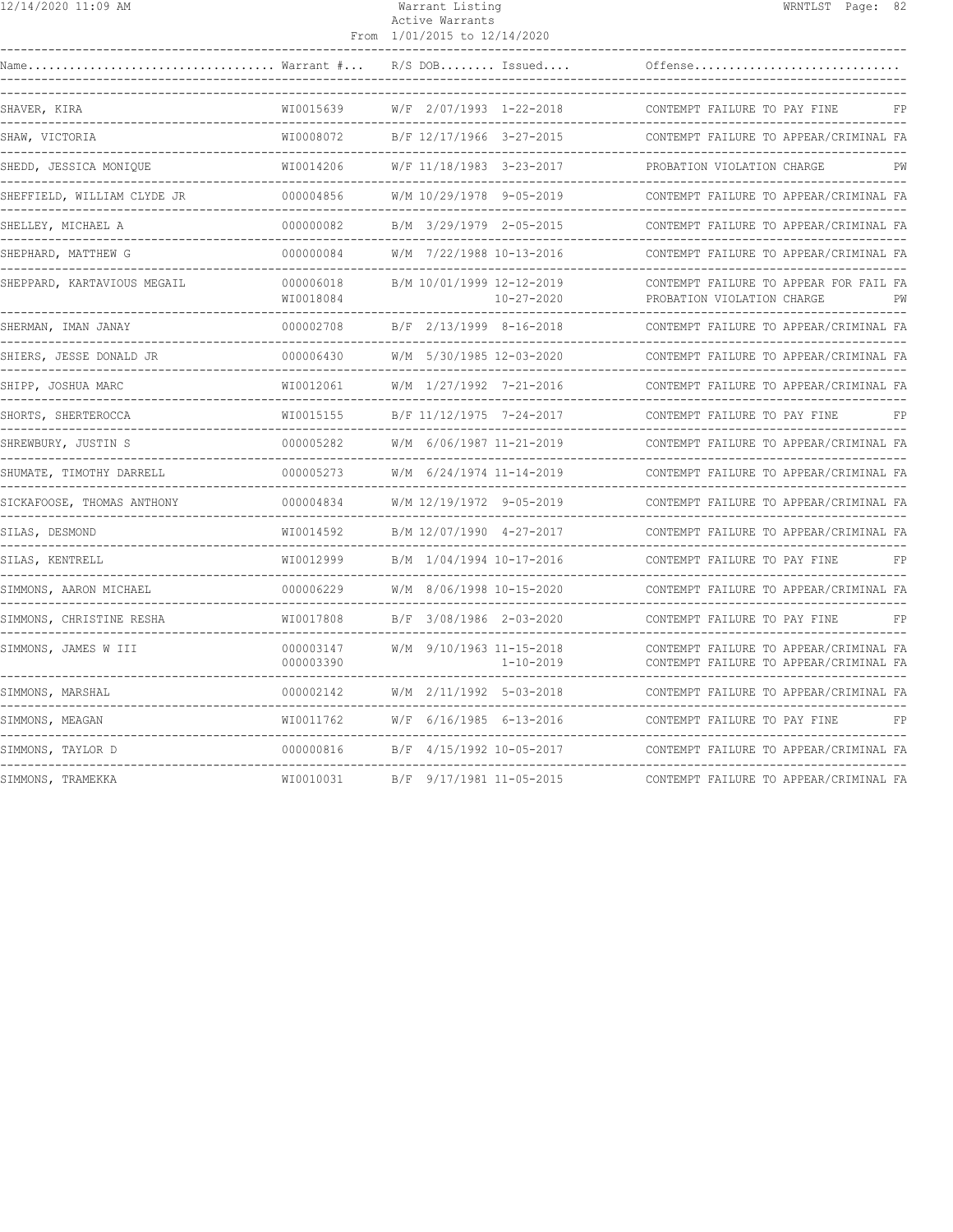# Warrant Listing
Active Warrants
From 1/01/2015 to 12/14/2020

| Name | Warrant # | R/S | DOB | Issued | Offense | |
|---|---|---|---|---|---|---|
| SHAVER, KIRA | WI0015639 | W/F | 2/07/1993 | 1-22-2018 | CONTEMPT FAILURE TO PAY FINE | FP |
| SHAW, VICTORIA | WI0008072 | B/F | 12/17/1966 | 3-27-2015 | CONTEMPT FAILURE TO APPEAR/CRIMINAL | FA |
| SHEDD, JESSICA MONIQUE | WI0014206 | W/F | 11/18/1983 | 3-23-2017 | PROBATION VIOLATION CHARGE | PW |
| SHEFFIELD, WILLIAM CLYDE JR | 000004856 | W/M | 10/29/1978 | 9-05-2019 | CONTEMPT FAILURE TO APPEAR/CRIMINAL | FA |
| SHELLEY, MICHAEL A | 000000082 | B/M | 3/29/1979 | 2-05-2015 | CONTEMPT FAILURE TO APPEAR/CRIMINAL | FA |
| SHEPHARD, MATTHEW G | 000000084 | W/M | 7/22/1988 | 10-13-2016 | CONTEMPT FAILURE TO APPEAR/CRIMINAL | FA |
| SHEPPARD, KARTAVIOUS MEGAIL | 000006018 | B/M | 10/01/1999 | 12-12-2019 | CONTEMPT FAILURE TO APPEAR FOR FAIL | FA |
| | WI0018084 | | | 10-27-2020 | PROBATION VIOLATION CHARGE | PW |
| SHERMAN, IMAN JANAY | 000002708 | B/F | 2/13/1999 | 8-16-2018 | CONTEMPT FAILURE TO APPEAR/CRIMINAL | FA |
| SHIERS, JESSE DONALD JR | 000006430 | W/M | 5/30/1985 | 12-03-2020 | CONTEMPT FAILURE TO APPEAR/CRIMINAL | FA |
| SHIPP, JOSHUA MARC | WI0012061 | W/M | 1/27/1992 | 7-21-2016 | CONTEMPT FAILURE TO APPEAR/CRIMINAL | FA |
| SHORTS, SHERTEROCCA | WI0015155 | B/F | 11/12/1975 | 7-24-2017 | CONTEMPT FAILURE TO PAY FINE | FP |
| SHREWBURY, JUSTIN S | 000005282 | W/M | 6/06/1987 | 11-21-2019 | CONTEMPT FAILURE TO APPEAR/CRIMINAL | FA |
| SHUMATE, TIMOTHY DARRELL | 000005273 | W/M | 6/24/1974 | 11-14-2019 | CONTEMPT FAILURE TO APPEAR/CRIMINAL | FA |
| SICKAFOOSE, THOMAS ANTHONY | 000004834 | W/M | 12/19/1972 | 9-05-2019 | CONTEMPT FAILURE TO APPEAR/CRIMINAL | FA |
| SILAS, DESMOND | WI0014592 | B/M | 12/07/1990 | 4-27-2017 | CONTEMPT FAILURE TO APPEAR/CRIMINAL | FA |
| SILAS, KENTRELL | WI0012999 | B/M | 1/04/1994 | 10-17-2016 | CONTEMPT FAILURE TO PAY FINE | FP |
| SIMMONS, AARON MICHAEL | 000006229 | W/M | 8/06/1998 | 10-15-2020 | CONTEMPT FAILURE TO APPEAR/CRIMINAL | FA |
| SIMMONS, CHRISTINE RESHA | WI0017808 | B/F | 3/08/1986 | 2-03-2020 | CONTEMPT FAILURE TO PAY FINE | FP |
| SIMMONS, JAMES W III | 000003147 | W/M | 9/10/1963 | 11-15-2018 | CONTEMPT FAILURE TO APPEAR/CRIMINAL | FA |
| | 000003390 | | | 1-10-2019 | CONTEMPT FAILURE TO APPEAR/CRIMINAL | FA |
| SIMMONS, MARSHAL | 000002142 | W/M | 2/11/1992 | 5-03-2018 | CONTEMPT FAILURE TO APPEAR/CRIMINAL | FA |
| SIMMONS, MEAGAN | WI0011762 | W/F | 6/16/1985 | 6-13-2016 | CONTEMPT FAILURE TO PAY FINE | FP |
| SIMMONS, TAYLOR D | 000000816 | B/F | 4/15/1992 | 10-05-2017 | CONTEMPT FAILURE TO APPEAR/CRIMINAL | FA |
| SIMMONS, TRAMEKKA | WI0010031 | B/F | 9/17/1981 | 11-05-2015 | CONTEMPT FAILURE TO APPEAR/CRIMINAL | FA |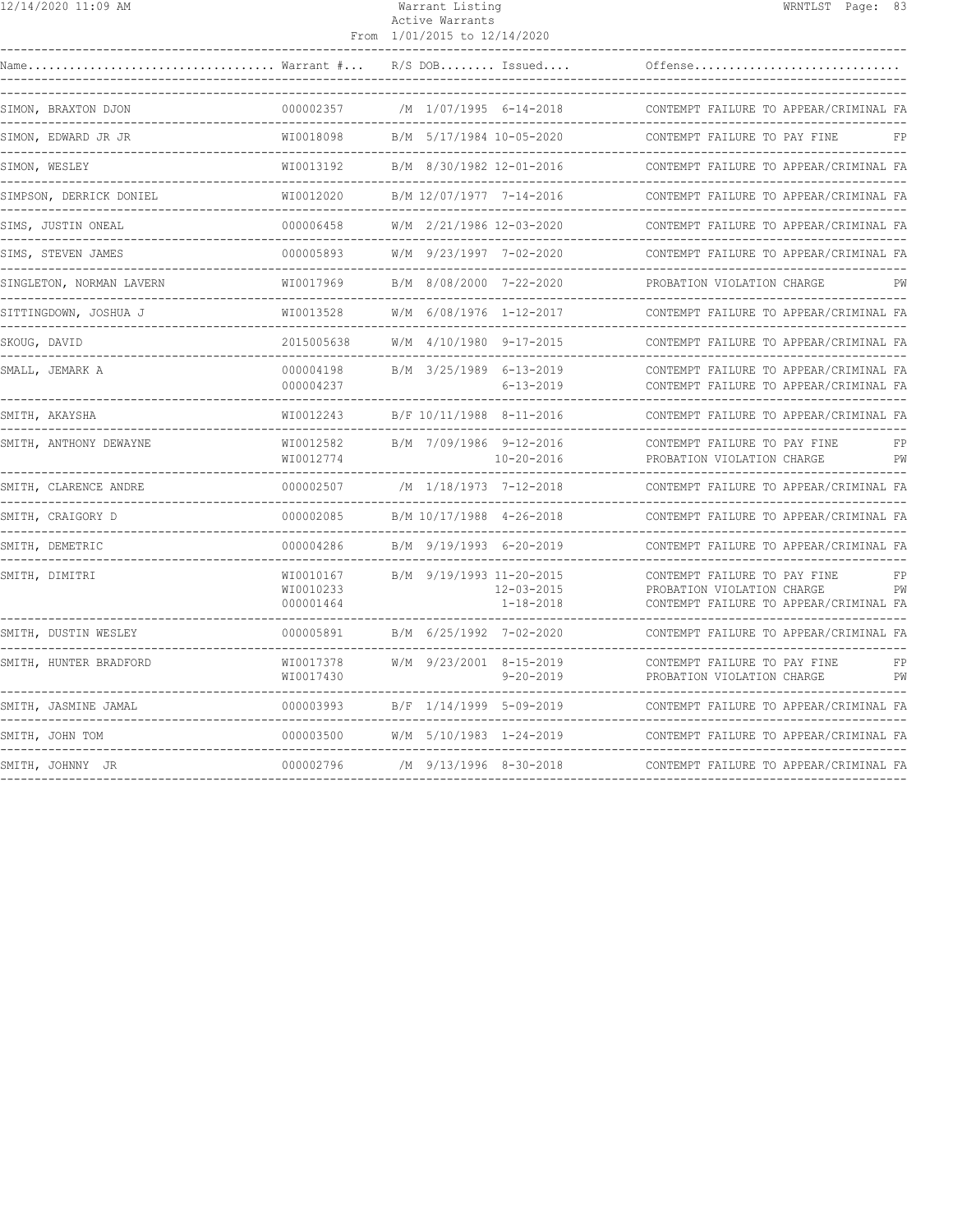Warrant Listing
Active Warrants
From 1/01/2015 to 12/14/2020

| Name | Warrant # | R/S | DOB | Issued | Offense | |
|---|---|---|---|---|---|---|
| SIMON, BRAXTON DJON | 000002357 | /M | 1/07/1995 | 6-14-2018 | CONTEMPT FAILURE TO APPEAR/CRIMINAL | FA |
| SIMON, EDWARD JR JR | WI0018098 | B/M | 5/17/1984 | 10-05-2020 | CONTEMPT FAILURE TO PAY FINE | FP |
| SIMON, WESLEY | WI0013192 | B/M | 8/30/1982 | 12-01-2016 | CONTEMPT FAILURE TO APPEAR/CRIMINAL | FA |
| SIMPSON, DERRICK DONIEL | WI0012020 | B/M | 12/07/1977 | 7-14-2016 | CONTEMPT FAILURE TO APPEAR/CRIMINAL | FA |
| SIMS, JUSTIN ONEAL | 000006458 | W/M | 2/21/1986 | 12-03-2020 | CONTEMPT FAILURE TO APPEAR/CRIMINAL | FA |
| SIMS, STEVEN JAMES | 000005893 | W/M | 9/23/1997 | 7-02-2020 | CONTEMPT FAILURE TO APPEAR/CRIMINAL | FA |
| SINGLETON, NORMAN LAVERN | WI0017969 | B/M | 8/08/2000 | 7-22-2020 | PROBATION VIOLATION CHARGE | PW |
| SITTINGDOWN, JOSHUA J | WI0013528 | W/M | 6/08/1976 | 1-12-2017 | CONTEMPT FAILURE TO APPEAR/CRIMINAL | FA |
| SKOUG, DAVID | 2015005638 | W/M | 4/10/1980 | 9-17-2015 | CONTEMPT FAILURE TO APPEAR/CRIMINAL | FA |
| SMALL, JEMARK A | 000004198 | B/M | 3/25/1989 | 6-13-2019 | CONTEMPT FAILURE TO APPEAR/CRIMINAL | FA |
| | 000004237 | | | 6-13-2019 | CONTEMPT FAILURE TO APPEAR/CRIMINAL | FA |
| SMITH, AKAYSHA | WI0012243 | B/F | 10/11/1988 | 8-11-2016 | CONTEMPT FAILURE TO APPEAR/CRIMINAL | FA |
| SMITH, ANTHONY DEWAYNE | WI0012582 | B/M | 7/09/1986 | 9-12-2016 | CONTEMPT FAILURE TO PAY FINE | FP |
| | WI0012774 | | | 10-20-2016 | PROBATION VIOLATION CHARGE | PW |
| SMITH, CLARENCE ANDRE | 000002507 | /M | 1/18/1973 | 7-12-2018 | CONTEMPT FAILURE TO APPEAR/CRIMINAL | FA |
| SMITH, CRAIGORY D | 000002085 | B/M | 10/17/1988 | 4-26-2018 | CONTEMPT FAILURE TO APPEAR/CRIMINAL | FA |
| SMITH, DEMETRIC | 000004286 | B/M | 9/19/1993 | 6-20-2019 | CONTEMPT FAILURE TO APPEAR/CRIMINAL | FA |
| SMITH, DIMITRI | WI0010167 | B/M | 9/19/1993 | 11-20-2015 | CONTEMPT FAILURE TO PAY FINE | FP |
| | WI0010233 | | | 12-03-2015 | PROBATION VIOLATION CHARGE | PW |
| | 000001464 | | | 1-18-2018 | CONTEMPT FAILURE TO APPEAR/CRIMINAL | FA |
| SMITH, DUSTIN WESLEY | 000005891 | B/M | 6/25/1992 | 7-02-2020 | CONTEMPT FAILURE TO APPEAR/CRIMINAL | FA |
| SMITH, HUNTER BRADFORD | WI0017378 | W/M | 9/23/2001 | 8-15-2019 | CONTEMPT FAILURE TO PAY FINE | FP |
| | WI0017430 | | | 9-20-2019 | PROBATION VIOLATION CHARGE | PW |
| SMITH, JASMINE JAMAL | 000003993 | B/F | 1/14/1999 | 5-09-2019 | CONTEMPT FAILURE TO APPEAR/CRIMINAL | FA |
| SMITH, JOHN TOM | 000003500 | W/M | 5/10/1983 | 1-24-2019 | CONTEMPT FAILURE TO APPEAR/CRIMINAL | FA |
| SMITH, JOHNNY JR | 000002796 | /M | 9/13/1996 | 8-30-2018 | CONTEMPT FAILURE TO APPEAR/CRIMINAL | FA |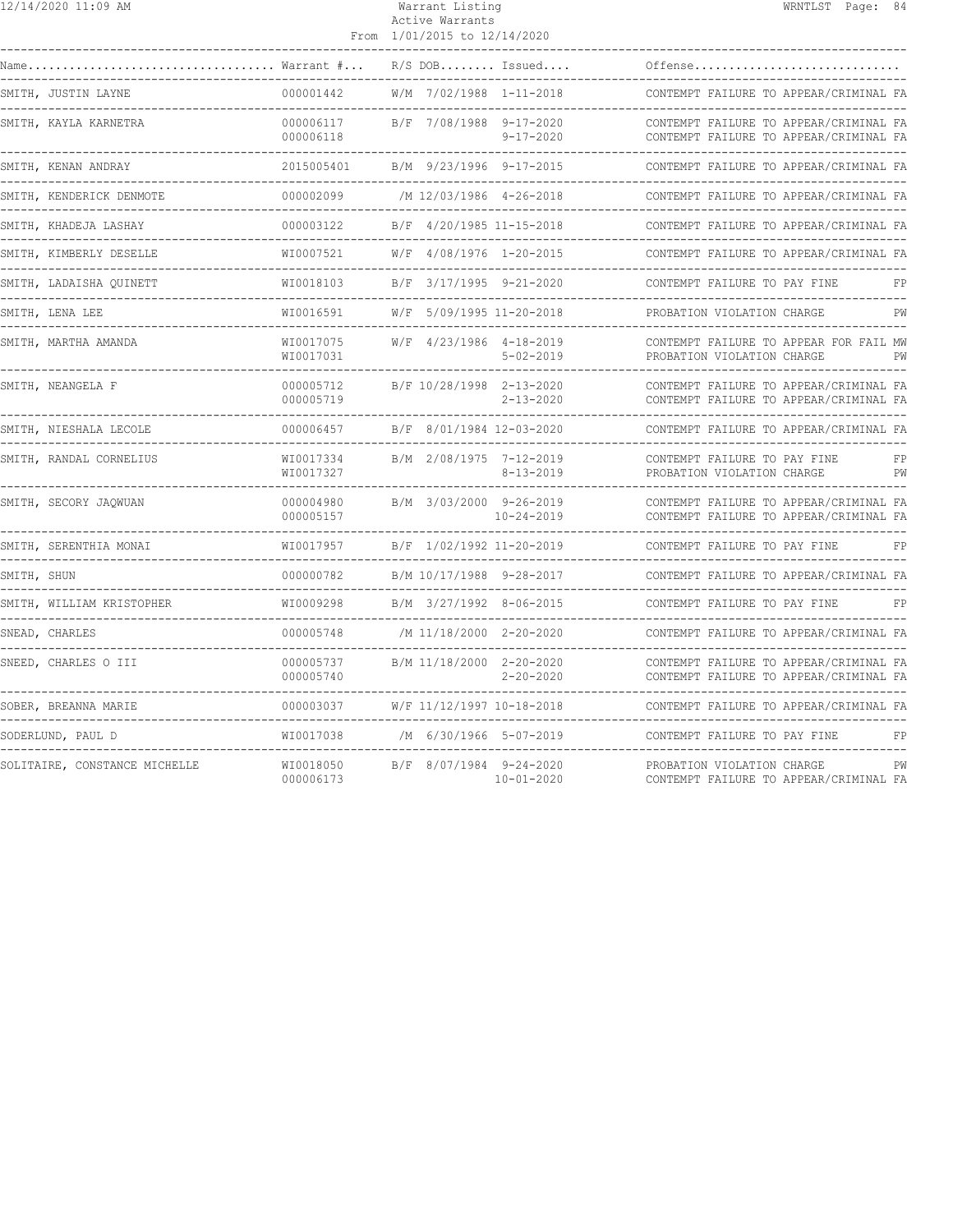| Name | Warrant # | R/S | DOB | Issued | Offense | |
|---|---|---|---|---|---|---|
| SMITH, JUSTIN LAYNE | 000001442 | W/M | 7/02/1988 | 1-11-2018 | CONTEMPT FAILURE TO APPEAR/CRIMINAL | FA |
| SMITH, KAYLA KARNETRA | 000006117 | B/F | 7/08/1988 | 9-17-2020 | CONTEMPT FAILURE TO APPEAR/CRIMINAL | FA |
| | 000006118 | | | 9-17-2020 | CONTEMPT FAILURE TO APPEAR/CRIMINAL | FA |
| SMITH, KENAN ANDRAY | 2015005401 | B/M | 9/23/1996 | 9-17-2015 | CONTEMPT FAILURE TO APPEAR/CRIMINAL | FA |
| SMITH, KENDERICK DENMOTE | 000002099 | /M | 12/03/1986 | 4-26-2018 | CONTEMPT FAILURE TO APPEAR/CRIMINAL | FA |
| SMITH, KHADEJA LASHAY | 000003122 | B/F | 4/20/1985 | 11-15-2018 | CONTEMPT FAILURE TO APPEAR/CRIMINAL | FA |
| SMITH, KIMBERLY DESELLE | WI0007521 | W/F | 4/08/1976 | 1-20-2015 | CONTEMPT FAILURE TO APPEAR/CRIMINAL | FA |
| SMITH, LADAISHA QUINETT | WI0018103 | B/F | 3/17/1995 | 9-21-2020 | CONTEMPT FAILURE TO PAY FINE | FP |
| SMITH, LENA LEE | WI0016591 | W/F | 5/09/1995 | 11-20-2018 | PROBATION VIOLATION CHARGE | PW |
| SMITH, MARTHA AMANDA | WI0017075 | W/F | 4/23/1986 | 4-18-2019 | CONTEMPT FAILURE TO APPEAR FOR FAIL | MW |
| | WI0017031 | | | 5-02-2019 | PROBATION VIOLATION CHARGE | PW |
| SMITH, NEANGELA F | 000005712 | B/F | 10/28/1998 | 2-13-2020 | CONTEMPT FAILURE TO APPEAR/CRIMINAL | FA |
| | 000005719 | | | 2-13-2020 | CONTEMPT FAILURE TO APPEAR/CRIMINAL | FA |
| SMITH, NIESHALA LECOLE | 000006457 | B/F | 8/01/1984 | 12-03-2020 | CONTEMPT FAILURE TO APPEAR/CRIMINAL | FA |
| SMITH, RANDAL CORNELIUS | WI0017334 | B/M | 2/08/1975 | 7-12-2019 | CONTEMPT FAILURE TO PAY FINE | FP |
| | WI0017327 | | | 8-13-2019 | PROBATION VIOLATION CHARGE | PW |
| SMITH, SECORY JAQWUAN | 000004980 | B/M | 3/03/2000 | 9-26-2019 | CONTEMPT FAILURE TO APPEAR/CRIMINAL | FA |
| | 000005157 | | | 10-24-2019 | CONTEMPT FAILURE TO APPEAR/CRIMINAL | FA |
| SMITH, SERENTHIA MONAI | WI0017957 | B/F | 1/02/1992 | 11-20-2019 | CONTEMPT FAILURE TO PAY FINE | FP |
| SMITH, SHUN | 000000782 | B/M | 10/17/1988 | 9-28-2017 | CONTEMPT FAILURE TO APPEAR/CRIMINAL | FA |
| SMITH, WILLIAM KRISTOPHER | WI0009298 | B/M | 3/27/1992 | 8-06-2015 | CONTEMPT FAILURE TO PAY FINE | FP |
| SNEAD, CHARLES | 000005748 | /M | 11/18/2000 | 2-20-2020 | CONTEMPT FAILURE TO APPEAR/CRIMINAL | FA |
| SNEED, CHARLES O III | 000005737 | B/M | 11/18/2000 | 2-20-2020 | CONTEMPT FAILURE TO APPEAR/CRIMINAL | FA |
| | 000005740 | | | 2-20-2020 | CONTEMPT FAILURE TO APPEAR/CRIMINAL | FA |
| SOBER, BREANNA MARIE | 000003037 | W/F | 11/12/1997 | 10-18-2018 | CONTEMPT FAILURE TO APPEAR/CRIMINAL | FA |
| SODERLUND, PAUL D | WI0017038 | /M | 6/30/1966 | 5-07-2019 | CONTEMPT FAILURE TO PAY FINE | FP |
| SOLITAIRE, CONSTANCE MICHELLE | WI0018050 | B/F | 8/07/1984 | 9-24-2020 | PROBATION VIOLATION CHARGE | PW |
| | 000006173 | | | 10-01-2020 | CONTEMPT FAILURE TO APPEAR/CRIMINAL | FA |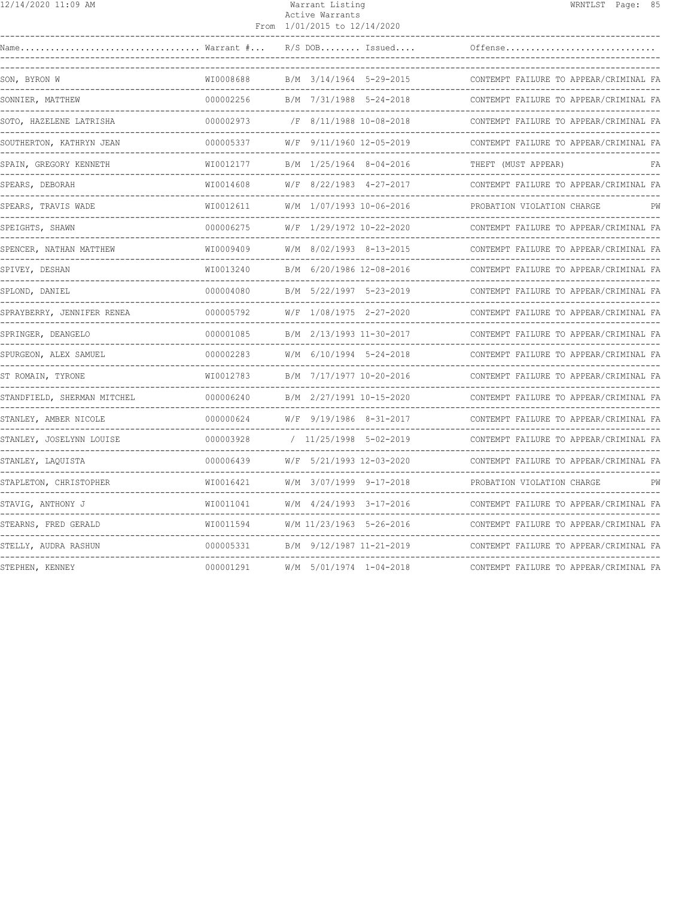Warrant Listing
Active Warrants
From 1/01/2015 to 12/14/2020

| Name | Warrant # | R/S | DOB | Issued | Offense | |
|---|---|---|---|---|---|---|
| SON, BYRON W | WI0008688 | B/M | 3/14/1964 | 5-29-2015 | CONTEMPT FAILURE TO APPEAR/CRIMINAL | FA |
| SONNIER, MATTHEW | 000002256 | B/M | 7/31/1988 | 5-24-2018 | CONTEMPT FAILURE TO APPEAR/CRIMINAL | FA |
| SOTO, HAZELENE LATRISHA | 000002973 | /F | 8/11/1988 | 10-08-2018 | CONTEMPT FAILURE TO APPEAR/CRIMINAL | FA |
| SOUTHERTON, KATHRYN JEAN | 000005337 | W/F | 9/11/1960 | 12-05-2019 | CONTEMPT FAILURE TO APPEAR/CRIMINAL | FA |
| SPAIN, GREGORY KENNETH | WI0012177 | B/M | 1/25/1964 | 8-04-2016 | THEFT (MUST APPEAR) | FA |
| SPEARS, DEBORAH | WI0014608 | W/F | 8/22/1983 | 4-27-2017 | CONTEMPT FAILURE TO APPEAR/CRIMINAL | FA |
| SPEARS, TRAVIS WADE | WI0012611 | W/M | 1/07/1993 | 10-06-2016 | PROBATION VIOLATION CHARGE | PW |
| SPEIGHTS, SHAWN | 000006275 | W/F | 1/29/1972 | 10-22-2020 | CONTEMPT FAILURE TO APPEAR/CRIMINAL | FA |
| SPENCER, NATHAN MATTHEW | WI0009409 | W/M | 8/02/1993 | 8-13-2015 | CONTEMPT FAILURE TO APPEAR/CRIMINAL | FA |
| SPIVEY, DESHAN | WI0013240 | B/M | 6/20/1986 | 12-08-2016 | CONTEMPT FAILURE TO APPEAR/CRIMINAL | FA |
| SPLOND, DANIEL | 000004080 | B/M | 5/22/1997 | 5-23-2019 | CONTEMPT FAILURE TO APPEAR/CRIMINAL | FA |
| SPRAYBERRY, JENNIFER RENEA | 000005792 | W/F | 1/08/1975 | 2-27-2020 | CONTEMPT FAILURE TO APPEAR/CRIMINAL | FA |
| SPRINGER, DEANGELO | 000001085 | B/M | 2/13/1993 | 11-30-2017 | CONTEMPT FAILURE TO APPEAR/CRIMINAL | FA |
| SPURGEON, ALEX SAMUEL | 000002283 | W/M | 6/10/1994 | 5-24-2018 | CONTEMPT FAILURE TO APPEAR/CRIMINAL | FA |
| ST ROMAIN, TYRONE | WI0012783 | B/M | 7/17/1977 | 10-20-2016 | CONTEMPT FAILURE TO APPEAR/CRIMINAL | FA |
| STANDFIELD, SHERMAN MITCHEL | 000006240 | B/M | 2/27/1991 | 10-15-2020 | CONTEMPT FAILURE TO APPEAR/CRIMINAL | FA |
| STANLEY, AMBER NICOLE | 000000624 | W/F | 9/19/1986 | 8-31-2017 | CONTEMPT FAILURE TO APPEAR/CRIMINAL | FA |
| STANLEY, JOSELYNN LOUISE | 000003928 | / | 11/25/1998 | 5-02-2019 | CONTEMPT FAILURE TO APPEAR/CRIMINAL | FA |
| STANLEY, LAQUISTA | 000006439 | W/F | 5/21/1993 | 12-03-2020 | CONTEMPT FAILURE TO APPEAR/CRIMINAL | FA |
| STAPLETON, CHRISTOPHER | WI0016421 | W/M | 3/07/1999 | 9-17-2018 | PROBATION VIOLATION CHARGE | PW |
| STAVIG, ANTHONY J | WI0011041 | W/M | 4/24/1993 | 3-17-2016 | CONTEMPT FAILURE TO APPEAR/CRIMINAL | FA |
| STEARNS, FRED GERALD | WI0011594 | W/M | 11/23/1963 | 5-26-2016 | CONTEMPT FAILURE TO APPEAR/CRIMINAL | FA |
| STELLY, AUDRA RASHUN | 000005331 | B/M | 9/12/1987 | 11-21-2019 | CONTEMPT FAILURE TO APPEAR/CRIMINAL | FA |
| STEPHEN, KENNEY | 000001291 | W/M | 5/01/1974 | 1-04-2018 | CONTEMPT FAILURE TO APPEAR/CRIMINAL | FA |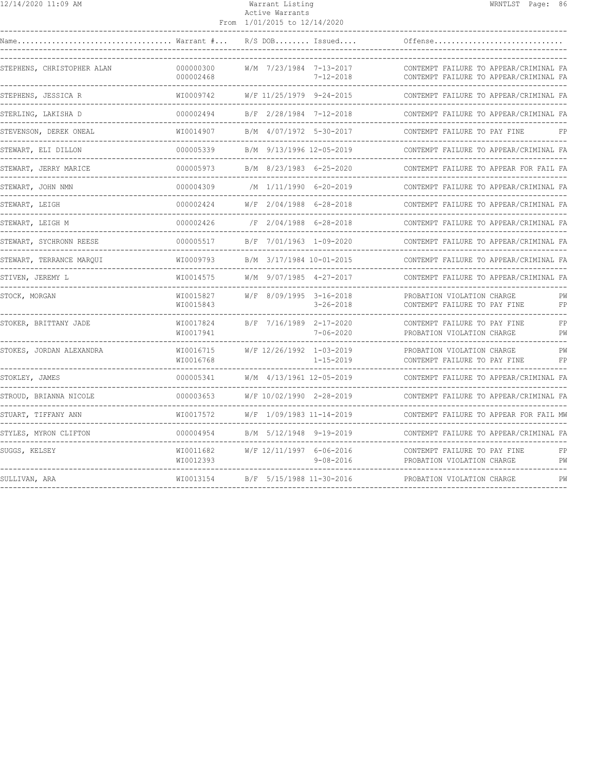Warrant Listing
Active Warrants
From 1/01/2015 to 12/14/2020

| Name | Warrant # | R/S | DOB | Issued | Offense | |
|---|---|---|---|---|---|---|
| STEPHENS, CHRISTOPHER ALAN | 000000300 | W/M | 7/23/1984 | 7-13-2017 | CONTEMPT FAILURE TO APPEAR/CRIMINAL | FA |
| | 000002468 | | | 7-12-2018 | CONTEMPT FAILURE TO APPEAR/CRIMINAL | FA |
| STEPHENS, JESSICA R | WI0009742 | W/F | 11/25/1979 | 9-24-2015 | CONTEMPT FAILURE TO APPEAR/CRIMINAL | FA |
| STERLING, LAKISHA D | 000002494 | B/F | 2/28/1984 | 7-12-2018 | CONTEMPT FAILURE TO APPEAR/CRIMINAL | FA |
| STEVENSON, DEREK ONEAL | WI0014907 | B/M | 4/07/1972 | 5-30-2017 | CONTEMPT FAILURE TO PAY FINE | FP |
| STEWART, ELI DILLON | 000005339 | B/M | 9/13/1996 | 12-05-2019 | CONTEMPT FAILURE TO APPEAR/CRIMINAL | FA |
| STEWART, JERRY MARICE | 000005973 | B/M | 8/23/1983 | 6-25-2020 | CONTEMPT FAILURE TO APPEAR FOR FAIL | FA |
| STEWART, JOHN NMN | 000004309 | /M | 1/11/1990 | 6-20-2019 | CONTEMPT FAILURE TO APPEAR/CRIMINAL | FA |
| STEWART, LEIGH | 000002424 | W/F | 2/04/1988 | 6-28-2018 | CONTEMPT FAILURE TO APPEAR/CRIMINAL | FA |
| STEWART, LEIGH M | 000002426 | /F | 2/04/1988 | 6-28-2018 | CONTEMPT FAILURE TO APPEAR/CRIMINAL | FA |
| STEWART, SYCHRONN REESE | 000005517 | B/F | 7/01/1963 | 1-09-2020 | CONTEMPT FAILURE TO APPEAR/CRIMINAL | FA |
| STEWART, TERRANCE MARQUI | WI0009793 | B/M | 3/17/1984 | 10-01-2015 | CONTEMPT FAILURE TO APPEAR/CRIMINAL | FA |
| STIVEN, JEREMY L | WI0014575 | W/M | 9/07/1985 | 4-27-2017 | CONTEMPT FAILURE TO APPEAR/CRIMINAL | FA |
| STOCK, MORGAN | WI0015827 | W/F | 8/09/1995 | 3-16-2018 | PROBATION VIOLATION CHARGE | PW |
| | WI0015843 | | | 3-26-2018 | CONTEMPT FAILURE TO PAY FINE | FP |
| STOKER, BRITTANY JADE | WI0017824 | B/F | 7/16/1989 | 2-17-2020 | CONTEMPT FAILURE TO PAY FINE | FP |
| | WI0017941 | | | 7-06-2020 | PROBATION VIOLATION CHARGE | PW |
| STOKES, JORDAN ALEXANDRA | WI0016715 | W/F | 12/26/1992 | 1-03-2019 | PROBATION VIOLATION CHARGE | PW |
| | WI0016768 | | | 1-15-2019 | CONTEMPT FAILURE TO PAY FINE | FP |
| STOKLEY, JAMES | 000005341 | W/M | 4/13/1961 | 12-05-2019 | CONTEMPT FAILURE TO APPEAR/CRIMINAL | FA |
| STROUD, BRIANNA NICOLE | 000003653 | W/F | 10/02/1990 | 2-28-2019 | CONTEMPT FAILURE TO APPEAR/CRIMINAL | FA |
| STUART, TIFFANY ANN | WI0017572 | W/F | 1/09/1983 | 11-14-2019 | CONTEMPT FAILURE TO APPEAR FOR FAIL | MW |
| STYLES, MYRON CLIFTON | 000004954 | B/M | 5/12/1948 | 9-19-2019 | CONTEMPT FAILURE TO APPEAR/CRIMINAL | FA |
| SUGGS, KELSEY | WI0011682 | W/F | 12/11/1997 | 6-06-2016 | CONTEMPT FAILURE TO PAY FINE | FP |
| | WI0012393 | | | 9-08-2016 | PROBATION VIOLATION CHARGE | PW |
| SULLIVAN, ARA | WI0013154 | B/F | 5/15/1988 | 11-30-2016 | PROBATION VIOLATION CHARGE | PW |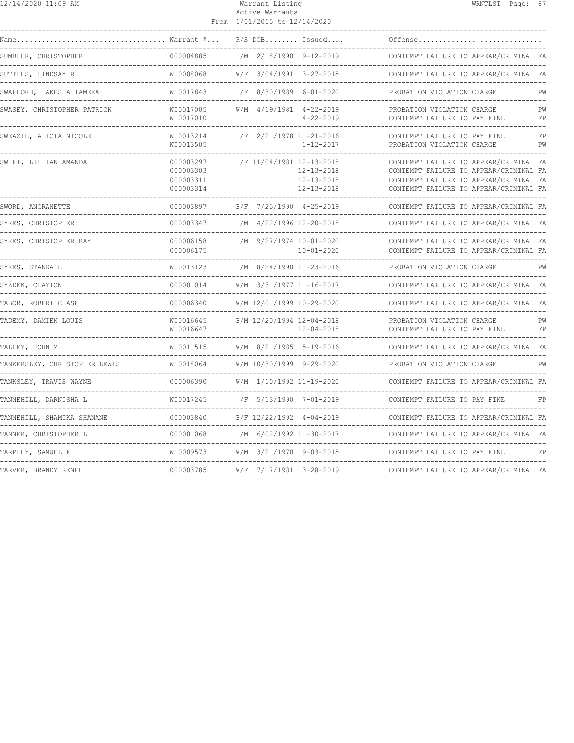| Name | Warrant # | R/S | DOB | Issued | Offense | |
|---|---|---|---|---|---|---|
| SUMBLER, CHRISTOPHER | 000004885 | B/M | 2/18/1990 | 9-12-2019 | CONTEMPT FAILURE TO APPEAR/CRIMINAL | FA |
| SUTTLES, LINDSAY R | WI0008068 | W/F | 3/04/1991 | 3-27-2015 | CONTEMPT FAILURE TO APPEAR/CRIMINAL | FA |
| SWAFFORD, LAKESHA TAMEKA | WI0017843 | B/F | 8/30/1989 | 6-01-2020 | PROBATION VIOLATION CHARGE | PW |
| SWASEY, CHRISTOPHER PATRICK | WI0017005 | W/M | 4/19/1981 | 4-22-2019 | PROBATION VIOLATION CHARGE | PW |
| | WI0017010 | | | 4-22-2019 | CONTEMPT FAILURE TO PAY FINE | FP |
| SWEAZIE, ALICIA NICOLE | WI0013214 | B/F | 2/21/1978 | 11-21-2016 | CONTEMPT FAILURE TO PAY FINE | FP |
| | WI0013505 | | | 1-12-2017 | PROBATION VIOLATION CHARGE | PW |
| SWIFT, LILLIAN AMANDA | 000003297 | B/F | 11/04/1981 | 12-13-2018 | CONTEMPT FAILURE TO APPEAR/CRIMINAL | FA |
| | 000003303 | | | 12-13-2018 | CONTEMPT FAILURE TO APPEAR/CRIMINAL | FA |
| | 000003311 | | | 12-13-2018 | CONTEMPT FAILURE TO APPEAR/CRIMINAL | FA |
| | 000003314 | | | 12-13-2018 | CONTEMPT FAILURE TO APPEAR/CRIMINAL | FA |
| SWORD, ANCRANETTE | 000003897 | B/F | 7/25/1990 | 4-25-2019 | CONTEMPT FAILURE TO APPEAR/CRIMINAL | FA |
| SYKES, CHRISTOPHER | 000003347 | B/M | 4/22/1996 | 12-20-2018 | CONTEMPT FAILURE TO APPEAR/CRIMINAL | FA |
| SYKES, CHRISTOPHER RAY | 000006158 | B/M | 9/27/1974 | 10-01-2020 | CONTEMPT FAILURE TO APPEAR/CRIMINAL | FA |
| | 000006175 | | | 10-01-2020 | CONTEMPT FAILURE TO APPEAR/CRIMINAL | FA |
| SYKES, STANDALE | WI0013123 | B/M | 8/24/1990 | 11-23-2016 | PROBATION VIOLATION CHARGE | PW |
| SYZDEK, CLAYTON | 000001014 | W/M | 3/31/1977 | 11-16-2017 | CONTEMPT FAILURE TO APPEAR/CRIMINAL | FA |
| TABOR, ROBERT CHASE | 000006340 | W/M | 12/01/1999 | 10-29-2020 | CONTEMPT FAILURE TO APPEAR/CRIMINAL | FA |
| TADEMY, DAMIEN LOUIS | WI0016645 | B/M | 12/20/1994 | 12-04-2018 | PROBATION VIOLATION CHARGE | PW |
| | WI0016647 | | | 12-04-2018 | CONTEMPT FAILURE TO PAY FINE | FP |
| TALLEY, JOHN M | WI0011515 | W/M | 8/21/1985 | 5-19-2016 | CONTEMPT FAILURE TO APPEAR/CRIMINAL | FA |
| TANKERSLEY, CHRISTOPHER LEWIS | WI0018064 | W/M | 10/30/1999 | 9-29-2020 | PROBATION VIOLATION CHARGE | PW |
| TANKSLEY, TRAVIS WAYNE | 000006390 | W/M | 1/10/1992 | 11-19-2020 | CONTEMPT FAILURE TO APPEAR/CRIMINAL | FA |
| TANNEHILL, DARNISHA L | WI0017245 | /F | 5/13/1990 | 7-01-2019 | CONTEMPT FAILURE TO PAY FINE | FP |
| TANNEHILL, SHAMIKA SHANANE | 000003840 | B/F | 12/22/1992 | 4-04-2019 | CONTEMPT FAILURE TO APPEAR/CRIMINAL | FA |
| TANNER, CHRISTOPHER L | 000001068 | B/M | 6/02/1992 | 11-30-2017 | CONTEMPT FAILURE TO APPEAR/CRIMINAL | FA |
| TARPLEY, SAMUEL F | WI0009573 | W/M | 3/21/1970 | 9-03-2015 | CONTEMPT FAILURE TO PAY FINE | FP |
| TARVER, BRANDY RENEE | 000003785 | W/F | 7/17/1981 | 3-28-2019 | CONTEMPT FAILURE TO APPEAR/CRIMINAL | FA |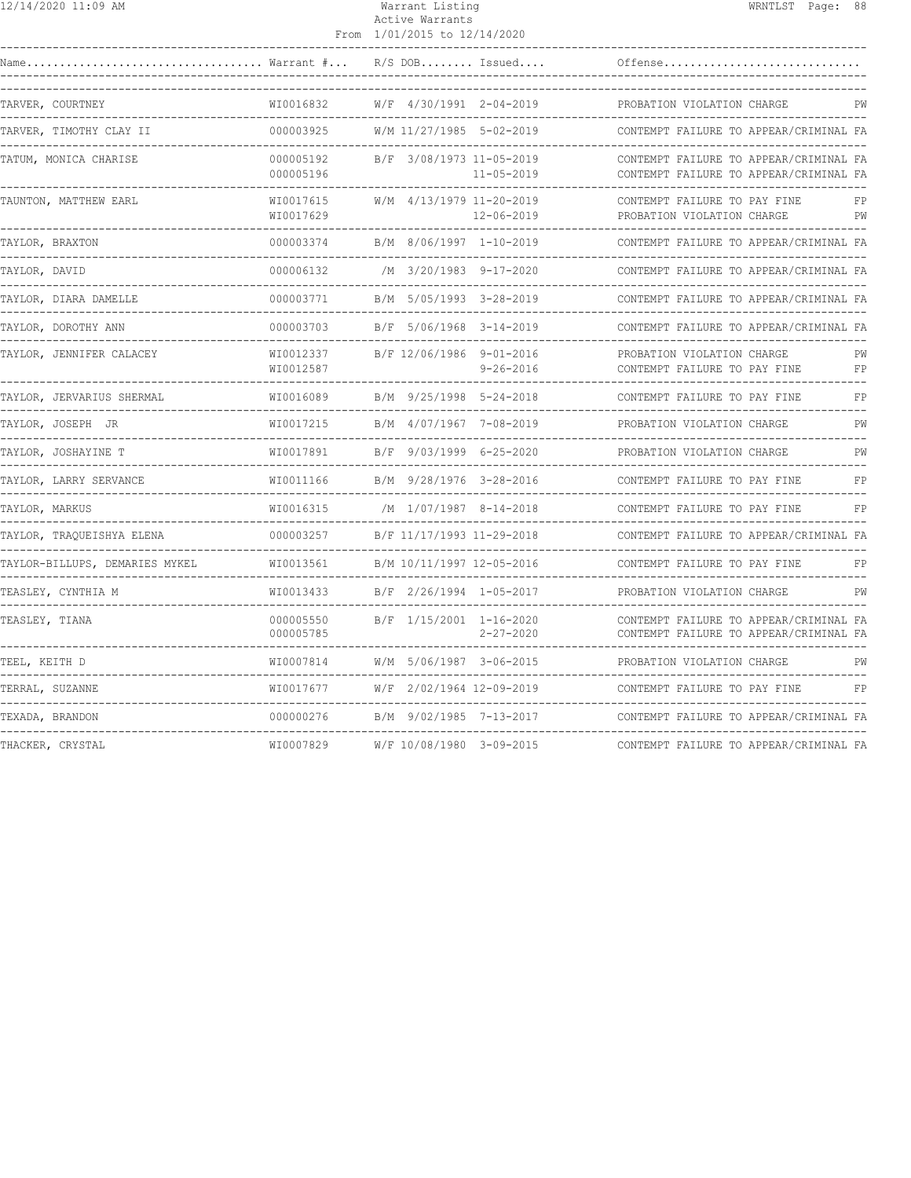| Name | Warrant # | R/S | DOB | Issued | Offense | |
|---|---|---|---|---|---|---|
| TARVER, COURTNEY | WI0016832 | W/F | 4/30/1991 | 2-04-2019 | PROBATION VIOLATION CHARGE | PW |
| TARVER, TIMOTHY CLAY II | 000003925 | W/M | 11/27/1985 | 5-02-2019 | CONTEMPT FAILURE TO APPEAR/CRIMINAL | FA |
| TATUM, MONICA CHARISE | 000005192 | B/F | 3/08/1973 | 11-05-2019 | CONTEMPT FAILURE TO APPEAR/CRIMINAL | FA |
| | 000005196 | | | 11-05-2019 | CONTEMPT FAILURE TO APPEAR/CRIMINAL | FA |
| TAUNTON, MATTHEW EARL | WI0017615 | W/M | 4/13/1979 | 11-20-2019 | CONTEMPT FAILURE TO PAY FINE | FP |
| | WI0017629 | | | 12-06-2019 | PROBATION VIOLATION CHARGE | PW |
| TAYLOR, BRAXTON | 000003374 | B/M | 8/06/1997 | 1-10-2019 | CONTEMPT FAILURE TO APPEAR/CRIMINAL | FA |
| TAYLOR, DAVID | 000006132 | /M | 3/20/1983 | 9-17-2020 | CONTEMPT FAILURE TO APPEAR/CRIMINAL | FA |
| TAYLOR, DIARA DAMELLE | 000003771 | B/M | 5/05/1993 | 3-28-2019 | CONTEMPT FAILURE TO APPEAR/CRIMINAL | FA |
| TAYLOR, DOROTHY ANN | 000003703 | B/F | 5/06/1968 | 3-14-2019 | CONTEMPT FAILURE TO APPEAR/CRIMINAL | FA |
| TAYLOR, JENNIFER CALACEY | WI0012337 | B/F | 12/06/1986 | 9-01-2016 | PROBATION VIOLATION CHARGE | PW |
| | WI0012587 | | | 9-26-2016 | CONTEMPT FAILURE TO PAY FINE | FP |
| TAYLOR, JERVARIUS SHERMAL | WI0016089 | B/M | 9/25/1998 | 5-24-2018 | CONTEMPT FAILURE TO PAY FINE | FP |
| TAYLOR, JOSEPH JR | WI0017215 | B/M | 4/07/1967 | 7-08-2019 | PROBATION VIOLATION CHARGE | PW |
| TAYLOR, JOSHAYINE T | WI0017891 | B/F | 9/03/1999 | 6-25-2020 | PROBATION VIOLATION CHARGE | PW |
| TAYLOR, LARRY SERVANCE | WI0011166 | B/M | 9/28/1976 | 3-28-2016 | CONTEMPT FAILURE TO PAY FINE | FP |
| TAYLOR, MARKUS | WI0016315 | /M | 1/07/1987 | 8-14-2018 | CONTEMPT FAILURE TO PAY FINE | FP |
| TAYLOR, TRAQUEISHYA ELENA | 000003257 | B/F | 11/17/1993 | 11-29-2018 | CONTEMPT FAILURE TO APPEAR/CRIMINAL | FA |
| TAYLOR-BILLUPS, DEMARIES MYKEL | WI0013561 | B/M | 10/11/1997 | 12-05-2016 | CONTEMPT FAILURE TO PAY FINE | FP |
| TEASLEY, CYNTHIA M | WI0013433 | B/F | 2/26/1994 | 1-05-2017 | PROBATION VIOLATION CHARGE | PW |
| TEASLEY, TIANA | 000005550 | B/F | 1/15/2001 | 1-16-2020 | CONTEMPT FAILURE TO APPEAR/CRIMINAL | FA |
| | 000005785 | | | 2-27-2020 | CONTEMPT FAILURE TO APPEAR/CRIMINAL | FA |
| TEEL, KEITH D | WI0007814 | W/M | 5/06/1987 | 3-06-2015 | PROBATION VIOLATION CHARGE | PW |
| TERRAL, SUZANNE | WI0017677 | W/F | 2/02/1964 | 12-09-2019 | CONTEMPT FAILURE TO PAY FINE | FP |
| TEXADA, BRANDON | 000000276 | B/M | 9/02/1985 | 7-13-2017 | CONTEMPT FAILURE TO APPEAR/CRIMINAL | FA |
| THACKER, CRYSTAL | WI0007829 | W/F | 10/08/1980 | 3-09-2015 | CONTEMPT FAILURE TO APPEAR/CRIMINAL | FA |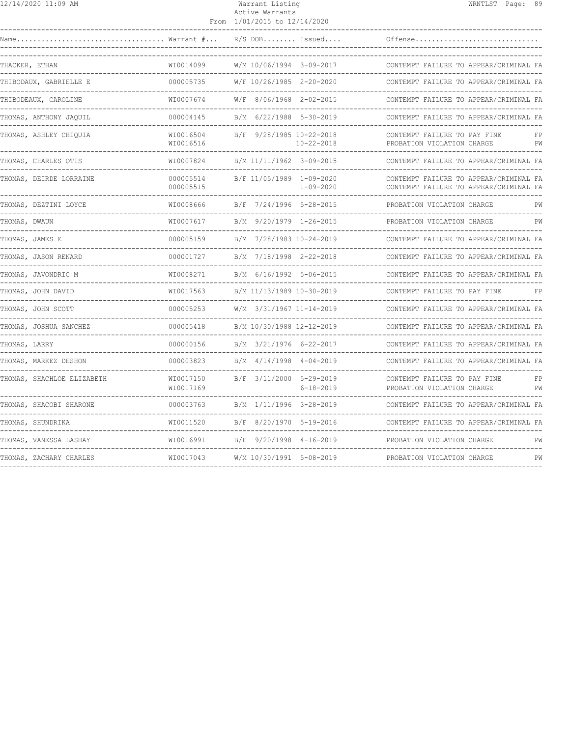| Name | Warrant # | R/S | DOB | Issued | Offense |
|---|---|---|---|---|---|
| THACKER, ETHAN | WI0014099 | W/M | 10/06/1994 | 3-09-2017 | CONTEMPT FAILURE TO APPEAR/CRIMINAL FA |
| THIBODAUX, GABRIELLE E | 000005735 | W/F | 10/26/1985 | 2-20-2020 | CONTEMPT FAILURE TO APPEAR/CRIMINAL FA |
| THIBODEAUX, CAROLINE | WI0007674 | W/F | 8/06/1968 | 2-02-2015 | CONTEMPT FAILURE TO APPEAR/CRIMINAL FA |
| THOMAS, ANTHONY JAQUIL | 000004145 | B/M | 6/22/1988 | 5-30-2019 | CONTEMPT FAILURE TO APPEAR/CRIMINAL FA |
| THOMAS, ASHLEY CHIQUIA | WI0016504 | B/F | 9/28/1985 | 10-22-2018 | CONTEMPT FAILURE TO PAY FINE FP |
| | WI0016516 | | | 10-22-2018 | PROBATION VIOLATION CHARGE PW |
| THOMAS, CHARLES OTIS | WI0007824 | B/M | 11/11/1962 | 3-09-2015 | CONTEMPT FAILURE TO APPEAR/CRIMINAL FA |
| THOMAS, DEIRDE LORRAINE | 000005514 | B/F | 11/05/1989 | 1-09-2020 | CONTEMPT FAILURE TO APPEAR/CRIMINAL FA |
| | 000005515 | | | 1-09-2020 | CONTEMPT FAILURE TO APPEAR/CRIMINAL FA |
| THOMAS, DEZTINI LOYCE | WI0008666 | B/F | 7/24/1996 | 5-28-2015 | PROBATION VIOLATION CHARGE PW |
| THOMAS, DWAUN | WI0007617 | B/M | 9/20/1979 | 1-26-2015 | PROBATION VIOLATION CHARGE PW |
| THOMAS, JAMES E | 000005159 | B/M | 7/28/1983 | 10-24-2019 | CONTEMPT FAILURE TO APPEAR/CRIMINAL FA |
| THOMAS, JASON RENARD | 000001727 | B/M | 7/18/1998 | 2-22-2018 | CONTEMPT FAILURE TO APPEAR/CRIMINAL FA |
| THOMAS, JAVONDRIC M | WI0008271 | B/M | 6/16/1992 | 5-06-2015 | CONTEMPT FAILURE TO APPEAR/CRIMINAL FA |
| THOMAS, JOHN DAVID | WI0017563 | B/M | 11/13/1989 | 10-30-2019 | CONTEMPT FAILURE TO PAY FINE FP |
| THOMAS, JOHN SCOTT | 000005253 | W/M | 3/31/1967 | 11-14-2019 | CONTEMPT FAILURE TO APPEAR/CRIMINAL FA |
| THOMAS, JOSHUA SANCHEZ | 000005418 | B/M | 10/30/1988 | 12-12-2019 | CONTEMPT FAILURE TO APPEAR/CRIMINAL FA |
| THOMAS, LARRY | 000000156 | B/M | 3/21/1976 | 6-22-2017 | CONTEMPT FAILURE TO APPEAR/CRIMINAL FA |
| THOMAS, MARKEZ DESHON | 000003823 | B/M | 4/14/1998 | 4-04-2019 | CONTEMPT FAILURE TO APPEAR/CRIMINAL FA |
| THOMAS, SHACHLOE ELIZABETH | WI0017150 | B/F | 3/11/2000 | 5-29-2019 | CONTEMPT FAILURE TO PAY FINE FP |
| | WI0017169 | | | 6-18-2019 | PROBATION VIOLATION CHARGE PW |
| THOMAS, SHACOBI SHARONE | 000003763 | B/M | 1/11/1996 | 3-28-2019 | CONTEMPT FAILURE TO APPEAR/CRIMINAL FA |
| THOMAS, SHUNDRIKA | WI0011520 | B/F | 8/20/1970 | 5-19-2016 | CONTEMPT FAILURE TO APPEAR/CRIMINAL FA |
| THOMAS, VANESSA LASHAY | WI0016991 | B/F | 9/20/1998 | 4-16-2019 | PROBATION VIOLATION CHARGE PW |
| THOMAS, ZACHARY CHARLES | WI0017043 | W/M | 10/30/1991 | 5-08-2019 | PROBATION VIOLATION CHARGE PW |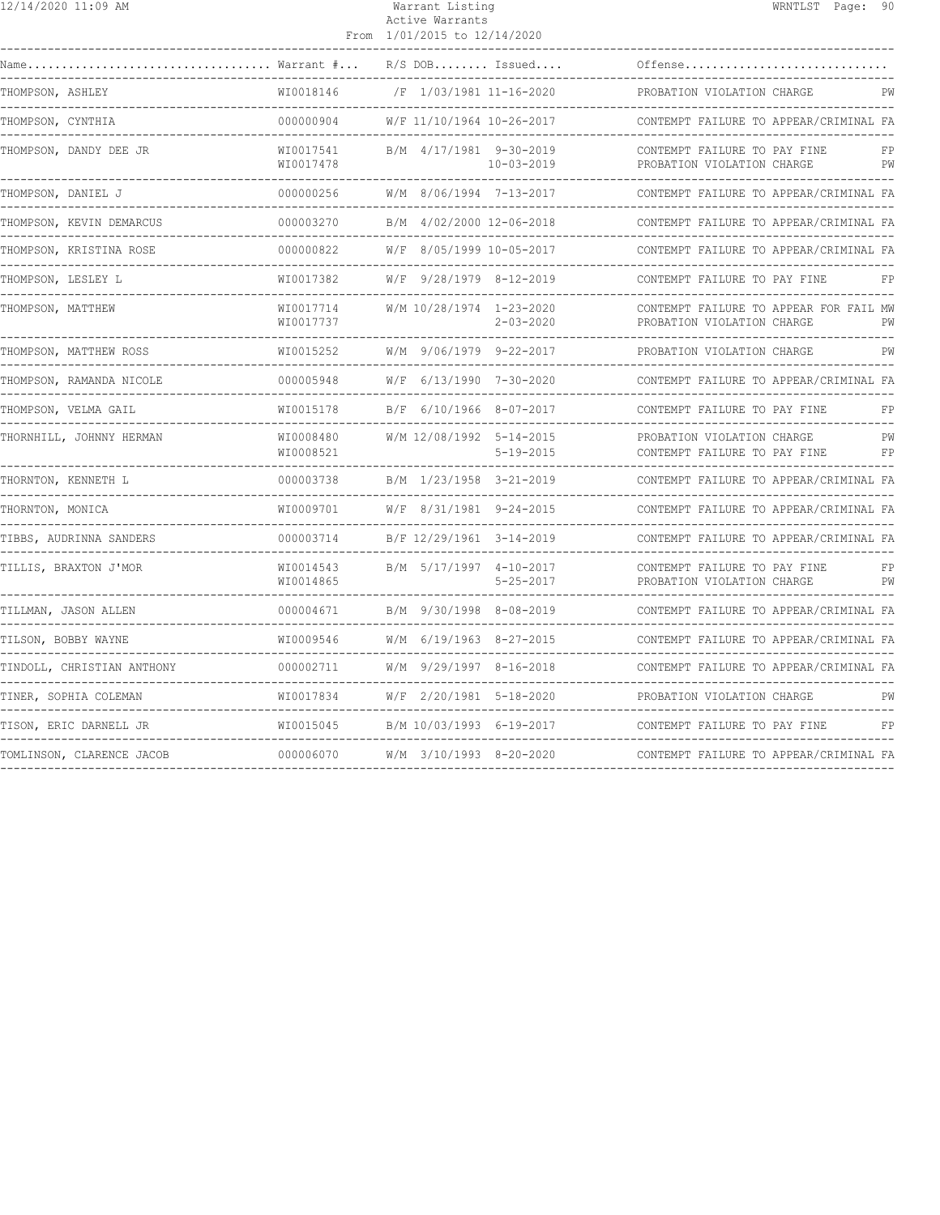| Name | Warrant # | R/S | DOB | Issued | Offense | |
|---|---|---|---|---|---|---|
| THOMPSON, ASHLEY | WI0018146 | /F | 1/03/1981 | 11-16-2020 | PROBATION VIOLATION CHARGE | PW |
| THOMPSON, CYNTHIA | 000000904 | W/F | 11/10/1964 | 10-26-2017 | CONTEMPT FAILURE TO APPEAR/CRIMINAL | FA |
| THOMPSON, DANDY DEE JR | WI0017541 | B/M | 4/17/1981 | 9-30-2019 | CONTEMPT FAILURE TO PAY FINE | FP |
| | WI0017478 | | | 10-03-2019 | PROBATION VIOLATION CHARGE | PW |
| THOMPSON, DANIEL J | 000000256 | W/M | 8/06/1994 | 7-13-2017 | CONTEMPT FAILURE TO APPEAR/CRIMINAL | FA |
| THOMPSON, KEVIN DEMARCUS | 000003270 | B/M | 4/02/2000 | 12-06-2018 | CONTEMPT FAILURE TO APPEAR/CRIMINAL | FA |
| THOMPSON, KRISTINA ROSE | 000000822 | W/F | 8/05/1999 | 10-05-2017 | CONTEMPT FAILURE TO APPEAR/CRIMINAL | FA |
| THOMPSON, LESLEY L | WI0017382 | W/F | 9/28/1979 | 8-12-2019 | CONTEMPT FAILURE TO PAY FINE | FP |
| THOMPSON, MATTHEW | WI0017714 | W/M | 10/28/1974 | 1-23-2020 | CONTEMPT FAILURE TO APPEAR FOR FAIL | MW |
| | WI0017737 | | | 2-03-2020 | PROBATION VIOLATION CHARGE | PW |
| THOMPSON, MATTHEW ROSS | WI0015252 | W/M | 9/06/1979 | 9-22-2017 | PROBATION VIOLATION CHARGE | PW |
| THOMPSON, RAMANDA NICOLE | 000005948 | W/F | 6/13/1990 | 7-30-2020 | CONTEMPT FAILURE TO APPEAR/CRIMINAL | FA |
| THOMPSON, VELMA GAIL | WI0015178 | B/F | 6/10/1966 | 8-07-2017 | CONTEMPT FAILURE TO PAY FINE | FP |
| THORNHILL, JOHNNY HERMAN | WI0008480 | W/M | 12/08/1992 | 5-14-2015 | PROBATION VIOLATION CHARGE | PW |
| | WI0008521 | | | 5-19-2015 | CONTEMPT FAILURE TO PAY FINE | FP |
| THORNTON, KENNETH L | 000003738 | B/M | 1/23/1958 | 3-21-2019 | CONTEMPT FAILURE TO APPEAR/CRIMINAL | FA |
| THORNTON, MONICA | WI0009701 | W/F | 8/31/1981 | 9-24-2015 | CONTEMPT FAILURE TO APPEAR/CRIMINAL | FA |
| TIBBS, AUDRINNA SANDERS | 000003714 | B/F | 12/29/1961 | 3-14-2019 | CONTEMPT FAILURE TO APPEAR/CRIMINAL | FA |
| TILLIS, BRAXTON J'MOR | WI0014543 | B/M | 5/17/1997 | 4-10-2017 | CONTEMPT FAILURE TO PAY FINE | FP |
| | WI0014865 | | | 5-25-2017 | PROBATION VIOLATION CHARGE | PW |
| TILLMAN, JASON ALLEN | 000004671 | B/M | 9/30/1998 | 8-08-2019 | CONTEMPT FAILURE TO APPEAR/CRIMINAL | FA |
| TILSON, BOBBY WAYNE | WI0009546 | W/M | 6/19/1963 | 8-27-2015 | CONTEMPT FAILURE TO APPEAR/CRIMINAL | FA |
| TINDOLL, CHRISTIAN ANTHONY | 000002711 | W/M | 9/29/1997 | 8-16-2018 | CONTEMPT FAILURE TO APPEAR/CRIMINAL | FA |
| TINER, SOPHIA COLEMAN | WI0017834 | W/F | 2/20/1981 | 5-18-2020 | PROBATION VIOLATION CHARGE | PW |
| TISON, ERIC DARNELL JR | WI0015045 | B/M | 10/03/1993 | 6-19-2017 | CONTEMPT FAILURE TO PAY FINE | FP |
| TOMLINSON, CLARENCE JACOB | 000006070 | W/M | 3/10/1993 | 8-20-2020 | CONTEMPT FAILURE TO APPEAR/CRIMINAL | FA |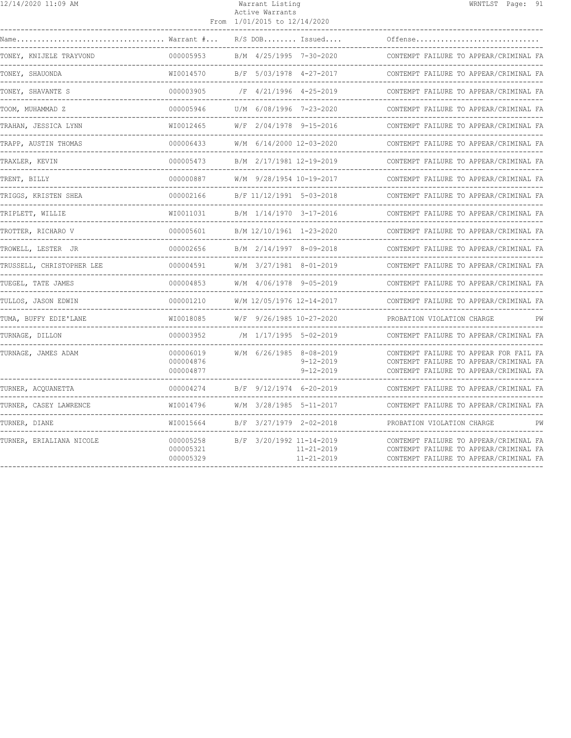| Name | Warrant # | R/S | DOB | Issued | Offense |
|---|---|---|---|---|---|
| TONEY, KNIJELE TRAYVOND | 000005953 | B/M | 4/25/1995 | 7-30-2020 | CONTEMPT FAILURE TO APPEAR/CRIMINAL FA |
| TONEY, SHAUONDA | WI0014570 | B/F | 5/03/1978 | 4-27-2017 | CONTEMPT FAILURE TO APPEAR/CRIMINAL FA |
| TONEY, SHAVANTE S | 000003905 | /F | 4/21/1996 | 4-25-2019 | CONTEMPT FAILURE TO APPEAR/CRIMINAL FA |
| TOOM, MUHAMMAD Z | 000005946 | U/M | 6/08/1996 | 7-23-2020 | CONTEMPT FAILURE TO APPEAR/CRIMINAL FA |
| TRAHAN, JESSICA LYNN | WI0012465 | W/F | 2/04/1978 | 9-15-2016 | CONTEMPT FAILURE TO APPEAR/CRIMINAL FA |
| TRAPP, AUSTIN THOMAS | 000006433 | W/M | 6/14/2000 | 12-03-2020 | CONTEMPT FAILURE TO APPEAR/CRIMINAL FA |
| TRAXLER, KEVIN | 000005473 | B/M | 2/17/1981 | 12-19-2019 | CONTEMPT FAILURE TO APPEAR/CRIMINAL FA |
| TRENT, BILLY | 000000887 | W/M | 9/28/1954 | 10-19-2017 | CONTEMPT FAILURE TO APPEAR/CRIMINAL FA |
| TRIGGS, KRISTEN SHEA | 000002166 | B/F | 11/12/1991 | 5-03-2018 | CONTEMPT FAILURE TO APPEAR/CRIMINAL FA |
| TRIPLETT, WILLIE | WI0011031 | B/M | 1/14/1970 | 3-17-2016 | CONTEMPT FAILURE TO APPEAR/CRIMINAL FA |
| TROTTER, RICHARO V | 000005601 | B/M | 12/10/1961 | 1-23-2020 | CONTEMPT FAILURE TO APPEAR/CRIMINAL FA |
| TROWELL, LESTER JR | 000002656 | B/M | 2/14/1997 | 8-09-2018 | CONTEMPT FAILURE TO APPEAR/CRIMINAL FA |
| TRUSSELL, CHRISTOPHER LEE | 000004591 | W/M | 3/27/1981 | 8-01-2019 | CONTEMPT FAILURE TO APPEAR/CRIMINAL FA |
| TUEGEL, TATE JAMES | 000004853 | W/M | 4/06/1978 | 9-05-2019 | CONTEMPT FAILURE TO APPEAR/CRIMINAL FA |
| TULLOS, JASON EDWIN | 000001210 | W/M | 12/05/1976 | 12-14-2017 | CONTEMPT FAILURE TO APPEAR/CRIMINAL FA |
| TUMA, BUFFY EDIE'LANE | WI0018085 | W/F | 9/26/1985 | 10-27-2020 | PROBATION VIOLATION CHARGE PW |
| TURNAGE, DILLON | 000003952 | /M | 1/17/1995 | 5-02-2019 | CONTEMPT FAILURE TO APPEAR/CRIMINAL FA |
| TURNAGE, JAMES ADAM | 000006019 | W/M | 6/26/1985 | 8-08-2019 | CONTEMPT FAILURE TO APPEAR FOR FAIL FA |
| | 000004876 | | | 9-12-2019 | CONTEMPT FAILURE TO APPEAR/CRIMINAL FA |
| | 000004877 | | | 9-12-2019 | CONTEMPT FAILURE TO APPEAR/CRIMINAL FA |
| TURNER, ACQUANETTA | 000004274 | B/F | 9/12/1974 | 6-20-2019 | CONTEMPT FAILURE TO APPEAR/CRIMINAL FA |
| TURNER, CASEY LAWRENCE | WI0014796 | W/M | 3/28/1985 | 5-11-2017 | CONTEMPT FAILURE TO APPEAR/CRIMINAL FA |
| TURNER, DIANE | WI0015664 | B/F | 3/27/1979 | 2-02-2018 | PROBATION VIOLATION CHARGE PW |
| TURNER, ERIALIANA NICOLE | 000005258 | B/F | 3/20/1992 | 11-14-2019 | CONTEMPT FAILURE TO APPEAR/CRIMINAL FA |
| | 000005321 | | | 11-21-2019 | CONTEMPT FAILURE TO APPEAR/CRIMINAL FA |
| | 000005329 | | | 11-21-2019 | CONTEMPT FAILURE TO APPEAR/CRIMINAL FA |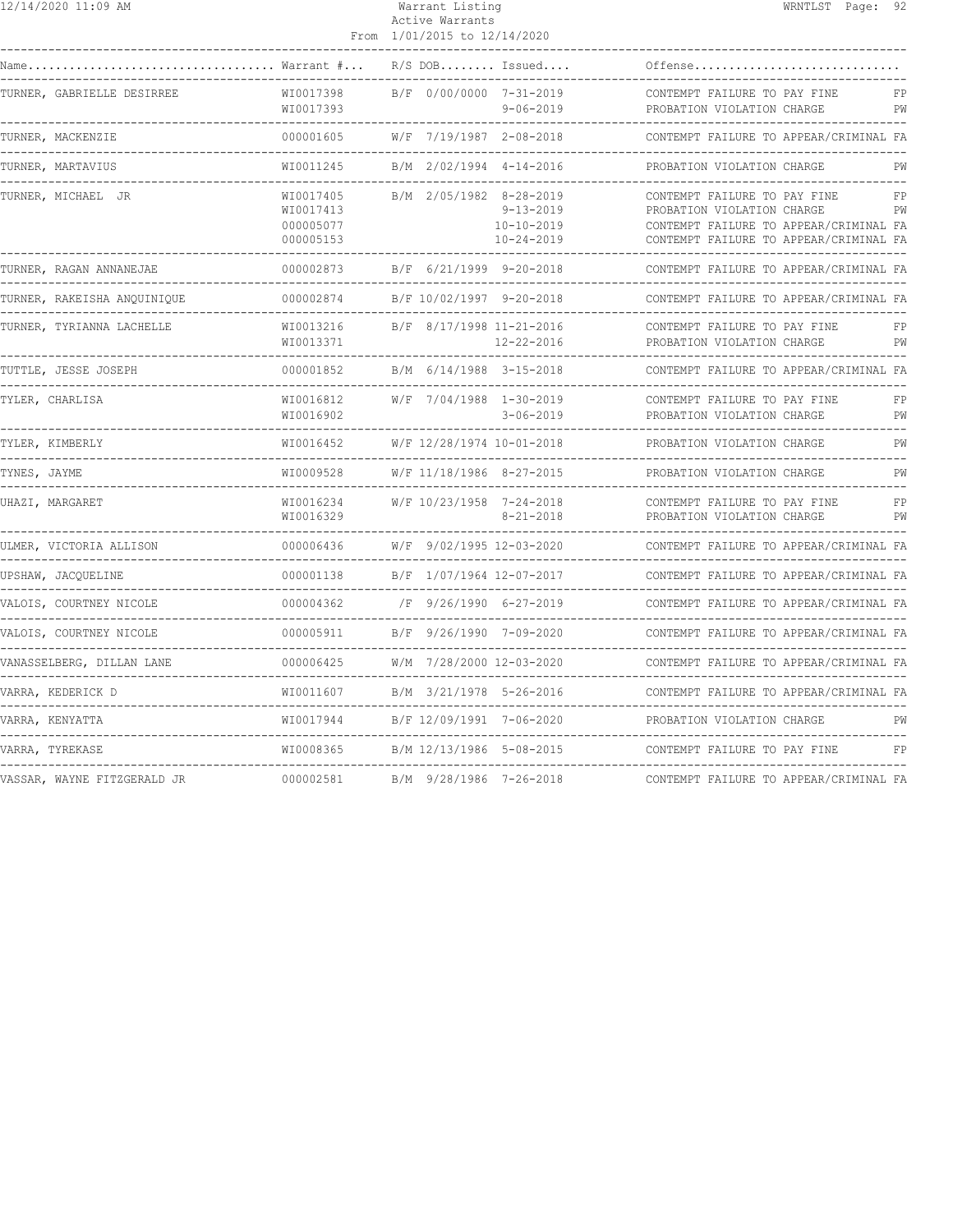| Name | Warrant # | R/S | DOB | Issued | Offense | |
|---|---|---|---|---|---|---|
| TURNER, GABRIELLE DESIRREE | WI0017398 | B/F | 0/00/0000 | 7-31-2019 | CONTEMPT FAILURE TO PAY FINE | FP |
| | WI0017393 | | | 9-06-2019 | PROBATION VIOLATION CHARGE | PW |
| TURNER, MACKENZIE | 000001605 | W/F | 7/19/1987 | 2-08-2018 | CONTEMPT FAILURE TO APPEAR/CRIMINAL | FA |
| TURNER, MARTAVIUS | WI0011245 | B/M | 2/02/1994 | 4-14-2016 | PROBATION VIOLATION CHARGE | PW |
| TURNER, MICHAEL JR | WI0017405 | B/M | 2/05/1982 | 8-28-2019 | CONTEMPT FAILURE TO PAY FINE | FP |
| | WI0017413 | | | 9-13-2019 | PROBATION VIOLATION CHARGE | PW |
| | 000005077 | | | 10-10-2019 | CONTEMPT FAILURE TO APPEAR/CRIMINAL | FA |
| | 000005153 | | | 10-24-2019 | CONTEMPT FAILURE TO APPEAR/CRIMINAL | FA |
| TURNER, RAGAN ANNANEJAE | 000002873 | B/F | 6/21/1999 | 9-20-2018 | CONTEMPT FAILURE TO APPEAR/CRIMINAL | FA |
| TURNER, RAKEISHA ANQUINIQUE | 000002874 | B/F | 10/02/1997 | 9-20-2018 | CONTEMPT FAILURE TO APPEAR/CRIMINAL | FA |
| TURNER, TYRIANNA LACHELLE | WI0013216 | B/F | 8/17/1998 | 11-21-2016 | CONTEMPT FAILURE TO PAY FINE | FP |
| | WI0013371 | | | 12-22-2016 | PROBATION VIOLATION CHARGE | PW |
| TUTTLE, JESSE JOSEPH | 000001852 | B/M | 6/14/1988 | 3-15-2018 | CONTEMPT FAILURE TO APPEAR/CRIMINAL | FA |
| TYLER, CHARLISA | WI0016812 | W/F | 7/04/1988 | 1-30-2019 | CONTEMPT FAILURE TO PAY FINE | FP |
| | WI0016902 | | | 3-06-2019 | PROBATION VIOLATION CHARGE | PW |
| TYLER, KIMBERLY | WI0016452 | W/F | 12/28/1974 | 10-01-2018 | PROBATION VIOLATION CHARGE | PW |
| TYNES, JAYME | WI0009528 | W/F | 11/18/1986 | 8-27-2015 | PROBATION VIOLATION CHARGE | PW |
| UHAZI, MARGARET | WI0016234 | W/F | 10/23/1958 | 7-24-2018 | CONTEMPT FAILURE TO PAY FINE | FP |
| | WI0016329 | | | 8-21-2018 | PROBATION VIOLATION CHARGE | PW |
| ULMER, VICTORIA ALLISON | 000006436 | W/F | 9/02/1995 | 12-03-2020 | CONTEMPT FAILURE TO APPEAR/CRIMINAL | FA |
| UPSHAW, JACQUELINE | 000001138 | B/F | 1/07/1964 | 12-07-2017 | CONTEMPT FAILURE TO APPEAR/CRIMINAL | FA |
| VALOIS, COURTNEY NICOLE | 000004362 | /F | 9/26/1990 | 6-27-2019 | CONTEMPT FAILURE TO APPEAR/CRIMINAL | FA |
| VALOIS, COURTNEY NICOLE | 000005911 | B/F | 9/26/1990 | 7-09-2020 | CONTEMPT FAILURE TO APPEAR/CRIMINAL | FA |
| VANASSELBERG, DILLAN LANE | 000006425 | W/M | 7/28/2000 | 12-03-2020 | CONTEMPT FAILURE TO APPEAR/CRIMINAL | FA |
| VARRA, KEDERICK D | WI0011607 | B/M | 3/21/1978 | 5-26-2016 | CONTEMPT FAILURE TO APPEAR/CRIMINAL | FA |
| VARRA, KENYATTA | WI0017944 | B/F | 12/09/1991 | 7-06-2020 | PROBATION VIOLATION CHARGE | PW |
| VARRA, TYREKASE | WI0008365 | B/M | 12/13/1986 | 5-08-2015 | CONTEMPT FAILURE TO PAY FINE | FP |
| VASSAR, WAYNE FITZGERALD JR | 000002581 | B/M | 9/28/1986 | 7-26-2018 | CONTEMPT FAILURE TO APPEAR/CRIMINAL | FA |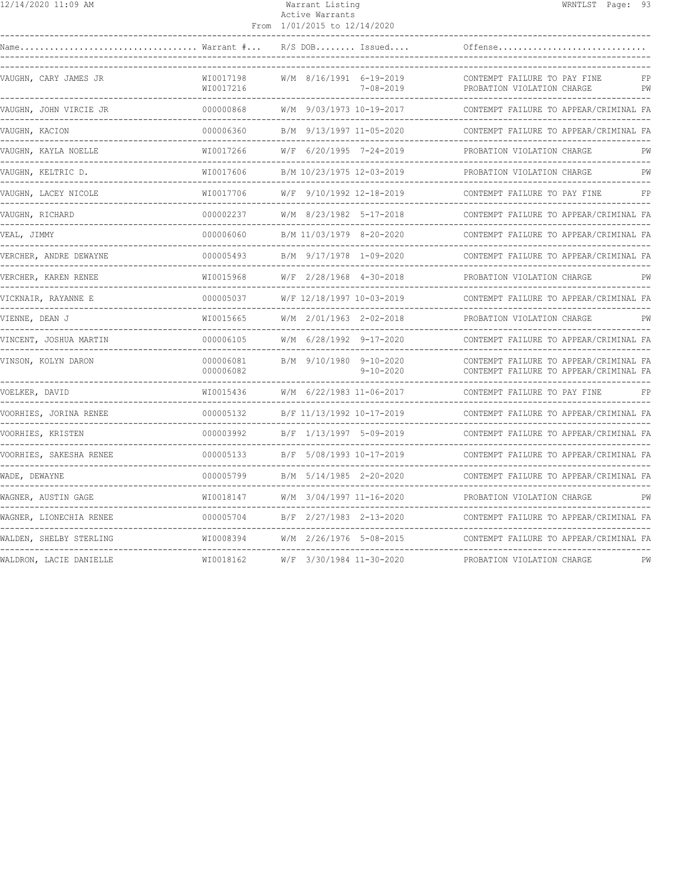| Name | Warrant # | R/S | DOB | Issued | Offense | |
|---|---|---|---|---|---|---|
| VAUGHN, CARY JAMES JR | WI0017198 | W/M | 8/16/1991 | 6-19-2019 | CONTEMPT FAILURE TO PAY FINE | FP |
| | WI0017216 | | | 7-08-2019 | PROBATION VIOLATION CHARGE | PW |
| VAUGHN, JOHN VIRCIE JR | 000000868 | W/M | 9/03/1973 | 10-19-2017 | CONTEMPT FAILURE TO APPEAR/CRIMINAL | FA |
| VAUGHN, KACION | 000006360 | B/M | 9/13/1997 | 11-05-2020 | CONTEMPT FAILURE TO APPEAR/CRIMINAL | FA |
| VAUGHN, KAYLA NOELLE | WI0017266 | W/F | 6/20/1995 | 7-24-2019 | PROBATION VIOLATION CHARGE | PW |
| VAUGHN, KELTRIC D. | WI0017606 | B/M | 10/23/1975 | 12-03-2019 | PROBATION VIOLATION CHARGE | PW |
| VAUGHN, LACEY NICOLE | WI0017706 | W/F | 9/10/1992 | 12-18-2019 | CONTEMPT FAILURE TO PAY FINE | FP |
| VAUGHN, RICHARD | 000002237 | W/M | 8/23/1982 | 5-17-2018 | CONTEMPT FAILURE TO APPEAR/CRIMINAL | FA |
| VEAL, JIMMY | 000006060 | B/M | 11/03/1979 | 8-20-2020 | CONTEMPT FAILURE TO APPEAR/CRIMINAL | FA |
| VERCHER, ANDRE DEWAYNE | 000005493 | B/M | 9/17/1978 | 1-09-2020 | CONTEMPT FAILURE TO APPEAR/CRIMINAL | FA |
| VERCHER, KAREN RENEE | WI0015968 | W/F | 2/28/1968 | 4-30-2018 | PROBATION VIOLATION CHARGE | PW |
| VICKNAIR, RAYANNE E | 000005037 | W/F | 12/18/1997 | 10-03-2019 | CONTEMPT FAILURE TO APPEAR/CRIMINAL | FA |
| VIENNE, DEAN J | WI0015665 | W/M | 2/01/1963 | 2-02-2018 | PROBATION VIOLATION CHARGE | PW |
| VINCENT, JOSHUA MARTIN | 000006105 | W/M | 6/28/1992 | 9-17-2020 | CONTEMPT FAILURE TO APPEAR/CRIMINAL | FA |
| VINSON, KOLYN DARON | 000006081 | B/M | 9/10/1980 | 9-10-2020 | CONTEMPT FAILURE TO APPEAR/CRIMINAL | FA |
| | 000006082 | | | 9-10-2020 | CONTEMPT FAILURE TO APPEAR/CRIMINAL | FA |
| VOELKER, DAVID | WI0015436 | W/M | 6/22/1983 | 11-06-2017 | CONTEMPT FAILURE TO PAY FINE | FP |
| VOORHIES, JORINA RENEE | 000005132 | B/F | 11/13/1992 | 10-17-2019 | CONTEMPT FAILURE TO APPEAR/CRIMINAL | FA |
| VOORHIES, KRISTEN | 000003992 | B/F | 1/13/1997 | 5-09-2019 | CONTEMPT FAILURE TO APPEAR/CRIMINAL | FA |
| VOORHIES, SAKESHA RENEE | 000005133 | B/F | 5/08/1993 | 10-17-2019 | CONTEMPT FAILURE TO APPEAR/CRIMINAL | FA |
| WADE, DEWAYNE | 000005799 | B/M | 5/14/1985 | 2-20-2020 | CONTEMPT FAILURE TO APPEAR/CRIMINAL | FA |
| WAGNER, AUSTIN GAGE | WI0018147 | W/M | 3/04/1997 | 11-16-2020 | PROBATION VIOLATION CHARGE | PW |
| WAGNER, LIONECHIA RENEE | 000005704 | B/F | 2/27/1983 | 2-13-2020 | CONTEMPT FAILURE TO APPEAR/CRIMINAL | FA |
| WALDEN, SHELBY STERLING | WI0008394 | W/M | 2/26/1976 | 5-08-2015 | CONTEMPT FAILURE TO APPEAR/CRIMINAL | FA |
| WALDRON, LACIE DANIELLE | WI0018162 | W/F | 3/30/1984 | 11-30-2020 | PROBATION VIOLATION CHARGE | PW |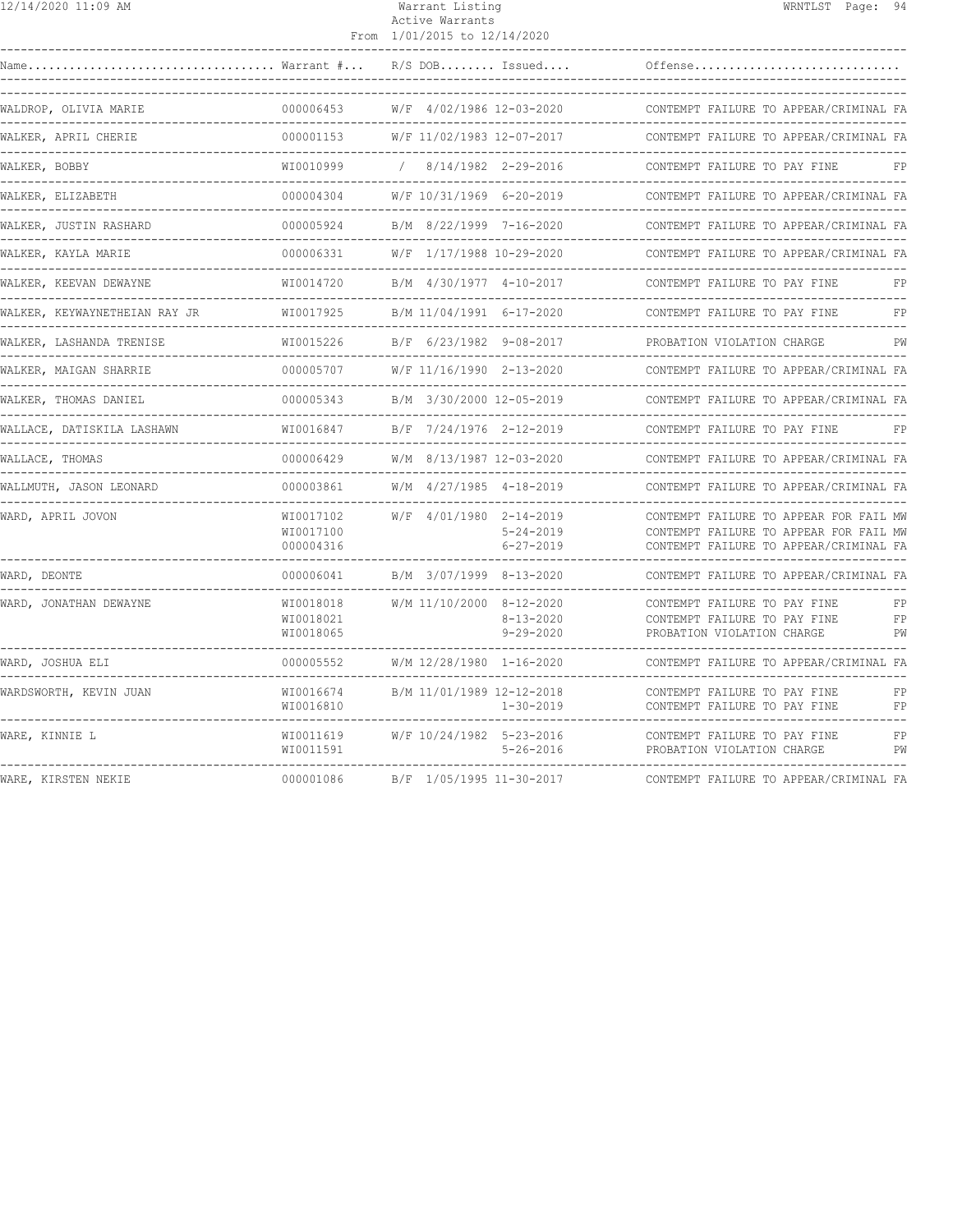# Warrant Listing

Active Warrants

From 1/01/2015 to 12/14/2020

| Name | Warrant # | R/S | DOB | Issued | Offense | |
|---|---|---|---|---|---|---|
| WALDROP, OLIVIA MARIE | 000006453 | W/F | 4/02/1986 | 12-03-2020 | CONTEMPT FAILURE TO APPEAR/CRIMINAL | FA |
| WALKER, APRIL CHERIE | 000001153 | W/F | 11/02/1983 | 12-07-2017 | CONTEMPT FAILURE TO APPEAR/CRIMINAL | FA |
| WALKER, BOBBY | WI0010999 | / | 8/14/1982 | 2-29-2016 | CONTEMPT FAILURE TO PAY FINE | FP |
| WALKER, ELIZABETH | 000004304 | W/F | 10/31/1969 | 6-20-2019 | CONTEMPT FAILURE TO APPEAR/CRIMINAL | FA |
| WALKER, JUSTIN RASHARD | 000005924 | B/M | 8/22/1999 | 7-16-2020 | CONTEMPT FAILURE TO APPEAR/CRIMINAL | FA |
| WALKER, KAYLA MARIE | 000006331 | W/F | 1/17/1988 | 10-29-2020 | CONTEMPT FAILURE TO APPEAR/CRIMINAL | FA |
| WALKER, KEEVAN DEWAYNE | WI0014720 | B/M | 4/30/1977 | 4-10-2017 | CONTEMPT FAILURE TO PAY FINE | FP |
| WALKER, KEYWAYNETHEIAN RAY JR | WI0017925 | B/M | 11/04/1991 | 6-17-2020 | CONTEMPT FAILURE TO PAY FINE | FP |
| WALKER, LASHANDA TRENISE | WI0015226 | B/F | 6/23/1982 | 9-08-2017 | PROBATION VIOLATION CHARGE | PW |
| WALKER, MAIGAN SHARRIE | 000005707 | W/F | 11/16/1990 | 2-13-2020 | CONTEMPT FAILURE TO APPEAR/CRIMINAL | FA |
| WALKER, THOMAS DANIEL | 000005343 | B/M | 3/30/2000 | 12-05-2019 | CONTEMPT FAILURE TO APPEAR/CRIMINAL | FA |
| WALLACE, DATISKILA LASHAWN | WI0016847 | B/F | 7/24/1976 | 2-12-2019 | CONTEMPT FAILURE TO PAY FINE | FP |
| WALLACE, THOMAS | 000006429 | W/M | 8/13/1987 | 12-03-2020 | CONTEMPT FAILURE TO APPEAR/CRIMINAL | FA |
| WALLMUTH, JASON LEONARD | 000003861 | W/M | 4/27/1985 | 4-18-2019 | CONTEMPT FAILURE TO APPEAR/CRIMINAL | FA |
| WARD, APRIL JOVON | WI0017102 | W/F | 4/01/1980 | 2-14-2019 | CONTEMPT FAILURE TO APPEAR FOR FAIL | MW |
| | WI0017100 | | | 5-24-2019 | CONTEMPT FAILURE TO APPEAR FOR FAIL | MW |
| | 000004316 | | | 6-27-2019 | CONTEMPT FAILURE TO APPEAR/CRIMINAL | FA |
| WARD, DEONTE | 000006041 | B/M | 3/07/1999 | 8-13-2020 | CONTEMPT FAILURE TO APPEAR/CRIMINAL | FA |
| WARD, JONATHAN DEWAYNE | WI0018018 | W/M | 11/10/2000 | 8-12-2020 | CONTEMPT FAILURE TO PAY FINE | FP |
| | WI0018021 | | | 8-13-2020 | CONTEMPT FAILURE TO PAY FINE | FP |
| | WI0018065 | | | 9-29-2020 | PROBATION VIOLATION CHARGE | PW |
| WARD, JOSHUA ELI | 000005552 | W/M | 12/28/1980 | 1-16-2020 | CONTEMPT FAILURE TO APPEAR/CRIMINAL | FA |
| WARDSWORTH, KEVIN JUAN | WI0016674 | B/M | 11/01/1989 | 12-12-2018 | CONTEMPT FAILURE TO PAY FINE | FP |
| | WI0016810 | | | 1-30-2019 | CONTEMPT FAILURE TO PAY FINE | FP |
| WARE, KINNIE L | WI0011619 | W/F | 10/24/1982 | 5-23-2016 | CONTEMPT FAILURE TO PAY FINE | FP |
| | WI0011591 | | | 5-26-2016 | PROBATION VIOLATION CHARGE | PW |
| WARE, KIRSTEN NEKIE | 000001086 | B/F | 1/05/1995 | 11-30-2017 | CONTEMPT FAILURE TO APPEAR/CRIMINAL | FA |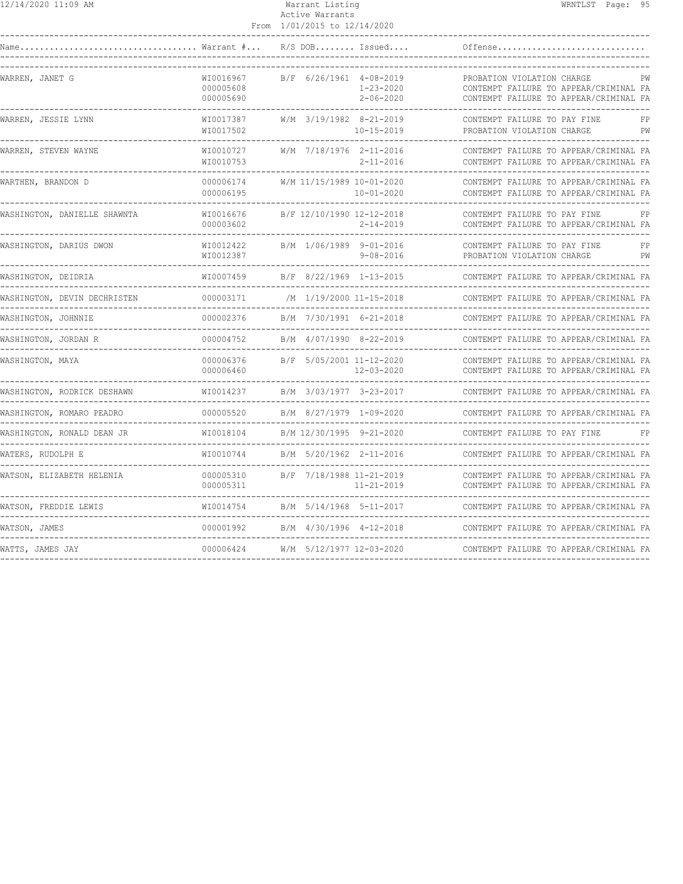Warrant Listing
Active Warrants
From 1/01/2015 to 12/14/2020

| Name | Warrant # | R/S | DOB | Issued | Offense | |
|---|---|---|---|---|---|---|
| WARREN, JANET G | WI0016967 | B/F | 6/26/1961 | 4-08-2019 | PROBATION VIOLATION CHARGE | PW |
| | 000005608 | | | 1-23-2020 | CONTEMPT FAILURE TO APPEAR/CRIMINAL | FA |
| | 000005690 | | | 2-06-2020 | CONTEMPT FAILURE TO APPEAR/CRIMINAL | FA |
| WARREN, JESSIE LYNN | WI0017387 | W/M | 3/19/1982 | 8-21-2019 | CONTEMPT FAILURE TO PAY FINE | FP |
| | WI0017502 | | | 10-15-2019 | PROBATION VIOLATION CHARGE | PW |
| WARREN, STEVEN WAYNE | WI0010727 | W/M | 7/18/1976 | 2-11-2016 | CONTEMPT FAILURE TO APPEAR/CRIMINAL | FA |
| | WI0010753 | | | 2-11-2016 | CONTEMPT FAILURE TO APPEAR/CRIMINAL | FA |
| WARTHEN, BRANDON D | 000006174 | W/M | 11/15/1989 | 10-01-2020 | CONTEMPT FAILURE TO APPEAR/CRIMINAL | FA |
| | 000006195 | | | 10-01-2020 | CONTEMPT FAILURE TO APPEAR/CRIMINAL | FA |
| WASHINGTON, DANIELLE SHAWNTA | WI0016676 | B/F | 12/10/1990 | 12-12-2018 | CONTEMPT FAILURE TO PAY FINE | FP |
| | 000003602 | | | 2-14-2019 | CONTEMPT FAILURE TO APPEAR/CRIMINAL | FA |
| WASHINGTON, DARIUS DWON | WI0012422 | B/M | 1/06/1989 | 9-01-2016 | CONTEMPT FAILURE TO PAY FINE | FP |
| | WI0012387 | | | 9-08-2016 | PROBATION VIOLATION CHARGE | PW |
| WASHINGTON, DEIDRIA | WI0007459 | B/F | 8/22/1969 | 1-13-2015 | CONTEMPT FAILURE TO APPEAR/CRIMINAL | FA |
| WASHINGTON, DEVIN DECHRISTEN | 000003171 | /M | 1/19/2000 | 11-15-2018 | CONTEMPT FAILURE TO APPEAR/CRIMINAL | FA |
| WASHINGTON, JOHNNIE | 000002376 | B/M | 7/30/1991 | 6-21-2018 | CONTEMPT FAILURE TO APPEAR/CRIMINAL | FA |
| WASHINGTON, JORDAN R | 000004752 | B/M | 4/07/1990 | 8-22-2019 | CONTEMPT FAILURE TO APPEAR/CRIMINAL | FA |
| WASHINGTON, MAYA | 000006376 | B/F | 5/05/2001 | 11-12-2020 | CONTEMPT FAILURE TO APPEAR/CRIMINAL | FA |
| | 000006460 | | | 12-03-2020 | CONTEMPT FAILURE TO APPEAR/CRIMINAL | FA |
| WASHINGTON, RODRICK DESHAWN | WI0014237 | B/M | 3/03/1977 | 3-23-2017 | CONTEMPT FAILURE TO APPEAR/CRIMINAL | FA |
| WASHINGTON, ROMARO PEADRO | 000005520 | B/M | 8/27/1979 | 1-09-2020 | CONTEMPT FAILURE TO APPEAR/CRIMINAL | FA |
| WASHINGTON, RONALD DEAN JR | WI0018104 | B/M | 12/30/1995 | 9-21-2020 | CONTEMPT FAILURE TO PAY FINE | FP |
| WATERS, RUDOLPH E | WI0010744 | B/M | 5/20/1962 | 2-11-2016 | CONTEMPT FAILURE TO APPEAR/CRIMINAL | FA |
| WATSON, ELIZABETH HELENIA | 000005310 | B/F | 7/18/1988 | 11-21-2019 | CONTEMPT FAILURE TO APPEAR/CRIMINAL | FA |
| | 000005311 | | | 11-21-2019 | CONTEMPT FAILURE TO APPEAR/CRIMINAL | FA |
| WATSON, FREDDIE LEWIS | WI0014754 | B/M | 5/14/1968 | 5-11-2017 | CONTEMPT FAILURE TO APPEAR/CRIMINAL | FA |
| WATSON, JAMES | 000001992 | B/M | 4/30/1996 | 4-12-2018 | CONTEMPT FAILURE TO APPEAR/CRIMINAL | FA |
| WATTS, JAMES JAY | 000006424 | W/M | 5/12/1977 | 12-03-2020 | CONTEMPT FAILURE TO APPEAR/CRIMINAL | FA |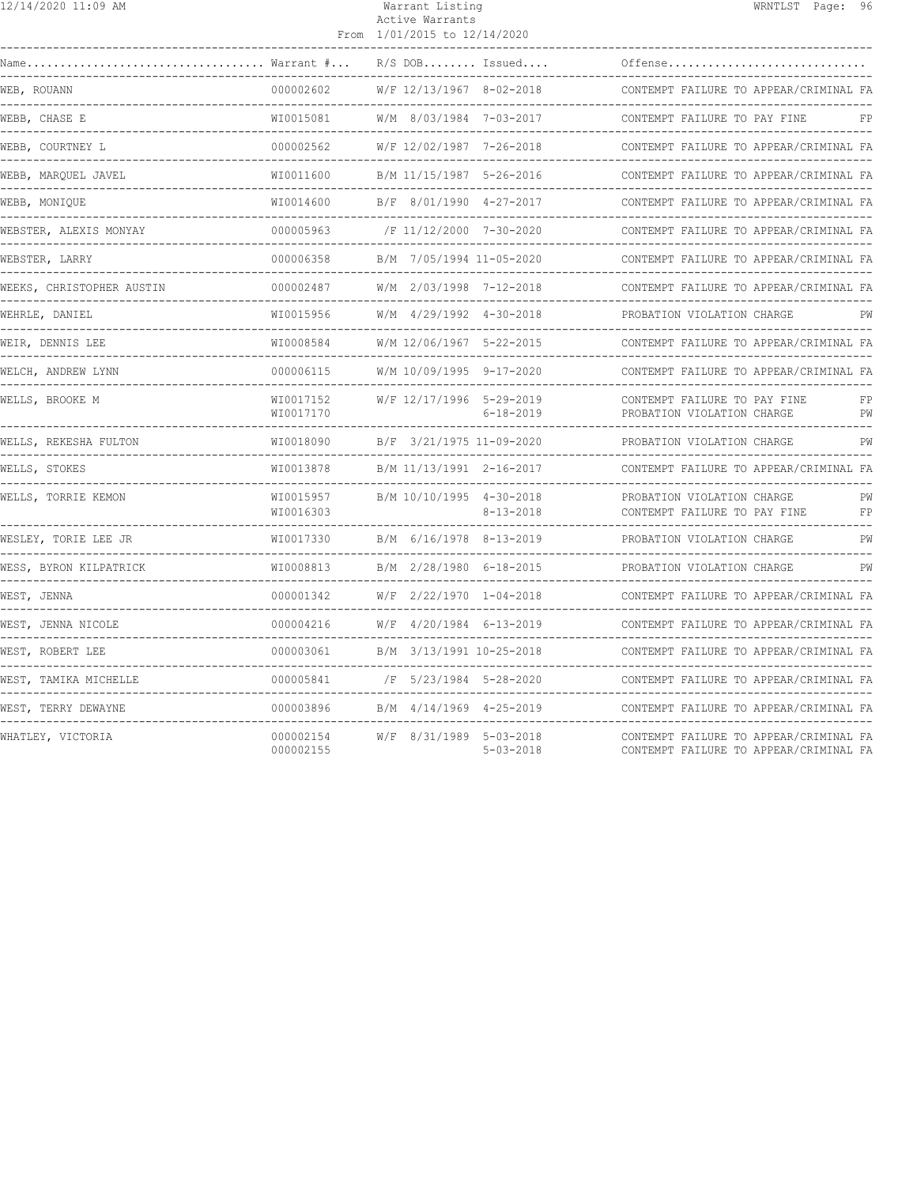| Name | Warrant # | R/S | DOB | Issued | Offense | |
|---|---|---|---|---|---|---|
| WEB, ROUANN | 000002602 | W/F | 12/13/1967 | 8-02-2018 | CONTEMPT FAILURE TO APPEAR/CRIMINAL | FA |
| WEBB, CHASE E | WI0015081 | W/M | 8/03/1984 | 7-03-2017 | CONTEMPT FAILURE TO PAY FINE | FP |
| WEBB, COURTNEY L | 000002562 | W/F | 12/02/1987 | 7-26-2018 | CONTEMPT FAILURE TO APPEAR/CRIMINAL | FA |
| WEBB, MARQUEL JAVEL | WI0011600 | B/M | 11/15/1987 | 5-26-2016 | CONTEMPT FAILURE TO APPEAR/CRIMINAL | FA |
| WEBB, MONIQUE | WI0014600 | B/F | 8/01/1990 | 4-27-2017 | CONTEMPT FAILURE TO APPEAR/CRIMINAL | FA |
| WEBSTER, ALEXIS MONYAY | 000005963 | /F | 11/12/2000 | 7-30-2020 | CONTEMPT FAILURE TO APPEAR/CRIMINAL | FA |
| WEBSTER, LARRY | 000006358 | B/M | 7/05/1994 | 11-05-2020 | CONTEMPT FAILURE TO APPEAR/CRIMINAL | FA |
| WEEKS, CHRISTOPHER AUSTIN | 000002487 | W/M | 2/03/1998 | 7-12-2018 | CONTEMPT FAILURE TO APPEAR/CRIMINAL | FA |
| WEHRLE, DANIEL | WI0015956 | W/M | 4/29/1992 | 4-30-2018 | PROBATION VIOLATION CHARGE | PW |
| WEIR, DENNIS LEE | WI0008584 | W/M | 12/06/1967 | 5-22-2015 | CONTEMPT FAILURE TO APPEAR/CRIMINAL | FA |
| WELCH, ANDREW LYNN | 000006115 | W/M | 10/09/1995 | 9-17-2020 | CONTEMPT FAILURE TO APPEAR/CRIMINAL | FA |
| WELLS, BROOKE M | WI0017152 | W/F | 12/17/1996 | 5-29-2019 | CONTEMPT FAILURE TO PAY FINE | FP |
| | WI0017170 | | | 6-18-2019 | PROBATION VIOLATION CHARGE | PW |
| WELLS, REKESHA FULTON | WI0018090 | B/F | 3/21/1975 | 11-09-2020 | PROBATION VIOLATION CHARGE | PW |
| WELLS, STOKES | WI0013878 | B/M | 11/13/1991 | 2-16-2017 | CONTEMPT FAILURE TO APPEAR/CRIMINAL | FA |
| WELLS, TORRIE KEMON | WI0015957 | B/M | 10/10/1995 | 4-30-2018 | PROBATION VIOLATION CHARGE | PW |
| | WI0016303 | | | 8-13-2018 | CONTEMPT FAILURE TO PAY FINE | FP |
| WESLEY, TORIE LEE JR | WI0017330 | B/M | 6/16/1978 | 8-13-2019 | PROBATION VIOLATION CHARGE | PW |
| WESS, BYRON KILPATRICK | WI0008813 | B/M | 2/28/1980 | 6-18-2015 | PROBATION VIOLATION CHARGE | PW |
| WEST, JENNA | 000001342 | W/F | 2/22/1970 | 1-04-2018 | CONTEMPT FAILURE TO APPEAR/CRIMINAL | FA |
| WEST, JENNA NICOLE | 000004216 | W/F | 4/20/1984 | 6-13-2019 | CONTEMPT FAILURE TO APPEAR/CRIMINAL | FA |
| WEST, ROBERT LEE | 000003061 | B/M | 3/13/1991 | 10-25-2018 | CONTEMPT FAILURE TO APPEAR/CRIMINAL | FA |
| WEST, TAMIKA MICHELLE | 000005841 | /F | 5/23/1984 | 5-28-2020 | CONTEMPT FAILURE TO APPEAR/CRIMINAL | FA |
| WEST, TERRY DEWAYNE | 000003896 | B/M | 4/14/1969 | 4-25-2019 | CONTEMPT FAILURE TO APPEAR/CRIMINAL | FA |
| WHATLEY, VICTORIA | 000002154 | W/F | 8/31/1989 | 5-03-2018 | CONTEMPT FAILURE TO APPEAR/CRIMINAL | FA |
| | 000002155 | | | 5-03-2018 | CONTEMPT FAILURE TO APPEAR/CRIMINAL | FA |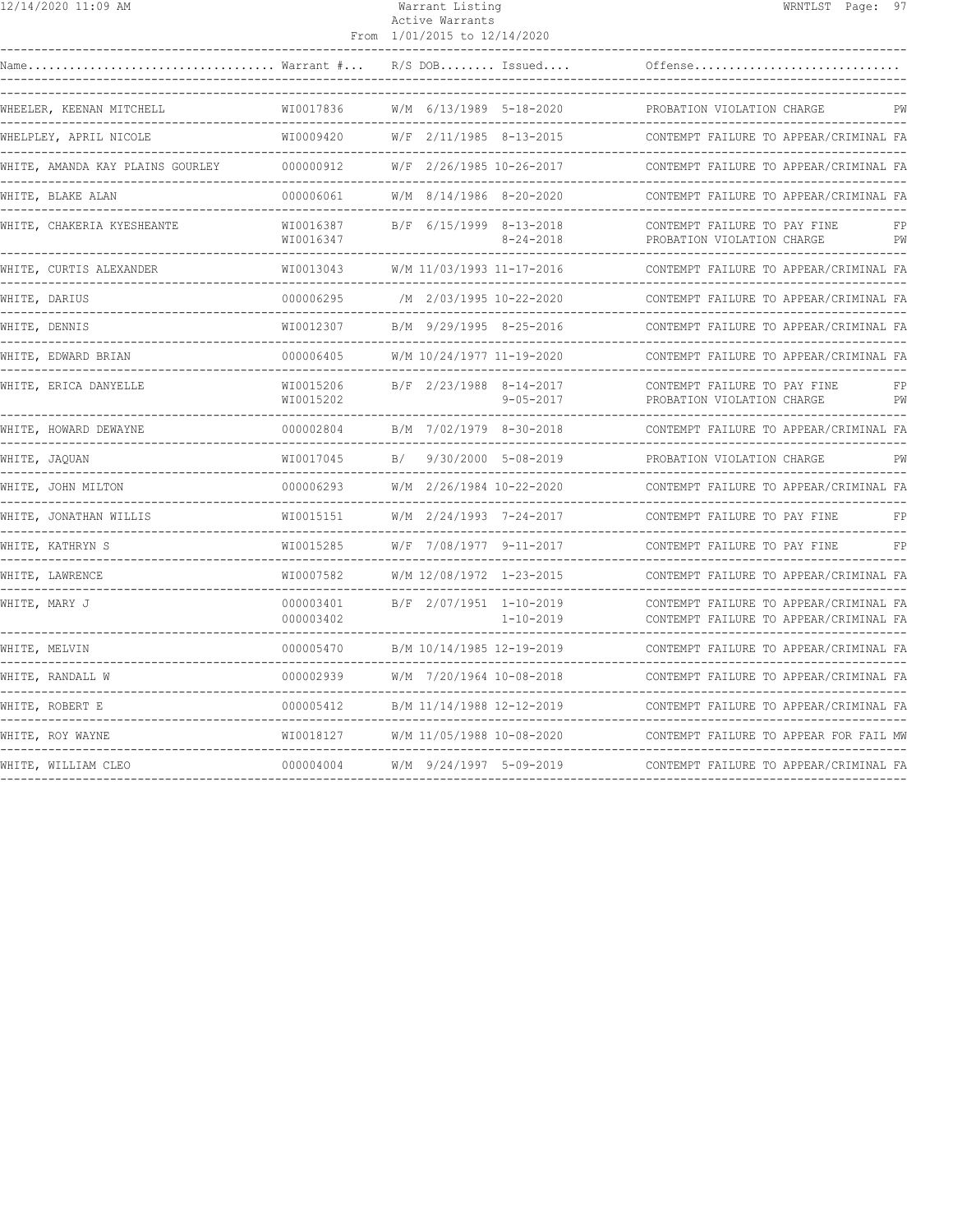Warrant Listing
Active Warrants
From 1/01/2015 to 12/14/2020

| Name | Warrant # | R/S | DOB | Issued | Offense | |
|---|---|---|---|---|---|---|
| WHEELER, KEENAN MITCHELL | WI0017836 | W/M | 6/13/1989 | 5-18-2020 | PROBATION VIOLATION CHARGE | PW |
| WHELPLEY, APRIL NICOLE | WI0009420 | W/F | 2/11/1985 | 8-13-2015 | CONTEMPT FAILURE TO APPEAR/CRIMINAL | FA |
| WHITE, AMANDA KAY PLAINS GOURLEY | 000000912 | W/F | 2/26/1985 | 10-26-2017 | CONTEMPT FAILURE TO APPEAR/CRIMINAL | FA |
| WHITE, BLAKE ALAN | 000006061 | W/M | 8/14/1986 | 8-20-2020 | CONTEMPT FAILURE TO APPEAR/CRIMINAL | FA |
| WHITE, CHAKERIA KYESHEANTE | WI0016387 | B/F | 6/15/1999 | 8-13-2018 | CONTEMPT FAILURE TO PAY FINE | FP |
| | WI0016347 | | | 8-24-2018 | PROBATION VIOLATION CHARGE | PW |
| WHITE, CURTIS ALEXANDER | WI0013043 | W/M | 11/03/1993 | 11-17-2016 | CONTEMPT FAILURE TO APPEAR/CRIMINAL | FA |
| WHITE, DARIUS | 000006295 | /M | 2/03/1995 | 10-22-2020 | CONTEMPT FAILURE TO APPEAR/CRIMINAL | FA |
| WHITE, DENNIS | WI0012307 | B/M | 9/29/1995 | 8-25-2016 | CONTEMPT FAILURE TO APPEAR/CRIMINAL | FA |
| WHITE, EDWARD BRIAN | 000006405 | W/M | 10/24/1977 | 11-19-2020 | CONTEMPT FAILURE TO APPEAR/CRIMINAL | FA |
| WHITE, ERICA DANYELLE | WI0015206 | B/F | 2/23/1988 | 8-14-2017 | CONTEMPT FAILURE TO PAY FINE | FP |
| | WI0015202 | | | 9-05-2017 | PROBATION VIOLATION CHARGE | PW |
| WHITE, HOWARD DEWAYNE | 000002804 | B/M | 7/02/1979 | 8-30-2018 | CONTEMPT FAILURE TO APPEAR/CRIMINAL | FA |
| WHITE, JAQUAN | WI0017045 | B/ | 9/30/2000 | 5-08-2019 | PROBATION VIOLATION CHARGE | PW |
| WHITE, JOHN MILTON | 000006293 | W/M | 2/26/1984 | 10-22-2020 | CONTEMPT FAILURE TO APPEAR/CRIMINAL | FA |
| WHITE, JONATHAN WILLIS | WI0015151 | W/M | 2/24/1993 | 7-24-2017 | CONTEMPT FAILURE TO PAY FINE | FP |
| WHITE, KATHRYN S | WI0015285 | W/F | 7/08/1977 | 9-11-2017 | CONTEMPT FAILURE TO PAY FINE | FP |
| WHITE, LAWRENCE | WI0007582 | W/M | 12/08/1972 | 1-23-2015 | CONTEMPT FAILURE TO APPEAR/CRIMINAL | FA |
| WHITE, MARY J | 000003401 | B/F | 2/07/1951 | 1-10-2019 | CONTEMPT FAILURE TO APPEAR/CRIMINAL | FA |
| | 000003402 | | | 1-10-2019 | CONTEMPT FAILURE TO APPEAR/CRIMINAL | FA |
| WHITE, MELVIN | 000005470 | B/M | 10/14/1985 | 12-19-2019 | CONTEMPT FAILURE TO APPEAR/CRIMINAL | FA |
| WHITE, RANDALL W | 000002939 | W/M | 7/20/1964 | 10-08-2018 | CONTEMPT FAILURE TO APPEAR/CRIMINAL | FA |
| WHITE, ROBERT E | 000005412 | B/M | 11/14/1988 | 12-12-2019 | CONTEMPT FAILURE TO APPEAR/CRIMINAL | FA |
| WHITE, ROY WAYNE | WI0018127 | W/M | 11/05/1988 | 10-08-2020 | CONTEMPT FAILURE TO APPEAR FOR FAIL | MW |
| WHITE, WILLIAM CLEO | 000004004 | W/M | 9/24/1997 | 5-09-2019 | CONTEMPT FAILURE TO APPEAR/CRIMINAL | FA |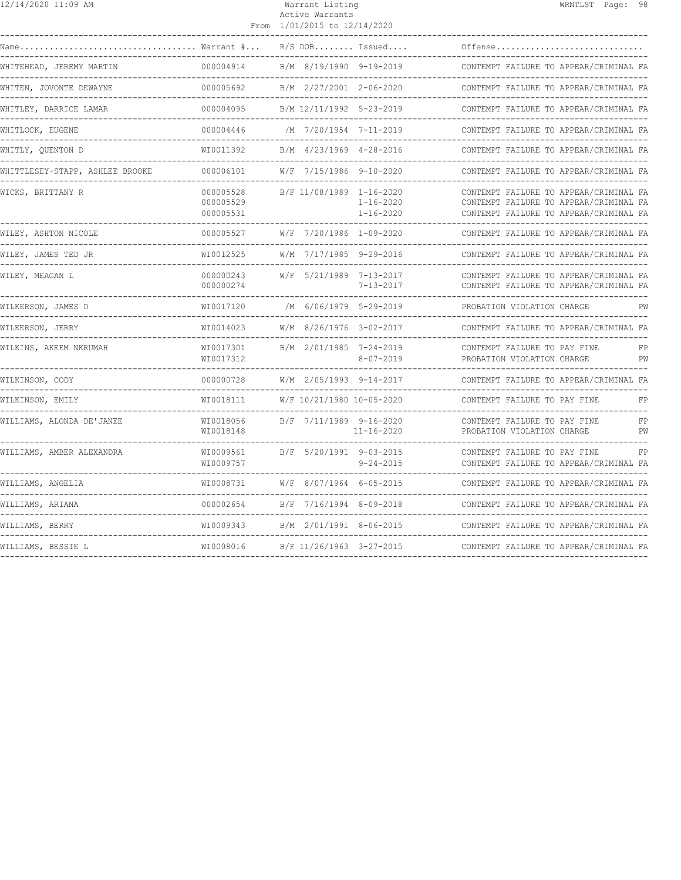| Name | Warrant # | R/S | DOB | Issued | Offense | |
|---|---|---|---|---|---|---|
| WHITEHEAD, JEREMY MARTIN | 000004914 | B/M | 8/19/1990 | 9-19-2019 | CONTEMPT FAILURE TO APPEAR/CRIMINAL | FA |
| WHITEN, JOVONTE DEWAYNE | 000005692 | B/M | 2/27/2001 | 2-06-2020 | CONTEMPT FAILURE TO APPEAR/CRIMINAL | FA |
| WHITLEY, DARRICE LAMAR | 000004095 | B/M | 12/11/1992 | 5-23-2019 | CONTEMPT FAILURE TO APPEAR/CRIMINAL | FA |
| WHITLOCK, EUGENE | 000004446 | /M | 7/20/1954 | 7-11-2019 | CONTEMPT FAILURE TO APPEAR/CRIMINAL | FA |
| WHITLY, QUENTON D | WI0011392 | B/M | 4/23/1969 | 4-28-2016 | CONTEMPT FAILURE TO APPEAR/CRIMINAL | FA |
| WHITTLESEY-STAPP, ASHLEE BROOKE | 000006101 | W/F | 7/15/1986 | 9-10-2020 | CONTEMPT FAILURE TO APPEAR/CRIMINAL | FA |
| WICKS, BRITTANY R | 000005528 | B/F | 11/08/1989 | 1-16-2020 | CONTEMPT FAILURE TO APPEAR/CRIMINAL | FA |
| | 000005529 | | | 1-16-2020 | CONTEMPT FAILURE TO APPEAR/CRIMINAL | FA |
| | 000005531 | | | 1-16-2020 | CONTEMPT FAILURE TO APPEAR/CRIMINAL | FA |
| WILEY, ASHTON NICOLE | 000005527 | W/F | 7/20/1986 | 1-09-2020 | CONTEMPT FAILURE TO APPEAR/CRIMINAL | FA |
| WILEY, JAMES TED JR | WI0012525 | W/M | 7/17/1985 | 9-29-2016 | CONTEMPT FAILURE TO APPEAR/CRIMINAL | FA |
| WILEY, MEAGAN L | 000000243 | W/F | 5/21/1989 | 7-13-2017 | CONTEMPT FAILURE TO APPEAR/CRIMINAL | FA |
| | 000000274 | | | 7-13-2017 | CONTEMPT FAILURE TO APPEAR/CRIMINAL | FA |
| WILKERSON, JAMES D | WI0017120 | /M | 6/06/1979 | 5-29-2019 | PROBATION VIOLATION CHARGE | PW |
| WILKERSON, JERRY | WI0014023 | W/M | 8/26/1976 | 3-02-2017 | CONTEMPT FAILURE TO APPEAR/CRIMINAL | FA |
| WILKINS, AKEEM NKRUMAH | WI0017301 | B/M | 2/01/1985 | 7-24-2019 | CONTEMPT FAILURE TO PAY FINE | FP |
| | WI0017312 | | | 8-07-2019 | PROBATION VIOLATION CHARGE | PW |
| WILKINSON, CODY | 000000728 | W/M | 2/05/1993 | 9-14-2017 | CONTEMPT FAILURE TO APPEAR/CRIMINAL | FA |
| WILKINSON, EMILY | WI0018111 | W/F | 10/21/1980 | 10-05-2020 | CONTEMPT FAILURE TO PAY FINE | FP |
| WILLIAMS, ALONDA DE'JANEE | WI0018056 | B/F | 7/11/1989 | 9-16-2020 | CONTEMPT FAILURE TO PAY FINE | FP |
| | WI0018148 | | | 11-16-2020 | PROBATION VIOLATION CHARGE | PW |
| WILLIAMS, AMBER ALEXANDRA | WI0009561 | B/F | 5/20/1991 | 9-03-2015 | CONTEMPT FAILURE TO PAY FINE | FP |
| | WI0009757 | | | 9-24-2015 | CONTEMPT FAILURE TO APPEAR/CRIMINAL | FA |
| WILLIAMS, ANGELIA | WI0008731 | W/F | 8/07/1964 | 6-05-2015 | CONTEMPT FAILURE TO APPEAR/CRIMINAL | FA |
| WILLIAMS, ARIANA | 000002654 | B/F | 7/16/1994 | 8-09-2018 | CONTEMPT FAILURE TO APPEAR/CRIMINAL | FA |
| WILLIAMS, BERRY | WI0009343 | B/M | 2/01/1991 | 8-06-2015 | CONTEMPT FAILURE TO APPEAR/CRIMINAL | FA |
| WILLIAMS, BESSIE L | WI0008016 | B/F | 11/26/1963 | 3-27-2015 | CONTEMPT FAILURE TO APPEAR/CRIMINAL | FA |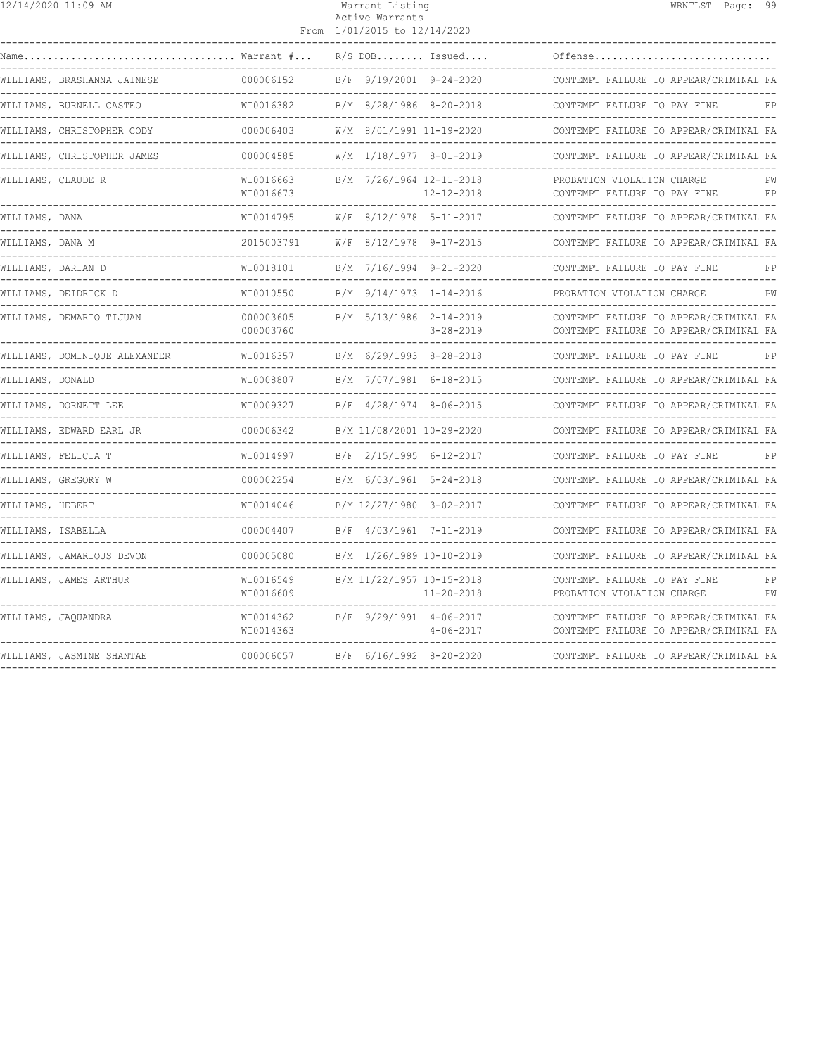| Name | Warrant # | R/S | DOB | Issued | Offense | |
|---|---|---|---|---|---|---|
| WILLIAMS, BRASHANNA JAINESE | 000006152 | B/F | 9/19/2001 | 9-24-2020 | CONTEMPT FAILURE TO APPEAR/CRIMINAL | FA |
| WILLIAMS, BURNELL CASTEO | WI0016382 | B/M | 8/28/1986 | 8-20-2018 | CONTEMPT FAILURE TO PAY FINE | FP |
| WILLIAMS, CHRISTOPHER CODY | 000006403 | W/M | 8/01/1991 | 11-19-2020 | CONTEMPT FAILURE TO APPEAR/CRIMINAL | FA |
| WILLIAMS, CHRISTOPHER JAMES | 000004585 | W/M | 1/18/1977 | 8-01-2019 | CONTEMPT FAILURE TO APPEAR/CRIMINAL | FA |
| WILLIAMS, CLAUDE R | WI0016663 | B/M | 7/26/1964 | 12-11-2018 | PROBATION VIOLATION CHARGE | PW |
| | WI0016673 | | | 12-12-2018 | CONTEMPT FAILURE TO PAY FINE | FP |
| WILLIAMS, DANA | WI0014795 | W/F | 8/12/1978 | 5-11-2017 | CONTEMPT FAILURE TO APPEAR/CRIMINAL | FA |
| WILLIAMS, DANA M | 2015003791 | W/F | 8/12/1978 | 9-17-2015 | CONTEMPT FAILURE TO APPEAR/CRIMINAL | FA |
| WILLIAMS, DARIAN D | WI0018101 | B/M | 7/16/1994 | 9-21-2020 | CONTEMPT FAILURE TO PAY FINE | FP |
| WILLIAMS, DEIDRICK D | WI0010550 | B/M | 9/14/1973 | 1-14-2016 | PROBATION VIOLATION CHARGE | PW |
| WILLIAMS, DEMARIO TIJUAN | 000003605 | B/M | 5/13/1986 | 2-14-2019 | CONTEMPT FAILURE TO APPEAR/CRIMINAL | FA |
| | 000003760 | | | 3-28-2019 | CONTEMPT FAILURE TO APPEAR/CRIMINAL | FA |
| WILLIAMS, DOMINIQUE ALEXANDER | WI0016357 | B/M | 6/29/1993 | 8-28-2018 | CONTEMPT FAILURE TO PAY FINE | FP |
| WILLIAMS, DONALD | WI0008807 | B/M | 7/07/1981 | 6-18-2015 | CONTEMPT FAILURE TO APPEAR/CRIMINAL | FA |
| WILLIAMS, DORNETT LEE | WI0009327 | B/F | 4/28/1974 | 8-06-2015 | CONTEMPT FAILURE TO APPEAR/CRIMINAL | FA |
| WILLIAMS, EDWARD EARL JR | 000006342 | B/M | 11/08/2001 | 10-29-2020 | CONTEMPT FAILURE TO APPEAR/CRIMINAL | FA |
| WILLIAMS, FELICIA T | WI0014997 | B/F | 2/15/1995 | 6-12-2017 | CONTEMPT FAILURE TO PAY FINE | FP |
| WILLIAMS, GREGORY W | 000002254 | B/M | 6/03/1961 | 5-24-2018 | CONTEMPT FAILURE TO APPEAR/CRIMINAL | FA |
| WILLIAMS, HEBERT | WI0014046 | B/M | 12/27/1980 | 3-02-2017 | CONTEMPT FAILURE TO APPEAR/CRIMINAL | FA |
| WILLIAMS, ISABELLA | 000004407 | B/F | 4/03/1961 | 7-11-2019 | CONTEMPT FAILURE TO APPEAR/CRIMINAL | FA |
| WILLIAMS, JAMARIOUS DEVON | 000005080 | B/M | 1/26/1989 | 10-10-2019 | CONTEMPT FAILURE TO APPEAR/CRIMINAL | FA |
| WILLIAMS, JAMES ARTHUR | WI0016549 | B/M | 11/22/1957 | 10-15-2018 | CONTEMPT FAILURE TO PAY FINE | FP |
| | WI0016609 | | | 11-20-2018 | PROBATION VIOLATION CHARGE | PW |
| WILLIAMS, JAQUANDRA | WI0014362 | B/F | 9/29/1991 | 4-06-2017 | CONTEMPT FAILURE TO APPEAR/CRIMINAL | FA |
| | WI0014363 | | | 4-06-2017 | CONTEMPT FAILURE TO APPEAR/CRIMINAL | FA |
| WILLIAMS, JASMINE SHANTAE | 000006057 | B/F | 6/16/1992 | 8-20-2020 | CONTEMPT FAILURE TO APPEAR/CRIMINAL | FA |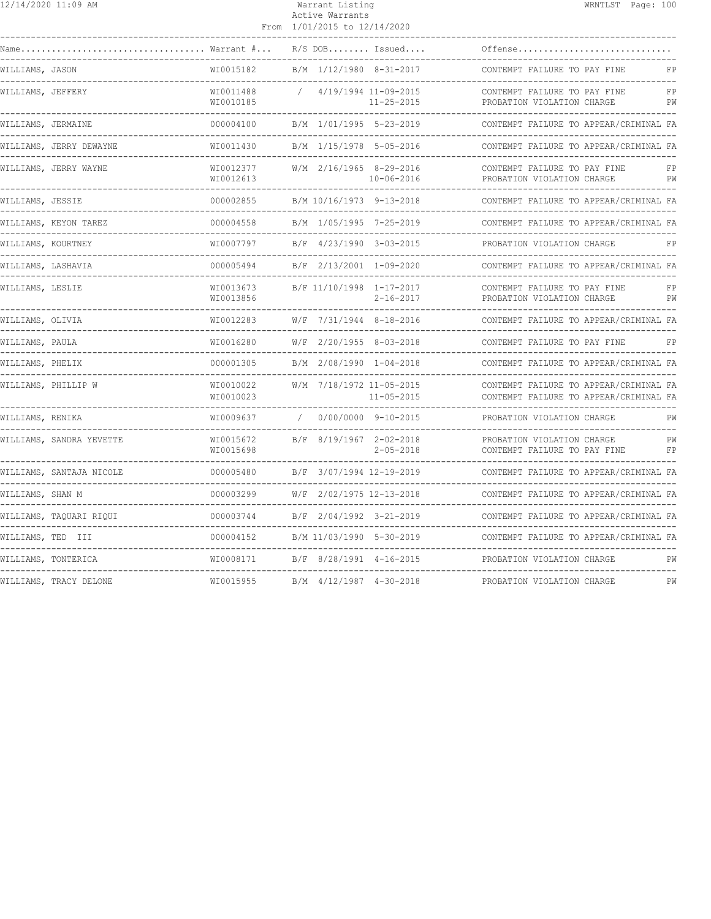| Name | Warrant # | R/S | DOB | Issued | Offense | |
|---|---|---|---|---|---|---|
| WILLIAMS, JASON | WI0015182 | B/M | 1/12/1980 | 8-31-2017 | CONTEMPT FAILURE TO PAY FINE | FP |
| WILLIAMS, JEFFERY | WI0011488 | / | 4/19/1994 | 11-09-2015 | CONTEMPT FAILURE TO PAY FINE | FP |
| | WI0010185 | | | 11-25-2015 | PROBATION VIOLATION CHARGE | PW |
| WILLIAMS, JERMAINE | 000004100 | B/M | 1/01/1995 | 5-23-2019 | CONTEMPT FAILURE TO APPEAR/CRIMINAL | FA |
| WILLIAMS, JERRY DEWAYNE | WI0011430 | B/M | 1/15/1978 | 5-05-2016 | CONTEMPT FAILURE TO APPEAR/CRIMINAL | FA |
| WILLIAMS, JERRY WAYNE | WI0012377 | W/M | 2/16/1965 | 8-29-2016 | CONTEMPT FAILURE TO PAY FINE | FP |
| | WI0012613 | | | 10-06-2016 | PROBATION VIOLATION CHARGE | PW |
| WILLIAMS, JESSIE | 000002855 | B/M | 10/16/1973 | 9-13-2018 | CONTEMPT FAILURE TO APPEAR/CRIMINAL | FA |
| WILLIAMS, KEYON TAREZ | 000004558 | B/M | 1/05/1995 | 7-25-2019 | CONTEMPT FAILURE TO APPEAR/CRIMINAL | FA |
| WILLIAMS, KOURTNEY | WI0007797 | B/F | 4/23/1990 | 3-03-2015 | PROBATION VIOLATION CHARGE | FP |
| WILLIAMS, LASHAVIA | 000005494 | B/F | 2/13/2001 | 1-09-2020 | CONTEMPT FAILURE TO APPEAR/CRIMINAL | FA |
| WILLIAMS, LESLIE | WI0013673 | B/F | 11/10/1998 | 1-17-2017 | CONTEMPT FAILURE TO PAY FINE | FP |
| | WI0013856 | | | 2-16-2017 | PROBATION VIOLATION CHARGE | PW |
| WILLIAMS, OLIVIA | WI0012283 | W/F | 7/31/1944 | 8-18-2016 | CONTEMPT FAILURE TO APPEAR/CRIMINAL | FA |
| WILLIAMS, PAULA | WI0016280 | W/F | 2/20/1955 | 8-03-2018 | CONTEMPT FAILURE TO PAY FINE | FP |
| WILLIAMS, PHELIX | 000001305 | B/M | 2/08/1990 | 1-04-2018 | CONTEMPT FAILURE TO APPEAR/CRIMINAL | FA |
| WILLIAMS, PHILLIP W | WI0010022 | W/M | 7/18/1972 | 11-05-2015 | CONTEMPT FAILURE TO APPEAR/CRIMINAL | FA |
| | WI0010023 | | | 11-05-2015 | CONTEMPT FAILURE TO APPEAR/CRIMINAL | FA |
| WILLIAMS, RENIKA | WI0009637 | / | 0/00/0000 | 9-10-2015 | PROBATION VIOLATION CHARGE | PW |
| WILLIAMS, SANDRA YEVETTE | WI0015672 | B/F | 8/19/1967 | 2-02-2018 | PROBATION VIOLATION CHARGE | PW |
| | WI0015698 | | | 2-05-2018 | CONTEMPT FAILURE TO PAY FINE | FP |
| WILLIAMS, SANTAJA NICOLE | 000005480 | B/F | 3/07/1994 | 12-19-2019 | CONTEMPT FAILURE TO APPEAR/CRIMINAL | FA |
| WILLIAMS, SHAN M | 000003299 | W/F | 2/02/1975 | 12-13-2018 | CONTEMPT FAILURE TO APPEAR/CRIMINAL | FA |
| WILLIAMS, TAQUARI RIQUI | 000003744 | B/F | 2/04/1992 | 3-21-2019 | CONTEMPT FAILURE TO APPEAR/CRIMINAL | FA |
| WILLIAMS, TED III | 000004152 | B/M | 11/03/1990 | 5-30-2019 | CONTEMPT FAILURE TO APPEAR/CRIMINAL | FA |
| WILLIAMS, TONTERICA | WI0008171 | B/F | 8/28/1991 | 4-16-2015 | PROBATION VIOLATION CHARGE | PW |
| WILLIAMS, TRACY DELONE | WI0015955 | B/M | 4/12/1987 | 4-30-2018 | PROBATION VIOLATION CHARGE | PW |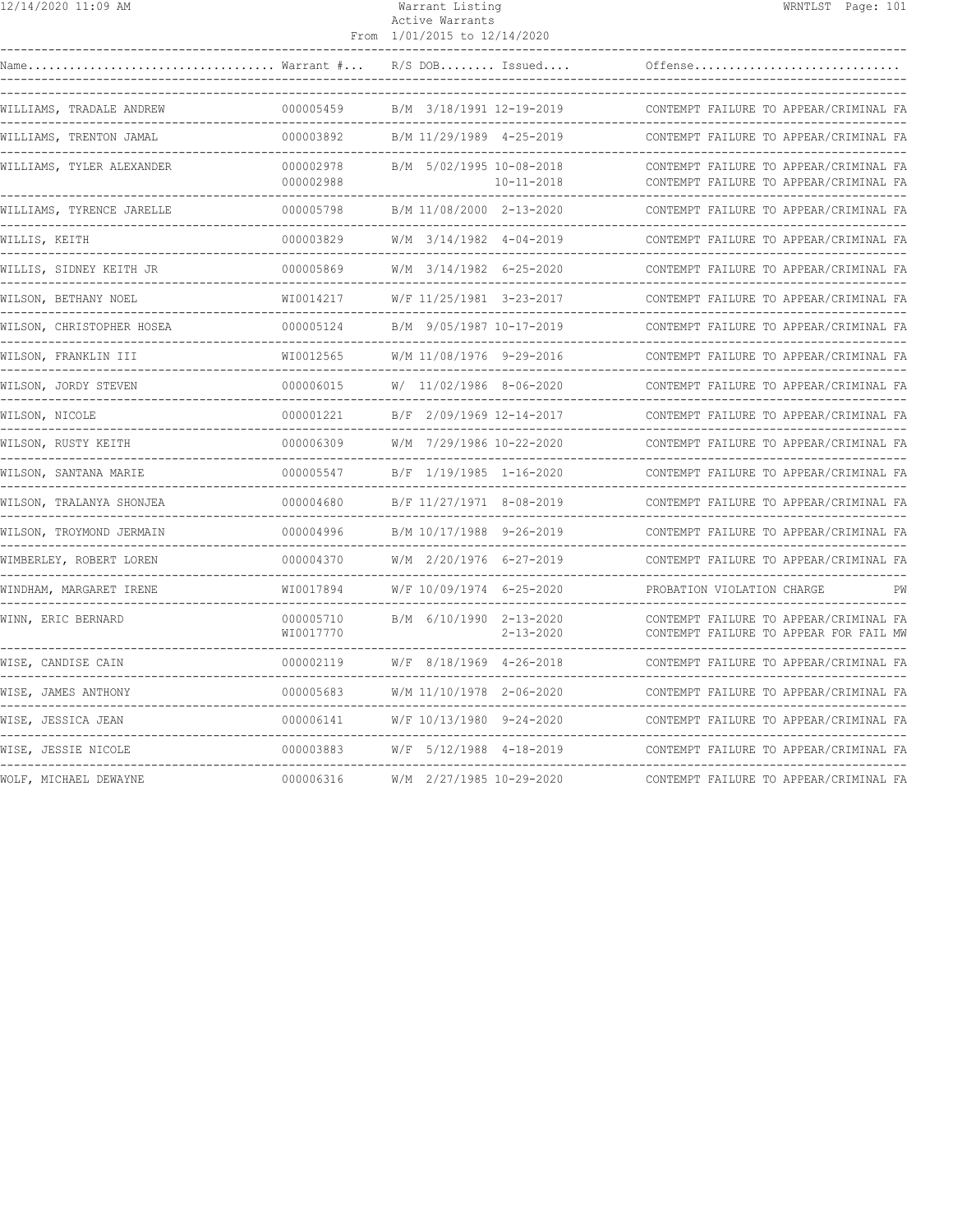| Name | Warrant # | R/S | DOB | Issued | Offense |
|---|---|---|---|---|---|
| WILLIAMS, TRADALE ANDREW | 000005459 | B/M | 3/18/1991 | 12-19-2019 | CONTEMPT FAILURE TO APPEAR/CRIMINAL FA |
| WILLIAMS, TRENTON JAMAL | 000003892 | B/M | 11/29/1989 | 4-25-2019 | CONTEMPT FAILURE TO APPEAR/CRIMINAL FA |
| WILLIAMS, TYLER ALEXANDER | 000002978 | B/M | 5/02/1995 | 10-08-2018 | CONTEMPT FAILURE TO APPEAR/CRIMINAL FA |
| | 000002988 | | | 10-11-2018 | CONTEMPT FAILURE TO APPEAR/CRIMINAL FA |
| WILLIAMS, TYRENCE JARELLE | 000005798 | B/M | 11/08/2000 | 2-13-2020 | CONTEMPT FAILURE TO APPEAR/CRIMINAL FA |
| WILLIS, KEITH | 000003829 | W/M | 3/14/1982 | 4-04-2019 | CONTEMPT FAILURE TO APPEAR/CRIMINAL FA |
| WILLIS, SIDNEY KEITH JR | 000005869 | W/M | 3/14/1982 | 6-25-2020 | CONTEMPT FAILURE TO APPEAR/CRIMINAL FA |
| WILSON, BETHANY NOEL | WI0014217 | W/F | 11/25/1981 | 3-23-2017 | CONTEMPT FAILURE TO APPEAR/CRIMINAL FA |
| WILSON, CHRISTOPHER HOSEA | 000005124 | B/M | 9/05/1987 | 10-17-2019 | CONTEMPT FAILURE TO APPEAR/CRIMINAL FA |
| WILSON, FRANKLIN III | WI0012565 | W/M | 11/08/1976 | 9-29-2016 | CONTEMPT FAILURE TO APPEAR/CRIMINAL FA |
| WILSON, JORDY STEVEN | 000006015 | W/ | 11/02/1986 | 8-06-2020 | CONTEMPT FAILURE TO APPEAR/CRIMINAL FA |
| WILSON, NICOLE | 000001221 | B/F | 2/09/1969 | 12-14-2017 | CONTEMPT FAILURE TO APPEAR/CRIMINAL FA |
| WILSON, RUSTY KEITH | 000006309 | W/M | 7/29/1986 | 10-22-2020 | CONTEMPT FAILURE TO APPEAR/CRIMINAL FA |
| WILSON, SANTANA MARIE | 000005547 | B/F | 1/19/1985 | 1-16-2020 | CONTEMPT FAILURE TO APPEAR/CRIMINAL FA |
| WILSON, TRALANYA SHONJEA | 000004680 | B/F | 11/27/1971 | 8-08-2019 | CONTEMPT FAILURE TO APPEAR/CRIMINAL FA |
| WILSON, TROYMOND JERMAIN | 000004996 | B/M | 10/17/1988 | 9-26-2019 | CONTEMPT FAILURE TO APPEAR/CRIMINAL FA |
| WIMBERLEY, ROBERT LOREN | 000004370 | W/M | 2/20/1976 | 6-27-2019 | CONTEMPT FAILURE TO APPEAR/CRIMINAL FA |
| WINDHAM, MARGARET IRENE | WI0017894 | W/F | 10/09/1974 | 6-25-2020 | PROBATION VIOLATION CHARGE PW |
| WINN, ERIC BERNARD | 000005710 | B/M | 6/10/1990 | 2-13-2020 | CONTEMPT FAILURE TO APPEAR/CRIMINAL FA |
| | WI0017770 | | | 2-13-2020 | CONTEMPT FAILURE TO APPEAR FOR FAIL MW |
| WISE, CANDISE CAIN | 000002119 | W/F | 8/18/1969 | 4-26-2018 | CONTEMPT FAILURE TO APPEAR/CRIMINAL FA |
| WISE, JAMES ANTHONY | 000005683 | W/M | 11/10/1978 | 2-06-2020 | CONTEMPT FAILURE TO APPEAR/CRIMINAL FA |
| WISE, JESSICA JEAN | 000006141 | W/F | 10/13/1980 | 9-24-2020 | CONTEMPT FAILURE TO APPEAR/CRIMINAL FA |
| WISE, JESSIE NICOLE | 000003883 | W/F | 5/12/1988 | 4-18-2019 | CONTEMPT FAILURE TO APPEAR/CRIMINAL FA |
| WOLF, MICHAEL DEWAYNE | 000006316 | W/M | 2/27/1985 | 10-29-2020 | CONTEMPT FAILURE TO APPEAR/CRIMINAL FA |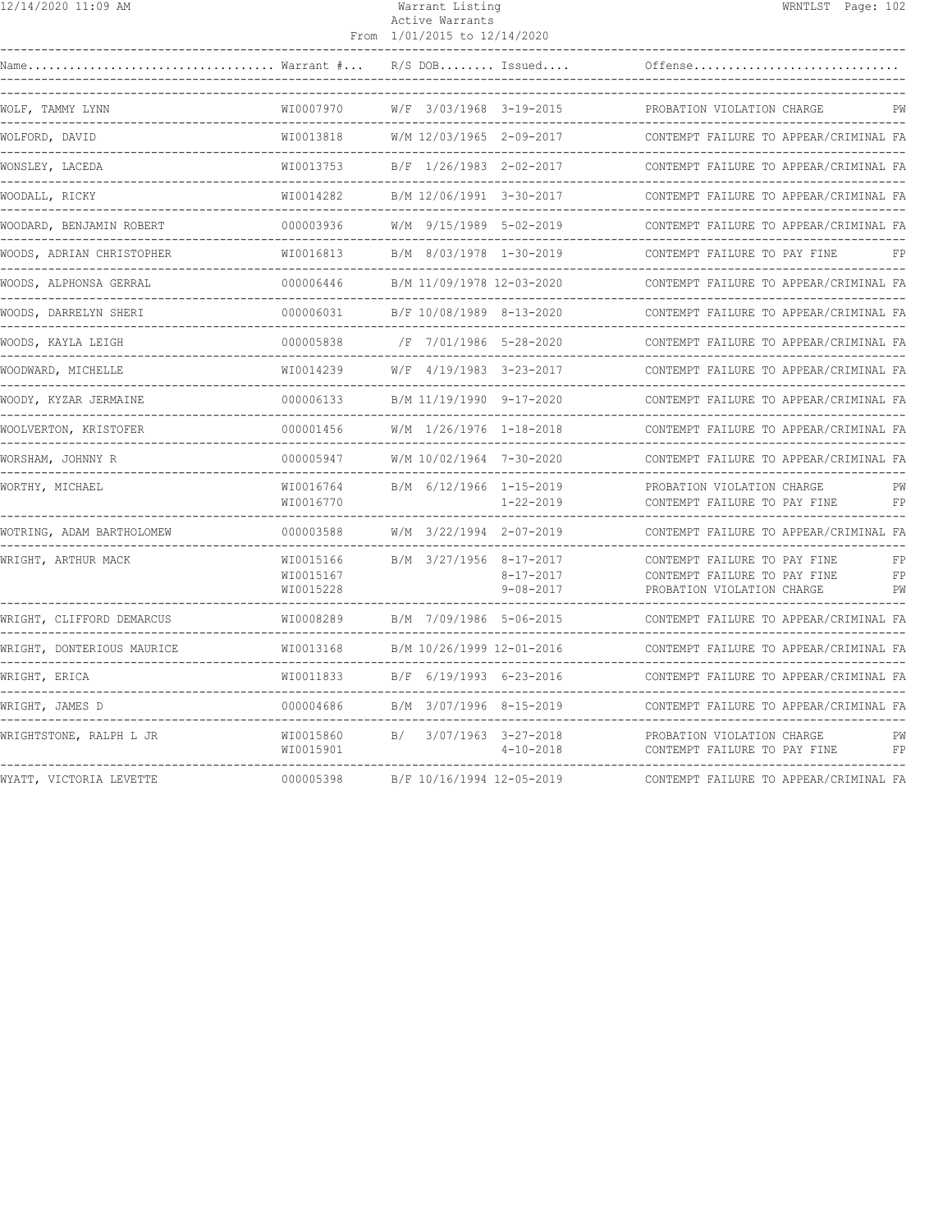| Name | Warrant # | R/S | DOB | Issued | Offense | |
|---|---|---|---|---|---|---|
| WOLF, TAMMY LYNN | WI0007970 | W/F | 3/03/1968 | 3-19-2015 | PROBATION VIOLATION CHARGE | PW |
| WOLFORD, DAVID | WI0013818 | W/M | 12/03/1965 | 2-09-2017 | CONTEMPT FAILURE TO APPEAR/CRIMINAL | FA |
| WONSLEY, LACEDA | WI0013753 | B/F | 1/26/1983 | 2-02-2017 | CONTEMPT FAILURE TO APPEAR/CRIMINAL | FA |
| WOODALL, RICKY | WI0014282 | B/M | 12/06/1991 | 3-30-2017 | CONTEMPT FAILURE TO APPEAR/CRIMINAL | FA |
| WOODARD, BENJAMIN ROBERT | 000003936 | W/M | 9/15/1989 | 5-02-2019 | CONTEMPT FAILURE TO APPEAR/CRIMINAL | FA |
| WOODS, ADRIAN CHRISTOPHER | WI0016813 | B/M | 8/03/1978 | 1-30-2019 | CONTEMPT FAILURE TO PAY FINE | FP |
| WOODS, ALPHONSA GERRAL | 000006446 | B/M | 11/09/1978 | 12-03-2020 | CONTEMPT FAILURE TO APPEAR/CRIMINAL | FA |
| WOODS, DARRELYN SHERI | 000006031 | B/F | 10/08/1989 | 8-13-2020 | CONTEMPT FAILURE TO APPEAR/CRIMINAL | FA |
| WOODS, KAYLA LEIGH | 000005838 | /F | 7/01/1986 | 5-28-2020 | CONTEMPT FAILURE TO APPEAR/CRIMINAL | FA |
| WOODWARD, MICHELLE | WI0014239 | W/F | 4/19/1983 | 3-23-2017 | CONTEMPT FAILURE TO APPEAR/CRIMINAL | FA |
| WOODY, KYZAR JERMAINE | 000006133 | B/M | 11/19/1990 | 9-17-2020 | CONTEMPT FAILURE TO APPEAR/CRIMINAL | FA |
| WOOLVERTON, KRISTOFER | 000001456 | W/M | 1/26/1976 | 1-18-2018 | CONTEMPT FAILURE TO APPEAR/CRIMINAL | FA |
| WORSHAM, JOHNNY R | 000005947 | W/M | 10/02/1964 | 7-30-2020 | CONTEMPT FAILURE TO APPEAR/CRIMINAL | FA |
| WORTHY, MICHAEL | WI0016764 | B/M | 6/12/1966 | 1-15-2019 | PROBATION VIOLATION CHARGE | PW |
| | WI0016770 | | | 1-22-2019 | CONTEMPT FAILURE TO PAY FINE | FP |
| WOTRING, ADAM BARTHOLOMEW | 000003588 | W/M | 3/22/1994 | 2-07-2019 | CONTEMPT FAILURE TO APPEAR/CRIMINAL | FA |
| WRIGHT, ARTHUR MACK | WI0015166 | B/M | 3/27/1956 | 8-17-2017 | CONTEMPT FAILURE TO PAY FINE | FP |
| | WI0015167 | | | 8-17-2017 | CONTEMPT FAILURE TO PAY FINE | FP |
| | WI0015228 | | | 9-08-2017 | PROBATION VIOLATION CHARGE | PW |
| WRIGHT, CLIFFORD DEMARCUS | WI0008289 | B/M | 7/09/1986 | 5-06-2015 | CONTEMPT FAILURE TO APPEAR/CRIMINAL | FA |
| WRIGHT, DONTERIOUS MAURICE | WI0013168 | B/M | 10/26/1999 | 12-01-2016 | CONTEMPT FAILURE TO APPEAR/CRIMINAL | FA |
| WRIGHT, ERICA | WI0011833 | B/F | 6/19/1993 | 6-23-2016 | CONTEMPT FAILURE TO APPEAR/CRIMINAL | FA |
| WRIGHT, JAMES D | 000004686 | B/M | 3/07/1996 | 8-15-2019 | CONTEMPT FAILURE TO APPEAR/CRIMINAL | FA |
| WRIGHTSTONE, RALPH L JR | WI0015860 | B/ | 3/07/1963 | 3-27-2018 | PROBATION VIOLATION CHARGE | PW |
| | WI0015901 | | | 4-10-2018 | CONTEMPT FAILURE TO PAY FINE | FP |
| WYATT, VICTORIA LEVETTE | 000005398 | B/F | 10/16/1994 | 12-05-2019 | CONTEMPT FAILURE TO APPEAR/CRIMINAL | FA |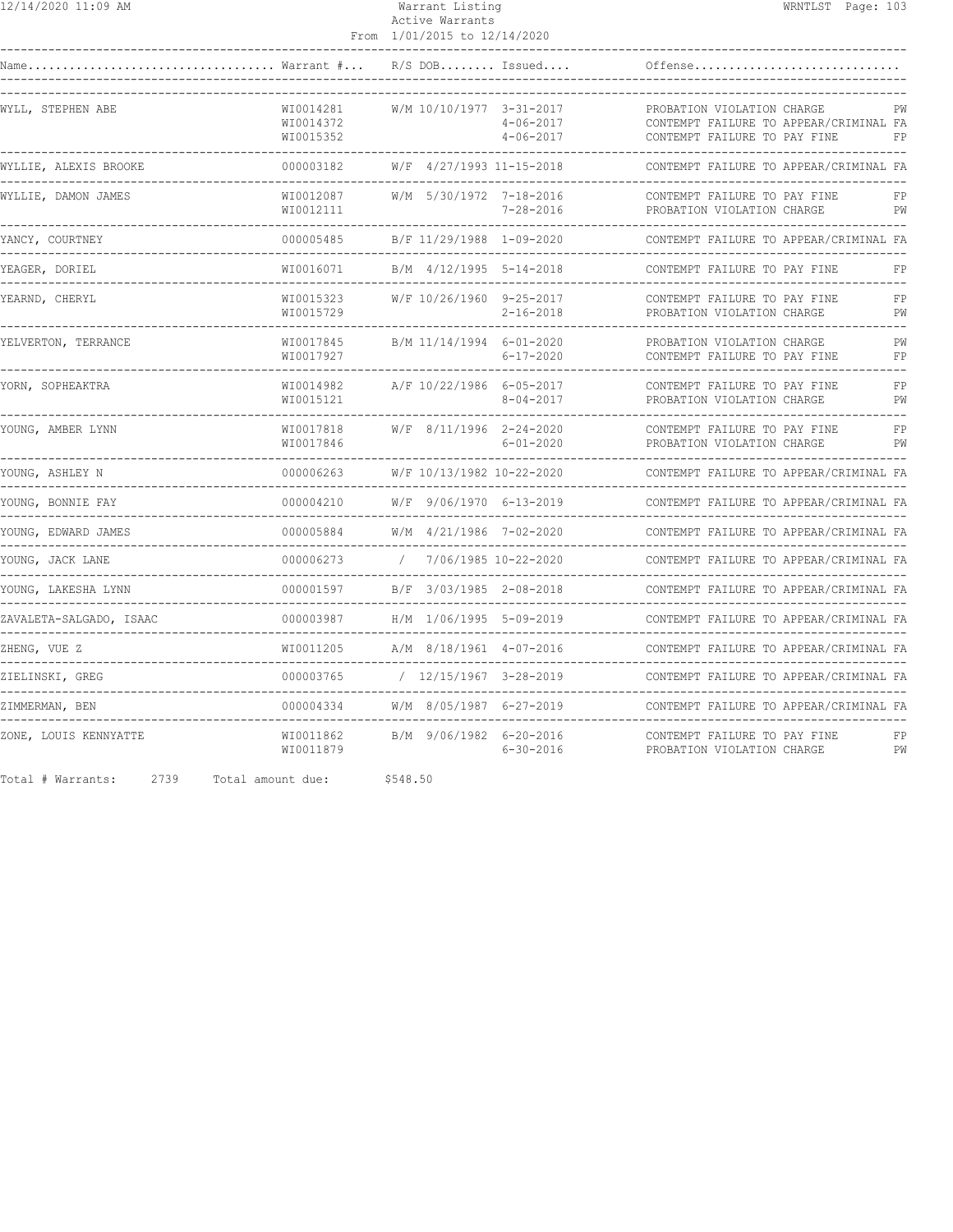Warrant Listing
Active Warrants
From 1/01/2015 to 12/14/2020

| Name | Warrant # | R/S | DOB | Issued | Offense | |
|---|---|---|---|---|---|---|
| WYLL, STEPHEN ABE | WI0014281 | W/M | 10/10/1977 | 3-31-2017 | PROBATION VIOLATION CHARGE | PW |
| | WI0014372 | | | 4-06-2017 | CONTEMPT FAILURE TO APPEAR/CRIMINAL | FA |
| | WI0015352 | | | 4-06-2017 | CONTEMPT FAILURE TO PAY FINE | FP |
| WYLLIE, ALEXIS BROOKE | 000003182 | W/F | 4/27/1993 | 11-15-2018 | CONTEMPT FAILURE TO APPEAR/CRIMINAL | FA |
| WYLLIE, DAMON JAMES | WI0012087 | W/M | 5/30/1972 | 7-18-2016 | CONTEMPT FAILURE TO PAY FINE | FP |
| | WI0012111 | | | 7-28-2016 | PROBATION VIOLATION CHARGE | PW |
| YANCY, COURTNEY | 000005485 | B/F | 11/29/1988 | 1-09-2020 | CONTEMPT FAILURE TO APPEAR/CRIMINAL | FA |
| YEAGER, DORIEL | WI0016071 | B/M | 4/12/1995 | 5-14-2018 | CONTEMPT FAILURE TO PAY FINE | FP |
| YEARND, CHERYL | WI0015323 | W/F | 10/26/1960 | 9-25-2017 | CONTEMPT FAILURE TO PAY FINE | FP |
| | WI0015729 | | | 2-16-2018 | PROBATION VIOLATION CHARGE | PW |
| YELVERTON, TERRANCE | WI0017845 | B/M | 11/14/1994 | 6-01-2020 | PROBATION VIOLATION CHARGE | PW |
| | WI0017927 | | | 6-17-2020 | CONTEMPT FAILURE TO PAY FINE | FP |
| YORN, SOPHEAKTRA | WI0014982 | A/F | 10/22/1986 | 6-05-2017 | CONTEMPT FAILURE TO PAY FINE | FP |
| | WI0015121 | | | 8-04-2017 | PROBATION VIOLATION CHARGE | PW |
| YOUNG, AMBER LYNN | WI0017818 | W/F | 8/11/1996 | 2-24-2020 | CONTEMPT FAILURE TO PAY FINE | FP |
| | WI0017846 | | | 6-01-2020 | PROBATION VIOLATION CHARGE | PW |
| YOUNG, ASHLEY N | 000006263 | W/F | 10/13/1982 | 10-22-2020 | CONTEMPT FAILURE TO APPEAR/CRIMINAL | FA |
| YOUNG, BONNIE FAY | 000004210 | W/F | 9/06/1970 | 6-13-2019 | CONTEMPT FAILURE TO APPEAR/CRIMINAL | FA |
| YOUNG, EDWARD JAMES | 000005884 | W/M | 4/21/1986 | 7-02-2020 | CONTEMPT FAILURE TO APPEAR/CRIMINAL | FA |
| YOUNG, JACK LANE | 000006273 | / | 7/06/1985 | 10-22-2020 | CONTEMPT FAILURE TO APPEAR/CRIMINAL | FA |
| YOUNG, LAKESHA LYNN | 000001597 | B/F | 3/03/1985 | 2-08-2018 | CONTEMPT FAILURE TO APPEAR/CRIMINAL | FA |
| ZAVALETA-SALGADO, ISAAC | 000003987 | H/M | 1/06/1995 | 5-09-2019 | CONTEMPT FAILURE TO APPEAR/CRIMINAL | FA |
| ZHENG, VUE Z | WI0011205 | A/M | 8/18/1961 | 4-07-2016 | CONTEMPT FAILURE TO APPEAR/CRIMINAL | FA |
| ZIELINSKI, GREG | 000003765 | / | 12/15/1967 | 3-28-2019 | CONTEMPT FAILURE TO APPEAR/CRIMINAL | FA |
| ZIMMERMAN, BEN | 000004334 | W/M | 8/05/1987 | 6-27-2019 | CONTEMPT FAILURE TO APPEAR/CRIMINAL | FA |
| ZONE, LOUIS KENNYATTE | WI0011862 | B/M | 9/06/1982 | 6-20-2016 | CONTEMPT FAILURE TO PAY FINE | FP |
| | WI0011879 | | | 6-30-2016 | PROBATION VIOLATION CHARGE | PW |

Total # Warrants: 2739    Total amount due: $548.50